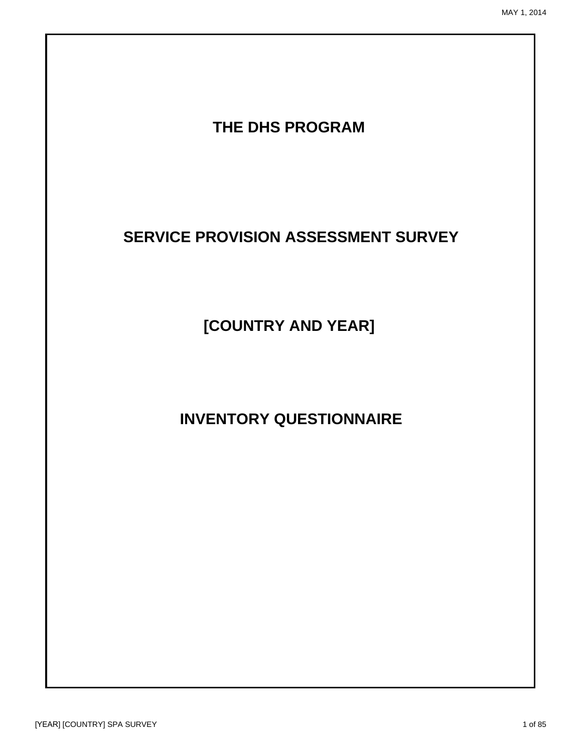# THE DHS PROGRAM

# SERVICE PROVISION ASSESSMENT SURVEY

# [COUNTRY AND YEAR]

# INVENTORY QUESTIONNAIRE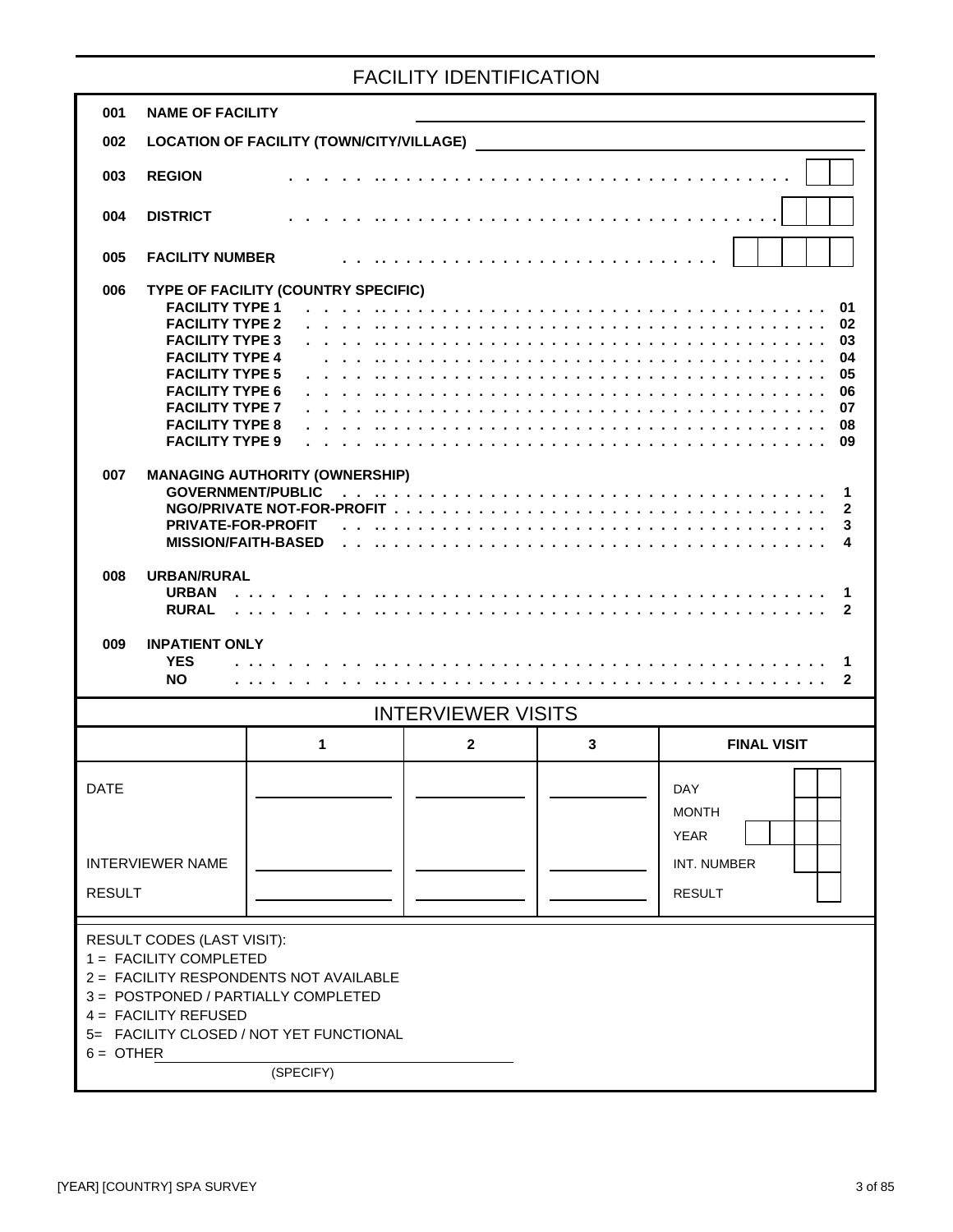## FACILITY IDENTIFICATION

| | | | |
|---|---|---|---|
| 001 | **NAME OF FACILITY** | | ________________ |
| 002 | **LOCATION OF FACILITY (TOWN/CITY/VILLAGE)** | | ________________ |
| 003 | **REGION** | | [ ][ ] |
| 004 | **DISTRICT** | | [ ][ ][ ] |
| 005 | **FACILITY NUMBER** | | [ ][ ][ ][ ][ ] |
| 006 | **TYPE OF FACILITY (COUNTRY SPECIFIC)** | | |
| | | **FACILITY TYPE 1** | **01** |
| | | **FACILITY TYPE 2** | **02** |
| | | **FACILITY TYPE 3** | **03** |
| | | **FACILITY TYPE 4** | **04** |
| | | **FACILITY TYPE 5** | **05** |
| | | **FACILITY TYPE 6** | **06** |
| | | **FACILITY TYPE 7** | **07** |
| | | **FACILITY TYPE 8** | **08** |
| | | **FACILITY TYPE 9** | **09** |
| 007 | **MANAGING AUTHORITY (OWNERSHIP)** | | |
| | | **GOVERNMENT/PUBLIC** | **1** |
| | | **NGO/PRIVATE NOT-FOR-PROFIT** | **2** |
| | | **PRIVATE-FOR-PROFIT** | **3** |
| | | **MISSION/FAITH-BASED** | **4** |
| 008 | **URBAN/RURAL** | | |
| | | **URBAN** | **1** |
| | | **RURAL** | **2** |
| 009 | **INPATIENT ONLY** | | |
| | | **YES** | **1** |
| | | **NO** | **2** |

## INTERVIEWER VISITS

| | 1 | 2 | 3 | FINAL VISIT |
|---|---|---|---|---|
| DATE | ________ | ________ | ________ | DAY [ ][ ] <br> MONTH [ ][ ] <br> YEAR [ ][ ][ ][ ] |
| INTERVIEWER NAME | ________ | ________ | ________ | INT. NUMBER [ ][ ] |
| RESULT | ________ | ________ | ________ | RESULT [ ] |

RESULT CODES (LAST VISIT):
1 = FACILITY COMPLETED
2 = FACILITY RESPONDENTS NOT AVAILABLE
3 = POSTPONED / PARTIALLY COMPLETED
4 = FACILITY REFUSED
5= FACILITY CLOSED / NOT YET FUNCTIONAL
6 = OTHER ________________________
(SPECIFY)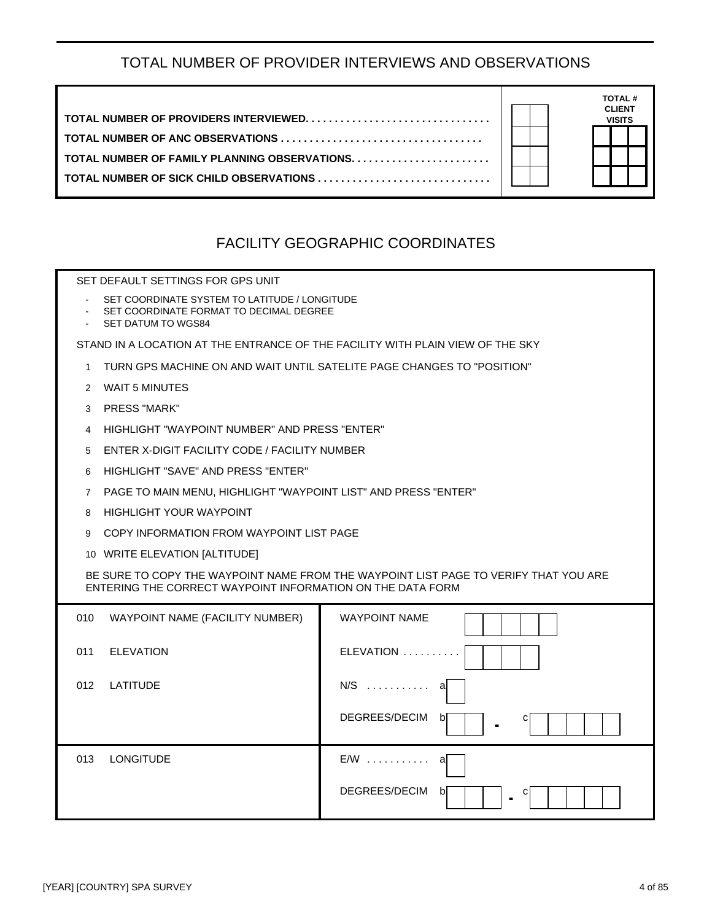## TOTAL NUMBER OF PROVIDER INTERVIEWS AND OBSERVATIONS

| | | TOTAL # CLIENT VISITS |
|---|---|---|
| **TOTAL NUMBER OF PROVIDERS INTERVIEWED. . . . . . . . . . . . . . . . . . . . . . . . . . . . . . .** | [ ][ ] | |
| **TOTAL NUMBER OF ANC OBSERVATIONS . . . . . . . . . . . . . . . . . . . . . . . . . . . . . . . . . .** | [ ][ ] | [ ][ ][ ] |
| **TOTAL NUMBER OF FAMILY PLANNING OBSERVATIONS. . . . . . . . . . . . . . . . . . . . . . .** | [ ][ ] | [ ][ ][ ] |
| **TOTAL NUMBER OF SICK CHILD OBSERVATIONS . . . . . . . . . . . . . . . . . . . . . . . . . . . . .** | [ ][ ] | [ ][ ][ ] |

## FACILITY GEOGRAPHIC COORDINATES

SET DEFAULT SETTINGS FOR GPS UNIT

- SET COORDINATE SYSTEM TO LATITUDE / LONGITUDE
- SET COORDINATE FORMAT TO DECIMAL DEGREE
- SET DATUM TO WGS84

STAND IN A LOCATION AT THE ENTRANCE OF THE FACILITY WITH PLAIN VIEW OF THE SKY

1. TURN GPS MACHINE ON AND WAIT UNTIL SATELITE PAGE CHANGES TO "POSITION"
2. WAIT 5 MINUTES
3. PRESS "MARK"
4. HIGHLIGHT "WAYPOINT NUMBER" AND PRESS "ENTER"
5. ENTER X-DIGIT FACILITY CODE / FACILITY NUMBER
6. HIGHLIGHT "SAVE" AND PRESS "ENTER"
7. PAGE TO MAIN MENU, HIGHLIGHT "WAYPOINT LIST" AND PRESS "ENTER"
8. HIGHLIGHT YOUR WAYPOINT
9. COPY INFORMATION FROM WAYPOINT LIST PAGE
10. WRITE ELEVATION [ALTITUDE]

BE SURE TO COPY THE WAYPOINT NAME FROM THE WAYPOINT LIST PAGE TO VERIFY THAT YOU ARE ENTERING THE CORRECT WAYPOINT INFORMATION ON THE DATA FORM

| | | |
|---|---|---|
| 010 | WAYPOINT NAME (FACILITY NUMBER) | WAYPOINT NAME [ ][ ][ ][ ][ ] |
| 011 | ELEVATION | ELEVATION . . . . . . . . . . [ ][ ][ ][ ] |
| 012 | LATITUDE | N/S . . . . . . . . . . . a [ ]<br>DEGREES/DECIM b [ ][ ] **.** c [ ][ ][ ][ ][ ] |
| 013 | LONGITUDE | E/W . . . . . . . . . . . a [ ]<br>DEGREES/DECIM b [ ][ ][ ] **.** c [ ][ ][ ][ ][ ] |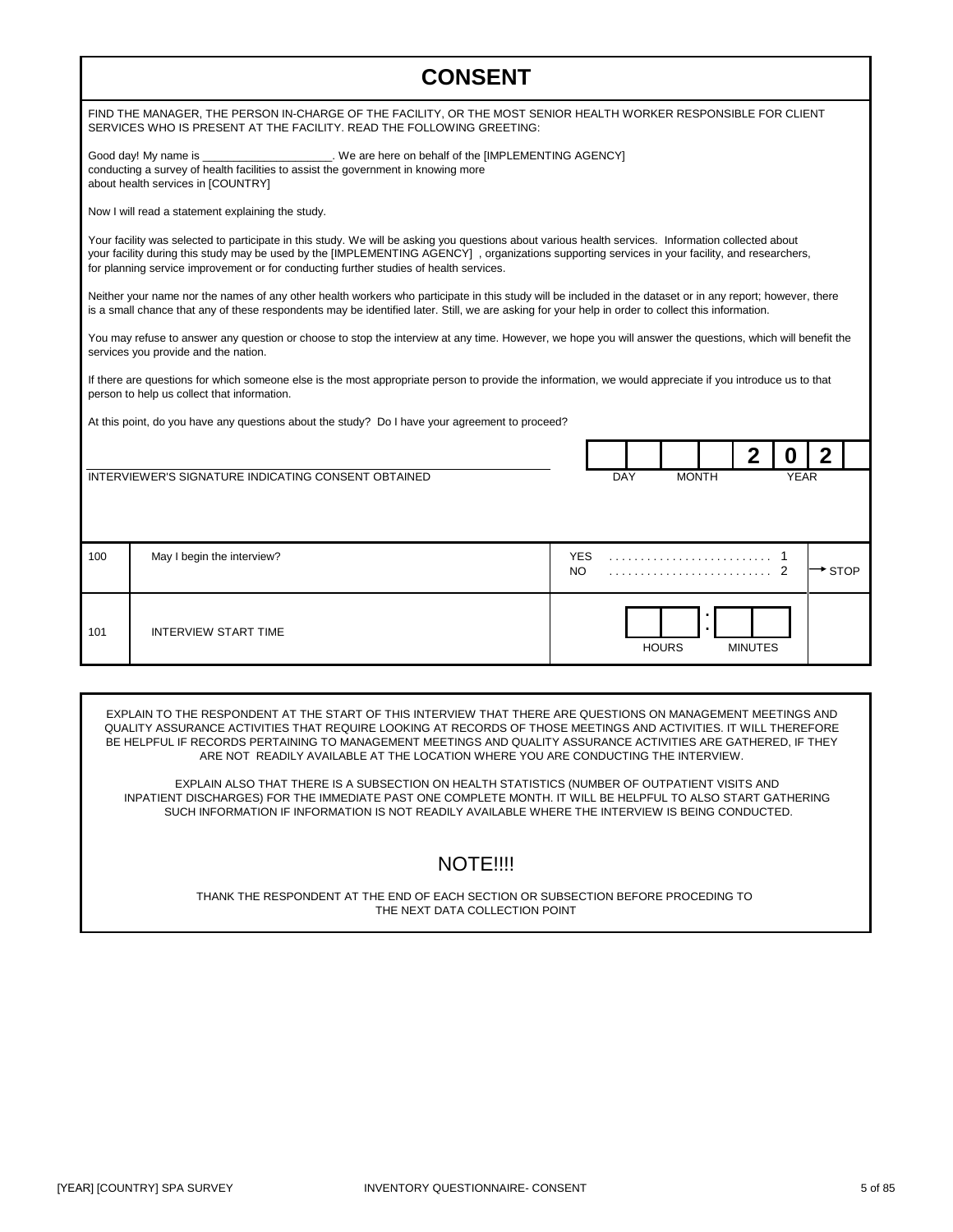# CONSENT

FIND THE MANAGER, THE PERSON IN-CHARGE OF THE FACILITY, OR THE MOST SENIOR HEALTH WORKER RESPONSIBLE FOR CLIENT SERVICES WHO IS PRESENT AT THE FACILITY. READ THE FOLLOWING GREETING:

Good day! My name is ____________________. We are here on behalf of the [IMPLEMENTING AGENCY] conducting a survey of health facilities to assist the government in knowing more about health services in [COUNTRY]

Now I will read a statement explaining the study.

Your facility was selected to participate in this study. We will be asking you questions about various health services. Information collected about your facility during this study may be used by the [IMPLEMENTING AGENCY] , organizations supporting services in your facility, and researchers, for planning service improvement or for conducting further studies of health services.

Neither your name nor the names of any other health workers who participate in this study will be included in the dataset or in any report; however, there is a small chance that any of these respondents may be identified later. Still, we are asking for your help in order to collect this information.

You may refuse to answer any question or choose to stop the interview at any time. However, we hope you will answer the questions, which will benefit the services you provide and the nation.

If there are questions for which someone else is the most appropriate person to provide the information, we would appreciate if you introduce us to that person to help us collect that information.

At this point, do you have any questions about the study? Do I have your agreement to proceed?

____________________________________________
INTERVIEWER'S SIGNATURE INDICATING CONSENT OBTAINED

| DAY | | MONTH | | YEAR | | | |
|---|---|---|---|---|---|---|---|
| | | | | 2 | 0 | 2 | |

| No. | Question | Response | Skip |
|---|---|---|---|
| 100 | May I begin the interview? | YES . . . . . . . . . . . . . . . . . . . . . . . . . 1<br>NO . . . . . . . . . . . . . . . . . . . . . . . . . 2 | 2 → STOP |
| 101 | INTERVIEW START TIME | HOURS [ ][ ] : MINUTES [ ][ ] | |

EXPLAIN TO THE RESPONDENT AT THE START OF THIS INTERVIEW THAT THERE ARE QUESTIONS ON MANAGEMENT MEETINGS AND QUALITY ASSURANCE ACTIVITIES THAT REQUIRE LOOKING AT RECORDS OF THOSE MEETINGS AND ACTIVITIES. IT WILL THEREFORE BE HELPFUL IF RECORDS PERTAINING TO MANAGEMENT MEETINGS AND QUALITY ASSURANCE ACTIVITIES ARE GATHERED, IF THEY ARE NOT READILY AVAILABLE AT THE LOCATION WHERE YOU ARE CONDUCTING THE INTERVIEW.

EXPLAIN ALSO THAT THERE IS A SUBSECTION ON HEALTH STATISTICS (NUMBER OF OUTPATIENT VISITS AND INPATIENT DISCHARGES) FOR THE IMMEDIATE PAST ONE COMPLETE MONTH. IT WILL BE HELPFUL TO ALSO START GATHERING SUCH INFORMATION IF INFORMATION IS NOT READILY AVAILABLE WHERE THE INTERVIEW IS BEING CONDUCTED.

## NOTE!!!!

THANK THE RESPONDENT AT THE END OF EACH SECTION OR SUBSECTION BEFORE PROCEDING TO THE NEXT DATA COLLECTION POINT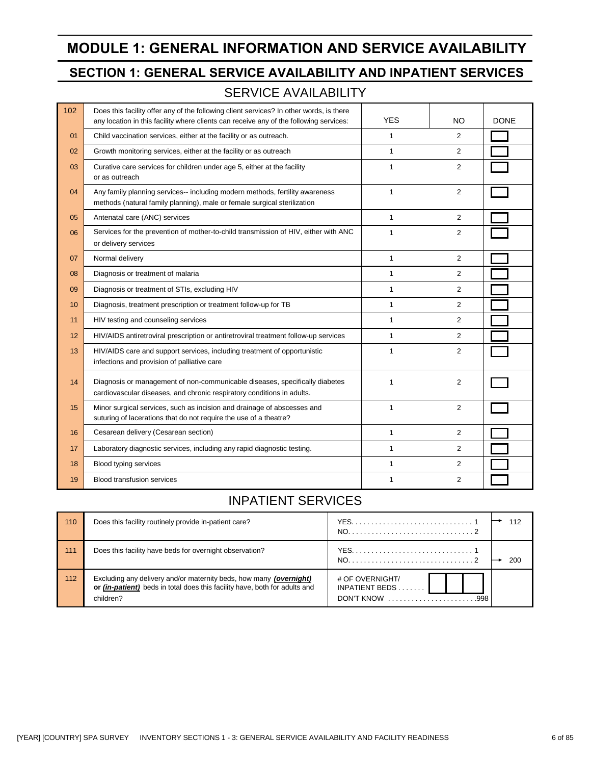# MODULE 1: GENERAL INFORMATION AND SERVICE AVAILABILITY

## SECTION 1: GENERAL SERVICE AVAILABILITY AND INPATIENT SERVICES

### SERVICE AVAILABILITY

| 102 | Does this facility offer any of the following client services? In other words, is there any location in this facility where clients can receive any of the following services: | YES | NO | DONE |
|---|---|---|---|---|
| 01 | Child vaccination services, either at the facility or as outreach. | 1 | 2 | ☐ |
| 02 | Growth monitoring services, either at the facility or as outreach | 1 | 2 | ☐ |
| 03 | Curative care services for children under age 5, either at the facility or as outreach | 1 | 2 | ☐ |
| 04 | Any family planning services-- including modern methods, fertility awareness methods (natural family planning), male or female surgical sterilization | 1 | 2 | ☐ |
| 05 | Antenatal care (ANC) services | 1 | 2 | ☐ |
| 06 | Services for the prevention of mother-to-child transmission of HIV, either with ANC or delivery services | 1 | 2 | ☐ |
| 07 | Normal delivery | 1 | 2 | ☐ |
| 08 | Diagnosis or treatment of malaria | 1 | 2 | ☐ |
| 09 | Diagnosis or treatment of STIs, excluding HIV | 1 | 2 | ☐ |
| 10 | Diagnosis, treatment prescription or treatment follow-up for TB | 1 | 2 | ☐ |
| 11 | HIV testing and counseling services | 1 | 2 | ☐ |
| 12 | HIV/AIDS antiretroviral prescription or antiretroviral treatment follow-up services | 1 | 2 | ☐ |
| 13 | HIV/AIDS care and support services, including treatment of opportunistic infections and provision of palliative care | 1 | 2 | ☐ |
| 14 | Diagnosis or management of non-communicable diseases, specifically diabetes cardiovascular diseases, and chronic respiratory conditions in adults. | 1 | 2 | ☐ |
| 15 | Minor surgical services, such as incision and drainage of abscesses and suturing of lacerations that do not require the use of a theatre? | 1 | 2 | ☐ |
| 16 | Cesarean delivery (Cesarean section) | 1 | 2 | ☐ |
| 17 | Laboratory diagnostic services, including any rapid diagnostic testing. | 1 | 2 | ☐ |
| 18 | Blood typing services | 1 | 2 | ☐ |
| 19 | Blood transfusion services | 1 | 2 | ☐ |

### INPATIENT SERVICES

| No. | Question | Coding categories | Skip |
|---|---|---|---|
| 110 | Does this facility routinely provide in-patient care? | YES. . . . . . . . . . . . . . . . . . . . . . . . . . . . . . 1<br>NO. . . . . . . . . . . . . . . . . . . . . . . . . . . . . . . 2 | YES → 112 |
| 111 | Does this facility have beds for overnight observation? | YES. . . . . . . . . . . . . . . . . . . . . . . . . . . . . . 1<br>NO. . . . . . . . . . . . . . . . . . . . . . . . . . . . . . . 2 | NO → 200 |
| 112 | Excluding any delivery and/or maternity beds, how many ***(overnight)*** **or *(in-patient)*** beds in total does this facility have, both for adults and children? | # OF OVERNIGHT/ INPATIENT BEDS . . . . . . . ☐☐☐<br>DON'T KNOW . . . . . . . . . . . . . . . . . . . . . . .998 | |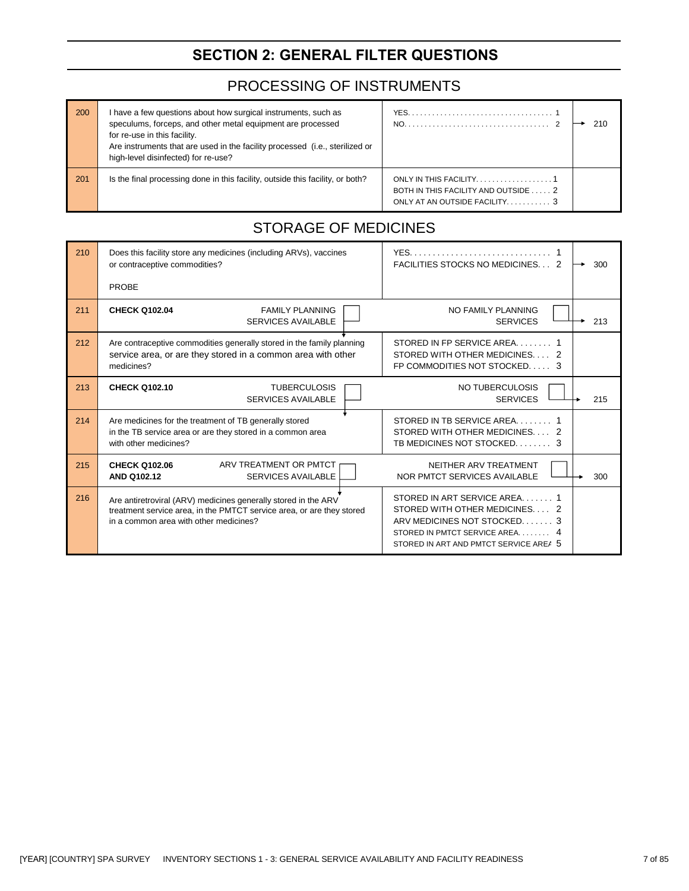# SECTION 2: GENERAL FILTER QUESTIONS

## PROCESSING OF INSTRUMENTS

| No. | Question | Coding Categories | Skip |
|---|---|---|---|
| 200 | I have a few questions about how surgical instruments, such as speculums, forceps, and other metal equipment are processed for re-use in this facility.<br>Are instruments that are used in the facility processed (i.e., sterilized or high-level disinfected) for re-use? | YES. . . . . . . . . . . . . . . . . . . . . . . . . . . . . . . . . . . . . 1<br>NO. . . . . . . . . . . . . . . . . . . . . . . . . . . . . . . . . . . . . 2 | 2 → 210 |
| 201 | Is the final processing done in this facility, outside this facility, or both? | ONLY IN THIS FACILITY. . . . . . . . . . . . . . . . . . . 1<br>BOTH IN THIS FACILITY AND OUTSIDE . . . . . 2<br>ONLY AT AN OUTSIDE FACILITY. . . . . . . . . . . 3 | |

## STORAGE OF MEDICINES

| No. | Question | Coding Categories | Skip |
|---|---|---|---|
| 210 | Does this facility store any medicines (including ARVs), vaccines or contraceptive commodities?<br><br>PROBE | YES. . . . . . . . . . . . . . . . . . . . . . . . . . . . . . . 1<br>FACILITIES STOCKS NO MEDICINES. . . 2 | 2 → 300 |
| 211 | **CHECK Q102.04** FAMILY PLANNING SERVICES AVAILABLE ☐ | NO FAMILY PLANNING SERVICES ☐ | → 213 |
| 212 | Are contraceptive commodities generally stored in the family planning service area, or are they stored in a common area with other medicines? | STORED IN FP SERVICE AREA. . . . . . . . 1<br>STORED WITH OTHER MEDICINES. . . . 2<br>FP COMMODITIES NOT STOCKED. . . . . 3 | |
| 213 | **CHECK Q102.10** TUBERCULOSIS SERVICES AVAILABLE ☐ | NO TUBERCULOSIS SERVICES ☐ | → 215 |
| 214 | Are medicines for the treatment of TB generally stored in the TB service area or are they stored in a common area with other medicines? | STORED IN TB SERVICE AREA. . . . . . . . 1<br>STORED WITH OTHER MEDICINES. . . . 2<br>TB MEDICINES NOT STOCKED. . . . . . . . 3 | |
| 215 | **CHECK Q102.06 AND Q102.12** ARV TREATMENT OR PMTCT SERVICES AVAILABLE ☐ | NEITHER ARV TREATMENT NOR PMTCT SERVICES AVAILABLE ☐ | → 300 |
| 216 | Are antiretroviral (ARV) medicines generally stored in the ARV treatment service area, in the PMTCT service area, or are they stored in a common area with other medicines? | STORED IN ART SERVICE AREA. . . . . . . 1<br>STORED WITH OTHER MEDICINES. . . . 2<br>ARV MEDICINES NOT STOCKED. . . . . . . 3<br>STORED IN PMTCT SERVICE AREA. . . . . . . . 4<br>STORED IN ART AND PMTCT SERVICE AREA 5 | |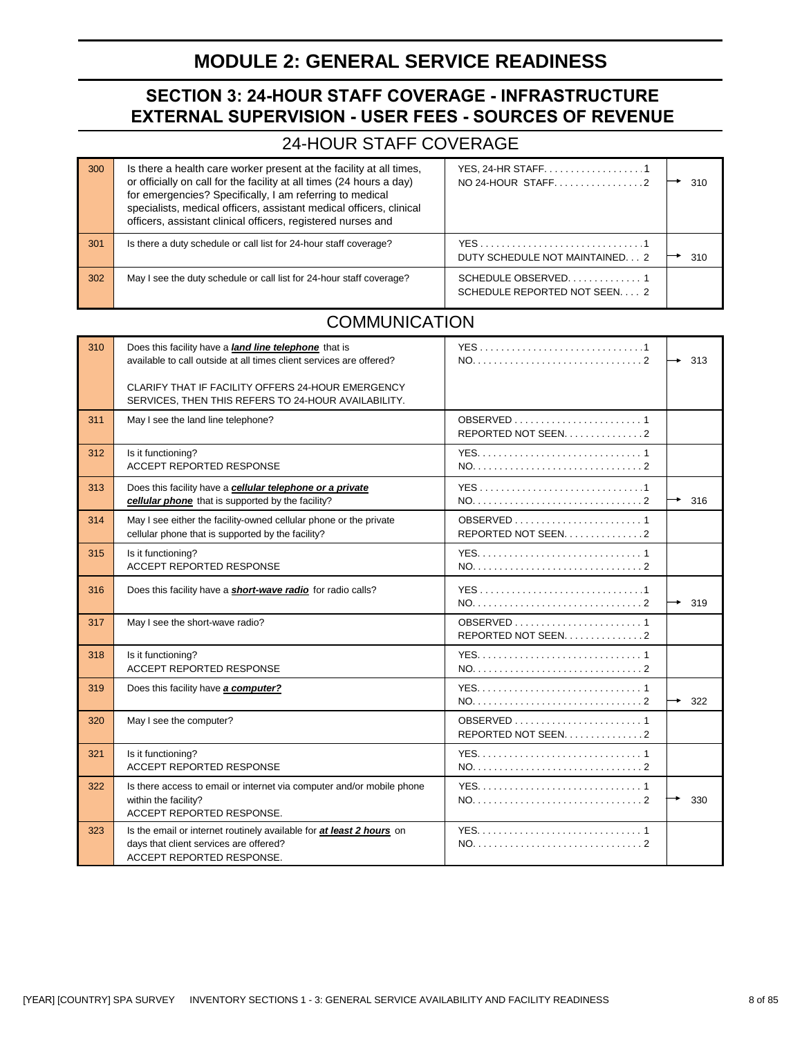# MODULE 2: GENERAL SERVICE READINESS

## SECTION 3: 24-HOUR STAFF COVERAGE - INFRASTRUCTURE EXTERNAL SUPERVISION - USER FEES - SOURCES OF REVENUE

### 24-HOUR STAFF COVERAGE

| No. | Question | Coding categories | Skip |
|---|---|---|---|
| 300 | Is there a health care worker present at the facility at all times, or officially on call for the facility at all times (24 hours a day) for emergencies? Specifically, I am referring to medical specialists, medical officers, assistant medical officers, clinical officers, assistant clinical officers, registered nurses and | YES, 24-HR STAFF. . . . . . . . . . . . . . . . . . 1<br>NO 24-HOUR STAFF. . . . . . . . . . . . . . . . 2 | → 310 |
| 301 | Is there a duty schedule or call list for 24-hour staff coverage? | YES . . . . . . . . . . . . . . . . . . . . . . . . . . . . . . 1<br>DUTY SCHEDULE NOT MAINTAINED. . . 2 | → 310 |
| 302 | May I see the duty schedule or call list for 24-hour staff coverage? | SCHEDULE OBSERVED. . . . . . . . . . . . . 1<br>SCHEDULE REPORTED NOT SEEN. . . . 2 | |

### COMMUNICATION

| No. | Question | Coding categories | Skip |
|---|---|---|---|
| 310 | Does this facility have a ***land line telephone*** that is available to call outside at all times client services are offered?<br><br>CLARIFY THAT IF FACILITY OFFERS 24-HOUR EMERGENCY SERVICES, THEN THIS REFERS TO 24-HOUR AVAILABILITY. | YES . . . . . . . . . . . . . . . . . . . . . . . . . . . . . . 1<br>NO. . . . . . . . . . . . . . . . . . . . . . . . . . . . . . . 2 | → 313 |
| 311 | May I see the land line telephone? | OBSERVED . . . . . . . . . . . . . . . . . . . . . . . . 1<br>REPORTED NOT SEEN. . . . . . . . . . . . . . . 2 | |
| 312 | Is it functioning?<br>ACCEPT REPORTED RESPONSE | YES. . . . . . . . . . . . . . . . . . . . . . . . . . . . . . 1<br>NO. . . . . . . . . . . . . . . . . . . . . . . . . . . . . . . 2 | |
| 313 | Does this facility have a ***cellular telephone or a private cellular phone*** that is supported by the facility? | YES . . . . . . . . . . . . . . . . . . . . . . . . . . . . . . 1<br>NO. . . . . . . . . . . . . . . . . . . . . . . . . . . . . . . 2 | → 316 |
| 314 | May I see either the facility-owned cellular phone or the private cellular phone that is supported by the facility? | OBSERVED . . . . . . . . . . . . . . . . . . . . . . . . 1<br>REPORTED NOT SEEN. . . . . . . . . . . . . . . 2 | |
| 315 | Is it functioning?<br>ACCEPT REPORTED RESPONSE | YES. . . . . . . . . . . . . . . . . . . . . . . . . . . . . . 1<br>NO. . . . . . . . . . . . . . . . . . . . . . . . . . . . . . . 2 | |
| 316 | Does this facility have a ***short-wave radio*** for radio calls? | YES . . . . . . . . . . . . . . . . . . . . . . . . . . . . . . 1<br>NO. . . . . . . . . . . . . . . . . . . . . . . . . . . . . . . 2 | → 319 |
| 317 | May I see the short-wave radio? | OBSERVED . . . . . . . . . . . . . . . . . . . . . . . . 1<br>REPORTED NOT SEEN. . . . . . . . . . . . . . . 2 | |
| 318 | Is it functioning?<br>ACCEPT REPORTED RESPONSE | YES. . . . . . . . . . . . . . . . . . . . . . . . . . . . . . 1<br>NO. . . . . . . . . . . . . . . . . . . . . . . . . . . . . . . 2 | |
| 319 | Does this facility have ***a computer?*** | YES. . . . . . . . . . . . . . . . . . . . . . . . . . . . . . 1<br>NO. . . . . . . . . . . . . . . . . . . . . . . . . . . . . . . 2 | → 322 |
| 320 | May I see the computer? | OBSERVED . . . . . . . . . . . . . . . . . . . . . . . . 1<br>REPORTED NOT SEEN. . . . . . . . . . . . . . . 2 | |
| 321 | Is it functioning?<br>ACCEPT REPORTED RESPONSE | YES. . . . . . . . . . . . . . . . . . . . . . . . . . . . . . 1<br>NO. . . . . . . . . . . . . . . . . . . . . . . . . . . . . . . 2 | |
| 322 | Is there access to email or internet via computer and/or mobile phone within the facility?<br>ACCEPT REPORTED RESPONSE. | YES. . . . . . . . . . . . . . . . . . . . . . . . . . . . . . 1<br>NO. . . . . . . . . . . . . . . . . . . . . . . . . . . . . . . 2 | → 330 |
| 323 | Is the email or internet routinely available for ***at least 2 hours*** on days that client services are offered?<br>ACCEPT REPORTED RESPONSE. | YES. . . . . . . . . . . . . . . . . . . . . . . . . . . . . . 1<br>NO. . . . . . . . . . . . . . . . . . . . . . . . . . . . . . . 2 | |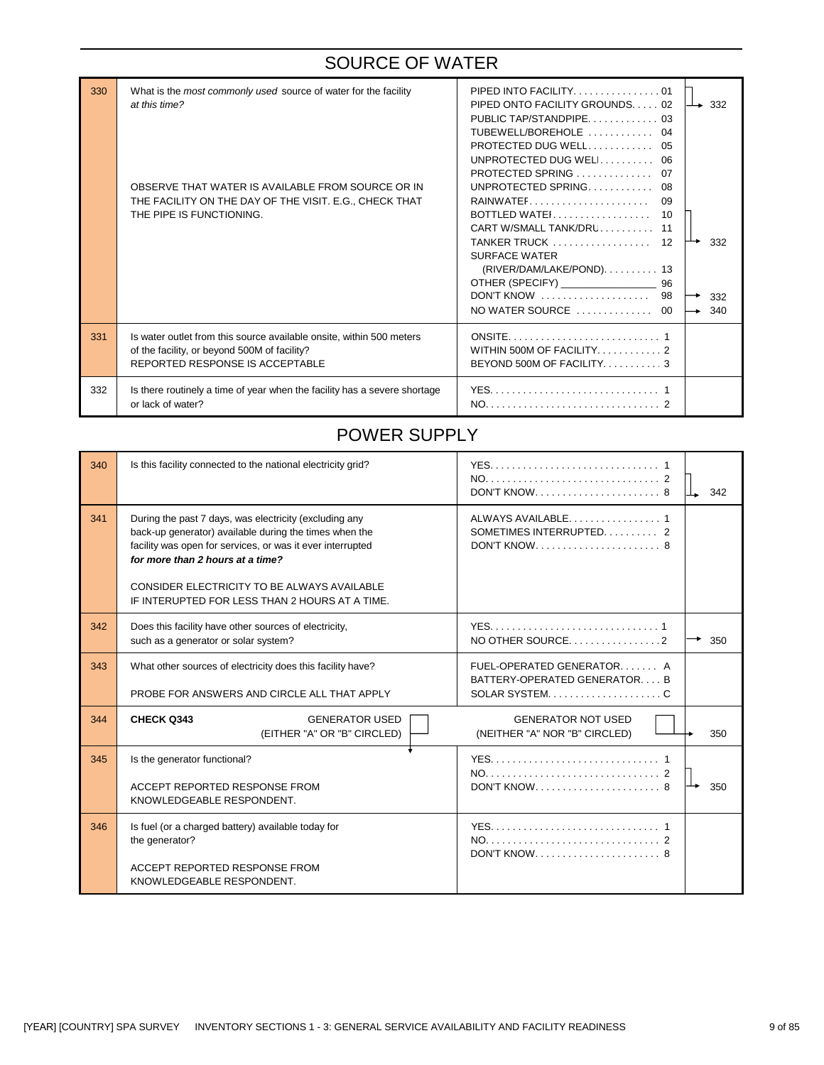## SOURCE OF WATER

| No. | Question | Coding categories | Skip |
|---|---|---|---|
| 330 | What is the *most commonly used* source of water for the facility *at this time?*<br><br>OBSERVE THAT WATER IS AVAILABLE FROM SOURCE OR IN THE FACILITY ON THE DAY OF THE VISIT. E.G., CHECK THAT THE PIPE IS FUNCTIONING. | PIPED INTO FACILITY. . . . . . . . . . . . . . . . 01<br>PIPED ONTO FACILITY GROUNDS. . . . . 02<br>PUBLIC TAP/STANDPIPE. . . . . . . . . . . . . 03<br>TUBEWELL/BOREHOLE . . . . . . . . . . . . 04<br>PROTECTED DUG WELL. . . . . . . . . . . . 05<br>UNPROTECTED DUG WELL. . . . . . . . . . 06<br>PROTECTED SPRING . . . . . . . . . . . . . . 07<br>UNPROTECTED SPRING. . . . . . . . . . . . 08<br>RAINWATER. . . . . . . . . . . . . . . . . . . . . . 09<br>BOTTLED WATER. . . . . . . . . . . . . . . . . . 10<br>CART W/SMALL TANK/DRUM. . . . . . . . . . 11<br>TANKER TRUCK . . . . . . . . . . . . . . . . . . 12<br>SURFACE WATER<br>(RIVER/DAM/LAKE/POND). . . . . . . . . . 13<br>OTHER (SPECIFY) ________________ 96<br>DON'T KNOW . . . . . . . . . . . . . . . . . . . . 98<br>NO WATER SOURCE . . . . . . . . . . . . . . 00 | 01–02 → 332<br><br><br><br><br><br><br><br>09–12 → 332<br><br><br><br>98 → 332<br>00 → 340 |
| 331 | Is water outlet from this source available onsite, within 500 meters of the facility, or beyond 500M of facility?<br>REPORTED RESPONSE IS ACCEPTABLE | ONSITE. . . . . . . . . . . . . . . . . . . . . . . . . . . . 1<br>WITHIN 500M OF FACILITY. . . . . . . . . . . . 2<br>BEYOND 500M OF FACILITY. . . . . . . . . . . 3 | |
| 332 | Is there routinely a time of year when the facility has a severe shortage or lack of water? | YES. . . . . . . . . . . . . . . . . . . . . . . . . . . . . . 1<br>NO. . . . . . . . . . . . . . . . . . . . . . . . . . . . . . . 2 | |

## POWER SUPPLY

| No. | Question | Coding categories | Skip |
|---|---|---|---|
| 340 | Is this facility connected to the national electricity grid? | YES. . . . . . . . . . . . . . . . . . . . . . . . . . . . . . 1<br>NO. . . . . . . . . . . . . . . . . . . . . . . . . . . . . . . 2<br>DON'T KNOW. . . . . . . . . . . . . . . . . . . . . . . 8 | 2, 8 → 342 |
| 341 | During the past 7 days, was electricity (excluding any back-up generator) available during the times when the facility was open for services, or was it ever interrupted ***for more than 2 hours at a time?***<br><br>CONSIDER ELECTRICITY TO BE ALWAYS AVAILABLE IF INTERUPTED FOR LESS THAN 2 HOURS AT A TIME. | ALWAYS AVAILABLE. . . . . . . . . . . . . . . . 1<br>SOMETIMES INTERRUPTED. . . . . . . . . . 2<br>DON'T KNOW. . . . . . . . . . . . . . . . . . . . . . . 8 | |
| 342 | Does this facility have other sources of electricity, such as a generator or solar system? | YES. . . . . . . . . . . . . . . . . . . . . . . . . . . . . . 1<br>NO OTHER SOURCE. . . . . . . . . . . . . . . . 2 | 2 → 350 |
| 343 | What other sources of electricity does this facility have?<br><br>PROBE FOR ANSWERS AND CIRCLE ALL THAT APPLY | FUEL-OPERATED GENERATOR. . . . . . . A<br>BATTERY-OPERATED GENERATOR. . . . B<br>SOLAR SYSTEM. . . . . . . . . . . . . . . . . . . . C | |
| 344 | **CHECK Q343** GENERATOR USED (EITHER "A" OR "B" CIRCLED) ☐ ↓ | GENERATOR NOT USED (NEITHER "A" NOR "B" CIRCLED) ☐ | → 350 |
| 345 | Is the generator functional?<br><br>ACCEPT REPORTED RESPONSE FROM KNOWLEDGEABLE RESPONDENT. | YES. . . . . . . . . . . . . . . . . . . . . . . . . . . . . . 1<br>NO. . . . . . . . . . . . . . . . . . . . . . . . . . . . . . . 2<br>DON'T KNOW. . . . . . . . . . . . . . . . . . . . . . . 8 | 2, 8 → 350 |
| 346 | Is fuel (or a charged battery) available today for the generator?<br><br>ACCEPT REPORTED RESPONSE FROM KNOWLEDGEABLE RESPONDENT. | YES. . . . . . . . . . . . . . . . . . . . . . . . . . . . . . 1<br>NO. . . . . . . . . . . . . . . . . . . . . . . . . . . . . . . 2<br>DON'T KNOW. . . . . . . . . . . . . . . . . . . . . . . 8 | |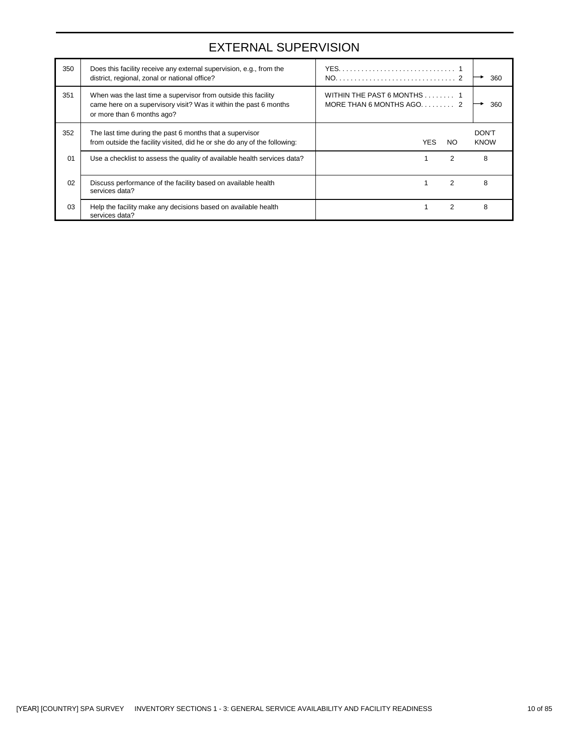# EXTERNAL SUPERVISION

| No. | Question | Coding | | | Skip |
|---|---|---|---|---|---|
| 350 | Does this facility receive any external supervision, e.g., from the district, regional, zonal or national office? | YES. . . . . . . . . . . . . . . . . . . . . . . . . . . . . . 1<br>NO. . . . . . . . . . . . . . . . . . . . . . . . . . . . . . . 2 | | | → 360 |
| 351 | When was the last time a supervisor from outside this facility came here on a supervisory visit? Was it within the past 6 months or more than 6 months ago? | WITHIN THE PAST 6 MONTHS . . . . . . . . 1<br>MORE THAN 6 MONTHS AGO. . . . . . . . . 2 | | | → 360 |
| 352 | The last time during the past 6 months that a supervisor from outside the facility visited, did he or she do any of the following: | | YES | NO | DON'T KNOW |
| 01 | Use a checklist to assess the quality of available health services data? | | 1 | 2 | 8 |
| 02 | Discuss performance of the facility based on available health services data? | | 1 | 2 | 8 |
| 03 | Help the facility make any decisions based on available health services data? | | 1 | 2 | 8 |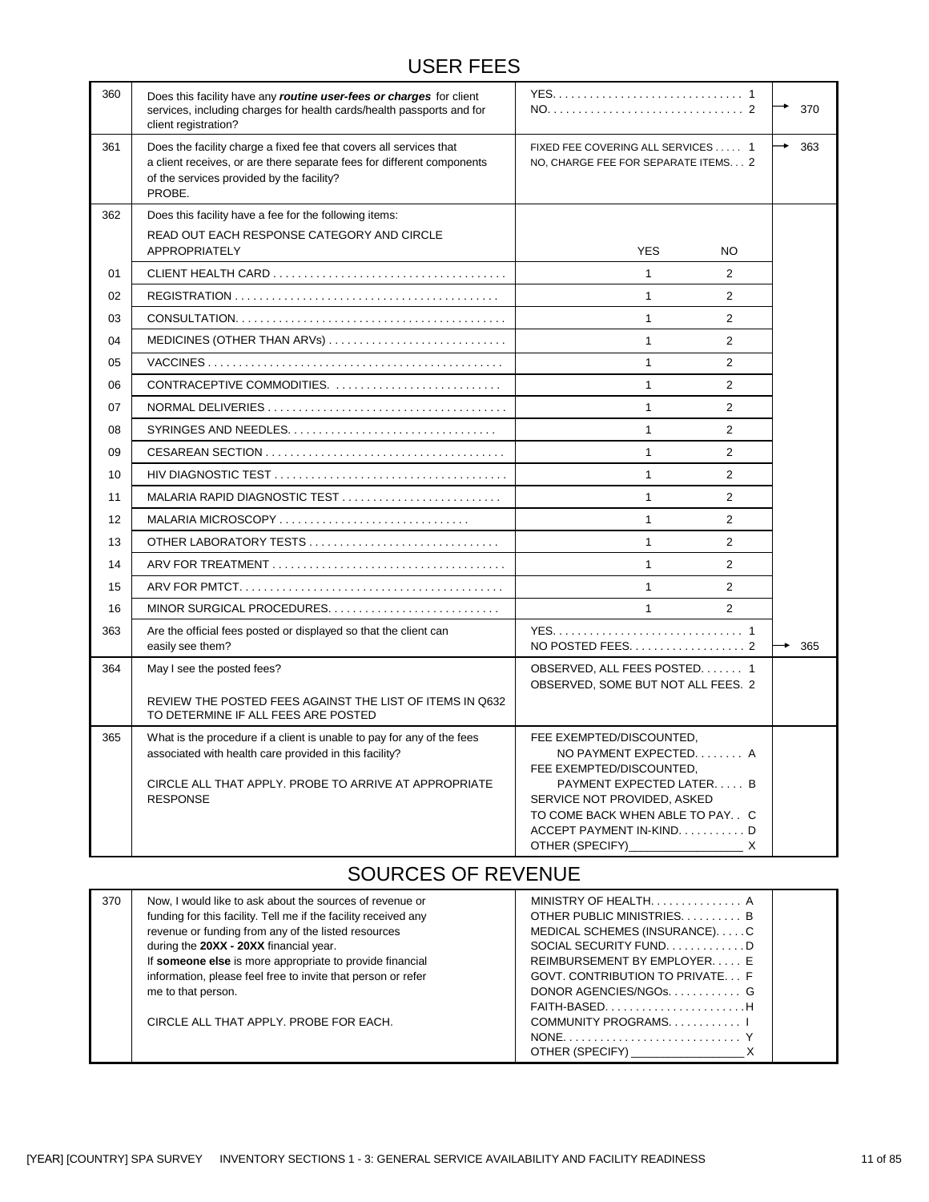# USER FEES

| | | | |
|---|---|---|---|
| 360 | Does this facility have any ***routine user-fees or charges*** for client services, including charges for health cards/health passports and for client registration? | YES. . . . . . . . . . . . . . . . . . . . . . . . . . . . . . 1<br>NO. . . . . . . . . . . . . . . . . . . . . . . . . . . . . . . 2 | <br>→ 370 |
| 361 | Does the facility charge a fixed fee that covers all services that a client receives, or are there separate fees for different components of the services provided by the facility?<br>PROBE. | FIXED FEE COVERING ALL SERVICES . . . . . 1<br>NO, CHARGE FEE FOR SEPARATE ITEMS. . . 2 | → 363 |
| 362 | Does this facility have a fee for the following items:<br>READ OUT EACH RESPONSE CATEGORY AND CIRCLE APPROPRIATELY | YES NO | |
| 01 | CLIENT HEALTH CARD . . . . . . . . . . . . . . . . . . . . . . . . . . . . . . . . . . . . . | 1 2 | |
| 02 | REGISTRATION . . . . . . . . . . . . . . . . . . . . . . . . . . . . . . . . . . . . . . . . . . | 1 2 | |
| 03 | CONSULTATION. . . . . . . . . . . . . . . . . . . . . . . . . . . . . . . . . . . . . . . . . . . | 1 2 | |
| 04 | MEDICINES (OTHER THAN ARVs) . . . . . . . . . . . . . . . . . . . . . . . . . . . . | 1 2 | |
| 05 | VACCINES . . . . . . . . . . . . . . . . . . . . . . . . . . . . . . . . . . . . . . . . . . . . . . | 1 2 | |
| 06 | CONTRACEPTIVE COMMODITIES. . . . . . . . . . . . . . . . . . . . . . . . . . . | 1 2 | |
| 07 | NORMAL DELIVERIES . . . . . . . . . . . . . . . . . . . . . . . . . . . . . . . . . . . . . . | 1 2 | |
| 08 | SYRINGES AND NEEDLES. . . . . . . . . . . . . . . . . . . . . . . . . . . . . . . . . | 1 2 | |
| 09 | CESAREAN SECTION . . . . . . . . . . . . . . . . . . . . . . . . . . . . . . . . . . . . . . | 1 2 | |
| 10 | HIV DIAGNOSTIC TEST . . . . . . . . . . . . . . . . . . . . . . . . . . . . . . . . . . . . . | 1 2 | |
| 11 | MALARIA RAPID DIAGNOSTIC TEST . . . . . . . . . . . . . . . . . . . . . . . . . | 1 2 | |
| 12 | MALARIA MICROSCOPY . . . . . . . . . . . . . . . . . . . . . . . . . . . . . . | 1 2 | |
| 13 | OTHER LABORATORY TESTS . . . . . . . . . . . . . . . . . . . . . . . . . . . . . . | 1 2 | |
| 14 | ARV FOR TREATMENT . . . . . . . . . . . . . . . . . . . . . . . . . . . . . . . . . . . . . | 1 2 | |
| 15 | ARV FOR PMTCT. . . . . . . . . . . . . . . . . . . . . . . . . . . . . . . . . . . . . . . . . . | 1 2 | |
| 16 | MINOR SURGICAL PROCEDURES. . . . . . . . . . . . . . . . . . . . . . . . . . . | 1 2 | |
| 363 | Are the official fees posted or displayed so that the client can easily see them? | YES. . . . . . . . . . . . . . . . . . . . . . . . . . . . . . 1<br>NO POSTED FEES. . . . . . . . . . . . . . . . . . . 2 | <br>→ 365 |
| 364 | May I see the posted fees?<br><br>REVIEW THE POSTED FEES AGAINST THE LIST OF ITEMS IN Q632 TO DETERMINE IF ALL FEES ARE POSTED | OBSERVED, ALL FEES POSTED. . . . . . . 1<br>OBSERVED, SOME BUT NOT ALL FEES. 2 | |
| 365 | What is the procedure if a client is unable to pay for any of the fees associated with health care provided in this facility?<br><br>CIRCLE ALL THAT APPLY. PROBE TO ARRIVE AT APPROPRIATE RESPONSE | FEE EXEMPTED/DISCOUNTED, NO PAYMENT EXPECTED. . . . . . . . A<br>FEE EXEMPTED/DISCOUNTED, PAYMENT EXPECTED LATER. . . . . B<br>SERVICE NOT PROVIDED, ASKED TO COME BACK WHEN ABLE TO PAY. . C<br>ACCEPT PAYMENT IN-KIND. . . . . . . . . . D<br>OTHER (SPECIFY)_________________ X | |

# SOURCES OF REVENUE

| | | | |
|---|---|---|---|
| 370 | Now, I would like to ask about the sources of revenue or funding for this facility. Tell me if the facility received any revenue or funding from any of the listed resources during the **20XX - 20XX** financial year.<br>If **someone else** is more appropriate to provide financial information, please feel free to invite that person or refer me to that person.<br><br>CIRCLE ALL THAT APPLY. PROBE FOR EACH. | MINISTRY OF HEALTH. . . . . . . . . . . . . . A<br>OTHER PUBLIC MINISTRIES. . . . . . . . . . B<br>MEDICAL SCHEMES (INSURANCE). . . . .C<br>SOCIAL SECURITY FUND. . . . . . . . . . . . D<br>REIMBURSEMENT BY EMPLOYER. . . . . E<br>GOVT. CONTRIBUTION TO PRIVATE. . . F<br>DONOR AGENCIES/NGOs. . . . . . . . . . . G<br>FAITH-BASED. . . . . . . . . . . . . . . . . . . . . . .H<br>COMMUNITY PROGRAMS. . . . . . . . . . . I<br>NONE. . . . . . . . . . . . . . . . . . . . . . . . . . . . Y<br>OTHER (SPECIFY) _________________ X | |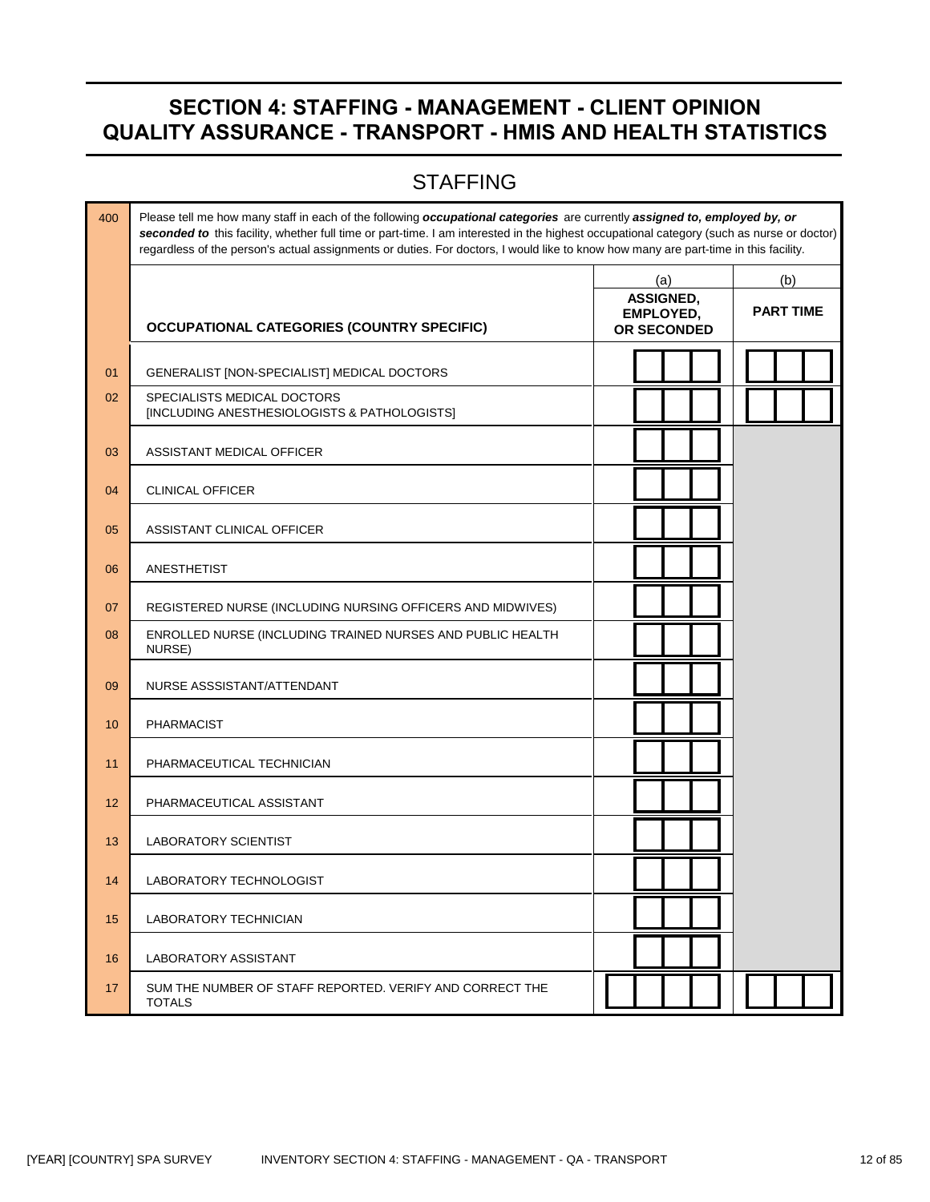# SECTION 4: STAFFING - MANAGEMENT - CLIENT OPINION QUALITY ASSURANCE - TRANSPORT - HMIS AND HEALTH STATISTICS

## STAFFING

| 400 | Please tell me how many staff in each of the following ***occupational categories*** are currently ***assigned to, employed by, or seconded to*** this facility, whether full time or part-time. I am interested in the highest occupational category (such as nurse or doctor) regardless of the person's actual assignments or duties. For doctors, I would like to know how many are part-time in this facility. | | |
|---|---|---|---|
| | **OCCUPATIONAL CATEGORIES (COUNTRY SPECIFIC)** | (a) **ASSIGNED, EMPLOYED, OR SECONDED** | (b) **PART TIME** |
| 01 | GENERALIST [NON-SPECIALIST] MEDICAL DOCTORS | | |
| 02 | SPECIALISTS MEDICAL DOCTORS [INCLUDING ANESTHESIOLOGISTS & PATHOLOGISTS] | | |
| 03 | ASSISTANT MEDICAL OFFICER | | |
| 04 | CLINICAL OFFICER | | |
| 05 | ASSISTANT CLINICAL OFFICER | | |
| 06 | ANESTHETIST | | |
| 07 | REGISTERED NURSE (INCLUDING NURSING OFFICERS AND MIDWIVES) | | |
| 08 | ENROLLED NURSE (INCLUDING TRAINED NURSES AND PUBLIC HEALTH NURSE) | | |
| 09 | NURSE ASSSISTANT/ATTENDANT | | |
| 10 | PHARMACIST | | |
| 11 | PHARMACEUTICAL TECHNICIAN | | |
| 12 | PHARMACEUTICAL ASSISTANT | | |
| 13 | LABORATORY SCIENTIST | | |
| 14 | LABORATORY TECHNOLOGIST | | |
| 15 | LABORATORY TECHNICIAN | | |
| 16 | LABORATORY ASSISTANT | | |
| 17 | SUM THE NUMBER OF STAFF REPORTED. VERIFY AND CORRECT THE TOTALS | | |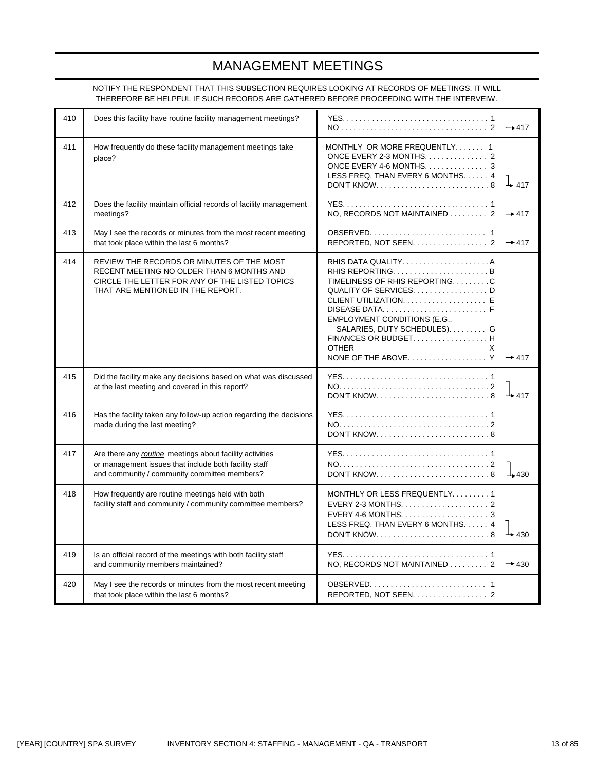# MANAGEMENT MEETINGS

NOTIFY THE RESPONDENT THAT THIS SUBSECTION REQUIRES LOOKING AT RECORDS OF MEETINGS. IT WILL THEREFORE BE HELPFUL IF SUCH RECORDS ARE GATHERED BEFORE PROCEEDING WITH THE INTERVEIW.

| No. | Question | Coding | Skip |
|---|---|---|---|
| 410 | Does this facility have routine facility management meetings? | YES. . . . . . . . . . . . . . . . . . . . . . . . . . . . . . . . . . 1<br>NO . . . . . . . . . . . . . . . . . . . . . . . . . . . . . . . . . . 2 | →417 |
| 411 | How frequently do these facility management meetings take place? | MONTHLY OR MORE FREQUENTLY. . . . . . . 1<br>ONCE EVERY 2-3 MONTHS. . . . . . . . . . . . . . . 2<br>ONCE EVERY 4-6 MONTHS. . . . . . . . . . . . . . . 3<br>LESS FREQ. THAN EVERY 6 MONTHS. . . . . . 4<br>DON'T KNOW. . . . . . . . . . . . . . . . . . . . . . . . . . . 8 | 4, 8 → 417 |
| 412 | Does the facility maintain official records of facility management meetings? | YES. . . . . . . . . . . . . . . . . . . . . . . . . . . . . . . . . . 1<br>NO, RECORDS NOT MAINTAINED . . . . . . . . . 2 | →417 |
| 413 | May I see the records or minutes from the most recent meeting that took place within the last 6 months? | OBSERVED. . . . . . . . . . . . . . . . . . . . . . . . . . . 1<br>REPORTED, NOT SEEN. . . . . . . . . . . . . . . . . . 2 | →417 |
| 414 | REVIEW THE RECORDS OR MINUTES OF THE MOST RECENT MEETING NO OLDER THAN 6 MONTHS AND CIRCLE THE LETTER FOR ANY OF THE LISTED TOPICS THAT ARE MENTIONED IN THE REPORT. | RHIS DATA QUALITY. . . . . . . . . . . . . . . . . . . . . A<br>RHIS REPORTING. . . . . . . . . . . . . . . . . . . . . . . B<br>TIMELINESS OF RHIS REPORTING. . . . . . . . . C<br>QUALITY OF SERVICES. . . . . . . . . . . . . . . . . . D<br>CLIENT UTILIZATION. . . . . . . . . . . . . . . . . . . . E<br>DISEASE DATA. . . . . . . . . . . . . . . . . . . . . . . . . F<br>EMPLOYMENT CONDITIONS (E.G., SALARIES, DUTY SCHEDULES). . . . . . . . . G<br>FINANCES OR BUDGET. . . . . . . . . . . . . . . . . . H<br>OTHER ___________________________ X<br>NONE OF THE ABOVE. . . . . . . . . . . . . . . . . . . Y | Y → 417 |
| 415 | Did the facility make any decisions based on what was discussed at the last meeting and covered in this report? | YES. . . . . . . . . . . . . . . . . . . . . . . . . . . . . . . . . . 1<br>NO. . . . . . . . . . . . . . . . . . . . . . . . . . . . . . . . . . . 2<br>DON'T KNOW. . . . . . . . . . . . . . . . . . . . . . . . . . . 8 | 2, 8 → 417 |
| 416 | Has the facility taken any follow-up action regarding the decisions made during the last meeting? | YES. . . . . . . . . . . . . . . . . . . . . . . . . . . . . . . . . . 1<br>NO. . . . . . . . . . . . . . . . . . . . . . . . . . . . . . . . . . . 2<br>DON'T KNOW. . . . . . . . . . . . . . . . . . . . . . . . . . . 8 | |
| 417 | Are there any *routine* meetings about facility activities or management issues that include both facility staff and community / community committee members? | YES. . . . . . . . . . . . . . . . . . . . . . . . . . . . . . . . . . 1<br>NO. . . . . . . . . . . . . . . . . . . . . . . . . . . . . . . . . . . 2<br>DON'T KNOW. . . . . . . . . . . . . . . . . . . . . . . . . . . 8 | 2, 8 → 430 |
| 418 | How frequently are routine meetings held with both facility staff and community / community committee members? | MONTHLY OR LESS FREQUENTLY. . . . . . . . . 1<br>EVERY 2-3 MONTHS. . . . . . . . . . . . . . . . . . . . . 2<br>EVERY 4-6 MONTHS. . . . . . . . . . . . . . . . . . . . . 3<br>LESS FREQ. THAN EVERY 6 MONTHS. . . . . . 4<br>DON'T KNOW. . . . . . . . . . . . . . . . . . . . . . . . . . . 8 | 4, 8 → 430 |
| 419 | Is an official record of the meetings with both facility staff and community members maintained? | YES. . . . . . . . . . . . . . . . . . . . . . . . . . . . . . . . . . 1<br>NO, RECORDS NOT MAINTAINED . . . . . . . . . 2 | →430 |
| 420 | May I see the records or minutes from the most recent meeting that took place within the last 6 months? | OBSERVED. . . . . . . . . . . . . . . . . . . . . . . . . . . 1<br>REPORTED, NOT SEEN. . . . . . . . . . . . . . . . . . 2 | |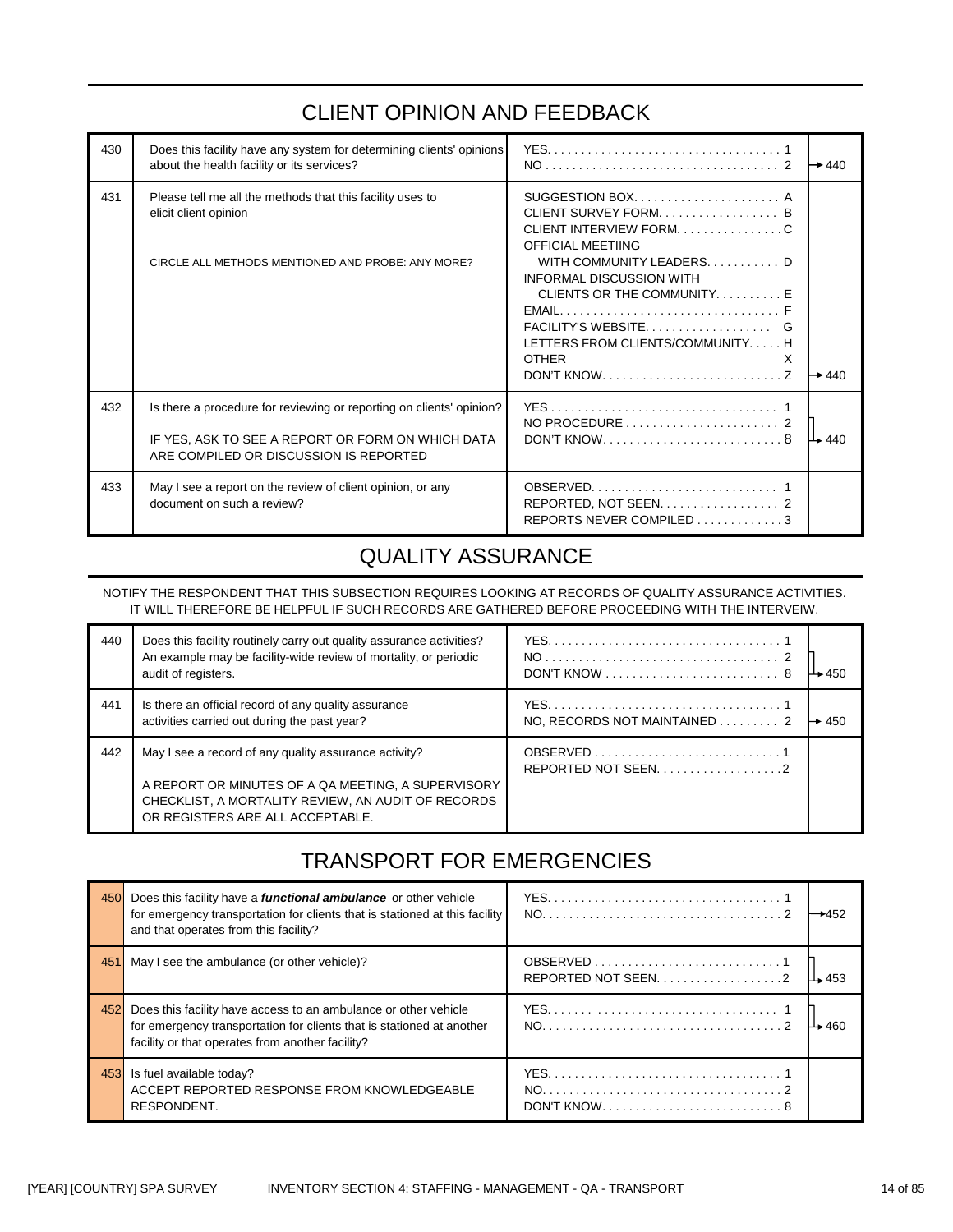## CLIENT OPINION AND FEEDBACK

| | | | |
|---|---|---|---|
| 430 | Does this facility have any system for determining clients' opinions about the health facility or its services? | YES. . . . . . . . . . 1<br>NO . . . . . . . . . . 2 | <br>→ 440 |
| 431 | Please tell me all the methods that this facility uses to elicit client opinion<br><br>CIRCLE ALL METHODS MENTIONED AND PROBE: ANY MORE? | SUGGESTION BOX. . . . . . . . . . A<br>CLIENT SURVEY FORM. . . . . . . . . . B<br>CLIENT INTERVIEW FORM. . . . . . . . . . C<br>OFFICIAL MEETIING<br>WITH COMMUNITY LEADERS. . . . . . . . . . D<br>INFORMAL DISCUSSION WITH<br>CLIENTS OR THE COMMUNITY. . . . . . . . . . E<br>EMAIL. . . . . . . . . . F<br>FACILITY'S WEBSITE. . . . . . . . . . G<br>LETTERS FROM CLIENTS/COMMUNITY. . . . . H<br>OTHER ______________________ X<br>DON'T KNOW. . . . . . . . . . Z | <br><br><br><br><br><br><br><br><br><br><br>→ 440 |
| 432 | Is there a procedure for reviewing or reporting on clients' opinion?<br><br>IF YES, ASK TO SEE A REPORT OR FORM ON WHICH DATA ARE COMPILED OR DISCUSSION IS REPORTED | YES . . . . . . . . . . 1<br>NO PROCEDURE . . . . . . . . . . 2<br>DON'T KNOW. . . . . . . . . . 8 | <br>→ 440 |
| 433 | May I see a report on the review of client opinion, or any document on such a review? | OBSERVED. . . . . . . . . . 1<br>REPORTED, NOT SEEN. . . . . . . . . . 2<br>REPORTS NEVER COMPILED . . . . . . . . . . 3 | |

## QUALITY ASSURANCE

NOTIFY THE RESPONDENT THAT THIS SUBSECTION REQUIRES LOOKING AT RECORDS OF QUALITY ASSURANCE ACTIVITIES. IT WILL THEREFORE BE HELPFUL IF SUCH RECORDS ARE GATHERED BEFORE PROCEEDING WITH THE INTERVEIW.

| | | | |
|---|---|---|---|
| 440 | Does this facility routinely carry out quality assurance activities? An example may be facility-wide review of mortality, or periodic audit of registers. | YES. . . . . . . . . . 1<br>NO . . . . . . . . . . 2<br>DON'T KNOW . . . . . . . . . . 8 | <br><br>→ 450 |
| 441 | Is there an official record of any quality assurance activities carried out during the past year? | YES. . . . . . . . . . 1<br>NO, RECORDS NOT MAINTAINED . . . . . . . . . 2 | <br>→ 450 |
| 442 | May I see a record of any quality assurance activity?<br><br>A REPORT OR MINUTES OF A QA MEETING, A SUPERVISORY CHECKLIST, A MORTALITY REVIEW, AN AUDIT OF RECORDS OR REGISTERS ARE ALL ACCEPTABLE. | OBSERVED . . . . . . . . . . 1<br>REPORTED NOT SEEN. . . . . . . . . . 2 | |

## TRANSPORT FOR EMERGENCIES

| | | | |
|---|---|---|---|
| 450 | Does this facility have a ***functional ambulance*** or other vehicle for emergency transportation for clients that is stationed at this facility and that operates from this facility? | YES. . . . . . . . . . 1<br>NO. . . . . . . . . . 2 | <br>→ 452 |
| 451 | May I see the ambulance (or other vehicle)? | OBSERVED . . . . . . . . . . 1<br>REPORTED NOT SEEN. . . . . . . . . . 2 | <br>→ 453 |
| 452 | Does this facility have access to an ambulance or other vehicle for emergency transportation for clients that is stationed at another facility or that operates from another facility? | YES. . . . . . . . . . 1<br>NO. . . . . . . . . . 2 | <br>→ 460 |
| 453 | Is fuel available today?<br>ACCEPT REPORTED RESPONSE FROM KNOWLEDGEABLE RESPONDENT. | YES. . . . . . . . . . 1<br>NO. . . . . . . . . . 2<br>DON'T KNOW. . . . . . . . . . 8 | |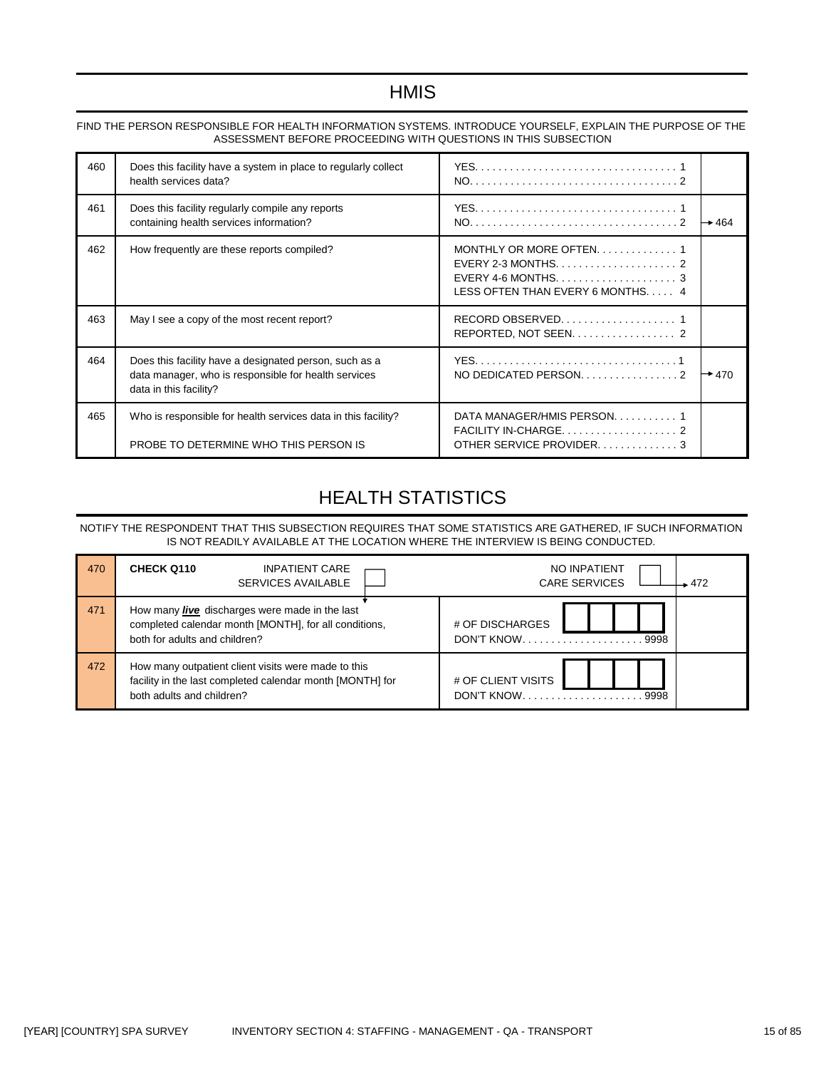# HMIS

FIND THE PERSON RESPONSIBLE FOR HEALTH INFORMATION SYSTEMS. INTRODUCE YOURSELF, EXPLAIN THE PURPOSE OF THE ASSESSMENT BEFORE PROCEEDING WITH QUESTIONS IN THIS SUBSECTION

| No. | Question | Coding categories | Skip |
|---|---|---|---|
| 460 | Does this facility have a system in place to regularly collect health services data? | YES. . . . . . . . . . 1<br>NO. . . . . . . . . . 2 | |
| 461 | Does this facility regularly compile any reports containing health services information? | YES. . . . . . . . . . 1<br>NO. . . . . . . . . . 2 | NO → 464 |
| 462 | How frequently are these reports compiled? | MONTHLY OR MORE OFTEN. . . . . 1<br>EVERY 2-3 MONTHS. . . . . 2<br>EVERY 4-6 MONTHS. . . . . 3<br>LESS OFTEN THAN EVERY 6 MONTHS. . . . . 4 | |
| 463 | May I see a copy of the most recent report? | RECORD OBSERVED. . . . . 1<br>REPORTED, NOT SEEN. . . . . 2 | |
| 464 | Does this facility have a designated person, such as a data manager, who is responsible for health services data in this facility? | YES. . . . . . . . . . 1<br>NO DEDICATED PERSON. . . . . 2 | NO DEDICATED PERSON → 470 |
| 465 | Who is responsible for health services data in this facility?<br><br>PROBE TO DETERMINE WHO THIS PERSON IS | DATA MANAGER/HMIS PERSON. . . . . 1<br>FACILITY IN-CHARGE. . . . . 2<br>OTHER SERVICE PROVIDER. . . . . 3 | |

# HEALTH STATISTICS

NOTIFY THE RESPONDENT THAT THIS SUBSECTION REQUIRES THAT SOME STATISTICS ARE GATHERED, IF SUCH INFORMATION IS NOT READILY AVAILABLE AT THE LOCATION WHERE THE INTERVIEW IS BEING CONDUCTED.

| No. | Question | Coding categories | Skip |
|---|---|---|---|
| 470 | **CHECK Q110** INPATIENT CARE SERVICES AVAILABLE ☐ ↓ | NO INPATIENT CARE SERVICES ☐ | → 472 |
| 471 | How many ***live*** discharges were made in the last completed calendar month [MONTH], for all conditions, both for adults and children? | # OF DISCHARGES ☐☐☐☐<br>DON'T KNOW. . . . . . . . . . 9998 | |
| 472 | How many outpatient client visits were made to this facility in the last completed calendar month [MONTH] for both adults and children? | # OF CLIENT VISITS ☐☐☐☐<br>DON'T KNOW. . . . . . . . . . 9998 | |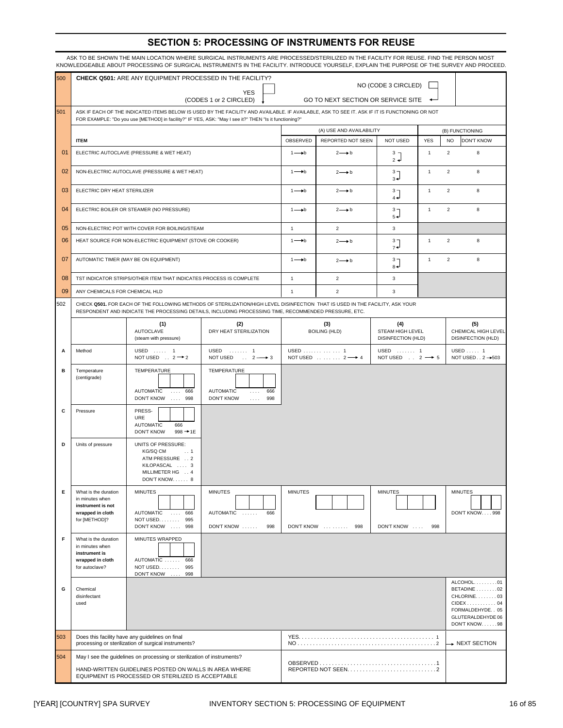# SECTION 5: PROCESSING OF INSTRUMENTS FOR REUSE

ASK TO BE SHOWN THE MAIN LOCATION WHERE SURGICAL INSTRUMENTS ARE PROCESSED/STERILIZED IN THE FACILITY FOR REUSE. FIND THE PERSON MOST KNOWLEDGEABLE ABOUT PROCESSING OF SURGICAL INSTRUMENTS IN THE FACILITY. INTRODUCE YOURSELF, EXPLAIN THE PURPOSE OF THE SURVEY AND PROCEED.

**500** **CHECK Q501:** ARE ANY EQUIPMENT PROCESSED IN THE FACILITY?

- YES (CODES 1 or 2 CIRCLED) ☐
- NO (CODE 3 CIRCLED) ☐ → GO TO NEXT SECTION OR SERVICE SITE

**501** ASK IF EACH OF THE INDICATED ITEMS BELOW IS USED BY THE FACILITY AND AVAILABLE. IF AVAILABLE, ASK TO SEE IT. ASK IF IT IS FUNCTIONING OR NOT FOR EXAMPLE: "Do you use [METHOD] in facility?" IF YES, ASK: "May I see it?" THEN "Is it functioning?"

| | ITEM | (A) USE AND AVAILABILITY | | | (B) FUNCTIONING | | |
|---|---|---|---|---|---|---|---|
| | | OBSERVED | REPORTED NOT SEEN | NOT USED | YES | NO | DON'T KNOW |
| 01 | ELECTRIC AUTOCLAVE (PRESSURE & WET HEAT) | 1 → b | 2 → b | 3 → 2 | 1 | 2 | 8 |
| 02 | NON-ELECTRIC AUTOCLAVE (PRESSURE & WET HEAT) | 1 → b | 2 → b | 3 → 3 | 1 | 2 | 8 |
| 03 | ELECTRIC DRY HEAT STERILIZER | 1 → b | 2 → b | 3 → 4 | 1 | 2 | 8 |
| 04 | ELECTRIC BOILER OR STEAMER (NO PRESSURE) | 1 → b | 2 → b | 3 → 5 | 1 | 2 | 8 |
| 05 | NON-ELECTRIC POT WITH COVER FOR BOILING/STEAM | 1 | 2 | 3 | | | |
| 06 | HEAT SOURCE FOR NON-ELECTRIC EQUIPMENT (STOVE OR COOKER) | 1 → b | 2 → b | 3 → 7 | 1 | 2 | 8 |
| 07 | AUTOMATIC TIMER (MAY BE ON EQUIPMENT) | 1 → b | 2 → b | 3 → 8 | 1 | 2 | 8 |
| 08 | TST INDICATOR STRIPS/OTHER ITEM THAT INDICATES PROCESS IS COMPLETE | 1 | 2 | 3 | | | |
| 09 | ANY CHEMICALS FOR CHEMICAL HLD | 1 | 2 | 3 | | | |

**502** CHECK **Q501.** FOR EACH OF THE FOLLOWING METHODS OF STERILIZATION/HIGH LEVEL DISINFECTION THAT IS USED IN THE FACILITY, ASK YOUR RESPONDENT AND INDICATE THE PROCESSING DETAILS, INCLUDING PROCESSING TIME, RECOMMENDED PRESSURE, ETC.

| | | (1) AUTOCLAVE (steam with pressure) | (2) DRY HEAT STERILIZATION | (3) BOILING (HLD) | (4) STEAM HIGH LEVEL DISINFECTION (HLD) | (5) CHEMICAL HIGH LEVEL DISINFECTION (HLD) |
|---|---|---|---|---|---|---|
| A | Method | USED ..... 1<br>NOT USED .. 2 → 2 | USED ....... 1<br>NOT USED .. 2 → 3 | USED ............ 1<br>NOT USED ........ 2 → 4 | USED ....... 1<br>NOT USED .. 2 → 5 | USED ..... 1<br>NOT USED .. 2 → 503 |
| B | Temperature (centigrade) | TEMPERATURE ☐☐☐<br>AUTOMATIC .... 666<br>DON'T KNOW .... 998 | TEMPERATURE ☐☐☐<br>AUTOMATIC .... 666<br>DON'T KNOW .... 998 | | | |
| C | Pressure | PRESSURE ☐☐<br>AUTOMATIC 666<br>DON'T KNOW 998 → 1E | | | | |
| D | Units of pressure | UNITS OF PRESSURE:<br>KG/SQ CM .. 1<br>ATM PRESSURE .. 2<br>KILOPASCAL .... 3<br>MILLIMETER HG .. 4<br>DON'T KNOW...... 8 | | | | |
| E | What is the duration in minutes when **instrument is not wrapped in cloth** for [METHOD]? | MINUTES ☐☐☐<br>AUTOMATIC .... 666<br>NOT USED........ 995<br>DON'T KNOW .... 998 | MINUTES ☐☐☐<br>AUTOMATIC ...... 666<br>DON'T KNOW ...... 998 | MINUTES ☐☐☐<br>DON'T KNOW ........ 998 | MINUTES ☐☐☐<br>DON'T KNOW .... 998 | MINUTES ☐☐☐<br>DON'T KNOW.... 998 |
| F | What is the duration in minutes when **instrument is wrapped in cloth** for autoclave? | MINUTES WRAPPED ☐☐☐<br>AUTOMATIC ...... 666<br>NOT USED........ 995<br>DON'T KNOW .... 998 | | | | |
| G | Chemical disinfectant used | | | | | ALCOHOL.........01<br>BETADINE ........02<br>CHLORINE........03<br>CIDEX ...........04<br>FORMALDEHYDE. . 05<br>GLUTERALDEHYDE 06<br>DON'T KNOW......98 |

| | | | |
|---|---|---|---|
| 503 | Does this facility have any guidelines on final processing or sterilization of surgical instruments? | YES........ 1<br>NO........ 2 | → NEXT SECTION (NO) |
| 504 | May I see the guidelines on processing or sterilization of instruments?<br><br>HAND-WRITTEN GUIDELINES POSTED ON WALLS IN AREA WHERE EQUIPMENT IS PROCESSED OR STERILIZED IS ACCEPTABLE | OBSERVED........1<br>REPORTED NOT SEEN........2 | |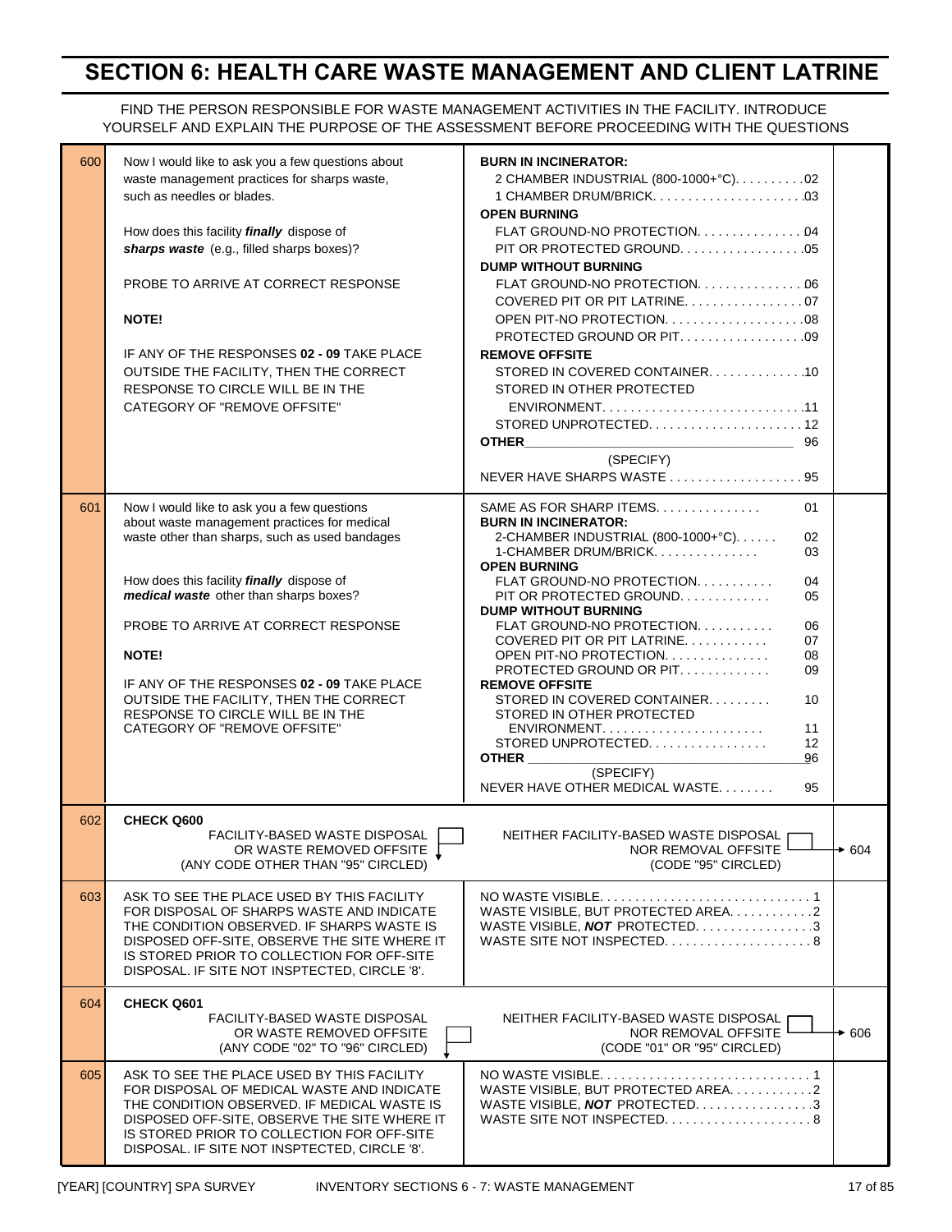# SECTION 6: HEALTH CARE WASTE MANAGEMENT AND CLIENT LATRINE

FIND THE PERSON RESPONSIBLE FOR WASTE MANAGEMENT ACTIVITIES IN THE FACILITY. INTRODUCE YOURSELF AND EXPLAIN THE PURPOSE OF THE ASSESSMENT BEFORE PROCEEDING WITH THE QUESTIONS

| No. | Question | Responses | Skip |
|---|---|---|---|
| 600 | Now I would like to ask you a few questions about waste management practices for sharps waste, such as needles or blades.<br><br>How does this facility ***finally*** dispose of ***sharps waste*** (e.g., filled sharps boxes)?<br><br>PROBE TO ARRIVE AT CORRECT RESPONSE<br><br>**NOTE!**<br><br>IF ANY OF THE RESPONSES **02 - 09** TAKE PLACE OUTSIDE THE FACILITY, THEN THE CORRECT RESPONSE TO CIRCLE WILL BE IN THE CATEGORY OF "REMOVE OFFSITE" | **BURN IN INCINERATOR:**<br>2 CHAMBER INDUSTRIAL (800-1000+°C). . . . . . . . . .02<br>1 CHAMBER DRUM/BRICK. . . . . . . . . . . . . . . . . . . . .03<br>**OPEN BURNING**<br>FLAT GROUND-NO PROTECTION. . . . . . . . . . . . . . .04<br>PIT OR PROTECTED GROUND. . . . . . . . . . . . . . . . .05<br>**DUMP WITHOUT BURNING**<br>FLAT GROUND-NO PROTECTION. . . . . . . . . . . . . . .06<br>COVERED PIT OR PIT LATRINE. . . . . . . . . . . . . . . .07<br>OPEN PIT-NO PROTECTION. . . . . . . . . . . . . . . . . . .08<br>PROTECTED GROUND OR PIT. . . . . . . . . . . . . . . . .09<br>**REMOVE OFFSITE**<br>STORED IN COVERED CONTAINER. . . . . . . . . . . . .10<br>STORED IN OTHER PROTECTED ENVIRONMENT. . . . . . . . . . . . . . . . . . . . . . . . . . . .11<br>STORED UNPROTECTED. . . . . . . . . . . . . . . . . . . . . 12<br>**OTHER** ______________________ 96<br>(SPECIFY)<br>NEVER HAVE SHARPS WASTE . . . . . . . . . . . . . . . . . . 95 | |
| 601 | Now I would like to ask you a few questions about waste management practices for medical waste other than sharps, such as used bandages<br><br>How does this facility ***finally*** dispose of ***medical waste*** other than sharps boxes?<br><br>PROBE TO ARRIVE AT CORRECT RESPONSE<br><br>**NOTE!**<br><br>IF ANY OF THE RESPONSES **02 - 09** TAKE PLACE OUTSIDE THE FACILITY, THEN THE CORRECT RESPONSE TO CIRCLE WILL BE IN THE CATEGORY OF "REMOVE OFFSITE" | SAME AS FOR SHARP ITEMS. . . . . . . . . . . . . . 01<br>**BURN IN INCINERATOR:**<br>2-CHAMBER INDUSTRIAL (800-1000+°C). . . . . . 02<br>1-CHAMBER DRUM/BRICK. . . . . . . . . . . . . . 03<br>**OPEN BURNING**<br>FLAT GROUND-NO PROTECTION. . . . . . . . . . . 04<br>PIT OR PROTECTED GROUND. . . . . . . . . . . . 05<br>**DUMP WITHOUT BURNING**<br>FLAT GROUND-NO PROTECTION. . . . . . . . . . . 06<br>COVERED PIT OR PIT LATRINE. . . . . . . . . . . 07<br>OPEN PIT-NO PROTECTION. . . . . . . . . . . . . . 08<br>PROTECTED GROUND OR PIT. . . . . . . . . . . . 09<br>**REMOVE OFFSITE**<br>STORED IN COVERED CONTAINER. . . . . . . . . 10<br>STORED IN OTHER PROTECTED ENVIRONMENT. . . . . . . . . . . . . . . . . . . . . . . 11<br>STORED UNPROTECTED. . . . . . . . . . . . . . . . 12<br>**OTHER** ______________________ 96<br>(SPECIFY)<br>NEVER HAVE OTHER MEDICAL WASTE. . . . . . . . 95 | |
| 602 | **CHECK Q600**<br>FACILITY-BASED WASTE DISPOSAL OR WASTE REMOVED OFFSITE (ANY CODE OTHER THAN "95" CIRCLED) ☐ | NEITHER FACILITY-BASED WASTE DISPOSAL NOR REMOVAL OFFSITE (CODE "95" CIRCLED) ☐ | → 604 |
| 603 | ASK TO SEE THE PLACE USED BY THIS FACILITY FOR DISPOSAL OF SHARPS WASTE AND INDICATE THE CONDITION OBSERVED. IF SHARPS WASTE IS DISPOSED OFF-SITE, OBSERVE THE SITE WHERE IT IS STORED PRIOR TO COLLECTION FOR OFF-SITE DISPOSAL. IF SITE NOT INSPTECTED, CIRCLE '8'. | NO WASTE VISIBLE. . . . . . . . . . . . . . . . . . . . . . . . . . . . . 1<br>WASTE VISIBLE, BUT PROTECTED AREA. . . . . . . . . . . .2<br>WASTE VISIBLE, ***NOT*** PROTECTED. . . . . . . . . . . . . . . .3<br>WASTE SITE NOT INSPECTED. . . . . . . . . . . . . . . . . . . . 8 | |
| 604 | **CHECK Q601**<br>FACILITY-BASED WASTE DISPOSAL OR WASTE REMOVED OFFSITE (ANY CODE "02" TO "96" CIRCLED) ☐ | NEITHER FACILITY-BASED WASTE DISPOSAL NOR REMOVAL OFFSITE (CODE "01" OR "95" CIRCLED) ☐ | → 606 |
| 605 | ASK TO SEE THE PLACE USED BY THIS FACILITY FOR DISPOSAL OF MEDICAL WASTE AND INDICATE THE CONDITION OBSERVED. IF MEDICAL WASTE IS DISPOSED OFF-SITE, OBSERVE THE SITE WHERE IT IS STORED PRIOR TO COLLECTION FOR OFF-SITE DISPOSAL. IF SITE NOT INSPTECTED, CIRCLE '8'. | NO WASTE VISIBLE. . . . . . . . . . . . . . . . . . . . . . . . . . . . . 1<br>WASTE VISIBLE, BUT PROTECTED AREA. . . . . . . . . . . .2<br>WASTE VISIBLE, ***NOT*** PROTECTED. . . . . . . . . . . . . . . .3<br>WASTE SITE NOT INSPECTED. . . . . . . . . . . . . . . . . . . . 8 | |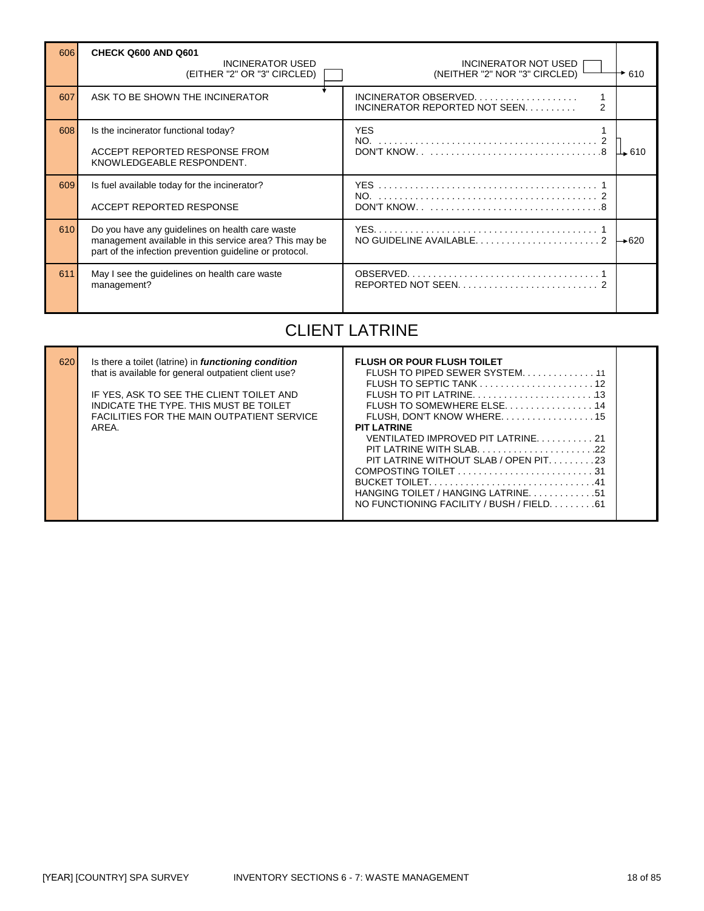| | | | |
|---|---|---|---|
| 606 | **CHECK Q600 AND Q601**<br>INCINERATOR USED (EITHER "2" OR "3" CIRCLED) ☐ | INCINERATOR NOT USED (NEITHER "2" NOR "3" CIRCLED) ☐ | → 610 |
| 607 | ASK TO BE SHOWN THE INCINERATOR | INCINERATOR OBSERVED. . . . . . . . . . . . . . . . . . . . 1<br>INCINERATOR REPORTED NOT SEEN. . . . . . . . . . 2 | |
| 608 | Is the incinerator functional today?<br><br>ACCEPT REPORTED RESPONSE FROM KNOWLEDGEABLE RESPONDENT. | YES 1<br>NO. . . . . . . . . . . . . . . . . . . . . . . . . . . . . . . . . . . . . . . . . . 2<br>DON'T KNOW. . . . . . . . . . . . . . . . . . . . . . . . . . . . . . . . . . .8 | 2, 8 → 610 |
| 609 | Is fuel available today for the incinerator?<br><br>ACCEPT REPORTED RESPONSE | YES . . . . . . . . . . . . . . . . . . . . . . . . . . . . . . . . . . . . . . . . . 1<br>NO. . . . . . . . . . . . . . . . . . . . . . . . . . . . . . . . . . . . . . . . . . 2<br>DON'T KNOW. . . . . . . . . . . . . . . . . . . . . . . . . . . . . . . . . . .8 | |
| 610 | Do you have any guidelines on health care waste management available in this service area? This may be part of the infection prevention guideline or protocol. | YES. . . . . . . . . . . . . . . . . . . . . . . . . . . . . . . . . . . . . . . . . . 1<br>NO GUIDELINE AVAILABLE. . . . . . . . . . . . . . . . . . . . . . . . 2 | 2 → 620 |
| 611 | May I see the guidelines on health care waste management? | OBSERVED. . . . . . . . . . . . . . . . . . . . . . . . . . . . . . . . . . . . . 1<br>REPORTED NOT SEEN. . . . . . . . . . . . . . . . . . . . . . . . . . . 2 | |

## CLIENT LATRINE

| | | | |
|---|---|---|---|
| 620 | Is there a toilet (latrine) in ***functioning condition*** that is available for general outpatient client use?<br><br>IF YES, ASK TO SEE THE CLIENT TOILET AND INDICATE THE TYPE. THIS MUST BE TOILET FACILITIES FOR THE MAIN OUTPATIENT SERVICE AREA. | **FLUSH OR POUR FLUSH TOILET**<br>FLUSH TO PIPED SEWER SYSTEM. . . . . . . . . . . . . . 11<br>FLUSH TO SEPTIC TANK . . . . . . . . . . . . . . . . . . . . . . 12<br>FLUSH TO PIT LATRINE. . . . . . . . . . . . . . . . . . . . . . . 13<br>FLUSH TO SOMEWHERE ELSE. . . . . . . . . . . . . . . . . 14<br>FLUSH, DON'T KNOW WHERE. . . . . . . . . . . . . . . . . . 15<br>**PIT LATRINE**<br>VENTILATED IMPROVED PIT LATRINE. . . . . . . . . . . 21<br>PIT LATRINE WITH SLAB. . . . . . . . . . . . . . . . . . . . . . .22<br>PIT LATRINE WITHOUT SLAB / OPEN PIT. . . . . . . . .23<br>COMPOSTING TOILET . . . . . . . . . . . . . . . . . . . . . . . . . . 31<br>BUCKET TOILET. . . . . . . . . . . . . . . . . . . . . . . . . . . . . . . .41<br>HANGING TOILET / HANGING LATRINE. . . . . . . . . . . . .51<br>NO FUNCTIONING FACILITY / BUSH / FIELD. . . . . . . . .61 | |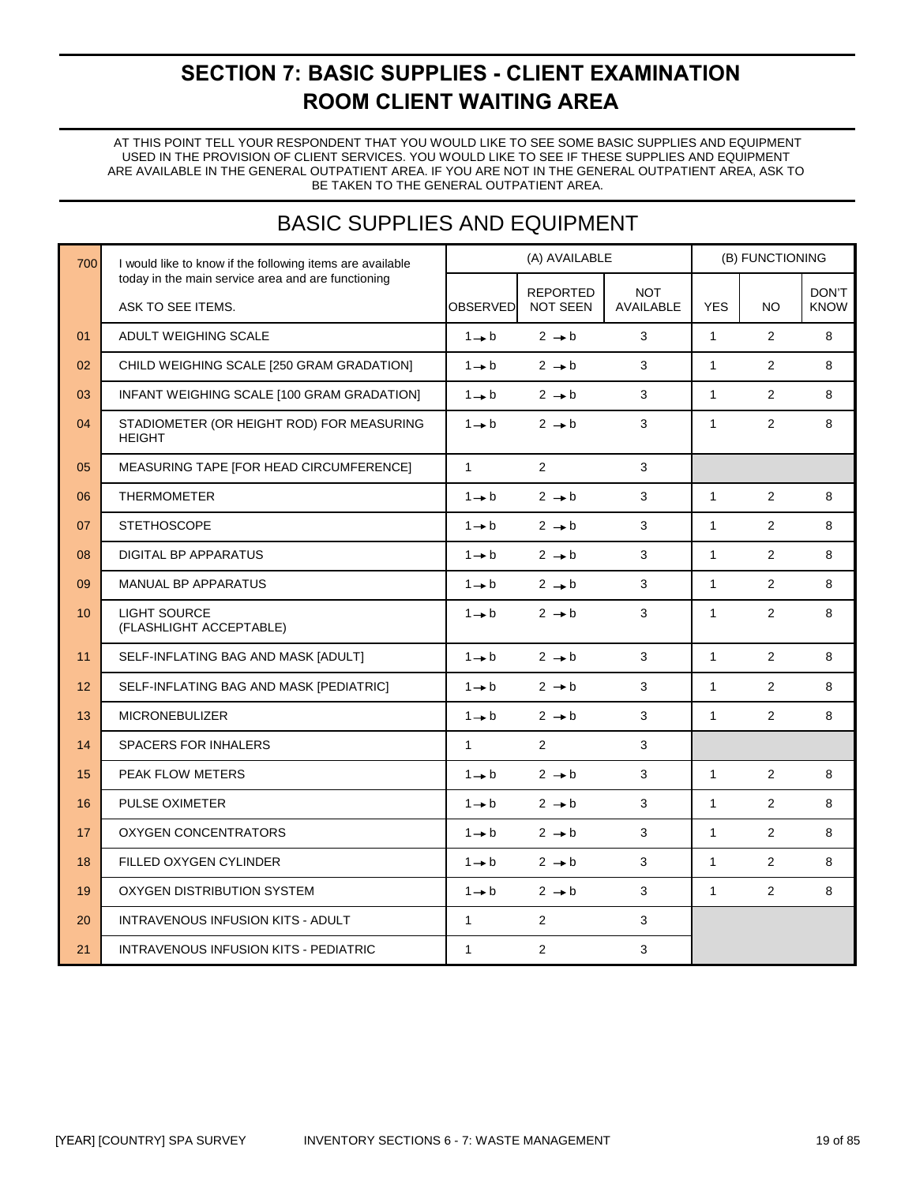# SECTION 7: BASIC SUPPLIES - CLIENT EXAMINATION ROOM CLIENT WAITING AREA

AT THIS POINT TELL YOUR RESPONDENT THAT YOU WOULD LIKE TO SEE SOME BASIC SUPPLIES AND EQUIPMENT USED IN THE PROVISION OF CLIENT SERVICES. YOU WOULD LIKE TO SEE IF THESE SUPPLIES AND EQUIPMENT ARE AVAILABLE IN THE GENERAL OUTPATIENT AREA. IF YOU ARE NOT IN THE GENERAL OUTPATIENT AREA, ASK TO BE TAKEN TO THE GENERAL OUTPATIENT AREA.

## BASIC SUPPLIES AND EQUIPMENT

| 700 | I would like to know if the following items are available today in the main service area and are functioning<br>ASK TO SEE ITEMS. | (A) AVAILABLE | | | (B) FUNCTIONING | | |
|---|---|---|---|---|---|---|---|
| | | OBSERVED | REPORTED NOT SEEN | NOT AVAILABLE | YES | NO | DON'T KNOW |
| 01 | ADULT WEIGHING SCALE | 1 → b | 2 → b | 3 | 1 | 2 | 8 |
| 02 | CHILD WEIGHING SCALE [250 GRAM GRADATION] | 1 → b | 2 → b | 3 | 1 | 2 | 8 |
| 03 | INFANT WEIGHING SCALE [100 GRAM GRADATION] | 1 → b | 2 → b | 3 | 1 | 2 | 8 |
| 04 | STADIOMETER (OR HEIGHT ROD) FOR MEASURING HEIGHT | 1 → b | 2 → b | 3 | 1 | 2 | 8 |
| 05 | MEASURING TAPE [FOR HEAD CIRCUMFERENCE] | 1 | 2 | 3 | | | |
| 06 | THERMOMETER | 1 → b | 2 → b | 3 | 1 | 2 | 8 |
| 07 | STETHOSCOPE | 1 → b | 2 → b | 3 | 1 | 2 | 8 |
| 08 | DIGITAL BP APPARATUS | 1 → b | 2 → b | 3 | 1 | 2 | 8 |
| 09 | MANUAL BP APPARATUS | 1 → b | 2 → b | 3 | 1 | 2 | 8 |
| 10 | LIGHT SOURCE (FLASHLIGHT ACCEPTABLE) | 1 → b | 2 → b | 3 | 1 | 2 | 8 |
| 11 | SELF-INFLATING BAG AND MASK [ADULT] | 1 → b | 2 → b | 3 | 1 | 2 | 8 |
| 12 | SELF-INFLATING BAG AND MASK [PEDIATRIC] | 1 → b | 2 → b | 3 | 1 | 2 | 8 |
| 13 | MICRONEBULIZER | 1 → b | 2 → b | 3 | 1 | 2 | 8 |
| 14 | SPACERS FOR INHALERS | 1 | 2 | 3 | | | |
| 15 | PEAK FLOW METERS | 1 → b | 2 → b | 3 | 1 | 2 | 8 |
| 16 | PULSE OXIMETER | 1 → b | 2 → b | 3 | 1 | 2 | 8 |
| 17 | OXYGEN CONCENTRATORS | 1 → b | 2 → b | 3 | 1 | 2 | 8 |
| 18 | FILLED OXYGEN CYLINDER | 1 → b | 2 → b | 3 | 1 | 2 | 8 |
| 19 | OXYGEN DISTRIBUTION SYSTEM | 1 → b | 2 → b | 3 | 1 | 2 | 8 |
| 20 | INTRAVENOUS INFUSION KITS - ADULT | 1 | 2 | 3 | | | |
| 21 | INTRAVENOUS INFUSION KITS - PEDIATRIC | 1 | 2 | 3 | | | |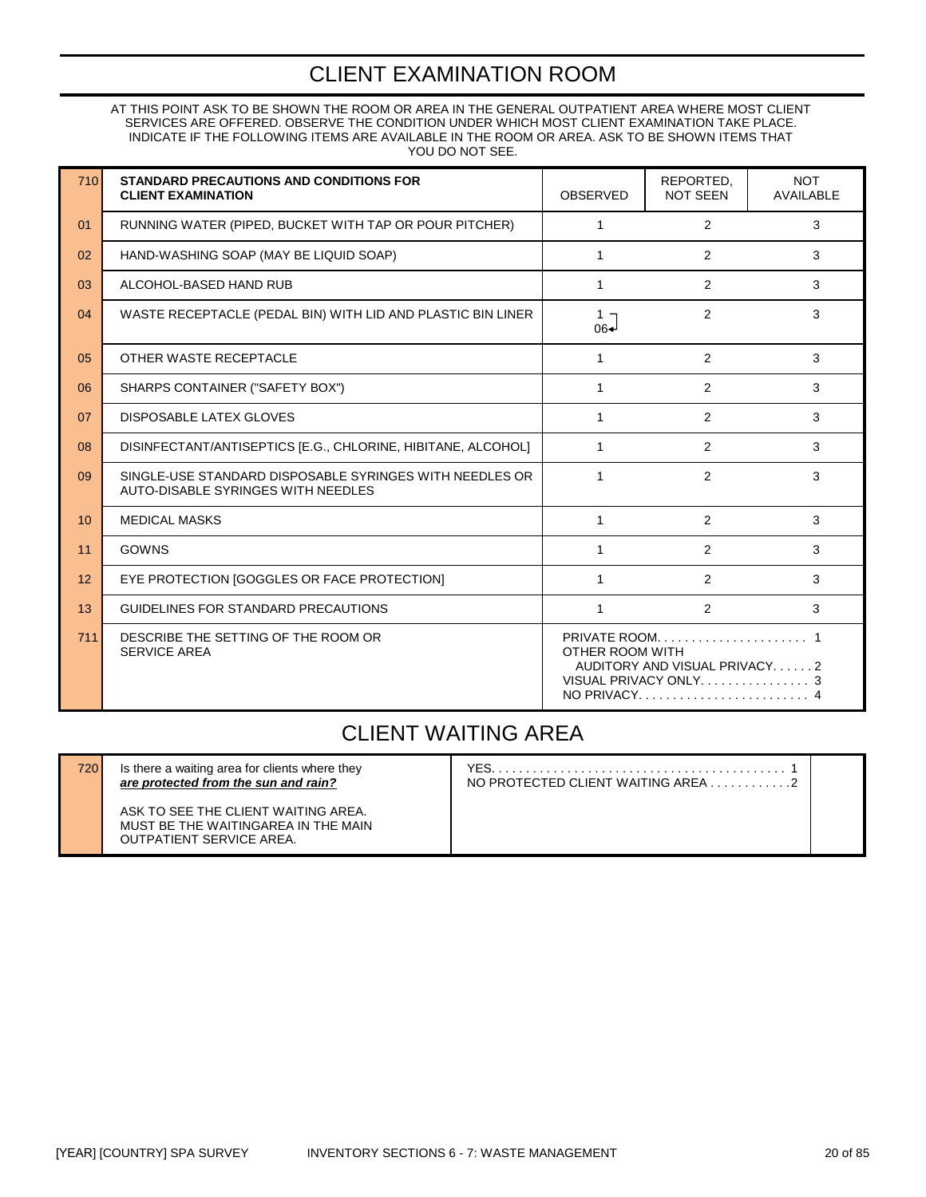# CLIENT EXAMINATION ROOM

AT THIS POINT ASK TO BE SHOWN THE ROOM OR AREA IN THE GENERAL OUTPATIENT AREA WHERE MOST CLIENT SERVICES ARE OFFERED. OBSERVE THE CONDITION UNDER WHICH MOST CLIENT EXAMINATION TAKE PLACE. INDICATE IF THE FOLLOWING ITEMS ARE AVAILABLE IN THE ROOM OR AREA. ASK TO BE SHOWN ITEMS THAT YOU DO NOT SEE.

| 710 | **STANDARD PRECAUTIONS AND CONDITIONS FOR CLIENT EXAMINATION** | OBSERVED | REPORTED, NOT SEEN | NOT AVAILABLE |
|---|---|---|---|---|
| 01 | RUNNING WATER (PIPED, BUCKET WITH TAP OR POUR PITCHER) | 1 | 2 | 3 |
| 02 | HAND-WASHING SOAP (MAY BE LIQUID SOAP) | 1 | 2 | 3 |
| 03 | ALCOHOL-BASED HAND RUB | 1 | 2 | 3 |
| 04 | WASTE RECEPTACLE (PEDAL BIN) WITH LID AND PLASTIC BIN LINER | 1 → 06 | 2 | 3 |
| 05 | OTHER WASTE RECEPTACLE | 1 | 2 | 3 |
| 06 | SHARPS CONTAINER ("SAFETY BOX") | 1 | 2 | 3 |
| 07 | DISPOSABLE LATEX GLOVES | 1 | 2 | 3 |
| 08 | DISINFECTANT/ANTISEPTICS [E.G., CHLORINE, HIBITANE, ALCOHOL] | 1 | 2 | 3 |
| 09 | SINGLE-USE STANDARD DISPOSABLE SYRINGES WITH NEEDLES OR AUTO-DISABLE SYRINGES WITH NEEDLES | 1 | 2 | 3 |
| 10 | MEDICAL MASKS | 1 | 2 | 3 |
| 11 | GOWNS | 1 | 2 | 3 |
| 12 | EYE PROTECTION [GOGGLES OR FACE PROTECTION] | 1 | 2 | 3 |
| 13 | GUIDELINES FOR STANDARD PRECAUTIONS | 1 | 2 | 3 |
| 711 | DESCRIBE THE SETTING OF THE ROOM OR SERVICE AREA | PRIVATE ROOM. . . . . . . . . . . . . . . . . . . . . . 1<br>OTHER ROOM WITH AUDITORY AND VISUAL PRIVACY. . . . . . 2<br>VISUAL PRIVACY ONLY. . . . . . . . . . . . . . . . 3<br>NO PRIVACY. . . . . . . . . . . . . . . . . . . . . . . . . 4 | | |

# CLIENT WAITING AREA

| 720 | Is there a waiting area for clients where they ***are protected from the sun and rain?***<br><br>ASK TO SEE THE CLIENT WAITING AREA. MUST BE THE WAITINGAREA IN THE MAIN OUTPATIENT SERVICE AREA. | YES. . . . . . . . . . . . . . . . . . . . . . . . . . . . . . . . . . . . . . . . . . 1<br>NO PROTECTED CLIENT WAITING AREA . . . . . . . . . . . .2 | |
|---|---|---|---|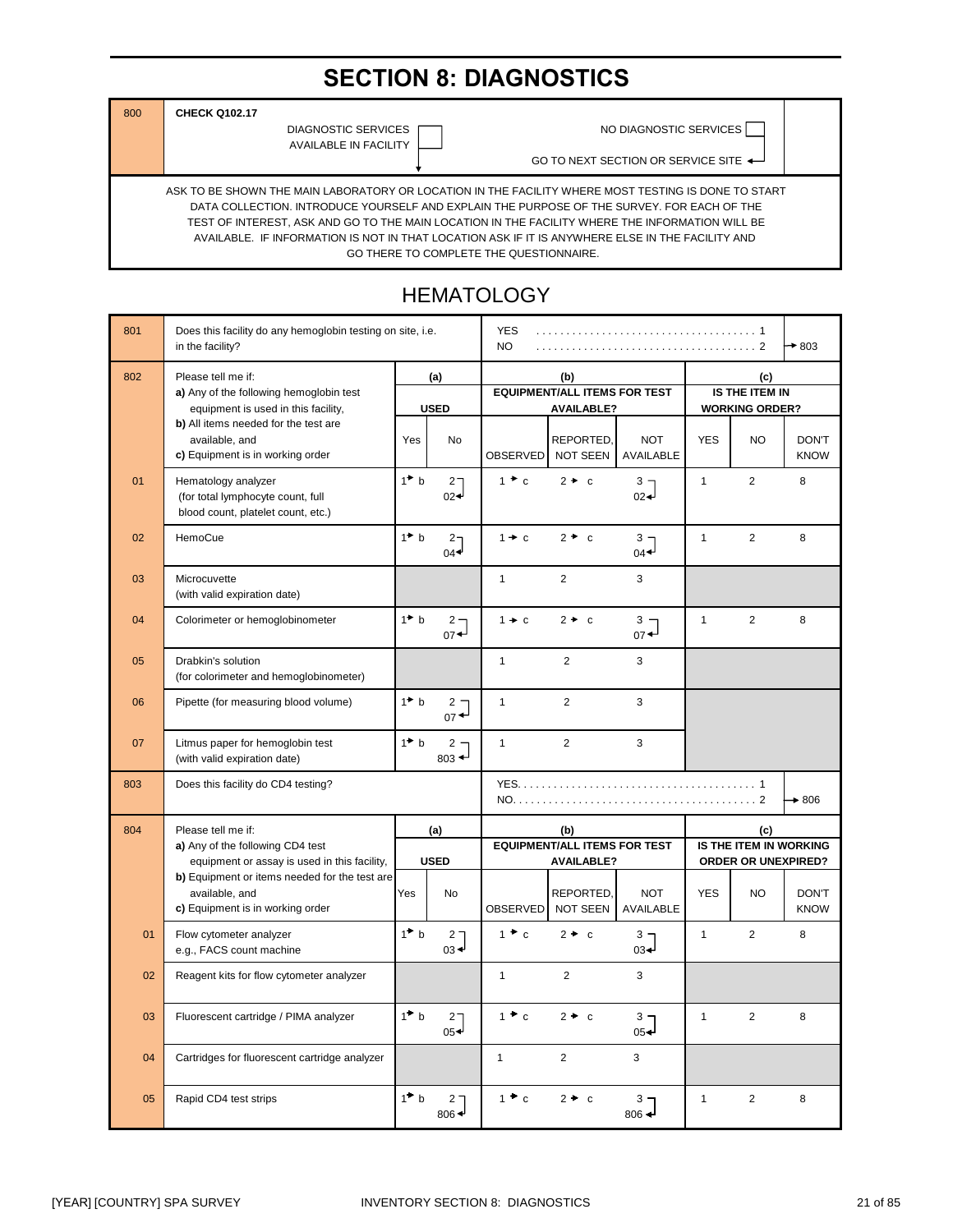# SECTION 8: DIAGNOSTICS

| | | | |
|---|---|---|---|
| 800 | **CHECK Q102.17** | DIAGNOSTIC SERVICES AVAILABLE IN FACILITY ☐ ↓ | NO DIAGNOSTIC SERVICES ☐ GO TO NEXT SECTION OR SERVICE SITE ← |

ASK TO BE SHOWN THE MAIN LABORATORY OR LOCATION IN THE FACILITY WHERE MOST TESTING IS DONE TO START DATA COLLECTION. INTRODUCE YOURSELF AND EXPLAIN THE PURPOSE OF THE SURVEY. FOR EACH OF THE TEST OF INTEREST, ASK AND GO TO THE MAIN LOCATION IN THE FACILITY WHERE THE INFORMATION WILL BE AVAILABLE. IF INFORMATION IS NOT IN THAT LOCATION ASK IF IT IS ANYWHERE ELSE IN THE FACILITY AND GO THERE TO COMPLETE THE QUESTIONNAIRE.

## HEMATOLOGY

| | | |
|---|---|---|
| 801 | Does this facility do any hemoglobin testing on site, i.e. in the facility? | YES . . . . . 1<br>NO . . . . . 2 → 803 |

| 802 | Please tell me if:<br>a) Any of the following hemoglobin test equipment is used in this facility,<br>b) All items needed for the test are available, and<br>c) Equipment is in working order | (a) USED | | (b) EQUIPMENT/ALL ITEMS FOR TEST AVAILABLE? | | | (c) IS THE ITEM IN WORKING ORDER? | | |
|---|---|---|---|---|---|---|---|---|---|
| | | Yes | No | OBSERVED | REPORTED, NOT SEEN | NOT AVAILABLE | YES | NO | DON'T KNOW |
| 01 | Hematology analyzer (for total lymphocyte count, full blood count, platelet count, etc.) | 1 → b | 2 → 02 | 1 → c | 2 → c | 3 → 02 | 1 | 2 | 8 |
| 02 | HemoCue | 1 → b | 2 → 04 | 1 → c | 2 → c | 3 → 04 | 1 | 2 | 8 |
| 03 | Microcuvette (with valid expiration date) | | | 1 | 2 | 3 | | | |
| 04 | Colorimeter or hemoglobinometer | 1 → b | 2 → 07 | 1 → c | 2 → c | 3 → 07 | 1 | 2 | 8 |
| 05 | Drabkin's solution (for colorimeter and hemoglobinometer) | | | 1 | 2 | 3 | | | |
| 06 | Pipette (for measuring blood volume) | 1 → b | 2 → 07 | 1 | 2 | 3 | | | |
| 07 | Litmus paper for hemoglobin test (with valid expiration date) | 1 → b | 2 → 803 | 1 | 2 | 3 | | | |

| | | |
|---|---|---|
| 803 | Does this facility do CD4 testing? | YES. . . . . 1<br>NO. . . . . 2 → 806 |

| 804 | Please tell me if:<br>a) Any of the following CD4 test equipment or assay is used in this facility,<br>b) Equipment or items needed for the test are available, and<br>c) Equipment is in working order | (a) USED | | (b) EQUIPMENT/ALL ITEMS FOR TEST AVAILABLE? | | | (c) IS THE ITEM IN WORKING ORDER OR UNEXPIRED? | | |
|---|---|---|---|---|---|---|---|---|---|
| | | Yes | No | OBSERVED | REPORTED, NOT SEEN | NOT AVAILABLE | YES | NO | DON'T KNOW |
| 01 | Flow cytometer analyzer e.g., FACS count machine | 1 → b | 2 → 03 | 1 → c | 2 → c | 3 → 03 | 1 | 2 | 8 |
| 02 | Reagent kits for flow cytometer analyzer | | | 1 | 2 | 3 | | | |
| 03 | Fluorescent cartridge / PIMA analyzer | 1 → b | 2 → 05 | 1 → c | 2 → c | 3 → 05 | 1 | 2 | 8 |
| 04 | Cartridges for fluorescent cartridge analyzer | | | 1 | 2 | 3 | | | |
| 05 | Rapid CD4 test strips | 1 → b | 2 → 806 | 1 → c | 2 → c | 3 → 806 | 1 | 2 | 8 |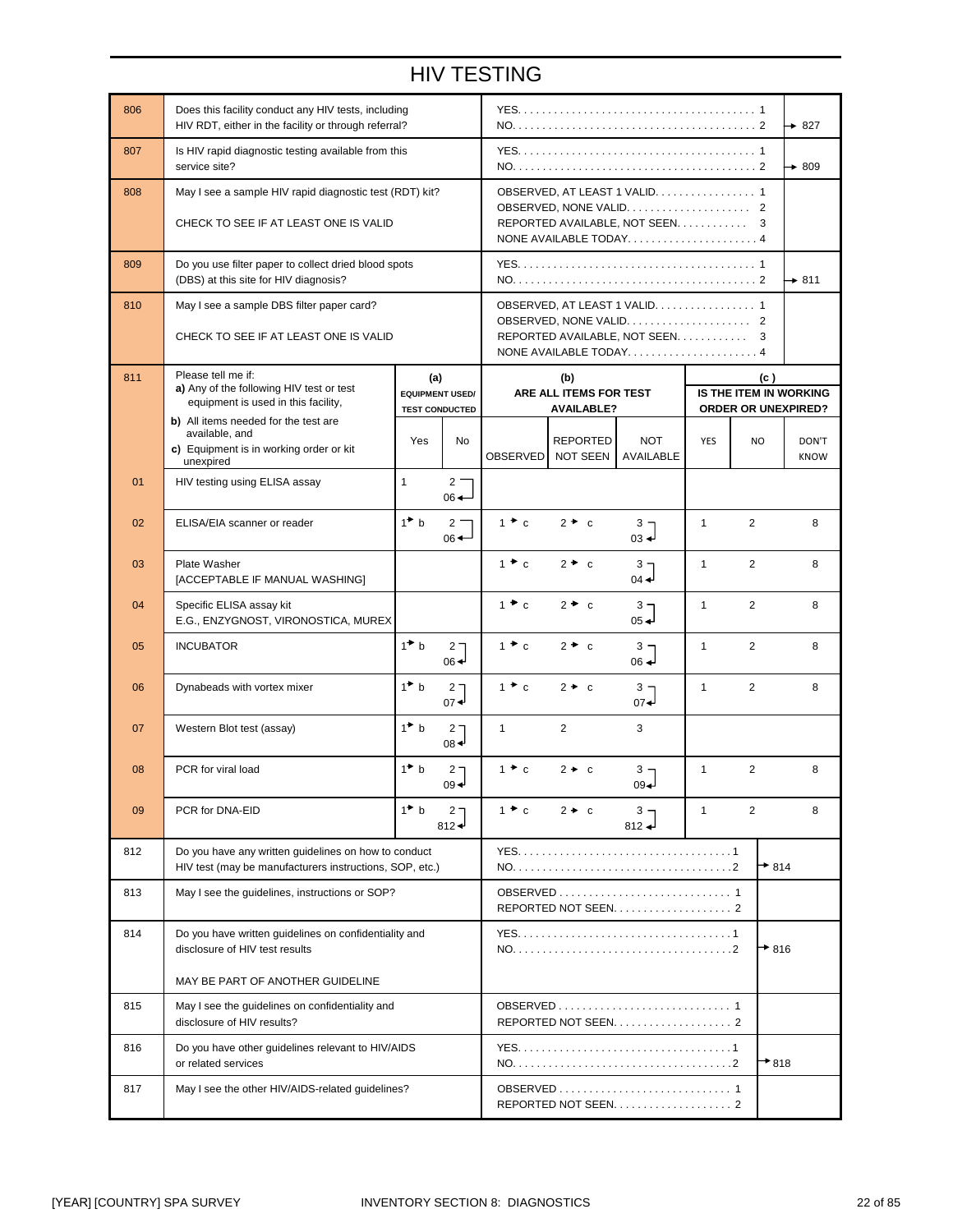# HIV TESTING

| No. | Question | Coding categories | Skip |
|---|---|---|---|
| 806 | Does this facility conduct any HIV tests, including HIV RDT, either in the facility or through referral? | YES . . . . . 1<br>NO . . . . . 2 | <br>→ 827 |
| 807 | Is HIV rapid diagnostic testing available from this service site? | YES . . . . . 1<br>NO . . . . . 2 | <br>→ 809 |
| 808 | May I see a sample HIV rapid diagnostic test (RDT) kit?<br><br>CHECK TO SEE IF AT LEAST ONE IS VALID | OBSERVED, AT LEAST 1 VALID. . . . . 1<br>OBSERVED, NONE VALID. . . . . 2<br>REPORTED AVAILABLE, NOT SEEN. . . . . 3<br>NONE AVAILABLE TODAY. . . . . 4 | |
| 809 | Do you use filter paper to collect dried blood spots (DBS) at this site for HIV diagnosis? | YES . . . . . 1<br>NO . . . . . 2 | <br>→ 811 |
| 810 | May I see a sample DBS filter paper card?<br><br>CHECK TO SEE IF AT LEAST ONE IS VALID | OBSERVED, AT LEAST 1 VALID. . . . . 1<br>OBSERVED, NONE VALID. . . . . 2<br>REPORTED AVAILABLE, NOT SEEN. . . . . 3<br>NONE AVAILABLE TODAY. . . . . 4 | |

| 811 | Please tell me if:<br>a) Any of the following HIV test or test equipment is used in this facility,<br>b) All items needed for the test are available, and<br>c) Equipment is in working order or kit unexpired | (a) EQUIPMENT USED/ TEST CONDUCTED | | (b) ARE ALL ITEMS FOR TEST AVAILABLE? | | | (c) IS THE ITEM IN WORKING ORDER OR UNEXPIRED? | | |
|---|---|---|---|---|---|---|---|---|---|
| | | Yes | No | OBSERVED | REPORTED NOT SEEN | NOT AVAILABLE | YES | NO | DON'T KNOW |
| 01 | HIV testing using ELISA assay | 1 | 2 → 06 | | | | | | |
| 02 | ELISA/EIA scanner or reader | 1 → b | 2 → 06 | 1 → c | 2 → c | 3 → 03 | 1 | 2 | 8 |
| 03 | Plate Washer<br>[ACCEPTABLE IF MANUAL WASHING] | | | 1 → c | 2 → c | 3 → 04 | 1 | 2 | 8 |
| 04 | Specific ELISA assay kit<br>E.G., ENZYGNOST, VIRONOSTICA, MUREX | | | 1 → c | 2 → c | 3 → 05 | 1 | 2 | 8 |
| 05 | INCUBATOR | 1 → b | 2 → 06 | 1 → c | 2 → c | 3 → 06 | 1 | 2 | 8 |
| 06 | Dynabeads with vortex mixer | 1 → b | 2 → 07 | 1 → c | 2 → c | 3 → 07 | 1 | 2 | 8 |
| 07 | Western Blot test (assay) | 1 → b | 2 → 08 | 1 | 2 | 3 | | | |
| 08 | PCR for viral load | 1 → b | 2 → 09 | 1 → c | 2 → c | 3 → 09 | 1 | 2 | 8 |
| 09 | PCR for DNA-EID | 1 → b | 2 → 812 | 1 → c | 2 → c | 3 → 812 | 1 | 2 | 8 |

| No. | Question | Coding categories | Skip |
|---|---|---|---|
| 812 | Do you have any written guidelines on how to conduct HIV test (may be manufacturers instructions, SOP, etc.) | YES . . . . . 1<br>NO . . . . . 2 | <br>→ 814 |
| 813 | May I see the guidelines, instructions or SOP? | OBSERVED . . . . . 1<br>REPORTED NOT SEEN. . . . . 2 | |
| 814 | Do you have written guidelines on confidentiality and disclosure of HIV test results<br><br>MAY BE PART OF ANOTHER GUIDELINE | YES . . . . . 1<br>NO . . . . . 2 | <br>→ 816 |
| 815 | May I see the guidelines on confidentiality and disclosure of HIV results? | OBSERVED . . . . . 1<br>REPORTED NOT SEEN. . . . . 2 | |
| 816 | Do you have other guidelines relevant to HIV/AIDS or related services | YES . . . . . 1<br>NO . . . . . 2 | <br>→ 818 |
| 817 | May I see the other HIV/AIDS-related guidelines? | OBSERVED . . . . . 1<br>REPORTED NOT SEEN. . . . . 2 | |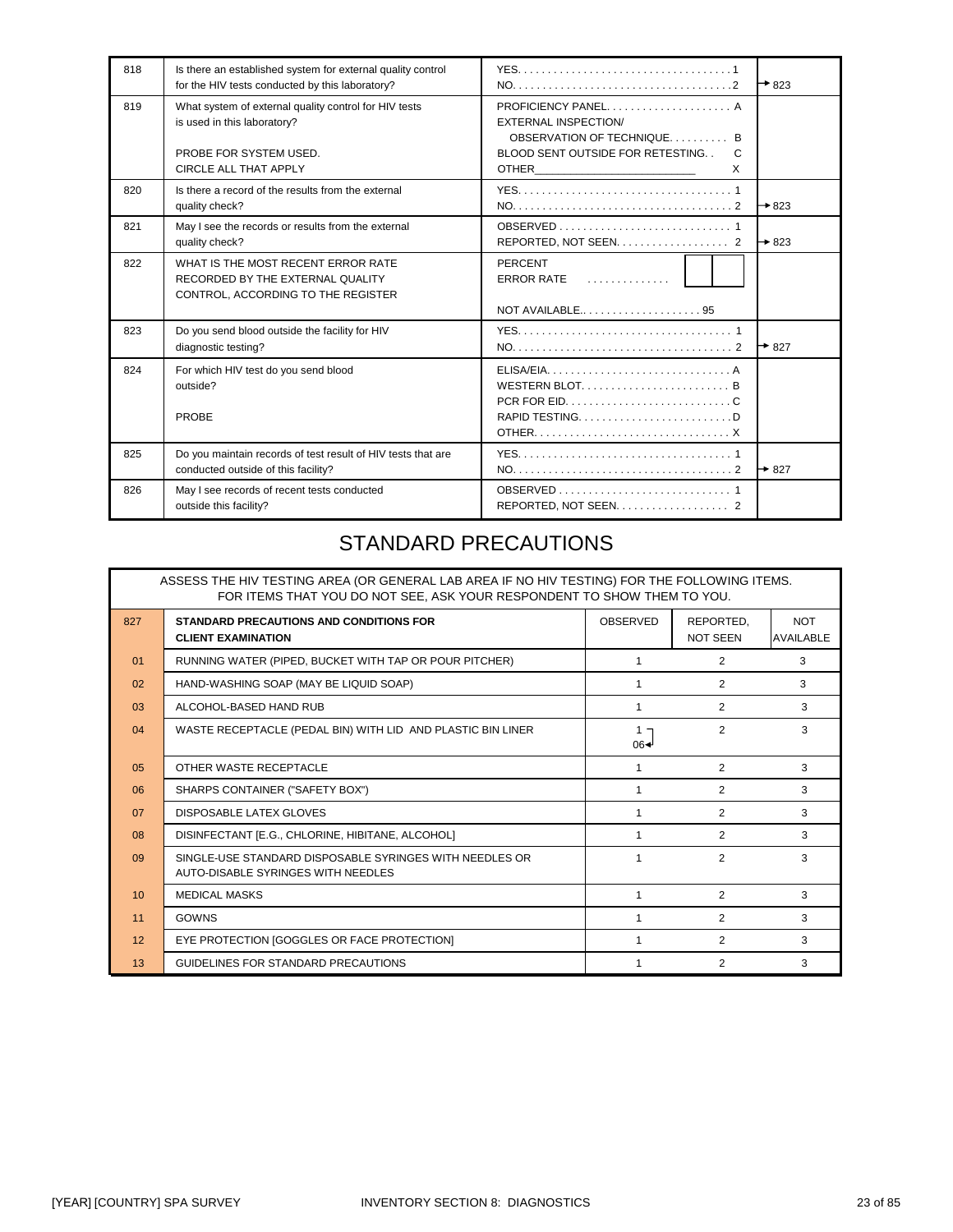| | | | |
|---|---|---|---|
| 818 | Is there an established system for external quality control for the HIV tests conducted by this laboratory? | YES. . . . . . . . . . . . . . . . . . . . . . . . . . . . . . . . . . . 1<br>NO. . . . . . . . . . . . . . . . . . . . . . . . . . . . . . . . . . . .2 | → 823 |
| 819 | What system of external quality control for HIV tests is used in this laboratory?<br><br>PROBE FOR SYSTEM USED.<br>CIRCLE ALL THAT APPLY | PROFICIENCY PANEL. . . . . . . . . . . . . . . . . . . . . A<br>EXTERNAL INSPECTION/<br>OBSERVATION OF TECHNIQUE. . . . . . . . . . B<br>BLOOD SENT OUTSIDE FOR RETESTING. . C<br>OTHER________________________ X | |
| 820 | Is there a record of the results from the external quality check? | YES. . . . . . . . . . . . . . . . . . . . . . . . . . . . . . . . . . . 1<br>NO. . . . . . . . . . . . . . . . . . . . . . . . . . . . . . . . . . . . 2 | → 823 |
| 821 | May I see the records or results from the external quality check? | OBSERVED . . . . . . . . . . . . . . . . . . . . . . . . . . . . 1<br>REPORTED, NOT SEEN. . . . . . . . . . . . . . . . . . 2 | → 823 |
| 822 | WHAT IS THE MOST RECENT ERROR RATE RECORDED BY THE EXTERNAL QUALITY CONTROL, ACCORDING TO THE REGISTER | PERCENT<br>ERROR RATE . . . . . . . . . . . . . . [ ][ ]<br><br>NOT AVAILABLE.. . . . . . . . . . . . . . . . . . . . 95 | |
| 823 | Do you send blood outside the facility for HIV diagnostic testing? | YES. . . . . . . . . . . . . . . . . . . . . . . . . . . . . . . . . . . 1<br>NO. . . . . . . . . . . . . . . . . . . . . . . . . . . . . . . . . . . . 2 | → 827 |
| 824 | For which HIV test do you send blood outside?<br><br>PROBE | ELISA/EIA. . . . . . . . . . . . . . . . . . . . . . . . . . . . . . A<br>WESTERN BLOT. . . . . . . . . . . . . . . . . . . . . . . . B<br>PCR FOR EID. . . . . . . . . . . . . . . . . . . . . . . . . . . C<br>RAPID TESTING. . . . . . . . . . . . . . . . . . . . . . . . . D<br>OTHER. . . . . . . . . . . . . . . . . . . . . . . . . . . . . . . . X | |
| 825 | Do you maintain records of test result of HIV tests that are conducted outside of this facility? | YES. . . . . . . . . . . . . . . . . . . . . . . . . . . . . . . . . . . 1<br>NO. . . . . . . . . . . . . . . . . . . . . . . . . . . . . . . . . . . . 2 | → 827 |
| 826 | May I see records of recent tests conducted outside this facility? | OBSERVED . . . . . . . . . . . . . . . . . . . . . . . . . . . . 1<br>REPORTED, NOT SEEN. . . . . . . . . . . . . . . . . . 2 | |

# STANDARD PRECAUTIONS

ASSESS THE HIV TESTING AREA (OR GENERAL LAB AREA IF NO HIV TESTING) FOR THE FOLLOWING ITEMS. FOR ITEMS THAT YOU DO NOT SEE, ASK YOUR RESPONDENT TO SHOW THEM TO YOU.

| 827 | **STANDARD PRECAUTIONS AND CONDITIONS FOR CLIENT EXAMINATION** | OBSERVED | REPORTED, NOT SEEN | NOT AVAILABLE |
|---|---|---|---|---|
| 01 | RUNNING WATER (PIPED, BUCKET WITH TAP OR POUR PITCHER) | 1 | 2 | 3 |
| 02 | HAND-WASHING SOAP (MAY BE LIQUID SOAP) | 1 | 2 | 3 |
| 03 | ALCOHOL-BASED HAND RUB | 1 | 2 | 3 |
| 04 | WASTE RECEPTACLE (PEDAL BIN) WITH LID AND PLASTIC BIN LINER | 1 → 06 | 2 | 3 |
| 05 | OTHER WASTE RECEPTACLE | 1 | 2 | 3 |
| 06 | SHARPS CONTAINER ("SAFETY BOX") | 1 | 2 | 3 |
| 07 | DISPOSABLE LATEX GLOVES | 1 | 2 | 3 |
| 08 | DISINFECTANT [E.G., CHLORINE, HIBITANE, ALCOHOL] | 1 | 2 | 3 |
| 09 | SINGLE-USE STANDARD DISPOSABLE SYRINGES WITH NEEDLES OR AUTO-DISABLE SYRINGES WITH NEEDLES | 1 | 2 | 3 |
| 10 | MEDICAL MASKS | 1 | 2 | 3 |
| 11 | GOWNS | 1 | 2 | 3 |
| 12 | EYE PROTECTION [GOGGLES OR FACE PROTECTION] | 1 | 2 | 3 |
| 13 | GUIDELINES FOR STANDARD PRECAUTIONS | 1 | 2 | 3 |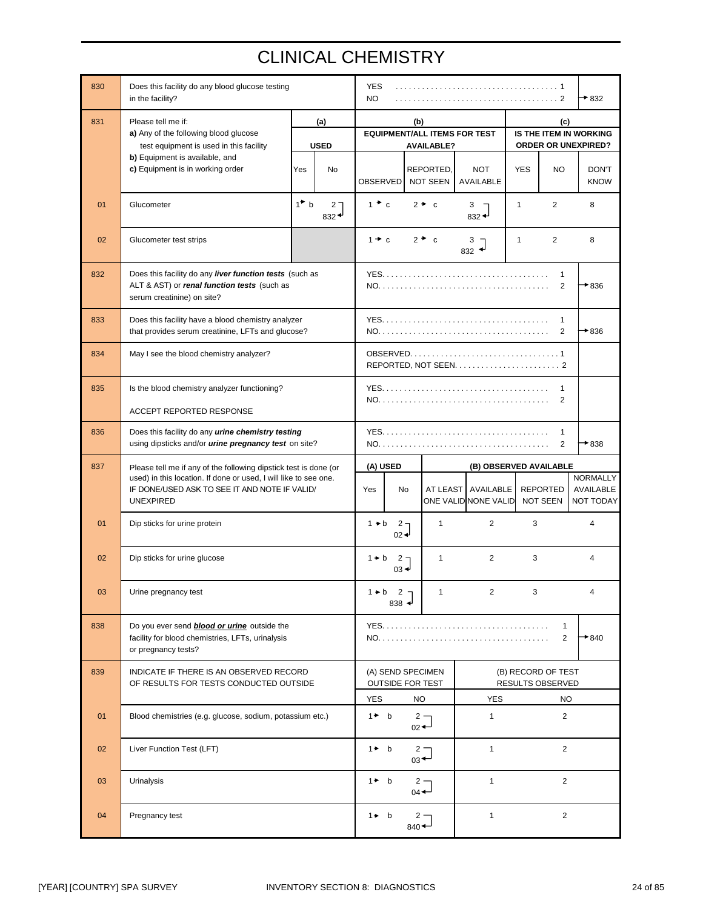# CLINICAL CHEMISTRY

| | | | |
|---|---|---|---|
| 830 | Does this facility do any blood glucose testing in the facility? | YES . . . . . . . . 1<br>NO . . . . . . . . 2 | → 832 |

| | | (a) USED | | (b) EQUIPMENT/ALL ITEMS FOR TEST AVAILABLE? | | | (c) IS THE ITEM IN WORKING ORDER OR UNEXPIRED? | | |
|---|---|---|---|---|---|---|---|---|---|
| 831 | Please tell me if:<br>a) Any of the following blood glucose test equipment is used in this facility<br>b) Equipment is available, and<br>c) Equipment is in working order | Yes | No | OBSERVED | REPORTED, NOT SEEN | NOT AVAILABLE | YES | NO | DON'T KNOW |
| 01 | Glucometer | 1 → b | 2 → 832 | 1 → c | 2 → c | 3 → 832 | 1 | 2 | 8 |
| 02 | Glucometer test strips | | | 1 → c | 2 → c | 3 → 832 | 1 | 2 | 8 |

| | | | |
|---|---|---|---|
| 832 | Does this facility do any ***liver function tests*** (such as ALT & AST) or ***renal function tests*** (such as serum creatinine) on site? | YES. . . . . . . . 1<br>NO. . . . . . . . 2 | → 836 |
| 833 | Does this facility have a blood chemistry analyzer that provides serum creatinine, LFTs and glucose? | YES. . . . . . . . 1<br>NO. . . . . . . . 2 | → 836 |
| 834 | May I see the blood chemistry analyzer? | OBSERVED. . . . . . . . 1<br>REPORTED, NOT SEEN. . . . . . . . 2 | |
| 835 | Is the blood chemistry analyzer functioning?<br><br>ACCEPT REPORTED RESPONSE | YES. . . . . . . . 1<br>NO. . . . . . . . 2 | |
| 836 | Does this facility do any ***urine chemistry testing*** using dipsticks and/or ***urine pregnancy test*** on site? | YES. . . . . . . . 1<br>NO. . . . . . . . 2 | → 838 |

| | | (A) USED | | (B) OBSERVED AVAILABLE | | | |
|---|---|---|---|---|---|---|---|
| 837 | Please tell me if any of the following dipstick test is done (or used) in this location. If done or used, I will like to see one. IF DONE/USED ASK TO SEE IT AND NOTE IF VALID/ UNEXPIRED | Yes | No | AT LEAST ONE VALID | AVAILABLE NONE VALID | REPORTED NOT SEEN | NORMALLY AVAILABLE NOT TODAY |
| 01 | Dip sticks for urine protein | 1 → b | 2 → 02 | 1 | 2 | 3 | 4 |
| 02 | Dip sticks for urine glucose | 1 → b | 2 → 03 | 1 | 2 | 3 | 4 |
| 03 | Urine pregnancy test | 1 → b | 2 → 838 | 1 | 2 | 3 | 4 |

| | | | |
|---|---|---|---|
| 838 | Do you ever send ***blood or urine*** outside the facility for blood chemistries, LFTs, urinalysis or pregnancy tests? | YES. . . . . . . . 1<br>NO. . . . . . . . 2 | → 840 |

| | | (A) SEND SPECIMEN OUTSIDE FOR TEST | | (B) RECORD OF TEST RESULTS OBSERVED | |
|---|---|---|---|---|---|
| 839 | INDICATE IF THERE IS AN OBSERVED RECORD OF RESULTS FOR TESTS CONDUCTED OUTSIDE | YES | NO | YES | NO |
| 01 | Blood chemistries (e.g. glucose, sodium, potassium etc.) | 1 → b | 2 → 02 | 1 | 2 |
| 02 | Liver Function Test (LFT) | 1 → b | 2 → 03 | 1 | 2 |
| 03 | Urinalysis | 1 → b | 2 → 04 | 1 | 2 |
| 04 | Pregnancy test | 1 → b | 2 → 840 | 1 | 2 |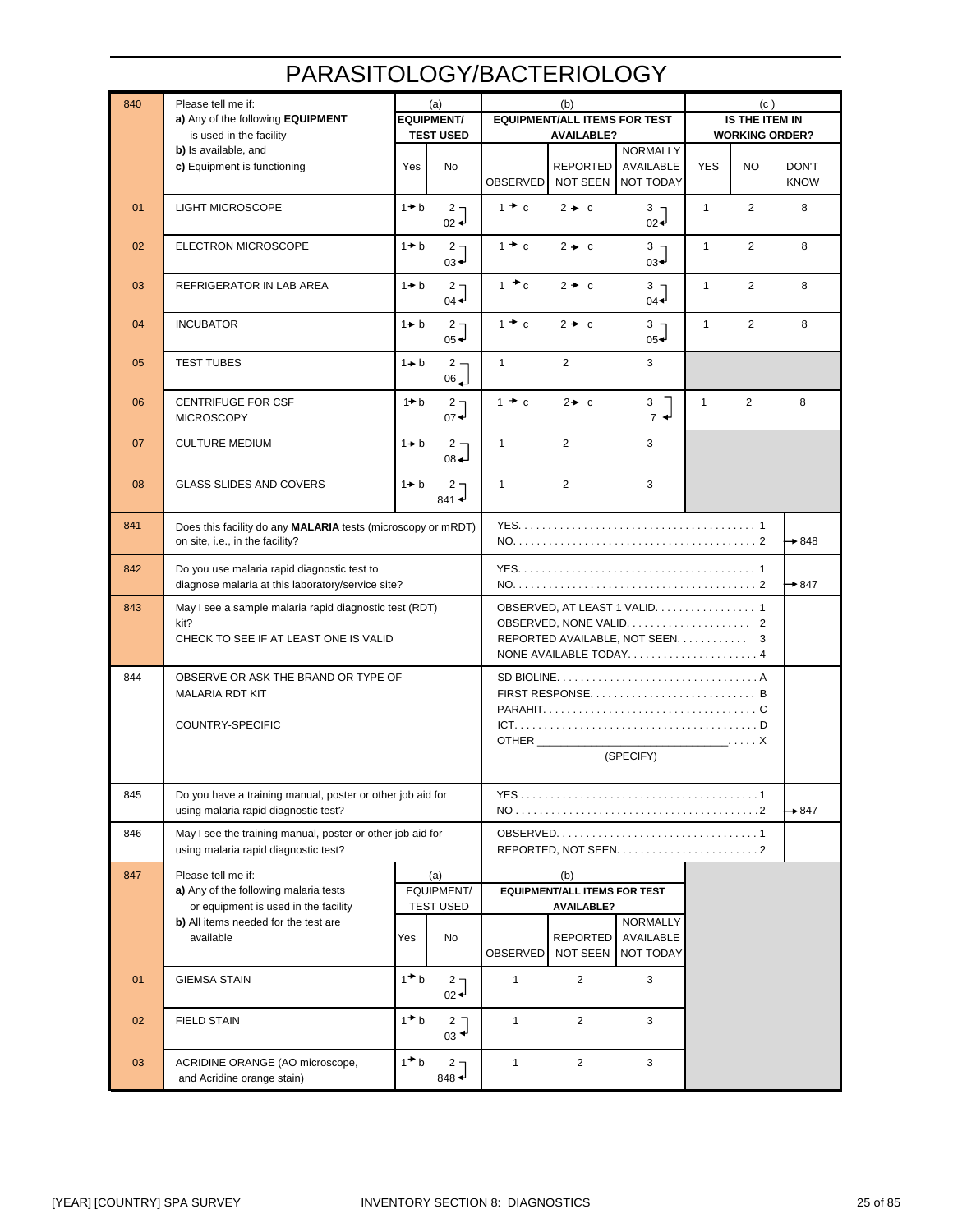# PARASITOLOGY/BACTERIOLOGY

| 840 | Please tell me if:<br>**a)** Any of the following **EQUIPMENT** is used in the facility<br>**b)** Is available, and<br>**c)** Equipment is functioning | (a) EQUIPMENT/ TEST USED | | (b) EQUIPMENT/ALL ITEMS FOR TEST AVAILABLE? | | | (c) IS THE ITEM IN WORKING ORDER? | | |
|---|---|---|---|---|---|---|---|---|---|
| | | Yes | No | OBSERVED | REPORTED NOT SEEN | NORMALLY AVAILABLE NOT TODAY | YES | NO | DON'T KNOW |
| 01 | LIGHT MICROSCOPE | 1→b | 2 → 02 | 1 → c | 2 → c | 3 → 02 | 1 | 2 | 8 |
| 02 | ELECTRON MICROSCOPE | 1→b | 2 → 03 | 1 → c | 2 → c | 3 → 03 | 1 | 2 | 8 |
| 03 | REFRIGERATOR IN LAB AREA | 1→b | 2 → 04 | 1 → c | 2 → c | 3 → 04 | 1 | 2 | 8 |
| 04 | INCUBATOR | 1→b | 2 → 05 | 1 → c | 2 → c | 3 → 05 | 1 | 2 | 8 |
| 05 | TEST TUBES | 1→b | 2 → 06 | 1 | 2 | 3 | | | |
| 06 | CENTRIFUGE FOR CSF MICROSCOPY | 1→b | 2 → 07 | 1 → c | 2 → c | 3 → 7 | 1 | 2 | 8 |
| 07 | CULTURE MEDIUM | 1→b | 2 → 08 | 1 | 2 | 3 | | | |
| 08 | GLASS SLIDES AND COVERS | 1→b | 2 → 841 | 1 | 2 | 3 | | | |

| No. | Question | Response | Skip |
|---|---|---|---|
| 841 | Does this facility do any **MALARIA** tests (microscopy or mRDT) on site, i.e., in the facility? | YES . . . . . 1<br>NO . . . . . 2 | <br>→ 848 |
| 842 | Do you use malaria rapid diagnostic test to diagnose malaria at this laboratory/service site? | YES . . . . . 1<br>NO . . . . . 2 | <br>→ 847 |
| 843 | May I see a sample malaria rapid diagnostic test (RDT) kit?<br>CHECK TO SEE IF AT LEAST ONE IS VALID | OBSERVED, AT LEAST 1 VALID . . . . . 1<br>OBSERVED, NONE VALID . . . . . 2<br>REPORTED AVAILABLE, NOT SEEN . . . . . 3<br>NONE AVAILABLE TODAY . . . . . 4 | |
| 844 | OBSERVE OR ASK THE BRAND OR TYPE OF MALARIA RDT KIT<br><br>COUNTRY-SPECIFIC | SD BIOLINE . . . . . A<br>FIRST RESPONSE . . . . . B<br>PARAHIT . . . . . C<br>ICT . . . . . D<br>OTHER _______________ . . . . . X<br>(SPECIFY) | |
| 845 | Do you have a training manual, poster or other job aid for using malaria rapid diagnostic test? | YES . . . . . 1<br>NO . . . . . 2 | <br>→ 847 |
| 846 | May I see the training manual, poster or other job aid for using malaria rapid diagnostic test? | OBSERVED . . . . . 1<br>REPORTED, NOT SEEN . . . . . 2 | |

| 847 | Please tell me if:<br>**a)** Any of the following malaria tests or equipment is used in the facility<br>**b)** All items needed for the test are available | (a) EQUIPMENT/ TEST USED | | (b) EQUIPMENT/ALL ITEMS FOR TEST AVAILABLE? | | |
|---|---|---|---|---|---|---|
| | | Yes | No | OBSERVED | REPORTED NOT SEEN | NORMALLY AVAILABLE NOT TODAY |
| 01 | GIEMSA STAIN | 1→b | 2 → 02 | 1 | 2 | 3 |
| 02 | FIELD STAIN | 1→b | 2 → 03 | 1 | 2 | 3 |
| 03 | ACRIDINE ORANGE (AO microscope, and Acridine orange stain) | 1→b | 2 → 848 | 1 | 2 | 3 |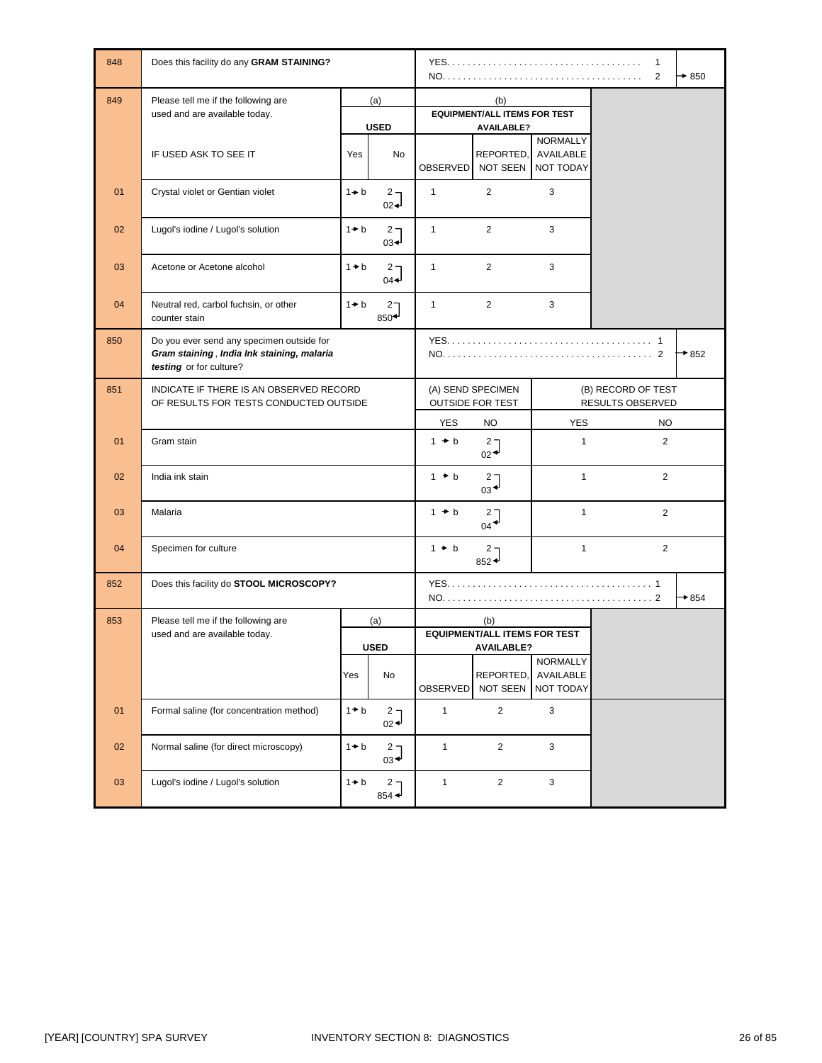| | | | | | | | |
|---|---|---|---|---|---|---|---|
| 848 | Does this facility do any **GRAM STAINING?** | | | YES. . . . . . . . . . . . . . . . . . . . . . . . . . . . . . . . . . . . . 1<br>NO. . . . . . . . . . . . . . . . . . . . . . . . . . . . . . . . . . . . . . 2 | | | → 850 |
| 849 | Please tell me if the following are used and are available today.<br><br>IF USED ASK TO SEE IT | (a) **USED**<br>Yes | <br>No | (b) **EQUIPMENT/ALL ITEMS FOR TEST AVAILABLE?**<br>OBSERVED | <br>REPORTED, NOT SEEN | <br>NORMALLY AVAILABLE NOT TODAY | |
| 01 | Crystal violet or Gentian violet | 1 → b | 2 → 02 | 1 | 2 | 3 | |
| 02 | Lugol's iodine / Lugol's solution | 1 → b | 2 → 03 | 1 | 2 | 3 | |
| 03 | Acetone or Acetone alcohol | 1 → b | 2 → 04 | 1 | 2 | 3 | |
| 04 | Neutral red, carbol fuchsin, or other counter stain | 1 → b | 2 → 850 | 1 | 2 | 3 | |
| 850 | Do you ever send any specimen outside for ***Gram staining**, **India Ink staining, malaria testing*** or for culture? | | | YES. . . . . . . . . . . . . . . . . . . . . . . . . . . . . . . . . . . . . . . 1<br>NO. . . . . . . . . . . . . . . . . . . . . . . . . . . . . . . . . . . . . . . 2 | | | → 852 |
| 851 | INDICATE IF THERE IS AN OBSERVED RECORD OF RESULTS FOR TESTS CONDUCTED OUTSIDE | | | (A) SEND SPECIMEN OUTSIDE FOR TEST<br>YES | <br>NO | (B) RECORD OF TEST RESULTS OBSERVED<br>YES | <br>NO |
| 01 | Gram stain | | | 1 → b | 2 → 02 | 1 | 2 |
| 02 | India ink stain | | | 1 → b | 2 → 03 | 1 | 2 |
| 03 | Malaria | | | 1 → b | 2 → 04 | 1 | 2 |
| 04 | Specimen for culture | | | 1 → b | 2 → 852 | 1 | 2 |
| 852 | Does this facility do **STOOL MICROSCOPY?** | | | YES. . . . . . . . . . . . . . . . . . . . . . . . . . . . . . . . . . . . . . . 1<br>NO. . . . . . . . . . . . . . . . . . . . . . . . . . . . . . . . . . . . . . . 2 | | | → 854 |
| 853 | Please tell me if the following are used and are available today. | (a) **USED**<br>Yes | <br>No | (b) **EQUIPMENT/ALL ITEMS FOR TEST AVAILABLE?**<br>OBSERVED | <br>REPORTED, NOT SEEN | <br>NORMALLY AVAILABLE NOT TODAY | |
| 01 | Formal saline (for concentration method) | 1 → b | 2 → 02 | 1 | 2 | 3 | |
| 02 | Normal saline (for direct microscopy) | 1 → b | 2 → 03 | 1 | 2 | 3 | |
| 03 | Lugol's iodine / Lugol's solution | 1 → b | 2 → 854 | 1 | 2 | 3 | |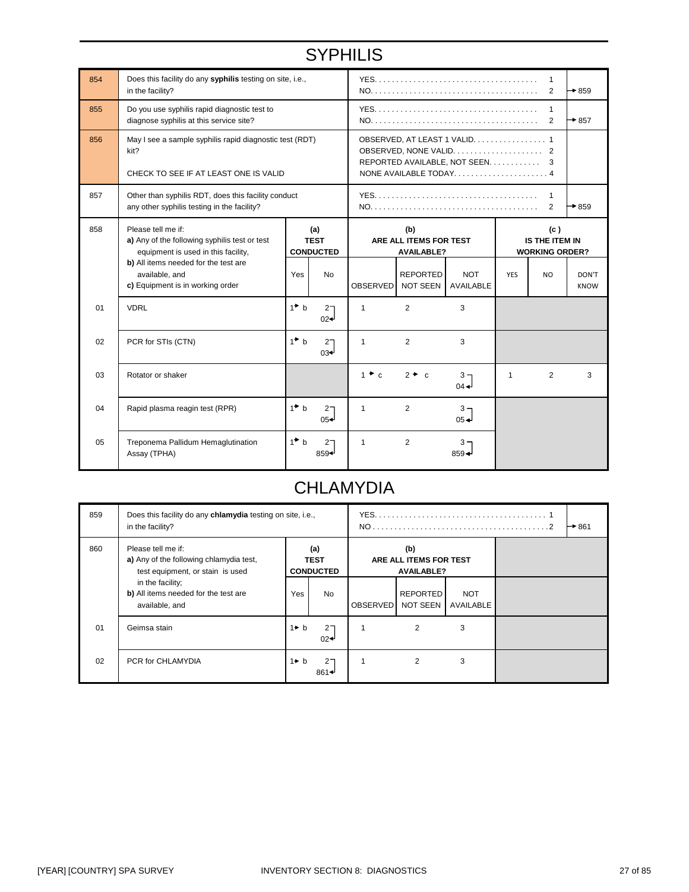# SYPHILIS

| No. | Question | Response | Skip |
|---|---|---|---|
| 854 | Does this facility do any **syphilis** testing on site, i.e., in the facility? | YES. . . . . . . . . . . . . . . . . . . . . . . . . . . . . . . . . . . . . . 1<br>NO. . . . . . . . . . . . . . . . . . . . . . . . . . . . . . . . . . . . . . . 2 | 2 → 859 |
| 855 | Do you use syphilis rapid diagnostic test to diagnose syphilis at this service site? | YES. . . . . . . . . . . . . . . . . . . . . . . . . . . . . . . . . . . . . . 1<br>NO. . . . . . . . . . . . . . . . . . . . . . . . . . . . . . . . . . . . . . . 2 | 2 → 857 |
| 856 | May I see a sample syphilis rapid diagnostic test (RDT) kit?<br><br>CHECK TO SEE IF AT LEAST ONE IS VALID | OBSERVED, AT LEAST 1 VALID. . . . . . . . . . . . . . . . . 1<br>OBSERVED, NONE VALID. . . . . . . . . . . . . . . . . . . . . 2<br>REPORTED AVAILABLE, NOT SEEN. . . . . . . . . . . . 3<br>NONE AVAILABLE TODAY. . . . . . . . . . . . . . . . . . . . . 4 | |
| 857 | Other than syphilis RDT, does this facility conduct any other syphilis testing in the facility? | YES. . . . . . . . . . . . . . . . . . . . . . . . . . . . . . . . . . . . . . 1<br>NO. . . . . . . . . . . . . . . . . . . . . . . . . . . . . . . . . . . . . . . 2 | 2 → 859 |

| 858 | Please tell me if:<br>**a)** Any of the following syphilis test or test equipment is used in this facility,<br>**b)** All items needed for the test are available, and<br>**c)** Equipment is in working order | (a) TEST CONDUCTED | | (b) ARE ALL ITEMS FOR TEST AVAILABLE? | | | (c) IS THE ITEM IN WORKING ORDER? | | |
|---|---|---|---|---|---|---|---|---|---|
| | | Yes | No | OBSERVED | REPORTED NOT SEEN | NOT AVAILABLE | YES | NO | DON'T KNOW |
| 01 | VDRL | 1 → b | 2 → 02 | 1 | 2 | 3 | | | |
| 02 | PCR for STIs (CTN) | 1 → b | 2 → 03 | 1 | 2 | 3 | | | |
| 03 | Rotator or shaker | | | 1 → c | 2 → c | 3 → 04 | 1 | 2 | 3 |
| 04 | Rapid plasma reagin test (RPR) | 1 → b | 2 → 05 | 1 | 2 | 3 → 05 | | | |
| 05 | Treponema Pallidum Hemaglutination Assay (TPHA) | 1 → b | 2 → 859 | 1 | 2 | 3 → 859 | | | |

# CHLAMYDIA

| No. | Question | Response | Skip |
|---|---|---|---|
| 859 | Does this facility do any **chlamydia** testing on site, i.e., in the facility? | YES. . . . . . . . . . . . . . . . . . . . . . . . . . . . . . . . . . . . . . 1<br>NO . . . . . . . . . . . . . . . . . . . . . . . . . . . . . . . . . . . . . . .2 | 2 → 861 |

| 860 | Please tell me if:<br>**a)** Any of the following chlamydia test, test equipment, or stain is used in the facility;<br>**b)** All items needed for the test are available, and | (a) TEST CONDUCTED | | (b) ARE ALL ITEMS FOR TEST AVAILABLE? | | |
|---|---|---|---|---|---|---|
| | | Yes | No | OBSERVED | REPORTED NOT SEEN | NOT AVAILABLE |
| 01 | Geimsa stain | 1 → b | 2 → 02 | 1 | 2 | 3 |
| 02 | PCR for CHLAMYDIA | 1 → b | 2 → 861 | 1 | 2 | 3 |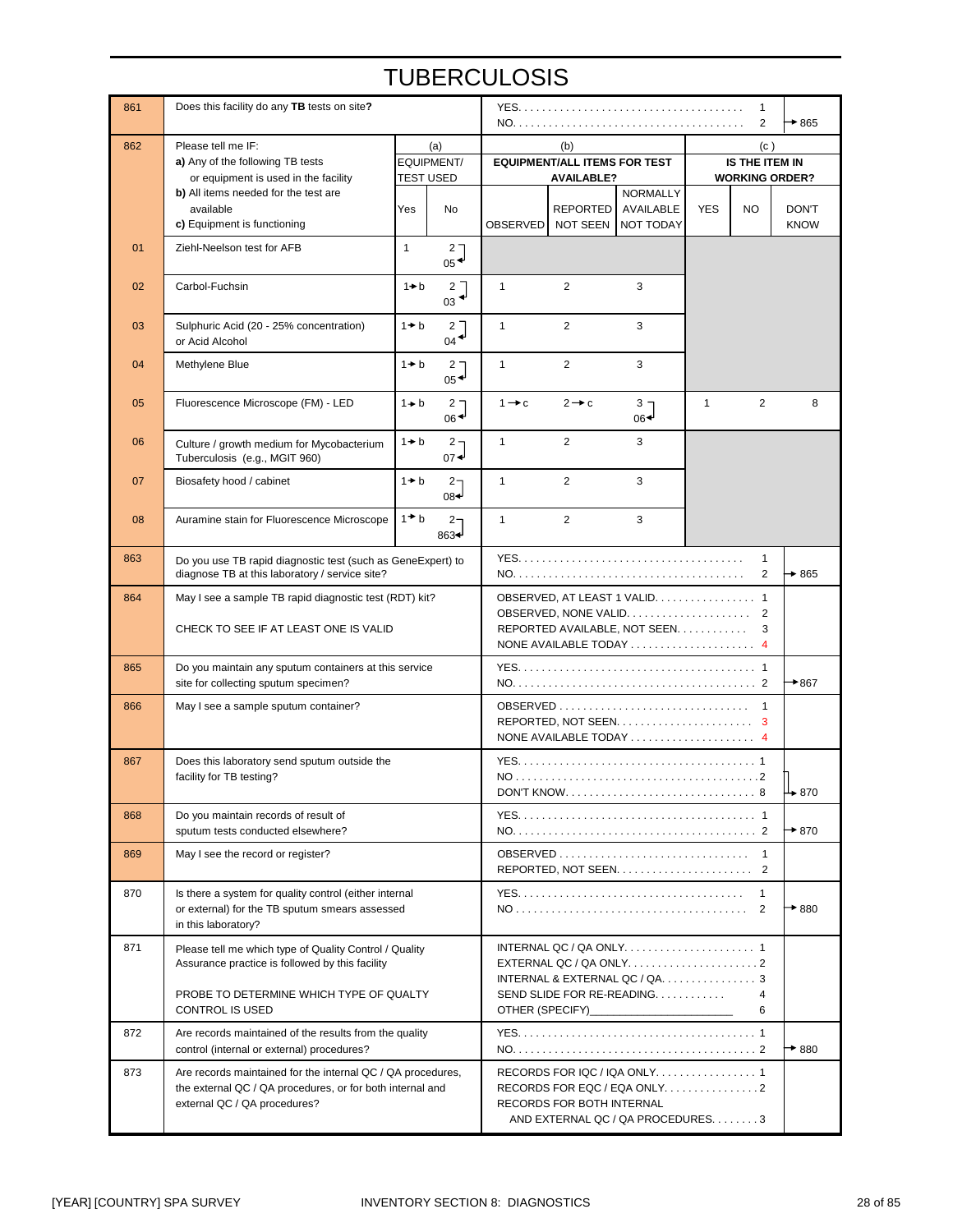# TUBERCULOSIS

| No. | Question | | | Coding categories | | | | | | Skip |
|---|---|---|---|---|---|---|---|---|---|---|
| 861 | Does this facility do any **TB** tests on site**?** | | | YES. . . . . . . . . . . . . . . . . . . . . . . . . . . . . . . . . . . . . . 1<br>NO. . . . . . . . . . . . . . . . . . . . . . . . . . . . . . . . . . . . . . 2 | | | | | | → 865 |

| 862 | Please tell me IF:<br>**a)** Any of the following TB tests or equipment is used in the facility<br>**b)** All items needed for the test are available<br>**c)** Equipment is functioning | (a) EQUIPMENT/ TEST USED: Yes | (a) No | (b) EQUIPMENT/ALL ITEMS FOR TEST AVAILABLE?: OBSERVED | (b) REPORTED NOT SEEN | (b) NORMALLY AVAILABLE NOT TODAY | (c) IS THE ITEM IN WORKING ORDER?: YES | (c) NO | (c) DON'T KNOW |
|---|---|---|---|---|---|---|---|---|---|
| 01 | Ziehl-Neelson test for AFB | 1 | 2 → 05 | | | | | | |
| 02 | Carbol-Fuchsin | 1 → b | 2 → 03 | 1 | 2 | 3 | | | |
| 03 | Sulphuric Acid (20 - 25% concentration) or Acid Alcohol | 1 → b | 2 → 04 | 1 | 2 | 3 | | | |
| 04 | Methylene Blue | 1 → b | 2 → 05 | 1 | 2 | 3 | | | |
| 05 | Fluorescence Microscope (FM) - LED | 1 → b | 2 → 06 | 1 → c | 2 → c | 3 → 06 | 1 | 2 | 8 |
| 06 | Culture / growth medium for Mycobacterium Tuberculosis (e.g., MGIT 960) | 1 → b | 2 → 07 | 1 | 2 | 3 | | | |
| 07 | Biosafety hood / cabinet | 1 → b | 2 → 08 | 1 | 2 | 3 | | | |
| 08 | Auramine stain for Fluorescence Microscope | 1 → b | 2 → 863 | 1 | 2 | 3 | | | |

| No. | Question | Coding categories | Skip |
|---|---|---|---|
| 863 | Do you use TB rapid diagnostic test (such as GeneExpert) to diagnose TB at this laboratory / service site? | YES. . . . . . . . . . . . . . . . . . . . . . . . . . . . . . . . . . . . . 1<br>NO. . . . . . . . . . . . . . . . . . . . . . . . . . . . . . . . . . . . . . 2 | → 865 |
| 864 | May I see a sample TB rapid diagnostic test (RDT) kit?<br><br>CHECK TO SEE IF AT LEAST ONE IS VALID | OBSERVED, AT LEAST 1 VALID. . . . . . . . . . . . . . . . . 1<br>OBSERVED, NONE VALID. . . . . . . . . . . . . . . . . . . . . 2<br>REPORTED AVAILABLE, NOT SEEN. . . . . . . . . . . . 3<br>NONE AVAILABLE TODAY . . . . . . . . . . . . . . . . . . . . . 4 | |
| 865 | Do you maintain any sputum containers at this service site for collecting sputum specimen? | YES. . . . . . . . . . . . . . . . . . . . . . . . . . . . . . . . . . . . . . . 1<br>NO. . . . . . . . . . . . . . . . . . . . . . . . . . . . . . . . . . . . . . . 2 | → 867 |
| 866 | May I see a sample sputum container? | OBSERVED . . . . . . . . . . . . . . . . . . . . . . . . . . . . . . . 1<br>REPORTED, NOT SEEN. . . . . . . . . . . . . . . . . . . . . . . 3<br>NONE AVAILABLE TODAY . . . . . . . . . . . . . . . . . . . . . 4 | |
| 867 | Does this laboratory send sputum outside the facility for TB testing? | YES. . . . . . . . . . . . . . . . . . . . . . . . . . . . . . . . . . . . . . . 1<br>NO . . . . . . . . . . . . . . . . . . . . . . . . . . . . . . . . . . . . . . . 2<br>DON'T KNOW. . . . . . . . . . . . . . . . . . . . . . . . . . . . . . . 8 | 2, 8 → 870 |
| 868 | Do you maintain records of result of sputum tests conducted elsewhere? | YES. . . . . . . . . . . . . . . . . . . . . . . . . . . . . . . . . . . . . . . 1<br>NO. . . . . . . . . . . . . . . . . . . . . . . . . . . . . . . . . . . . . . . 2 | → 870 |
| 869 | May I see the record or register? | OBSERVED . . . . . . . . . . . . . . . . . . . . . . . . . . . . . . . 1<br>REPORTED, NOT SEEN. . . . . . . . . . . . . . . . . . . . . . . 2 | |
| 870 | Is there a system for quality control (either internal or external) for the TB sputum smears assessed in this laboratory? | YES. . . . . . . . . . . . . . . . . . . . . . . . . . . . . . . . . . . . . 1<br>NO . . . . . . . . . . . . . . . . . . . . . . . . . . . . . . . . . . . . . . 2 | → 880 |
| 871 | Please tell me which type of Quality Control / Quality Assurance practice is followed by this facility<br><br>PROBE TO DETERMINE WHICH TYPE OF QUALTY CONTROL IS USED | INTERNAL QC / QA ONLY. . . . . . . . . . . . . . . . . . . . . . 1<br>EXTERNAL QC / QA ONLY. . . . . . . . . . . . . . . . . . . . . . 2<br>INTERNAL & EXTERNAL QC / QA. . . . . . . . . . . . . . . . 3<br>SEND SLIDE FOR RE-READING. . . . . . . . . . . . 4<br>OTHER (SPECIFY)________________________ 6 | |
| 872 | Are records maintained of the results from the quality control (internal or external) procedures? | YES. . . . . . . . . . . . . . . . . . . . . . . . . . . . . . . . . . . . . . . 1<br>NO. . . . . . . . . . . . . . . . . . . . . . . . . . . . . . . . . . . . . . . 2 | → 880 |
| 873 | Are records maintained for the internal QC / QA procedures, the external QC / QA procedures, or for both internal and external QC / QA procedures? | RECORDS FOR IQC / IQA ONLY. . . . . . . . . . . . . . . . . 1<br>RECORDS FOR EQC / EQA ONLY. . . . . . . . . . . . . . . . 2<br>RECORDS FOR BOTH INTERNAL AND EXTERNAL QC / QA PROCEDURES. . . . . . . . 3 | |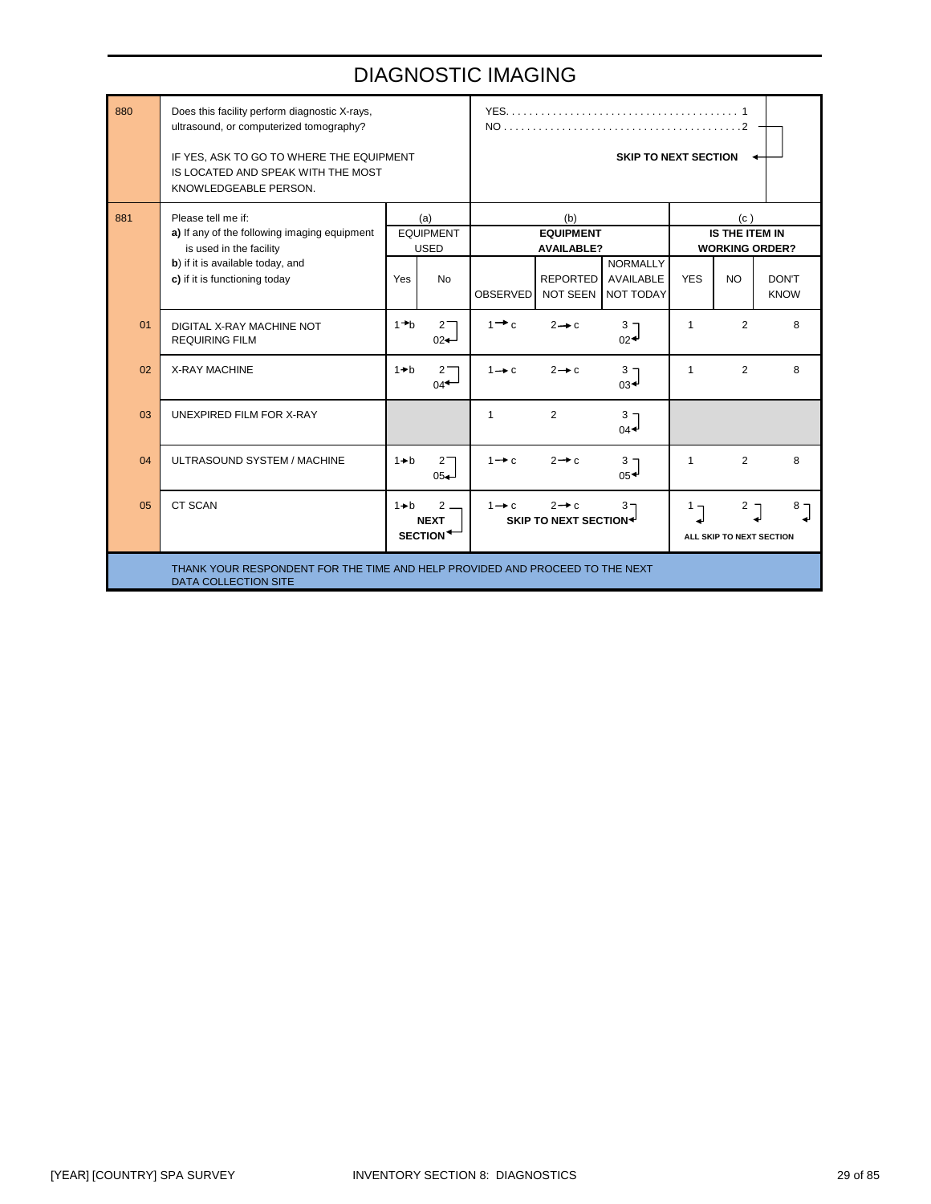# DIAGNOSTIC IMAGING

| 880 | Does this facility perform diagnostic X-rays, ultrasound, or computerized tomography?<br><br>IF YES, ASK TO GO TO WHERE THE EQUIPMENT IS LOCATED AND SPEAK WITH THE MOST KNOWLEDGEABLE PERSON. | YES. . . . . . . . . . . . . . . . . . . . . . . . . . . . . . . . . . . . . . . 1<br>NO . . . . . . . . . . . . . . . . . . . . . . . . . . . . . . . . . . . . . . . .2 → **SKIP TO NEXT SECTION** |
|---|---|---|

| 881 | Please tell me if:<br>**a)** If any of the following imaging equipment is used in the facility<br>**b)** if it is available today, and<br>**c)** if it is functioning today | (a) EQUIPMENT USED | | (b) **EQUIPMENT AVAILABLE?** | | | (c) **IS THE ITEM IN WORKING ORDER?** | | |
|---|---|---|---|---|---|---|---|---|---|
| | | Yes | No | OBSERVED | REPORTED NOT SEEN | NORMALLY AVAILABLE NOT TODAY | YES | NO | DON'T KNOW |
| 01 | DIGITAL X-RAY MACHINE NOT REQUIRING FILM | 1→b | 2 → 02 | 1→c | 2→c | 3 → 02 | 1 | 2 | 8 |
| 02 | X-RAY MACHINE | 1→b | 2 → 04 | 1→c | 2→c | 3 → 03 | 1 | 2 | 8 |
| 03 | UNEXPIRED FILM FOR X-RAY | | | 1 | 2 | 3 → 04 | | | |
| 04 | ULTRASOUND SYSTEM / MACHINE | 1→b | 2 → 05 | 1→c | 2→c | 3 → 05 | 1 | 2 | 8 |
| 05 | CT SCAN | 1→b | 2 → **NEXT SECTION** | 1→c | 2→c | 3 → **SKIP TO NEXT SECTION** | 1 | 2 | 8 (**ALL SKIP TO NEXT SECTION**) |

THANK YOUR RESPONDENT FOR THE TIME AND HELP PROVIDED AND PROCEED TO THE NEXT DATA COLLECTION SITE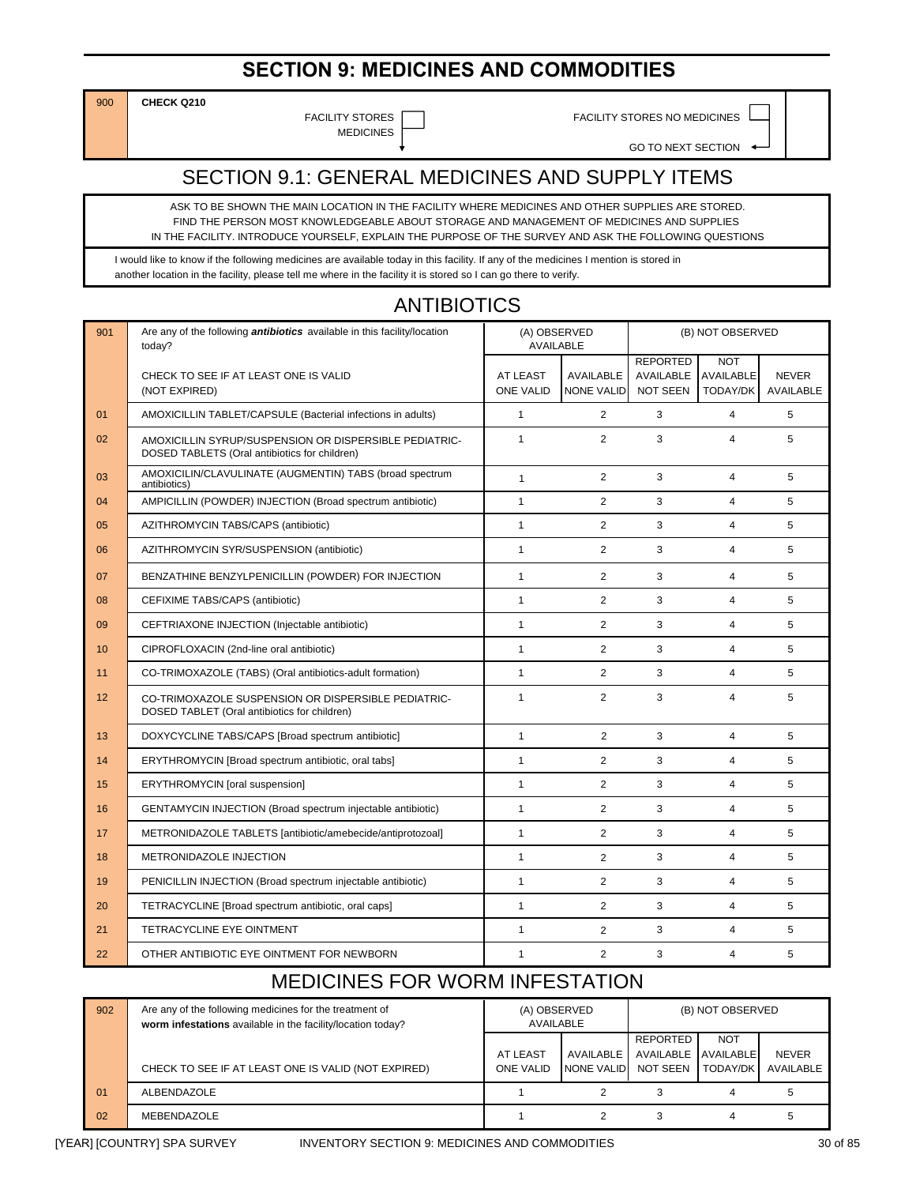# SECTION 9: MEDICINES AND COMMODITIES

| 900 | CHECK Q210 | | |
|---|---|---|---|
| | FACILITY STORES MEDICINES ☐ ↓ | FACILITY STORES NO MEDICINES ☐ → GO TO NEXT SECTION | |

## SECTION 9.1: GENERAL MEDICINES AND SUPPLY ITEMS

ASK TO BE SHOWN THE MAIN LOCATION IN THE FACILITY WHERE MEDICINES AND OTHER SUPPLIES ARE STORED. FIND THE PERSON MOST KNOWLEDGEABLE ABOUT STORAGE AND MANAGEMENT OF MEDICINES AND SUPPLIES IN THE FACILITY. INTRODUCE YOURSELF, EXPLAIN THE PURPOSE OF THE SURVEY AND ASK THE FOLLOWING QUESTIONS

I would like to know if the following medicines are available today in this facility. If any of the medicines I mention is stored in another location in the facility, please tell me where in the facility it is stored so I can go there to verify.

## ANTIBIOTICS

| 901 | Are any of the following ***antibiotics*** available in this facility/location today? | (A) OBSERVED AVAILABLE | | (B) NOT OBSERVED | | |
|---|---|---|---|---|---|---|
| | CHECK TO SEE IF AT LEAST ONE IS VALID (NOT EXPIRED) | AT LEAST ONE VALID | AVAILABLE NONE VALID | REPORTED AVAILABLE NOT SEEN | NOT AVAILABLE TODAY/DK | NEVER AVAILABLE |
| 01 | AMOXICILLIN TABLET/CAPSULE (Bacterial infections in adults) | 1 | 2 | 3 | 4 | 5 |
| 02 | AMOXICILLIN SYRUP/SUSPENSION OR DISPERSIBLE PEDIATRIC-DOSED TABLETS (Oral antibiotics for children) | 1 | 2 | 3 | 4 | 5 |
| 03 | AMOXICILIN/CLAVULINATE (AUGMENTIN) TABS (broad spectrum antibiotics) | 1 | 2 | 3 | 4 | 5 |
| 04 | AMPICILLIN (POWDER) INJECTION (Broad spectrum antibiotic) | 1 | 2 | 3 | 4 | 5 |
| 05 | AZITHROMYCIN TABS/CAPS (antibiotic) | 1 | 2 | 3 | 4 | 5 |
| 06 | AZITHROMYCIN SYR/SUSPENSION (antibiotic) | 1 | 2 | 3 | 4 | 5 |
| 07 | BENZATHINE BENZYLPENICILLIN (POWDER) FOR INJECTION | 1 | 2 | 3 | 4 | 5 |
| 08 | CEFIXIME TABS/CAPS (antibiotic) | 1 | 2 | 3 | 4 | 5 |
| 09 | CEFTRIAXONE INJECTION (Injectable antibiotic) | 1 | 2 | 3 | 4 | 5 |
| 10 | CIPROFLOXACIN (2nd-line oral antibiotic) | 1 | 2 | 3 | 4 | 5 |
| 11 | CO-TRIMOXAZOLE (TABS) (Oral antibiotics-adult formation) | 1 | 2 | 3 | 4 | 5 |
| 12 | CO-TRIMOXAZOLE SUSPENSION OR DISPERSIBLE PEDIATRIC-DOSED TABLET (Oral antibiotics for children) | 1 | 2 | 3 | 4 | 5 |
| 13 | DOXYCYCLINE TABS/CAPS [Broad spectrum antibiotic] | 1 | 2 | 3 | 4 | 5 |
| 14 | ERYTHROMYCIN [Broad spectrum antibiotic, oral tabs] | 1 | 2 | 3 | 4 | 5 |
| 15 | ERYTHROMYCIN [oral suspension] | 1 | 2 | 3 | 4 | 5 |
| 16 | GENTAMYCIN INJECTION (Broad spectrum injectable antibiotic) | 1 | 2 | 3 | 4 | 5 |
| 17 | METRONIDAZOLE TABLETS [antibiotic/amebecide/antiprotozoal] | 1 | 2 | 3 | 4 | 5 |
| 18 | METRONIDAZOLE INJECTION | 1 | 2 | 3 | 4 | 5 |
| 19 | PENICILLIN INJECTION (Broad spectrum injectable antibiotic) | 1 | 2 | 3 | 4 | 5 |
| 20 | TETRACYCLINE [Broad spectrum antibiotic, oral caps] | 1 | 2 | 3 | 4 | 5 |
| 21 | TETRACYCLINE EYE OINTMENT | 1 | 2 | 3 | 4 | 5 |
| 22 | OTHER ANTIBIOTIC EYE OINTMENT FOR NEWBORN | 1 | 2 | 3 | 4 | 5 |

## MEDICINES FOR WORM INFESTATION

| 902 | Are any of the following medicines for the treatment of **worm infestations** available in the facility/location today? | (A) OBSERVED AVAILABLE | | (B) NOT OBSERVED | | |
|---|---|---|---|---|---|---|
| | CHECK TO SEE IF AT LEAST ONE IS VALID (NOT EXPIRED) | AT LEAST ONE VALID | AVAILABLE NONE VALID | REPORTED AVAILABLE NOT SEEN | NOT AVAILABLE TODAY/DK | NEVER AVAILABLE |
| 01 | ALBENDAZOLE | 1 | 2 | 3 | 4 | 5 |
| 02 | MEBENDAZOLE | 1 | 2 | 3 | 4 | 5 |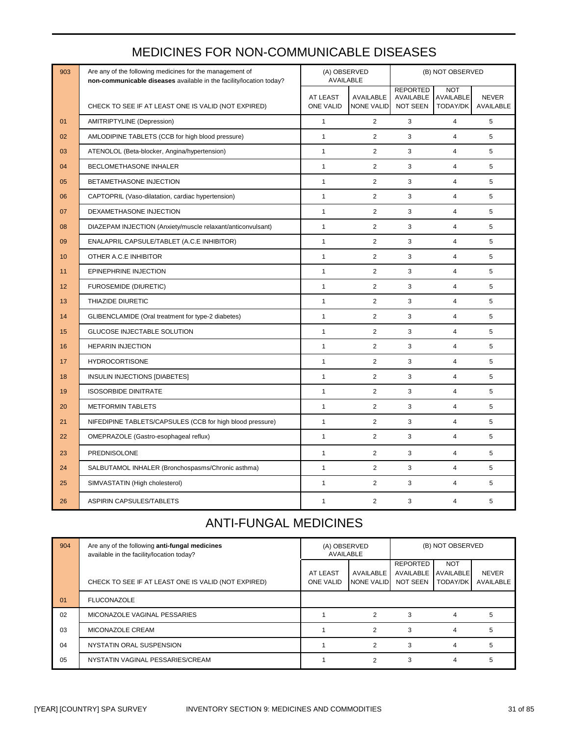# MEDICINES FOR NON-COMMUNICABLE DISEASES

| 903 | Are any of the following medicines for the management of **non-communicable diseases** available in the facility/location today? | (A) OBSERVED AVAILABLE | | (B) NOT OBSERVED | | |
|---|---|---|---|---|---|---|
| | CHECK TO SEE IF AT LEAST ONE IS VALID (NOT EXPIRED) | AT LEAST ONE VALID | AVAILABLE NONE VALID | REPORTED AVAILABLE NOT SEEN | NOT AVAILABLE TODAY/DK | NEVER AVAILABLE |
| 01 | AMITRIPTYLINE (Depression) | 1 | 2 | 3 | 4 | 5 |
| 02 | AMLODIPINE TABLETS (CCB for high blood pressure) | 1 | 2 | 3 | 4 | 5 |
| 03 | ATENOLOL (Beta-blocker, Angina/hypertension) | 1 | 2 | 3 | 4 | 5 |
| 04 | BECLOMETHASONE INHALER | 1 | 2 | 3 | 4 | 5 |
| 05 | BETAMETHASONE INJECTION | 1 | 2 | 3 | 4 | 5 |
| 06 | CAPTOPRIL (Vaso-dilatation, cardiac hypertension) | 1 | 2 | 3 | 4 | 5 |
| 07 | DEXAMETHASONE INJECTION | 1 | 2 | 3 | 4 | 5 |
| 08 | DIAZEPAM INJECTION (Anxiety/muscle relaxant/anticonvulsant) | 1 | 2 | 3 | 4 | 5 |
| 09 | ENALAPRIL CAPSULE/TABLET (A.C.E INHIBITOR) | 1 | 2 | 3 | 4 | 5 |
| 10 | OTHER A.C.E INHIBITOR | 1 | 2 | 3 | 4 | 5 |
| 11 | EPINEPHRINE INJECTION | 1 | 2 | 3 | 4 | 5 |
| 12 | FUROSEMIDE (DIURETIC) | 1 | 2 | 3 | 4 | 5 |
| 13 | THIAZIDE DIURETIC | 1 | 2 | 3 | 4 | 5 |
| 14 | GLIBENCLAMIDE (Oral treatment for type-2 diabetes) | 1 | 2 | 3 | 4 | 5 |
| 15 | GLUCOSE INJECTABLE SOLUTION | 1 | 2 | 3 | 4 | 5 |
| 16 | HEPARIN INJECTION | 1 | 2 | 3 | 4 | 5 |
| 17 | HYDROCORTISONE | 1 | 2 | 3 | 4 | 5 |
| 18 | INSULIN INJECTIONS [DIABETES] | 1 | 2 | 3 | 4 | 5 |
| 19 | ISOSORBIDE DINITRATE | 1 | 2 | 3 | 4 | 5 |
| 20 | METFORMIN TABLETS | 1 | 2 | 3 | 4 | 5 |
| 21 | NIFEDIPINE TABLETS/CAPSULES (CCB for high blood pressure) | 1 | 2 | 3 | 4 | 5 |
| 22 | OMEPRAZOLE (Gastro-esophageal reflux) | 1 | 2 | 3 | 4 | 5 |
| 23 | PREDNISOLONE | 1 | 2 | 3 | 4 | 5 |
| 24 | SALBUTAMOL INHALER (Bronchospasms/Chronic asthma) | 1 | 2 | 3 | 4 | 5 |
| 25 | SIMVASTATIN (High cholesterol) | 1 | 2 | 3 | 4 | 5 |
| 26 | ASPIRIN CAPSULES/TABLETS | 1 | 2 | 3 | 4 | 5 |

# ANTI-FUNGAL MEDICINES

| 904 | Are any of the following **anti-fungal medicines** available in the facility/location today? | (A) OBSERVED AVAILABLE | | (B) NOT OBSERVED | | |
|---|---|---|---|---|---|---|
| | CHECK TO SEE IF AT LEAST ONE IS VALID (NOT EXPIRED) | AT LEAST ONE VALID | AVAILABLE NONE VALID | REPORTED AVAILABLE NOT SEEN | NOT AVAILABLE TODAY/DK | NEVER AVAILABLE |
| 01 | FLUCONAZOLE | | | | | |
| 02 | MICONAZOLE VAGINAL PESSARIES | 1 | 2 | 3 | 4 | 5 |
| 03 | MICONAZOLE CREAM | 1 | 2 | 3 | 4 | 5 |
| 04 | NYSTATIN ORAL SUSPENSION | 1 | 2 | 3 | 4 | 5 |
| 05 | NYSTATIN VAGINAL PESSARIES/CREAM | 1 | 2 | 3 | 4 | 5 |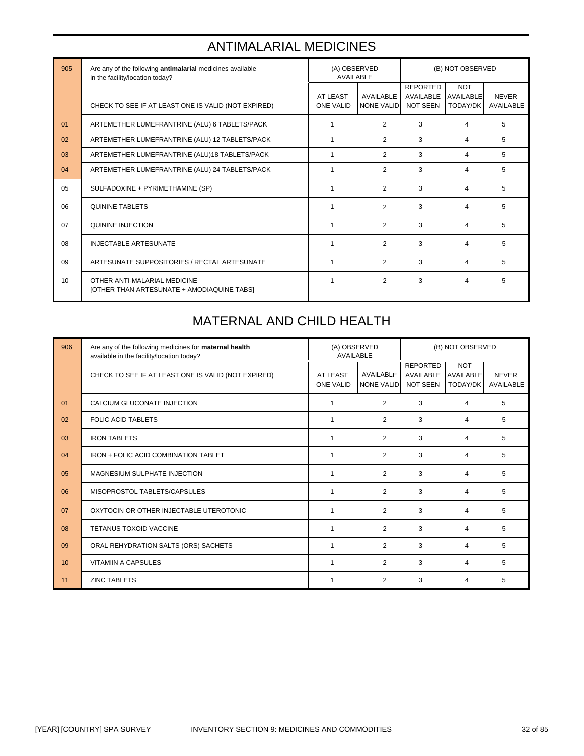## ANTIMALARIAL MEDICINES

| 905 | Are any of the following **antimalarial** medicines available in the facility/location today? | (A) OBSERVED AVAILABLE | | (B) NOT OBSERVED | | |
|---|---|---|---|---|---|---|
| | CHECK TO SEE IF AT LEAST ONE IS VALID (NOT EXPIRED) | AT LEAST ONE VALID | AVAILABLE NONE VALID | REPORTED AVAILABLE NOT SEEN | NOT AVAILABLE TODAY/DK | NEVER AVAILABLE |
| 01 | ARTEMETHER LUMEFRANTRINE (ALU) 6 TABLETS/PACK | 1 | 2 | 3 | 4 | 5 |
| 02 | ARTEMETHER LUMEFRANTRINE (ALU) 12 TABLETS/PACK | 1 | 2 | 3 | 4 | 5 |
| 03 | ARTEMETHER LUMEFRANTRINE (ALU)18 TABLETS/PACK | 1 | 2 | 3 | 4 | 5 |
| 04 | ARTEMETHER LUMEFRANTRINE (ALU) 24 TABLETS/PACK | 1 | 2 | 3 | 4 | 5 |
| 05 | SULFADOXINE + PYRIMETHAMINE (SP) | 1 | 2 | 3 | 4 | 5 |
| 06 | QUININE TABLETS | 1 | 2 | 3 | 4 | 5 |
| 07 | QUININE INJECTION | 1 | 2 | 3 | 4 | 5 |
| 08 | INJECTABLE ARTESUNATE | 1 | 2 | 3 | 4 | 5 |
| 09 | ARTESUNATE SUPPOSITORIES / RECTAL ARTESUNATE | 1 | 2 | 3 | 4 | 5 |
| 10 | OTHER ANTI-MALARIAL MEDICINE [OTHER THAN ARTESUNATE + AMODIAQUINE TABS] | 1 | 2 | 3 | 4 | 5 |

## MATERNAL AND CHILD HEALTH

| 906 | Are any of the following medicines for **maternal health** available in the facility/location today? | (A) OBSERVED AVAILABLE | | (B) NOT OBSERVED | | |
|---|---|---|---|---|---|---|
| | CHECK TO SEE IF AT LEAST ONE IS VALID (NOT EXPIRED) | AT LEAST ONE VALID | AVAILABLE NONE VALID | REPORTED AVAILABLE NOT SEEN | NOT AVAILABLE TODAY/DK | NEVER AVAILABLE |
| 01 | CALCIUM GLUCONATE INJECTION | 1 | 2 | 3 | 4 | 5 |
| 02 | FOLIC ACID TABLETS | 1 | 2 | 3 | 4 | 5 |
| 03 | IRON TABLETS | 1 | 2 | 3 | 4 | 5 |
| 04 | IRON + FOLIC ACID COMBINATION TABLET | 1 | 2 | 3 | 4 | 5 |
| 05 | MAGNESIUM SULPHATE INJECTION | 1 | 2 | 3 | 4 | 5 |
| 06 | MISOPROSTOL TABLETS/CAPSULES | 1 | 2 | 3 | 4 | 5 |
| 07 | OXYTOCIN OR OTHER INJECTABLE UTEROTONIC | 1 | 2 | 3 | 4 | 5 |
| 08 | TETANUS TOXOID VACCINE | 1 | 2 | 3 | 4 | 5 |
| 09 | ORAL REHYDRATION SALTS (ORS) SACHETS | 1 | 2 | 3 | 4 | 5 |
| 10 | VITAMIIN A CAPSULES | 1 | 2 | 3 | 4 | 5 |
| 11 | ZINC TABLETS | 1 | 2 | 3 | 4 | 5 |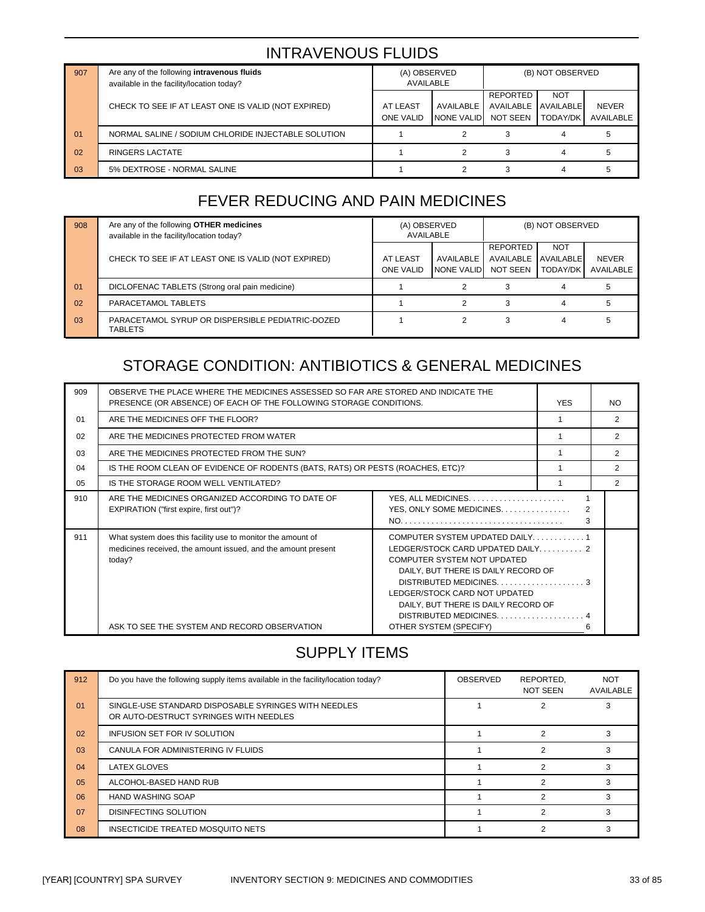## INTRAVENOUS FLUIDS

| 907 | Are any of the following **intravenous fluids** available in the facility/location today? | (A) OBSERVED AVAILABLE | | (B) NOT OBSERVED | | |
|---|---|---|---|---|---|---|
| | CHECK TO SEE IF AT LEAST ONE IS VALID (NOT EXPIRED) | AT LEAST ONE VALID | AVAILABLE NONE VALID | REPORTED AVAILABLE NOT SEEN | NOT AVAILABLE TODAY/DK | NEVER AVAILABLE |
| 01 | NORMAL SALINE / SODIUM CHLORIDE INJECTABLE SOLUTION | 1 | 2 | 3 | 4 | 5 |
| 02 | RINGERS LACTATE | 1 | 2 | 3 | 4 | 5 |
| 03 | 5% DEXTROSE - NORMAL SALINE | 1 | 2 | 3 | 4 | 5 |

## FEVER REDUCING AND PAIN MEDICINES

| 908 | Are any of the following **OTHER medicines** available in the facility/location today? | (A) OBSERVED AVAILABLE | | (B) NOT OBSERVED | | |
|---|---|---|---|---|---|---|
| | CHECK TO SEE IF AT LEAST ONE IS VALID (NOT EXPIRED) | AT LEAST ONE VALID | AVAILABLE NONE VALID | REPORTED AVAILABLE NOT SEEN | NOT AVAILABLE TODAY/DK | NEVER AVAILABLE |
| 01 | DICLOFENAC TABLETS (Strong oral pain medicine) | 1 | 2 | 3 | 4 | 5 |
| 02 | PARACETAMOL TABLETS | 1 | 2 | 3 | 4 | 5 |
| 03 | PARACETAMOL SYRUP OR DISPERSIBLE PEDIATRIC-DOZED TABLETS | 1 | 2 | 3 | 4 | 5 |

## STORAGE CONDITION: ANTIBIOTICS & GENERAL MEDICINES

| 909 | OBSERVE THE PLACE WHERE THE MEDICINES ASSESSED SO FAR ARE STORED AND INDICATE THE PRESENCE (OR ABSENCE) OF EACH OF THE FOLLOWING STORAGE CONDITIONS. | YES | NO |
|---|---|---|---|
| 01 | ARE THE MEDICINES OFF THE FLOOR? | 1 | 2 |
| 02 | ARE THE MEDICINES PROTECTED FROM WATER | 1 | 2 |
| 03 | ARE THE MEDICINES PROTECTED FROM THE SUN? | 1 | 2 |
| 04 | IS THE ROOM CLEAN OF EVIDENCE OF RODENTS (BATS, RATS) OR PESTS (ROACHES, ETC)? | 1 | 2 |
| 05 | IS THE STORAGE ROOM WELL VENTILATED? | 1 | 2 |

| 910 | ARE THE MEDICINES ORGANIZED ACCORDING TO DATE OF EXPIRATION ("first expire, first out")? | YES, ALL MEDICINES. . . . . . . . . . 1<br>YES, ONLY SOME MEDICINES. . . . . . . . . . 2<br>NO. . . . . . . . . . 3 | |
|---|---|---|---|
| 911 | What system does this facility use to monitor the amount of medicines received, the amount issued, and the amount present today?<br><br>ASK TO SEE THE SYSTEM AND RECORD OBSERVATION | COMPUTER SYSTEM UPDATED DAILY. . . . . . . . . . 1<br>LEDGER/STOCK CARD UPDATED DAILY. . . . . . . . . . 2<br>COMPUTER SYSTEM NOT UPDATED DAILY, BUT THERE IS DAILY RECORD OF DISTRIBUTED MEDICINES. . . . . . . . . . 3<br>LEDGER/STOCK CARD NOT UPDATED DAILY, BUT THERE IS DAILY RECORD OF DISTRIBUTED MEDICINES. . . . . . . . . . 4<br>OTHER SYSTEM (SPECIFY) 6 | |

## SUPPLY ITEMS

| 912 | Do you have the following supply items available in the facility/location today? | OBSERVED | REPORTED, NOT SEEN | NOT AVAILABLE |
|---|---|---|---|---|
| 01 | SINGLE-USE STANDARD DISPOSABLE SYRINGES WITH NEEDLES OR AUTO-DESTRUCT SYRINGES WITH NEEDLES | 1 | 2 | 3 |
| 02 | INFUSION SET FOR IV SOLUTION | 1 | 2 | 3 |
| 03 | CANULA FOR ADMINISTERING IV FLUIDS | 1 | 2 | 3 |
| 04 | LATEX GLOVES | 1 | 2 | 3 |
| 05 | ALCOHOL-BASED HAND RUB | 1 | 2 | 3 |
| 06 | HAND WASHING SOAP | 1 | 2 | 3 |
| 07 | DISINFECTING SOLUTION | 1 | 2 | 3 |
| 08 | INSECTICIDE TREATED MOSQUITO NETS | 1 | 2 | 3 |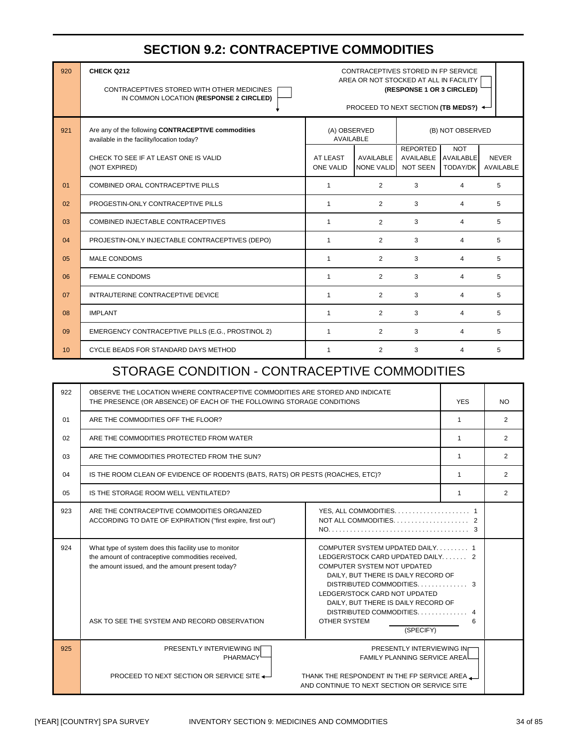# SECTION 9.2: CONTRACEPTIVE COMMODITIES

| 920 | **CHECK Q212** | |
|---|---|---|
| | CONTRACEPTIVES STORED WITH OTHER MEDICINES IN COMMON LOCATION **(RESPONSE 2 CIRCLED)** ☐ ↓ | CONTRACEPTIVES STORED IN FP SERVICE AREA OR NOT STOCKED AT ALL IN FACILITY **(RESPONSE 1 OR 3 CIRCLED)** ☐ PROCEED TO NEXT SECTION **(TB MEDS?)** |

| 921 | Are any of the following **CONTRACEPTIVE commodities** available in the facility/location today? | (A) OBSERVED AVAILABLE | | (B) NOT OBSERVED | | |
|---|---|---|---|---|---|---|
| | CHECK TO SEE IF AT LEAST ONE IS VALID (NOT EXPIRED) | AT LEAST ONE VALID | AVAILABLE NONE VALID | REPORTED AVAILABLE NOT SEEN | NOT AVAILABLE TODAY/DK | NEVER AVAILABLE |
| 01 | COMBINED ORAL CONTRACEPTIVE PILLS | 1 | 2 | 3 | 4 | 5 |
| 02 | PROGESTIN-ONLY CONTRACEPTIVE PILLS | 1 | 2 | 3 | 4 | 5 |
| 03 | COMBINED INJECTABLE CONTRACEPTIVES | 1 | 2 | 3 | 4 | 5 |
| 04 | PROJESTIN-ONLY INJECTABLE CONTRACEPTIVES (DEPO) | 1 | 2 | 3 | 4 | 5 |
| 05 | MALE CONDOMS | 1 | 2 | 3 | 4 | 5 |
| 06 | FEMALE CONDOMS | 1 | 2 | 3 | 4 | 5 |
| 07 | INTRAUTERINE CONTRACEPTIVE DEVICE | 1 | 2 | 3 | 4 | 5 |
| 08 | IMPLANT | 1 | 2 | 3 | 4 | 5 |
| 09 | EMERGENCY CONTRACEPTIVE PILLS (E.G., PROSTINOL 2) | 1 | 2 | 3 | 4 | 5 |
| 10 | CYCLE BEADS FOR STANDARD DAYS METHOD | 1 | 2 | 3 | 4 | 5 |

## STORAGE CONDITION - CONTRACEPTIVE COMMODITIES

| 922 | OBSERVE THE LOCATION WHERE CONTRACEPTIVE COMMODITIES ARE STORED AND INDICATE THE PRESENCE (OR ABSENCE) OF EACH OF THE FOLLOWING STORAGE CONDITIONS | YES | NO |
|---|---|---|---|
| 01 | ARE THE COMMODITIES OFF THE FLOOR? | 1 | 2 |
| 02 | ARE THE COMMODITIES PROTECTED FROM WATER | 1 | 2 |
| 03 | ARE THE COMMODITIES PROTECTED FROM THE SUN? | 1 | 2 |
| 04 | IS THE ROOM CLEAN OF EVIDENCE OF RODENTS (BATS, RATS) OR PESTS (ROACHES, ETC)? | 1 | 2 |
| 05 | IS THE STORAGE ROOM WELL VENTILATED? | 1 | 2 |

| 923 | ARE THE CONTRACEPTIVE COMMODITIES ORGANIZED ACCORDING TO DATE OF EXPIRATION ("first expire, first out") | YES, ALL COMMODITIES. . . . . . . . . . 1<br>NOT ALL COMMODITIES. . . . . . . . . . 2<br>NO. . . . . . . . . . . . . . . . . . . . 3 |
|---|---|---|
| 924 | What type of system does this facility use to monitor the amount of contraceptive commodities received, the amount issued, and the amount present today?<br><br>ASK TO SEE THE SYSTEM AND RECORD OBSERVATION | COMPUTER SYSTEM UPDATED DAILY. . . . . . . . . 1<br>LEDGER/STOCK CARD UPDATED DAILY. . . . . . . 2<br>COMPUTER SYSTEM NOT UPDATED DAILY, BUT THERE IS DAILY RECORD OF DISTRIBUTED COMMODITIES. . . . . . . . . . . . . 3<br>LEDGER/STOCK CARD NOT UPDATED DAILY, BUT THERE IS DAILY RECORD OF DISTRIBUTED COMMODITIES. . . . . . . . . . . . . 4<br>OTHER SYSTEM ______ (SPECIFY) 6 |
| 925 | PRESENTLY INTERVIEWING IN PHARMACY ☐<br>PROCEED TO NEXT SECTION OR SERVICE SITE | PRESENTLY INTERVIEWING IN FAMILY PLANNING SERVICE AREA ☐<br>THANK THE RESPONDENT IN THE FP SERVICE AREA AND CONTINUE TO NEXT SECTION OR SERVICE SITE |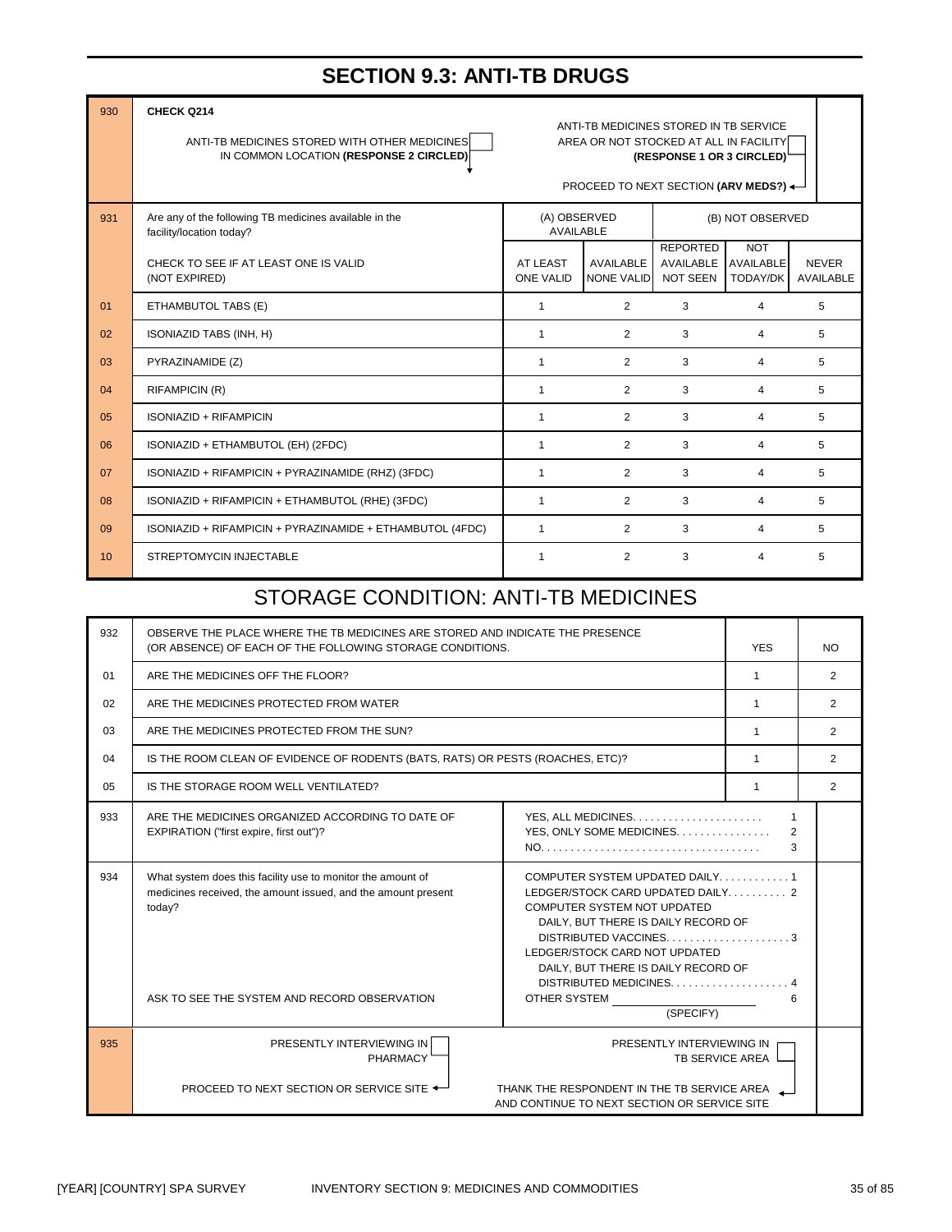# SECTION 9.3: ANTI-TB DRUGS

| 930 | **CHECK Q214** | |
|---|---|---|
| | ANTI-TB MEDICINES STORED WITH OTHER MEDICINES IN COMMON LOCATION **(RESPONSE 2 CIRCLED)** ☐ ↓ | ANTI-TB MEDICINES STORED IN TB SERVICE AREA OR NOT STOCKED AT ALL IN FACILITY **(RESPONSE 1 OR 3 CIRCLED)** ☐ PROCEED TO NEXT SECTION **(ARV MEDS?)** |

| 931 | Are any of the following TB medicines available in the facility/location today? CHECK TO SEE IF AT LEAST ONE IS VALID (NOT EXPIRED) | (A) OBSERVED AVAILABLE | | (B) NOT OBSERVED | | |
|---|---|---|---|---|---|---|
| | | AT LEAST ONE VALID | AVAILABLE NONE VALID | REPORTED AVAILABLE NOT SEEN | NOT AVAILABLE TODAY/DK | NEVER AVAILABLE |
| 01 | ETHAMBUTOL TABS (E) | 1 | 2 | 3 | 4 | 5 |
| 02 | ISONIAZID TABS (INH, H) | 1 | 2 | 3 | 4 | 5 |
| 03 | PYRAZINAMIDE (Z) | 1 | 2 | 3 | 4 | 5 |
| 04 | RIFAMPICIN (R) | 1 | 2 | 3 | 4 | 5 |
| 05 | ISONIAZID + RIFAMPICIN | 1 | 2 | 3 | 4 | 5 |
| 06 | ISONIAZID + ETHAMBUTOL (EH) (2FDC) | 1 | 2 | 3 | 4 | 5 |
| 07 | ISONIAZID + RIFAMPICIN + PYRAZINAMIDE (RHZ) (3FDC) | 1 | 2 | 3 | 4 | 5 |
| 08 | ISONIAZID + RIFAMPICIN + ETHAMBUTOL (RHE) (3FDC) | 1 | 2 | 3 | 4 | 5 |
| 09 | ISONIAZID + RIFAMPICIN + PYRAZINAMIDE + ETHAMBUTOL (4FDC) | 1 | 2 | 3 | 4 | 5 |
| 10 | STREPTOMYCIN INJECTABLE | 1 | 2 | 3 | 4 | 5 |

# STORAGE CONDITION: ANTI-TB MEDICINES

| 932 | OBSERVE THE PLACE WHERE THE TB MEDICINES ARE STORED AND INDICATE THE PRESENCE (OR ABSENCE) OF EACH OF THE FOLLOWING STORAGE CONDITIONS. | YES | NO |
|---|---|---|---|
| 01 | ARE THE MEDICINES OFF THE FLOOR? | 1 | 2 |
| 02 | ARE THE MEDICINES PROTECTED FROM WATER | 1 | 2 |
| 03 | ARE THE MEDICINES PROTECTED FROM THE SUN? | 1 | 2 |
| 04 | IS THE ROOM CLEAN OF EVIDENCE OF RODENTS (BATS, RATS) OR PESTS (ROACHES, ETC)? | 1 | 2 |
| 05 | IS THE STORAGE ROOM WELL VENTILATED? | 1 | 2 |

| 933 | ARE THE MEDICINES ORGANIZED ACCORDING TO DATE OF EXPIRATION ("first expire, first out")? | YES, ALL MEDICINES. . . . . . . . . . 1<br>YES, ONLY SOME MEDICINES. . . . . . . . 2<br>NO. . . . . . . . . . . . . . . . . . 3 |
|---|---|---|
| 934 | What system does this facility use to monitor the amount of medicines received, the amount issued, and the amount present today?<br><br>ASK TO SEE THE SYSTEM AND RECORD OBSERVATION | COMPUTER SYSTEM UPDATED DAILY. . . . . . 1<br>LEDGER/STOCK CARD UPDATED DAILY. . . . . 2<br>COMPUTER SYSTEM NOT UPDATED DAILY, BUT THERE IS DAILY RECORD OF DISTRIBUTED VACCINES. . . . . . . . . . 3<br>LEDGER/STOCK CARD NOT UPDATED DAILY, BUT THERE IS DAILY RECORD OF DISTRIBUTED MEDICINES. . . . . . . . . 4<br>OTHER SYSTEM ________ 6<br>(SPECIFY) |
| 935 | PRESENTLY INTERVIEWING IN PHARMACY ☐<br>PROCEED TO NEXT SECTION OR SERVICE SITE | PRESENTLY INTERVIEWING IN TB SERVICE AREA ☐<br>THANK THE RESPONDENT IN THE TB SERVICE AREA AND CONTINUE TO NEXT SECTION OR SERVICE SITE |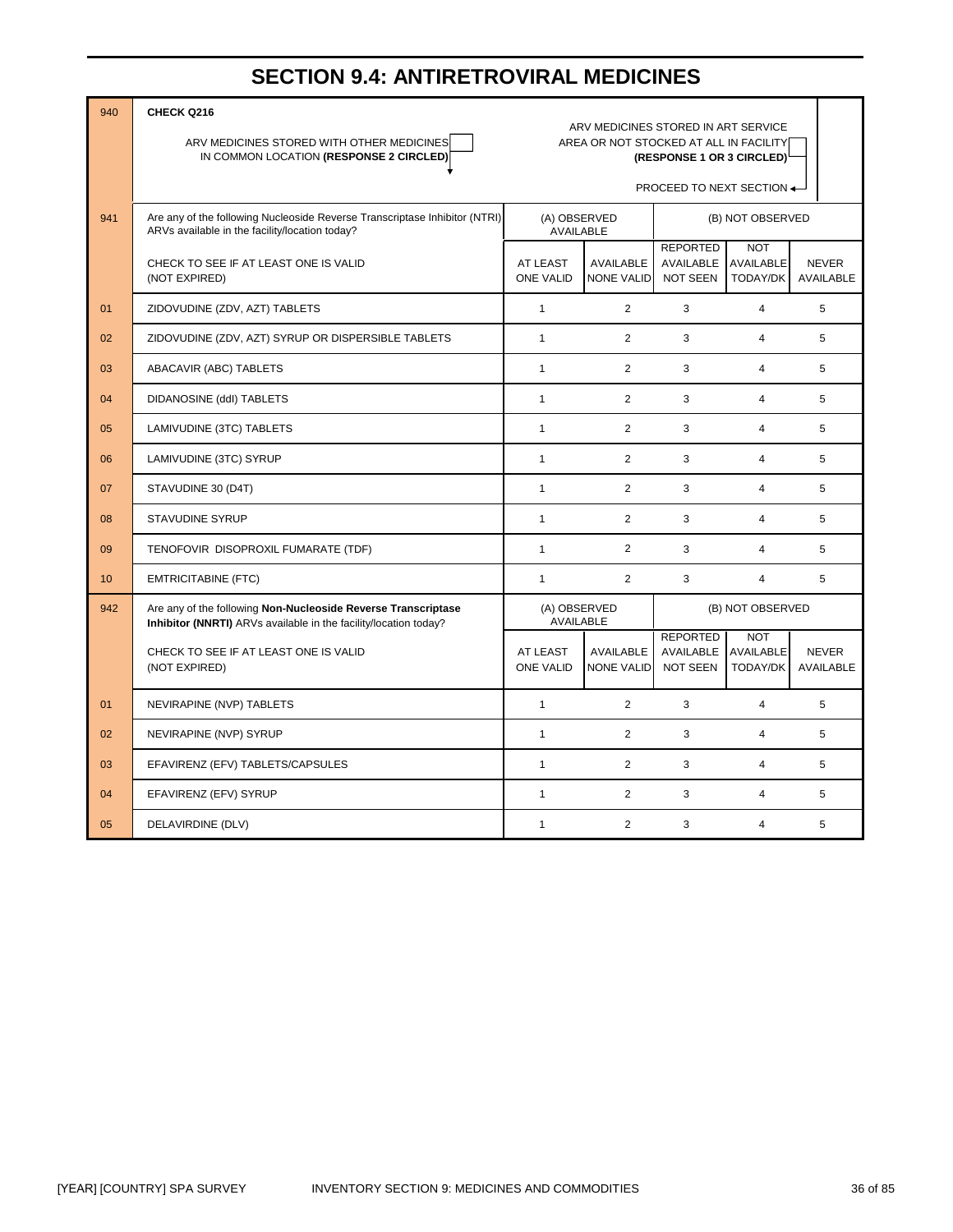# SECTION 9.4: ANTIRETROVIRAL MEDICINES

| 940 | **CHECK Q216** | | | | | |
|---|---|---|---|---|---|---|
| | ARV MEDICINES STORED WITH OTHER MEDICINES IN COMMON LOCATION **(RESPONSE 2 CIRCLED)** ☐ ▼ | ARV MEDICINES STORED IN ART SERVICE AREA OR NOT STOCKED AT ALL IN FACILITY **(RESPONSE 1 OR 3 CIRCLED)** ☐ → PROCEED TO NEXT SECTION | | | | |

| 941 | Are any of the following Nucleoside Reverse Transcriptase Inhibitor (NTRI) ARVs available in the facility/location today? | (A) OBSERVED AVAILABLE | | (B) NOT OBSERVED | | |
|---|---|---|---|---|---|---|
| | CHECK TO SEE IF AT LEAST ONE IS VALID (NOT EXPIRED) | AT LEAST ONE VALID | AVAILABLE NONE VALID | REPORTED AVAILABLE NOT SEEN | NOT AVAILABLE TODAY/DK | NEVER AVAILABLE |
| 01 | ZIDOVUDINE (ZDV, AZT) TABLETS | 1 | 2 | 3 | 4 | 5 |
| 02 | ZIDOVUDINE (ZDV, AZT) SYRUP OR DISPERSIBLE TABLETS | 1 | 2 | 3 | 4 | 5 |
| 03 | ABACAVIR (ABC) TABLETS | 1 | 2 | 3 | 4 | 5 |
| 04 | DIDANOSINE (ddI) TABLETS | 1 | 2 | 3 | 4 | 5 |
| 05 | LAMIVUDINE (3TC) TABLETS | 1 | 2 | 3 | 4 | 5 |
| 06 | LAMIVUDINE (3TC) SYRUP | 1 | 2 | 3 | 4 | 5 |
| 07 | STAVUDINE 30 (D4T) | 1 | 2 | 3 | 4 | 5 |
| 08 | STAVUDINE SYRUP | 1 | 2 | 3 | 4 | 5 |
| 09 | TENOFOVIR DISOPROXIL FUMARATE (TDF) | 1 | 2 | 3 | 4 | 5 |
| 10 | EMTRICITABINE (FTC) | 1 | 2 | 3 | 4 | 5 |

| 942 | Are any of the following **Non-Nucleoside Reverse Transcriptase Inhibitor (NNRTI)** ARVs available in the facility/location today? | (A) OBSERVED AVAILABLE | | (B) NOT OBSERVED | | |
|---|---|---|---|---|---|---|
| | CHECK TO SEE IF AT LEAST ONE IS VALID (NOT EXPIRED) | AT LEAST ONE VALID | AVAILABLE NONE VALID | REPORTED AVAILABLE NOT SEEN | NOT AVAILABLE TODAY/DK | NEVER AVAILABLE |
| 01 | NEVIRAPINE (NVP) TABLETS | 1 | 2 | 3 | 4 | 5 |
| 02 | NEVIRAPINE (NVP) SYRUP | 1 | 2 | 3 | 4 | 5 |
| 03 | EFAVIRENZ (EFV) TABLETS/CAPSULES | 1 | 2 | 3 | 4 | 5 |
| 04 | EFAVIRENZ (EFV) SYRUP | 1 | 2 | 3 | 4 | 5 |
| 05 | DELAVIRDINE (DLV) | 1 | 2 | 3 | 4 | 5 |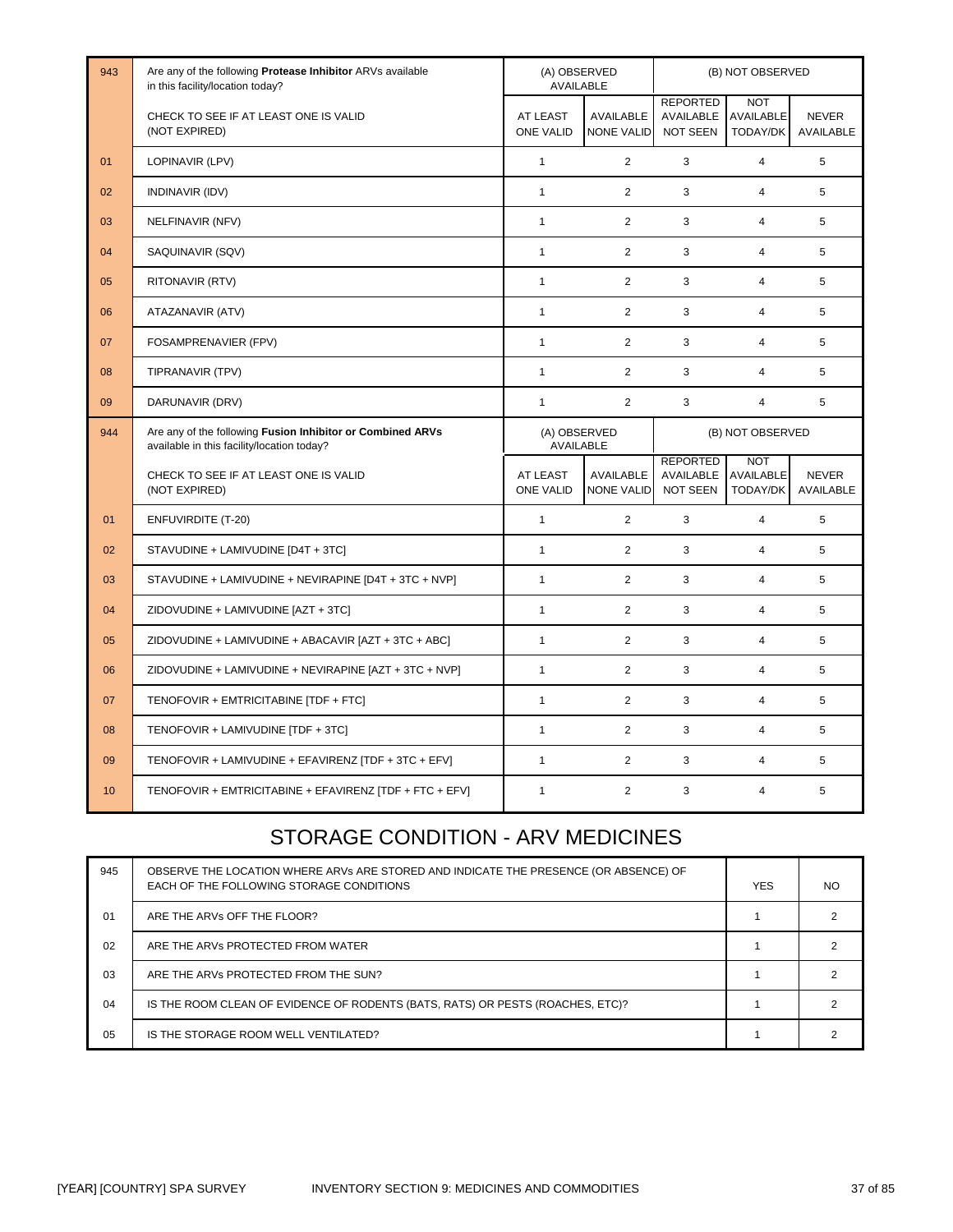| 943 | Are any of the following **Protease Inhibitor** ARVs available in this facility/location today? | (A) OBSERVED AVAILABLE | | (B) NOT OBSERVED | | |
|---|---|---|---|---|---|---|
| | CHECK TO SEE IF AT LEAST ONE IS VALID (NOT EXPIRED) | AT LEAST ONE VALID | AVAILABLE NONE VALID | REPORTED AVAILABLE NOT SEEN | NOT AVAILABLE TODAY/DK | NEVER AVAILABLE |
| 01 | LOPINAVIR (LPV) | 1 | 2 | 3 | 4 | 5 |
| 02 | INDINAVIR (IDV) | 1 | 2 | 3 | 4 | 5 |
| 03 | NELFINAVIR (NFV) | 1 | 2 | 3 | 4 | 5 |
| 04 | SAQUINAVIR (SQV) | 1 | 2 | 3 | 4 | 5 |
| 05 | RITONAVIR (RTV) | 1 | 2 | 3 | 4 | 5 |
| 06 | ATAZANAVIR (ATV) | 1 | 2 | 3 | 4 | 5 |
| 07 | FOSAMPRENAVIER (FPV) | 1 | 2 | 3 | 4 | 5 |
| 08 | TIPRANAVIR (TPV) | 1 | 2 | 3 | 4 | 5 |
| 09 | DARUNAVIR (DRV) | 1 | 2 | 3 | 4 | 5 |

| 944 | Are any of the following **Fusion Inhibitor or Combined ARVs** available in this facility/location today? | (A) OBSERVED AVAILABLE | | (B) NOT OBSERVED | | |
|---|---|---|---|---|---|---|
| | CHECK TO SEE IF AT LEAST ONE IS VALID (NOT EXPIRED) | AT LEAST ONE VALID | AVAILABLE NONE VALID | REPORTED AVAILABLE NOT SEEN | NOT AVAILABLE TODAY/DK | NEVER AVAILABLE |
| 01 | ENFUVIRDITE (T-20) | 1 | 2 | 3 | 4 | 5 |
| 02 | STAVUDINE + LAMIVUDINE [D4T + 3TC] | 1 | 2 | 3 | 4 | 5 |
| 03 | STAVUDINE + LAMIVUDINE + NEVIRAPINE [D4T + 3TC + NVP] | 1 | 2 | 3 | 4 | 5 |
| 04 | ZIDOVUDINE + LAMIVUDINE [AZT + 3TC] | 1 | 2 | 3 | 4 | 5 |
| 05 | ZIDOVUDINE + LAMIVUDINE + ABACAVIR [AZT + 3TC + ABC] | 1 | 2 | 3 | 4 | 5 |
| 06 | ZIDOVUDINE + LAMIVUDINE + NEVIRAPINE [AZT + 3TC + NVP] | 1 | 2 | 3 | 4 | 5 |
| 07 | TENOFOVIR + EMTRICITABINE [TDF + FTC] | 1 | 2 | 3 | 4 | 5 |
| 08 | TENOFOVIR + LAMIVUDINE [TDF + 3TC] | 1 | 2 | 3 | 4 | 5 |
| 09 | TENOFOVIR + LAMIVUDINE + EFAVIRENZ [TDF + 3TC + EFV] | 1 | 2 | 3 | 4 | 5 |
| 10 | TENOFOVIR + EMTRICITABINE + EFAVIRENZ [TDF + FTC + EFV] | 1 | 2 | 3 | 4 | 5 |

## STORAGE CONDITION - ARV MEDICINES

| 945 | OBSERVE THE LOCATION WHERE ARVs ARE STORED AND INDICATE THE PRESENCE (OR ABSENCE) OF EACH OF THE FOLLOWING STORAGE CONDITIONS | YES | NO |
|---|---|---|---|
| 01 | ARE THE ARVs OFF THE FLOOR? | 1 | 2 |
| 02 | ARE THE ARVs PROTECTED FROM WATER | 1 | 2 |
| 03 | ARE THE ARVs PROTECTED FROM THE SUN? | 1 | 2 |
| 04 | IS THE ROOM CLEAN OF EVIDENCE OF RODENTS (BATS, RATS) OR PESTS (ROACHES, ETC)? | 1 | 2 |
| 05 | IS THE STORAGE ROOM WELL VENTILATED? | 1 | 2 |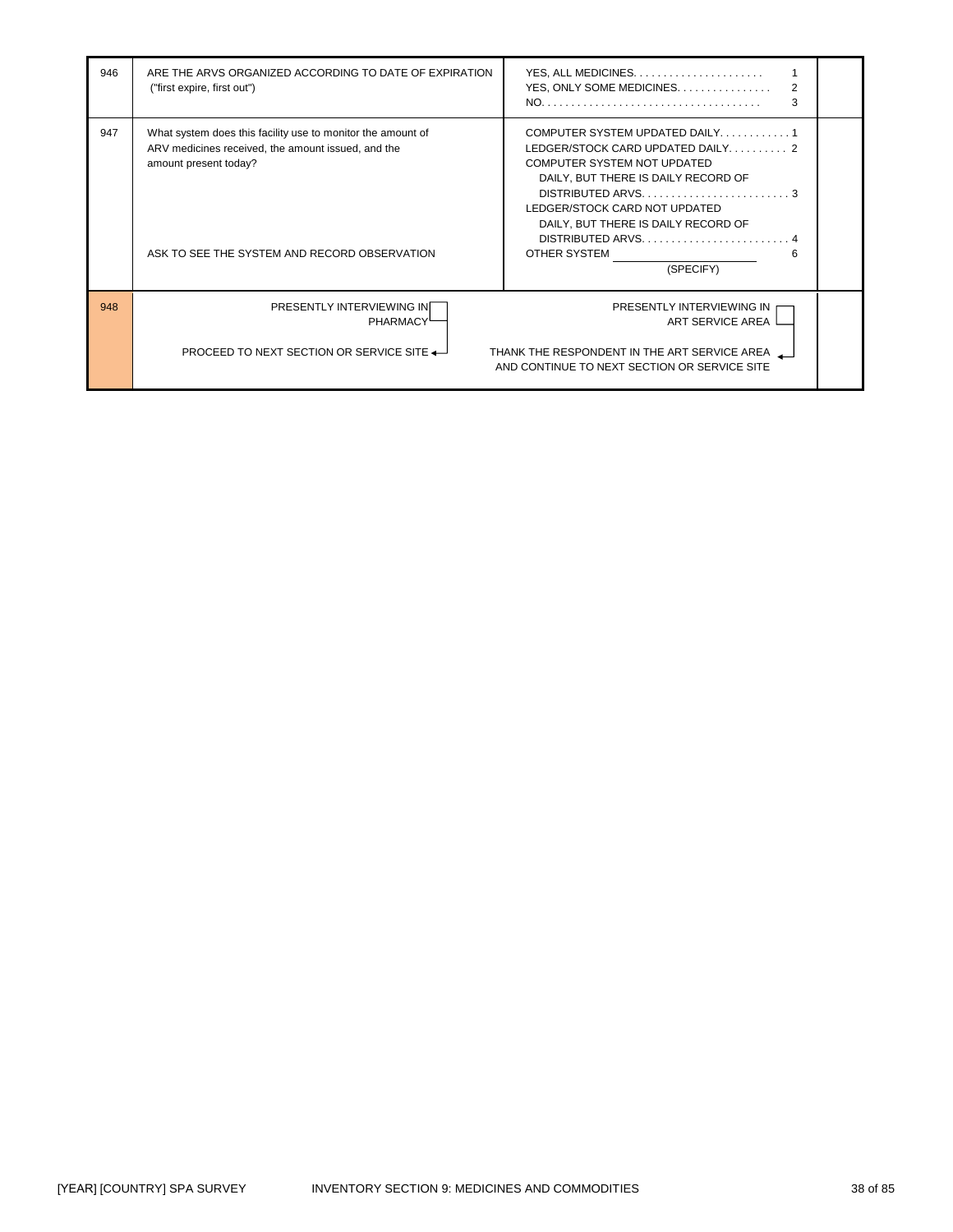| No. | Question | Coding categories | Skip |
|---|---|---|---|
| 946 | ARE THE ARVS ORGANIZED ACCORDING TO DATE OF EXPIRATION ("first expire, first out") | YES, ALL MEDICINES. . . . . . . . . . . . . . . . . . . . . . 1<br>YES, ONLY SOME MEDICINES. . . . . . . . . . . . . . . . 2<br>NO. . . . . . . . . . . . . . . . . . . . . . . . . . . . . . . . . . . . . 3 | |
| 947 | What system does this facility use to monitor the amount of ARV medicines received, the amount issued, and the amount present today?<br><br>ASK TO SEE THE SYSTEM AND RECORD OBSERVATION | COMPUTER SYSTEM UPDATED DAILY. . . . . . . . . . . . 1<br>LEDGER/STOCK CARD UPDATED DAILY. . . . . . . . . . 2<br>COMPUTER SYSTEM NOT UPDATED DAILY, BUT THERE IS DAILY RECORD OF DISTRIBUTED ARVS. . . . . . . . . . . . . . . . . . . . . . . . . 3<br>LEDGER/STOCK CARD NOT UPDATED DAILY, BUT THERE IS DAILY RECORD OF DISTRIBUTED ARVS. . . . . . . . . . . . . . . . . . . . . . . . . 4<br>OTHER SYSTEM ______________ 6<br>(SPECIFY) | |
| 948 | PRESENTLY INTERVIEWING IN PHARMACY ☐<br><br>PROCEED TO NEXT SECTION OR SERVICE SITE | PRESENTLY INTERVIEWING IN ART SERVICE AREA ☐<br><br>THANK THE RESPONDENT IN THE ART SERVICE AREA AND CONTINUE TO NEXT SECTION OR SERVICE SITE | |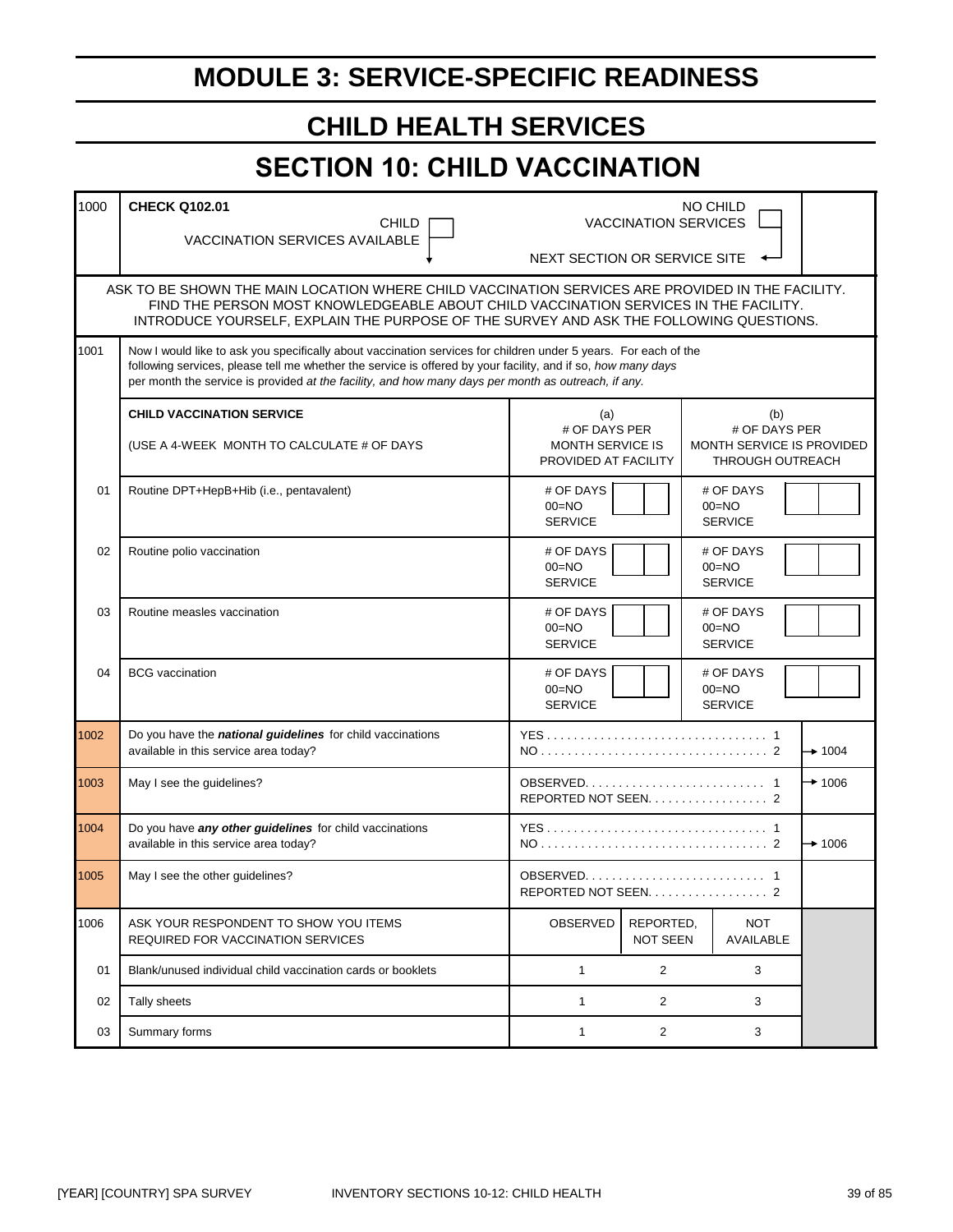# MODULE 3: SERVICE-SPECIFIC READINESS

## CHILD HEALTH SERVICES

## SECTION 10: CHILD VACCINATION

| | | | |
|---|---|---|---|
| 1000 | **CHECK Q102.01** CHILD VACCINATION SERVICES AVAILABLE ☐ ↓ | NO CHILD VACCINATION SERVICES ☐ NEXT SECTION OR SERVICE SITE ← | |

ASK TO BE SHOWN THE MAIN LOCATION WHERE CHILD VACCINATION SERVICES ARE PROVIDED IN THE FACILITY. FIND THE PERSON MOST KNOWLEDGEABLE ABOUT CHILD VACCINATION SERVICES IN THE FACILITY. INTRODUCE YOURSELF, EXPLAIN THE PURPOSE OF THE SURVEY AND ASK THE FOLLOWING QUESTIONS.

**1001** Now I would like to ask you specifically about vaccination services for children under 5 years. For each of the following services, please tell me whether the service is offered by your facility, and if so, *how many days* per month the service is provided *at the facility, and how many days per month as outreach, if any.*

| | CHILD VACCINATION SERVICE (USE A 4-WEEK MONTH TO CALCULATE # OF DAYS | (a) # OF DAYS PER MONTH SERVICE IS PROVIDED AT FACILITY | (b) # OF DAYS PER MONTH SERVICE IS PROVIDED THROUGH OUTREACH |
|---|---|---|---|
| 01 | Routine DPT+HepB+Hib (i.e., pentavalent) | # OF DAYS 00=NO SERVICE [ ][ ] | # OF DAYS 00=NO SERVICE [ ][ ] |
| 02 | Routine polio vaccination | # OF DAYS 00=NO SERVICE [ ][ ] | # OF DAYS 00=NO SERVICE [ ][ ] |
| 03 | Routine measles vaccination | # OF DAYS 00=NO SERVICE [ ][ ] | # OF DAYS 00=NO SERVICE [ ][ ] |
| 04 | BCG vaccination | # OF DAYS 00=NO SERVICE [ ][ ] | # OF DAYS 00=NO SERVICE [ ][ ] |

| | | | |
|---|---|---|---|
| 1002 | Do you have the ***national guidelines*** for child vaccinations available in this service area today? | YES . . . . . . . . 1<br>NO . . . . . . . . 2 | <br>→ 1004 |
| 1003 | May I see the guidelines? | OBSERVED. . . . . . . . 1<br>REPORTED NOT SEEN. . . . . . . . 2 | → 1006 |
| 1004 | Do you have ***any other guidelines*** for child vaccinations available in this service area today? | YES . . . . . . . . 1<br>NO . . . . . . . . 2 | <br>→ 1006 |
| 1005 | May I see the other guidelines? | OBSERVED. . . . . . . . 1<br>REPORTED NOT SEEN. . . . . . . . 2 | |

| 1006 | ASK YOUR RESPONDENT TO SHOW YOU ITEMS REQUIRED FOR VACCINATION SERVICES | OBSERVED | REPORTED, NOT SEEN | NOT AVAILABLE |
|---|---|---|---|---|
| 01 | Blank/unused individual child vaccination cards or booklets | 1 | 2 | 3 |
| 02 | Tally sheets | 1 | 2 | 3 |
| 03 | Summary forms | 1 | 2 | 3 |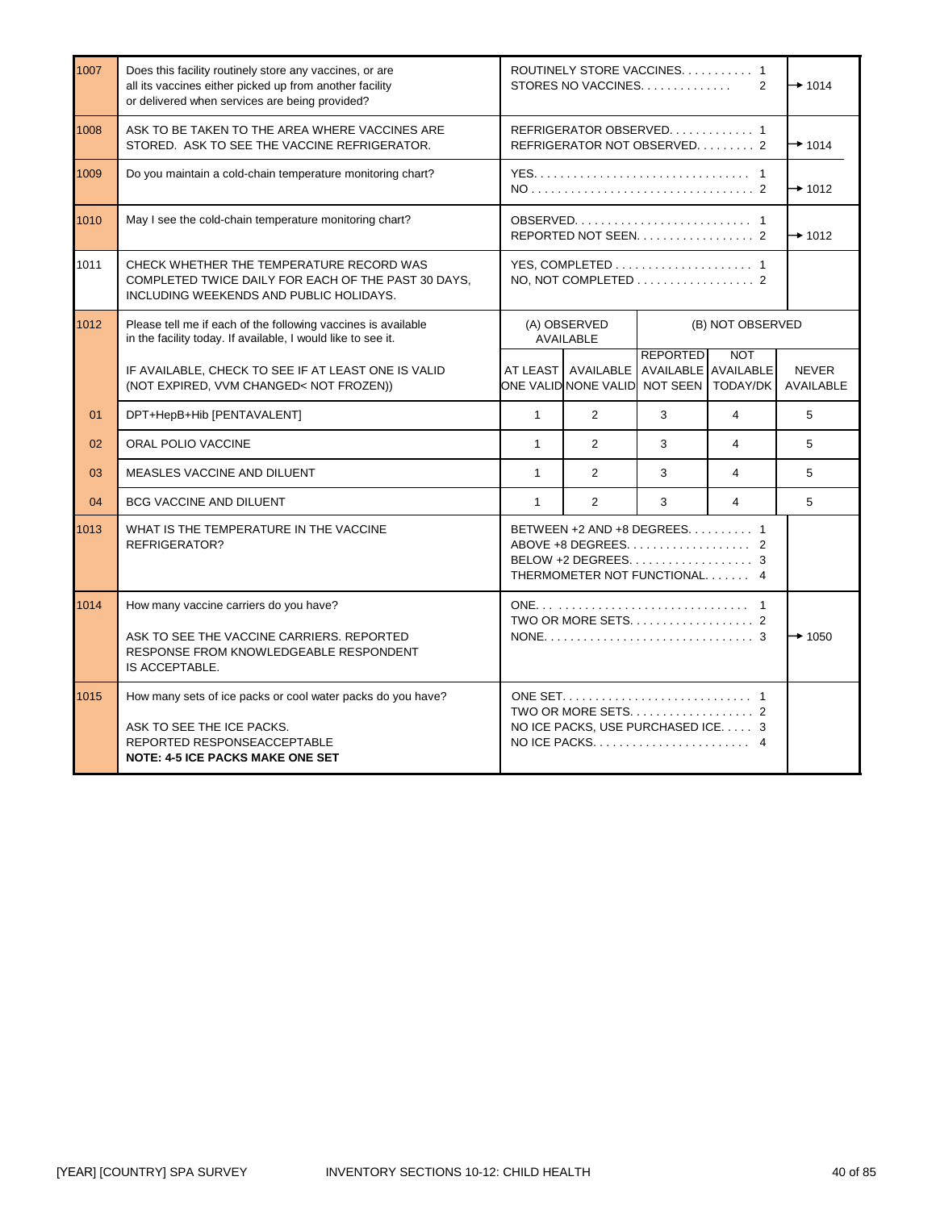| No. | Question | Coding categories | | | | | Skip |
|---|---|---|---|---|---|---|---|
| 1007 | Does this facility routinely store any vaccines, or are all its vaccines either picked up from another facility or delivered when services are being provided? | ROUTINELY STORE VACCINES. . . . . . . . . . . 1<br>STORES NO VACCINES. . . . . . . . . . . . . 2 | | | | | → 1014 |
| 1008 | ASK TO BE TAKEN TO THE AREA WHERE VACCINES ARE STORED. ASK TO SEE THE VACCINE REFRIGERATOR. | REFRIGERATOR OBSERVED. . . . . . . . . . . . 1<br>REFRIGERATOR NOT OBSERVED. . . . . . . . . 2 | | | | | → 1014 |
| 1009 | Do you maintain a cold-chain temperature monitoring chart? | YES. . . . . . . . . . . . . . . . . . . . . . . . . . . . . . . 1<br>NO . . . . . . . . . . . . . . . . . . . . . . . . . . . . . . . . 2 | | | | | → 1012 |
| 1010 | May I see the cold-chain temperature monitoring chart? | OBSERVED. . . . . . . . . . . . . . . . . . . . . . . . . . 1<br>REPORTED NOT SEEN. . . . . . . . . . . . . . . . . 2 | | | | | → 1012 |
| 1011 | CHECK WHETHER THE TEMPERATURE RECORD WAS COMPLETED TWICE DAILY FOR EACH OF THE PAST 30 DAYS, INCLUDING WEEKENDS AND PUBLIC HOLIDAYS. | YES, COMPLETED . . . . . . . . . . . . . . . . . . . . 1<br>NO, NOT COMPLETED . . . . . . . . . . . . . . . . . 2 | | | | | |
| 1012 | Please tell me if each of the following vaccines is available in the facility today. If available, I would like to see it. | (A) OBSERVED AVAILABLE | | (B) NOT OBSERVED | | | |
| | IF AVAILABLE, CHECK TO SEE IF AT LEAST ONE IS VALID (NOT EXPIRED, VVM CHANGED< NOT FROZEN)) | AT LEAST ONE VALID | AVAILABLE NONE VALID | REPORTED AVAILABLE NOT SEEN | NOT AVAILABLE TODAY/DK | NEVER AVAILABLE | |
| 01 | DPT+HepB+Hib [PENTAVALENT] | 1 | 2 | 3 | 4 | 5 | |
| 02 | ORAL POLIO VACCINE | 1 | 2 | 3 | 4 | 5 | |
| 03 | MEASLES VACCINE AND DILUENT | 1 | 2 | 3 | 4 | 5 | |
| 04 | BCG VACCINE AND DILUENT | 1 | 2 | 3 | 4 | 5 | |
| 1013 | WHAT IS THE TEMPERATURE IN THE VACCINE REFRIGERATOR? | BETWEEN +2 AND +8 DEGREES. . . . . . . . . . 1<br>ABOVE +8 DEGREES. . . . . . . . . . . . . . . . . . 2<br>BELOW +2 DEGREES. . . . . . . . . . . . . . . . . . 3<br>THERMOMETER NOT FUNCTIONAL. . . . . . . 4 | | | | | |
| 1014 | How many vaccine carriers do you have?<br><br>ASK TO SEE THE VACCINE CARRIERS. REPORTED RESPONSE FROM KNOWLEDGEABLE RESPONDENT IS ACCEPTABLE. | ONE. . . . . . . . . . . . . . . . . . . . . . . . . . . . . . 1<br>TWO OR MORE SETS. . . . . . . . . . . . . . . . . . 2<br>NONE. . . . . . . . . . . . . . . . . . . . . . . . . . . . . . . 3 | | | | | → 1050 |
| 1015 | How many sets of ice packs or cool water packs do you have?<br><br>ASK TO SEE THE ICE PACKS.<br>REPORTED RESPONSEACCEPTABLE<br>**NOTE: 4-5 ICE PACKS MAKE ONE SET** | ONE SET. . . . . . . . . . . . . . . . . . . . . . . . . . . . 1<br>TWO OR MORE SETS. . . . . . . . . . . . . . . . . . 2<br>NO ICE PACKS, USE PURCHASED ICE. . . . . 3<br>NO ICE PACKS. . . . . . . . . . . . . . . . . . . . . . . 4 | | | | | |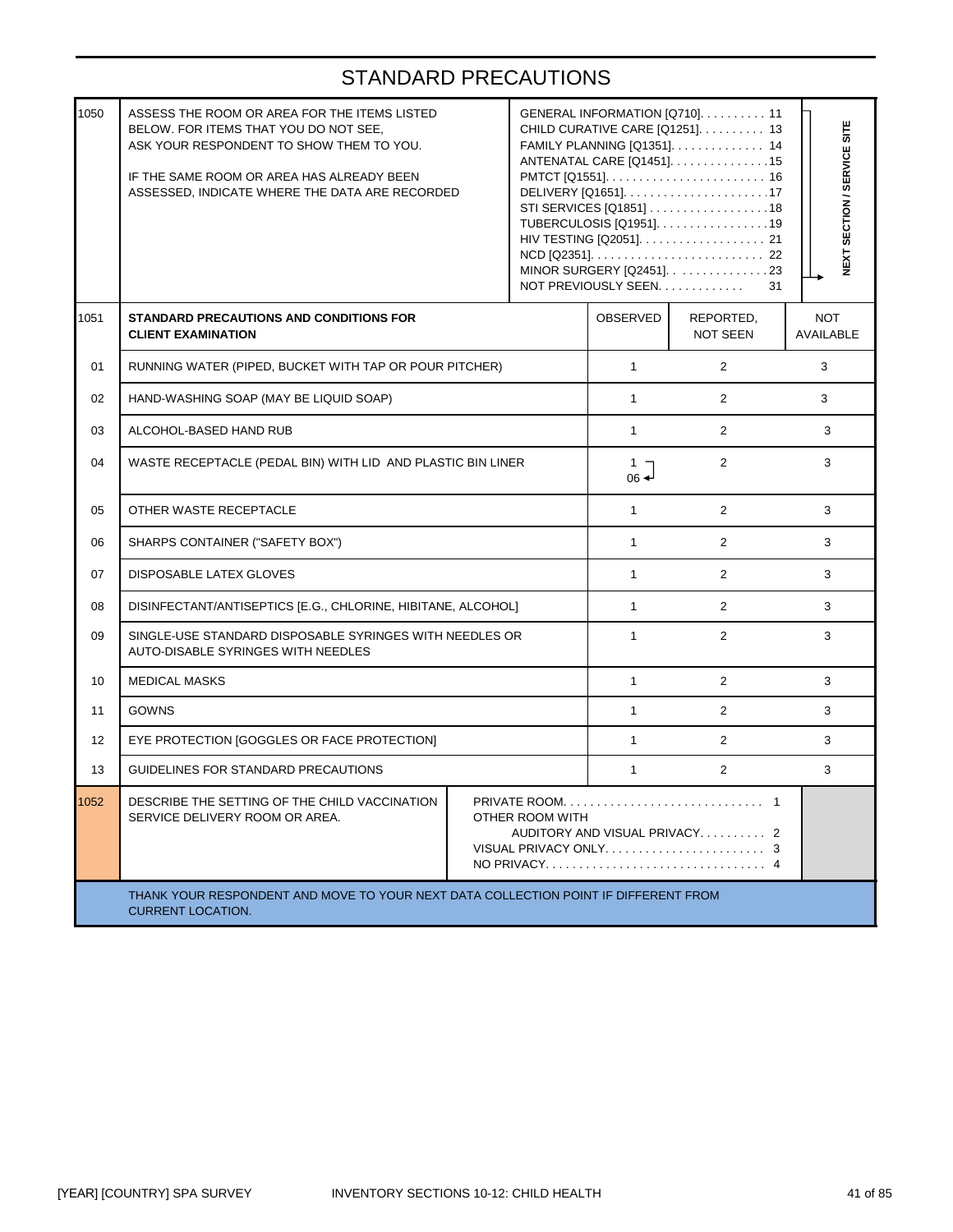# STANDARD PRECAUTIONS

| | | | |
|---|---|---|---|
| 1050 | ASSESS THE ROOM OR AREA FOR THE ITEMS LISTED BELOW. FOR ITEMS THAT YOU DO NOT SEE, ASK YOUR RESPONDENT TO SHOW THEM TO YOU.<br><br>IF THE SAME ROOM OR AREA HAS ALREADY BEEN ASSESSED, INDICATE WHERE THE DATA ARE RECORDED | GENERAL INFORMATION [Q710]. . . . . . . . . . 11<br>CHILD CURATIVE CARE [Q1251]. . . . . . . . . . 13<br>FAMILY PLANNING [Q1351]. . . . . . . . . . . . . 14<br>ANTENATAL CARE [Q1451]. . . . . . . . . . . . . . .15<br>PMTCT [Q1551]. . . . . . . . . . . . . . . . . . . . . . . . 16<br>DELIVERY [Q1651]. . . . . . . . . . . . . . . . . . . . . .17<br>STI SERVICES [Q1851] . . . . . . . . . . . . . . . . . .18<br>TUBERCULOSIS [Q1951]. . . . . . . . . . . . . . . . .19<br>HIV TESTING [Q2051]. . . . . . . . . . . . . . . . . . 21<br>NCD [Q2351]. . . . . . . . . . . . . . . . . . . . . . . . . . 22<br>MINOR SURGERY [Q2451]. . . . . . . . . . . . . . .23<br>NOT PREVIOUSLY SEEN. . . . . . . . . . . . . 31 | NEXT SECTION / SERVICE SITE (for codes 11–23) |

| | 1051 STANDARD PRECAUTIONS AND CONDITIONS FOR CLIENT EXAMINATION | OBSERVED | REPORTED, NOT SEEN | NOT AVAILABLE |
|---|---|---|---|---|
| 01 | RUNNING WATER (PIPED, BUCKET WITH TAP OR POUR PITCHER) | 1 | 2 | 3 |
| 02 | HAND-WASHING SOAP (MAY BE LIQUID SOAP) | 1 | 2 | 3 |
| 03 | ALCOHOL-BASED HAND RUB | 1 | 2 | 3 |
| 04 | WASTE RECEPTACLE (PEDAL BIN) WITH LID AND PLASTIC BIN LINER | 1 → 06 | 2 | 3 |
| 05 | OTHER WASTE RECEPTACLE | 1 | 2 | 3 |
| 06 | SHARPS CONTAINER ("SAFETY BOX") | 1 | 2 | 3 |
| 07 | DISPOSABLE LATEX GLOVES | 1 | 2 | 3 |
| 08 | DISINFECTANT/ANTISEPTICS [E.G., CHLORINE, HIBITANE, ALCOHOL] | 1 | 2 | 3 |
| 09 | SINGLE-USE STANDARD DISPOSABLE SYRINGES WITH NEEDLES OR AUTO-DISABLE SYRINGES WITH NEEDLES | 1 | 2 | 3 |
| 10 | MEDICAL MASKS | 1 | 2 | 3 |
| 11 | GOWNS | 1 | 2 | 3 |
| 12 | EYE PROTECTION [GOGGLES OR FACE PROTECTION] | 1 | 2 | 3 |
| 13 | GUIDELINES FOR STANDARD PRECAUTIONS | 1 | 2 | 3 |

| | | | |
|---|---|---|---|
| 1052 | DESCRIBE THE SETTING OF THE CHILD VACCINATION SERVICE DELIVERY ROOM OR AREA. | PRIVATE ROOM. . . . . . . . . . . . . . . . . . . . . . . . . . . . . 1<br>OTHER ROOM WITH<br>AUDITORY AND VISUAL PRIVACY. . . . . . . . . . 2<br>VISUAL PRIVACY ONLY. . . . . . . . . . . . . . . . . . . . . . . . 3<br>NO PRIVACY. . . . . . . . . . . . . . . . . . . . . . . . . . . . . . . . 4 | |

THANK YOUR RESPONDENT AND MOVE TO YOUR NEXT DATA COLLECTION POINT IF DIFFERENT FROM CURRENT LOCATION.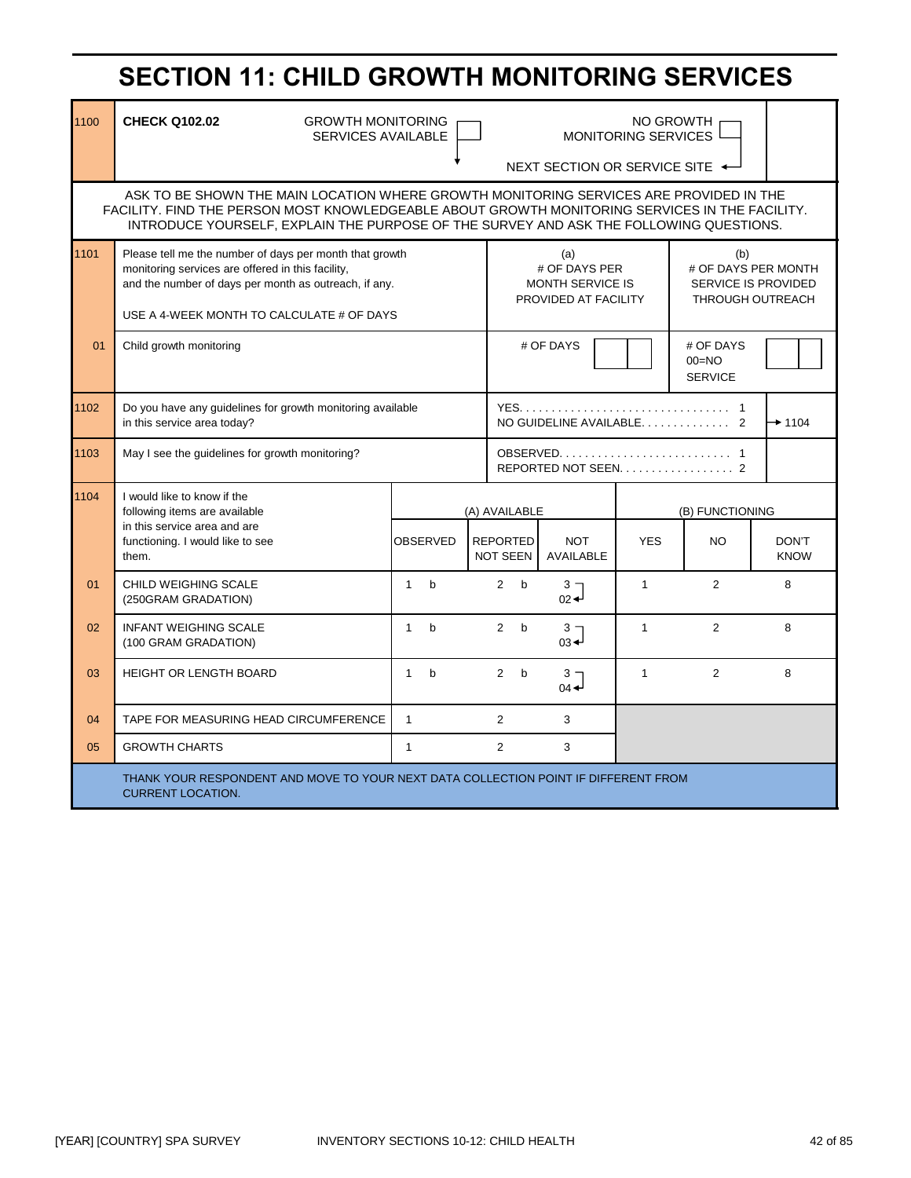# SECTION 11: CHILD GROWTH MONITORING SERVICES

| | | | |
|---|---|---|---|
| 1100 | **CHECK Q102.02** | GROWTH MONITORING SERVICES AVAILABLE ☐ ↓ | NO GROWTH MONITORING SERVICES ☐ → NEXT SECTION OR SERVICE SITE |

ASK TO BE SHOWN THE MAIN LOCATION WHERE GROWTH MONITORING SERVICES ARE PROVIDED IN THE FACILITY. FIND THE PERSON MOST KNOWLEDGEABLE ABOUT GROWTH MONITORING SERVICES IN THE FACILITY. INTRODUCE YOURSELF, EXPLAIN THE PURPOSE OF THE SURVEY AND ASK THE FOLLOWING QUESTIONS.

| No. | Question | (a) # OF DAYS PER MONTH SERVICE IS PROVIDED AT FACILITY | (b) # OF DAYS PER MONTH SERVICE IS PROVIDED THROUGH OUTREACH |
|---|---|---|---|
| 1101 | Please tell me the number of days per month that growth monitoring services are offered in this facility, and the number of days per month as outreach, if any.<br><br>USE A 4-WEEK MONTH TO CALCULATE # OF DAYS | | |
| 01 | Child growth monitoring | # OF DAYS [ ][ ] | # OF DAYS<br>00=NO SERVICE [ ][ ] |

| No. | Question | Response | Skip |
|---|---|---|---|
| 1102 | Do you have any guidelines for growth monitoring available in this service area today? | YES. . . . . . . . . . . . . . . . . . . . . . . . . . . . . . . . 1<br>NO GUIDELINE AVAILABLE. . . . . . . . . . . . . 2 | 2 → 1104 |
| 1103 | May I see the guidelines for growth monitoring? | OBSERVED. . . . . . . . . . . . . . . . . . . . . . . . . . 1<br>REPORTED NOT SEEN. . . . . . . . . . . . . . . . . 2 | |

| 1104 | I would like to know if the following items are available in this service area and are functioning. I would like to see them. | (A) AVAILABLE | | | (B) FUNCTIONING | | |
|---|---|---|---|---|---|---|---|
| | | OBSERVED | REPORTED NOT SEEN | NOT AVAILABLE | YES | NO | DON'T KNOW |
| 01 | CHILD WEIGHING SCALE (250GRAM GRADATION) | 1 b | 2 b | 3 → 02 | 1 | 2 | 8 |
| 02 | INFANT WEIGHING SCALE (100 GRAM GRADATION) | 1 b | 2 b | 3 → 03 | 1 | 2 | 8 |
| 03 | HEIGHT OR LENGTH BOARD | 1 b | 2 b | 3 → 04 | 1 | 2 | 8 |
| 04 | TAPE FOR MEASURING HEAD CIRCUMFERENCE | 1 | 2 | 3 | | | |
| 05 | GROWTH CHARTS | 1 | 2 | 3 | | | |

THANK YOUR RESPONDENT AND MOVE TO YOUR NEXT DATA COLLECTION POINT IF DIFFERENT FROM CURRENT LOCATION.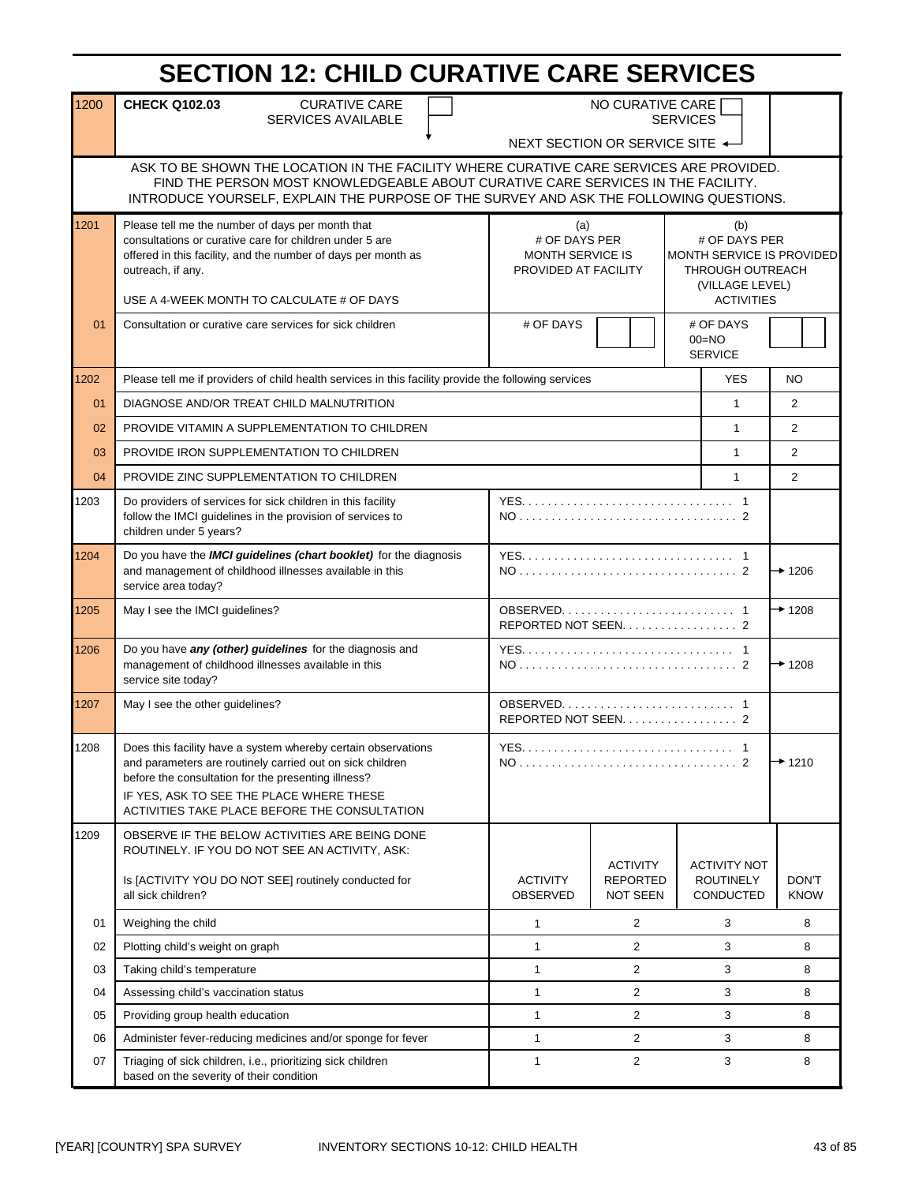# SECTION 12: CHILD CURATIVE CARE SERVICES

| | | | |
|---|---|---|---|
| 1200 | **CHECK Q102.03** CURATIVE CARE SERVICES AVAILABLE ☐ | NO CURATIVE CARE SERVICES ☐ → NEXT SECTION OR SERVICE SITE | |

ASK TO BE SHOWN THE LOCATION IN THE FACILITY WHERE CURATIVE CARE SERVICES ARE PROVIDED. FIND THE PERSON MOST KNOWLEDGEABLE ABOUT CURATIVE CARE SERVICES IN THE FACILITY. INTRODUCE YOURSELF, EXPLAIN THE PURPOSE OF THE SURVEY AND ASK THE FOLLOWING QUESTIONS.

| | | (a) | (b) |
|---|---|---|---|
| 1201 | Please tell me the number of days per month that consultations or curative care for children under 5 are offered in this facility, and the number of days per month as outreach, if any.<br><br>USE A 4-WEEK MONTH TO CALCULATE # OF DAYS | # OF DAYS PER MONTH SERVICE IS PROVIDED AT FACILITY | # OF DAYS PER MONTH SERVICE IS PROVIDED THROUGH OUTREACH (VILLAGE LEVEL) ACTIVITIES |
| 01 | Consultation or curative care services for sick children | # OF DAYS [ ][ ] | # OF DAYS 00=NO SERVICE [ ][ ] |

| | | YES | NO |
|---|---|---|---|
| 1202 | Please tell me if providers of child health services in this facility provide the following services | | |
| 01 | DIAGNOSE AND/OR TREAT CHILD MALNUTRITION | 1 | 2 |
| 02 | PROVIDE VITAMIN A SUPPLEMENTATION TO CHILDREN | 1 | 2 |
| 03 | PROVIDE IRON SUPPLEMENTATION TO CHILDREN | 1 | 2 |
| 04 | PROVIDE ZINC SUPPLEMENTATION TO CHILDREN | 1 | 2 |

| | | | |
|---|---|---|---|
| 1203 | Do providers of services for sick children in this facility follow the IMCI guidelines in the provision of services to children under 5 years? | YES. . . . . . . . . . 1<br>NO . . . . . . . . . . 2 | |
| 1204 | Do you have the ***IMCI guidelines (chart booklet)*** for the diagnosis and management of childhood illnesses available in this service area today? | YES. . . . . . . . . . 1<br>NO . . . . . . . . . . 2 | → 1206 |
| 1205 | May I see the IMCI guidelines? | OBSERVED. . . . . . . . . . 1<br>REPORTED NOT SEEN. . . . . . . . . . 2 | → 1208 |
| 1206 | Do you have ***any (other) guidelines*** for the diagnosis and management of childhood illnesses available in this service site today? | YES. . . . . . . . . . 1<br>NO . . . . . . . . . . 2 | → 1208 |
| 1207 | May I see the other guidelines? | OBSERVED. . . . . . . . . . 1<br>REPORTED NOT SEEN. . . . . . . . . . 2 | |
| 1208 | Does this facility have a system whereby certain observations and parameters are routinely carried out on sick children before the consultation for the presenting illness?<br>IF YES, ASK TO SEE THE PLACE WHERE THESE ACTIVITIES TAKE PLACE BEFORE THE CONSULTATION | YES. . . . . . . . . . 1<br>NO . . . . . . . . . . 2 | → 1210 |

| | | ACTIVITY OBSERVED | ACTIVITY REPORTED NOT SEEN | ACTIVITY NOT ROUTINELY CONDUCTED | DON'T KNOW |
|---|---|---|---|---|---|
| 1209 | OBSERVE IF THE BELOW ACTIVITIES ARE BEING DONE ROUTINELY. IF YOU DO NOT SEE AN ACTIVITY, ASK:<br><br>Is [ACTIVITY YOU DO NOT SEE] routinely conducted for all sick children? | | | | |
| 01 | Weighing the child | 1 | 2 | 3 | 8 |
| 02 | Plotting child's weight on graph | 1 | 2 | 3 | 8 |
| 03 | Taking child's temperature | 1 | 2 | 3 | 8 |
| 04 | Assessing child's vaccination status | 1 | 2 | 3 | 8 |
| 05 | Providing group health education | 1 | 2 | 3 | 8 |
| 06 | Administer fever-reducing medicines and/or sponge for fever | 1 | 2 | 3 | 8 |
| 07 | Triaging of sick children, i.e., prioritizing sick children based on the severity of their condition | 1 | 2 | 3 | 8 |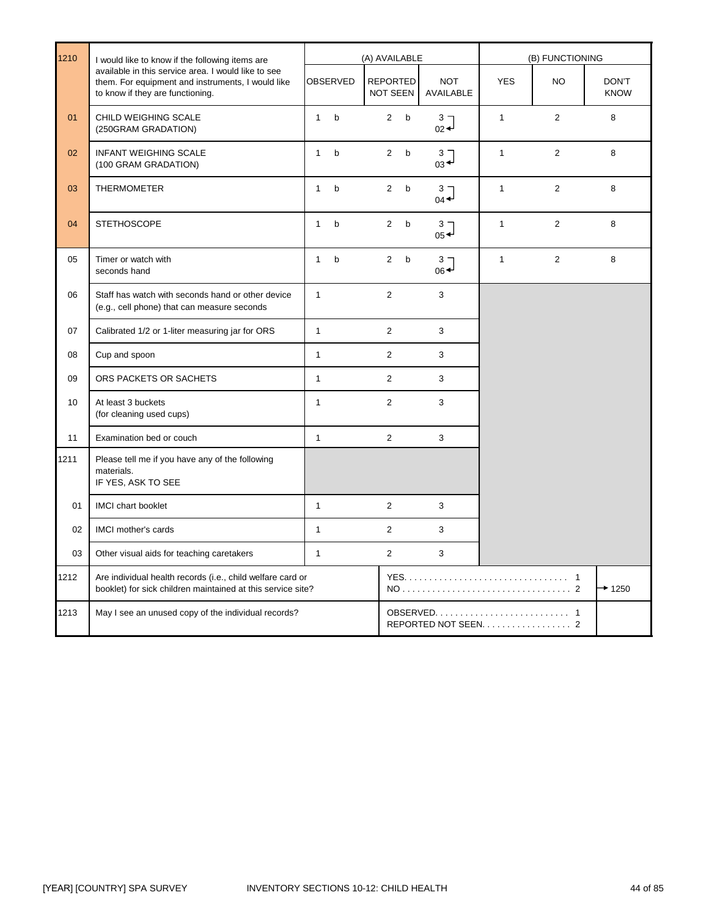| | | (A) AVAILABLE | | | (B) FUNCTIONING | | |
|---|---|---|---|---|---|---|---|
| 1210 | I would like to know if the following items are available in this service area. I would like to see them. For equipment and instruments, I would like to know if they are functioning. | OBSERVED | REPORTED NOT SEEN | NOT AVAILABLE | YES | NO | DON'T KNOW |
| 01 | CHILD WEIGHING SCALE (250GRAM GRADATION) | 1 b | 2 b | 3 → 02 | 1 | 2 | 8 |
| 02 | INFANT WEIGHING SCALE (100 GRAM GRADATION) | 1 b | 2 b | 3 → 03 | 1 | 2 | 8 |
| 03 | THERMOMETER | 1 b | 2 b | 3 → 04 | 1 | 2 | 8 |
| 04 | STETHOSCOPE | 1 b | 2 b | 3 → 05 | 1 | 2 | 8 |
| 05 | Timer or watch with seconds hand | 1 b | 2 b | 3 → 06 | 1 | 2 | 8 |
| 06 | Staff has watch with seconds hand or other device (e.g., cell phone) that can measure seconds | 1 | 2 | 3 | | | |
| 07 | Calibrated 1/2 or 1-liter measuring jar for ORS | 1 | 2 | 3 | | | |
| 08 | Cup and spoon | 1 | 2 | 3 | | | |
| 09 | ORS PACKETS OR SACHETS | 1 | 2 | 3 | | | |
| 10 | At least 3 buckets (for cleaning used cups) | 1 | 2 | 3 | | | |
| 11 | Examination bed or couch | 1 | 2 | 3 | | | |
| 1211 | Please tell me if you have any of the following materials. IF YES, ASK TO SEE | | | | | | |
| 01 | IMCI chart booklet | 1 | 2 | 3 | | | |
| 02 | IMCI mother's cards | 1 | 2 | 3 | | | |
| 03 | Other visual aids for teaching caretakers | 1 | 2 | 3 | | | |

| | | | |
|---|---|---|---|
| 1212 | Are individual health records (i.e., child welfare card or booklet) for sick children maintained at this service site? | YES. . . . . . . . . . . . . . . . . . . . . . . . . . . . . . . . 1<br>NO . . . . . . . . . . . . . . . . . . . . . . . . . . . . . . . . . 2 | → 1250 |
| 1213 | May I see an unused copy of the individual records? | OBSERVED. . . . . . . . . . . . . . . . . . . . . . . . . . 1<br>REPORTED NOT SEEN. . . . . . . . . . . . . . . . . 2 | |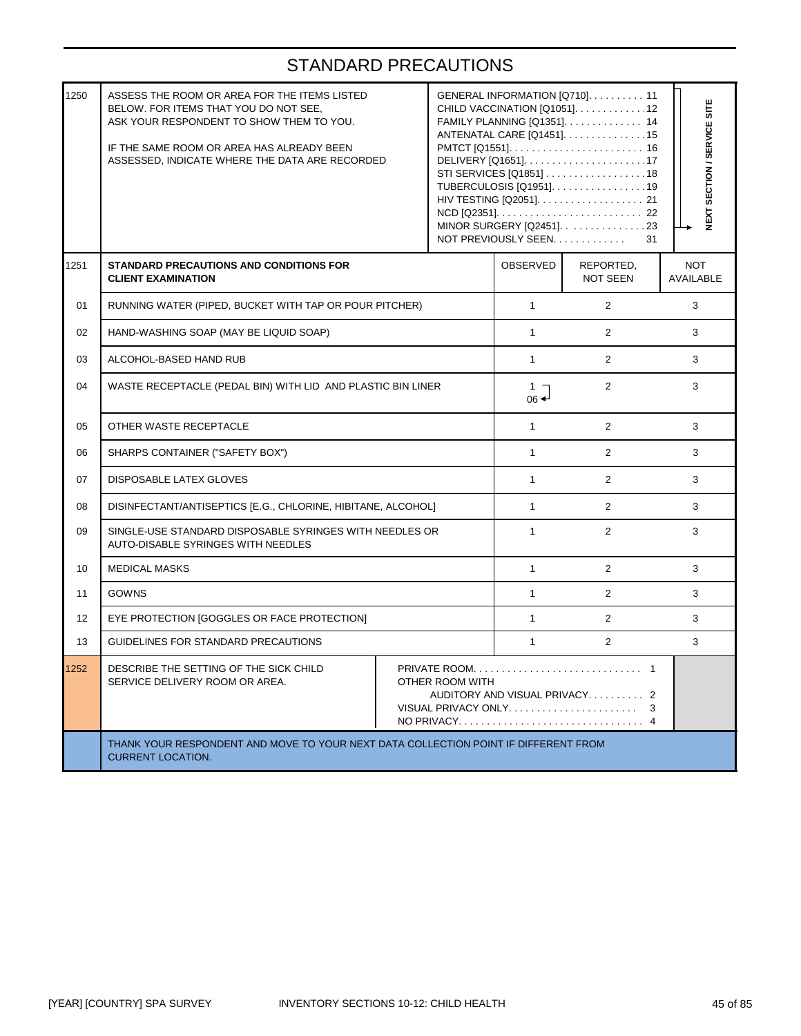# STANDARD PRECAUTIONS

| | | | |
|---|---|---|---|
| 1250 | ASSESS THE ROOM OR AREA FOR THE ITEMS LISTED BELOW. FOR ITEMS THAT YOU DO NOT SEE, ASK YOUR RESPONDENT TO SHOW THEM TO YOU.<br><br>IF THE SAME ROOM OR AREA HAS ALREADY BEEN ASSESSED, INDICATE WHERE THE DATA ARE RECORDED | GENERAL INFORMATION [Q710]. . . . . . . . . . 11<br>CHILD VACCINATION [Q1051]. . . . . . . . . . . . .12<br>FAMILY PLANNING [Q1351]. . . . . . . . . . . . . 14<br>ANTENATAL CARE [Q1451]. . . . . . . . . . . . . . .15<br>PMTCT [Q1551]. . . . . . . . . . . . . . . . . . . . . . . . 16<br>DELIVERY [Q1651]. . . . . . . . . . . . . . . . . . . . . .17<br>STI SERVICES [Q1851] . . . . . . . . . . . . . . . . . .18<br>TUBERCULOSIS [Q1951]. . . . . . . . . . . . . . . . .19<br>HIV TESTING [Q2051]. . . . . . . . . . . . . . . . . . . 21<br>NCD [Q2351]. . . . . . . . . . . . . . . . . . . . . . . . . . 22<br>MINOR SURGERY [Q2451]. . . . . . . . . . . . . . .23<br>NOT PREVIOUSLY SEEN. . . . . . . . . . . . . 31 | (11–23) → NEXT SECTION / SERVICE SITE |

| 1251 | STANDARD PRECAUTIONS AND CONDITIONS FOR CLIENT EXAMINATION | OBSERVED | REPORTED, NOT SEEN | NOT AVAILABLE |
|---|---|---|---|---|
| 01 | RUNNING WATER (PIPED, BUCKET WITH TAP OR POUR PITCHER) | 1 | 2 | 3 |
| 02 | HAND-WASHING SOAP (MAY BE LIQUID SOAP) | 1 | 2 | 3 |
| 03 | ALCOHOL-BASED HAND RUB | 1 | 2 | 3 |
| 04 | WASTE RECEPTACLE (PEDAL BIN) WITH LID AND PLASTIC BIN LINER | 1 → 06 | 2 | 3 |
| 05 | OTHER WASTE RECEPTACLE | 1 | 2 | 3 |
| 06 | SHARPS CONTAINER ("SAFETY BOX") | 1 | 2 | 3 |
| 07 | DISPOSABLE LATEX GLOVES | 1 | 2 | 3 |
| 08 | DISINFECTANT/ANTISEPTICS [E.G., CHLORINE, HIBITANE, ALCOHOL] | 1 | 2 | 3 |
| 09 | SINGLE-USE STANDARD DISPOSABLE SYRINGES WITH NEEDLES OR AUTO-DISABLE SYRINGES WITH NEEDLES | 1 | 2 | 3 |
| 10 | MEDICAL MASKS | 1 | 2 | 3 |
| 11 | GOWNS | 1 | 2 | 3 |
| 12 | EYE PROTECTION [GOGGLES OR FACE PROTECTION] | 1 | 2 | 3 |
| 13 | GUIDELINES FOR STANDARD PRECAUTIONS | 1 | 2 | 3 |

| | | | |
|---|---|---|---|
| 1252 | DESCRIBE THE SETTING OF THE SICK CHILD SERVICE DELIVERY ROOM OR AREA. | PRIVATE ROOM. . . . . . . . . . . . . . . . . . . . . . . . . . . . . 1<br>OTHER ROOM WITH<br>AUDITORY AND VISUAL PRIVACY. . . . . . . . . . 2<br>VISUAL PRIVACY ONLY. . . . . . . . . . . . . . . . . . . . . . . 3<br>NO PRIVACY. . . . . . . . . . . . . . . . . . . . . . . . . . . . . . . . 4 | |

THANK YOUR RESPONDENT AND MOVE TO YOUR NEXT DATA COLLECTION POINT IF DIFFERENT FROM CURRENT LOCATION.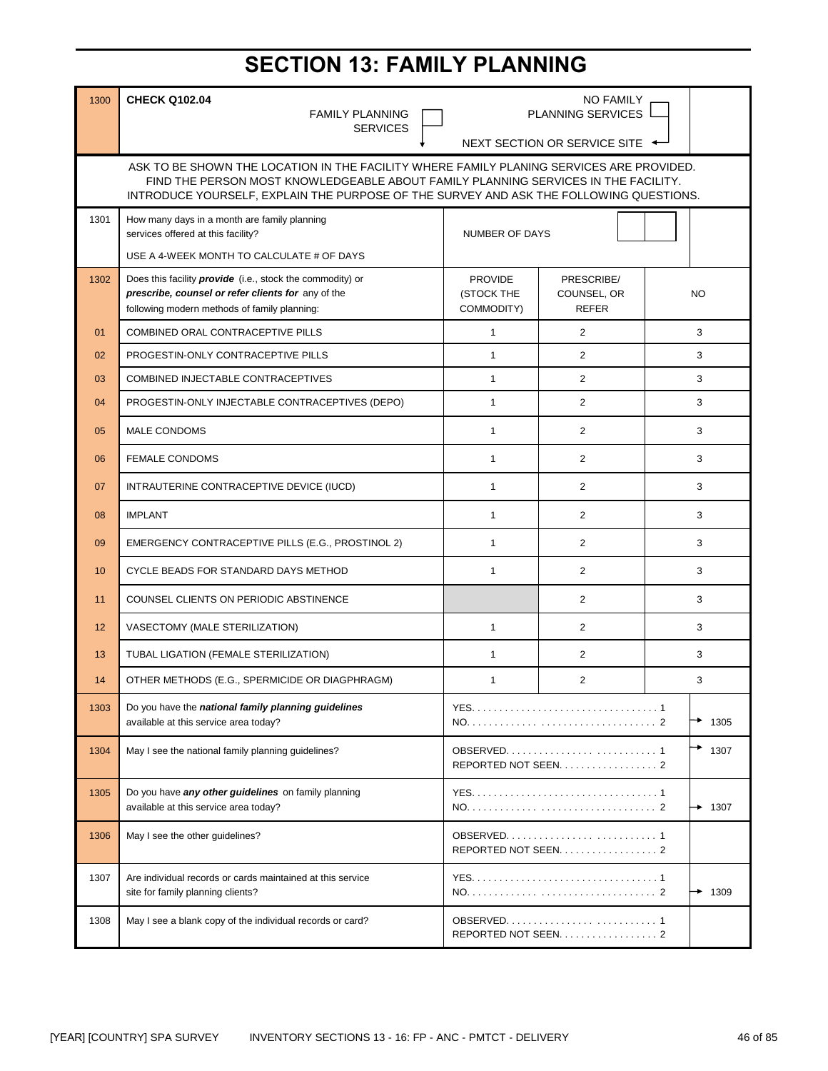# SECTION 13: FAMILY PLANNING

| | | | | |
|---|---|---|---|---|
| 1300 | **CHECK Q102.04** | FAMILY PLANNING SERVICES ☐ ↓ | NO FAMILY PLANNING SERVICES ☐ → NEXT SECTION OR SERVICE SITE | |

ASK TO BE SHOWN THE LOCATION IN THE FACILITY WHERE FAMILY PLANING SERVICES ARE PROVIDED. FIND THE PERSON MOST KNOWLEDGEABLE ABOUT FAMILY PLANNING SERVICES IN THE FACILITY. INTRODUCE YOURSELF, EXPLAIN THE PURPOSE OF THE SURVEY AND ASK THE FOLLOWING QUESTIONS.

| | | | | |
|---|---|---|---|---|
| 1301 | How many days in a month are family planning services offered at this facility?<br><br>USE A 4-WEEK MONTH TO CALCULATE # OF DAYS | NUMBER OF DAYS ☐☐ | | |

| | | PROVIDE (STOCK THE COMMODITY) | PRESCRIBE/ COUNSEL, OR REFER | NO |
|---|---|---|---|---|
| 1302 | Does this facility ***provide*** (i.e., stock the commodity) or ***prescribe, counsel or refer clients for*** any of the following modern methods of family planning: | | | |
| 01 | COMBINED ORAL CONTRACEPTIVE PILLS | 1 | 2 | 3 |
| 02 | PROGESTIN-ONLY CONTRACEPTIVE PILLS | 1 | 2 | 3 |
| 03 | COMBINED INJECTABLE CONTRACEPTIVES | 1 | 2 | 3 |
| 04 | PROGESTIN-ONLY INJECTABLE CONTRACEPTIVES (DEPO) | 1 | 2 | 3 |
| 05 | MALE CONDOMS | 1 | 2 | 3 |
| 06 | FEMALE CONDOMS | 1 | 2 | 3 |
| 07 | INTRAUTERINE CONTRACEPTIVE DEVICE (IUCD) | 1 | 2 | 3 |
| 08 | IMPLANT | 1 | 2 | 3 |
| 09 | EMERGENCY CONTRACEPTIVE PILLS (E.G., PROSTINOL 2) | 1 | 2 | 3 |
| 10 | CYCLE BEADS FOR STANDARD DAYS METHOD | 1 | 2 | 3 |
| 11 | COUNSEL CLIENTS ON PERIODIC ABSTINENCE | | 2 | 3 |
| 12 | VASECTOMY (MALE STERILIZATION) | 1 | 2 | 3 |
| 13 | TUBAL LIGATION (FEMALE STERILIZATION) | 1 | 2 | 3 |
| 14 | OTHER METHODS (E.G., SPERMICIDE OR DIAGPHRAGM) | 1 | 2 | 3 |

| | | | |
|---|---|---|---|
| 1303 | Do you have the ***national family planning guidelines*** available at this service area today? | YES. . . . . . . . . . 1<br>NO. . . . . . . . . . 2 | <br>→ 1305 |
| 1304 | May I see the national family planning guidelines? | OBSERVED. . . . . . . . . . 1<br>REPORTED NOT SEEN. . . . . . . . . . 2 | → 1307 |
| 1305 | Do you have ***any other guidelines*** on family planning available at this service area today? | YES. . . . . . . . . . 1<br>NO. . . . . . . . . . 2 | <br>→ 1307 |
| 1306 | May I see the other guidelines? | OBSERVED. . . . . . . . . . 1<br>REPORTED NOT SEEN. . . . . . . . . . 2 | |
| 1307 | Are individual records or cards maintained at this service site for family planning clients? | YES. . . . . . . . . . 1<br>NO. . . . . . . . . . 2 | <br>→ 1309 |
| 1308 | May I see a blank copy of the individual records or card? | OBSERVED. . . . . . . . . . 1<br>REPORTED NOT SEEN. . . . . . . . . . 2 | |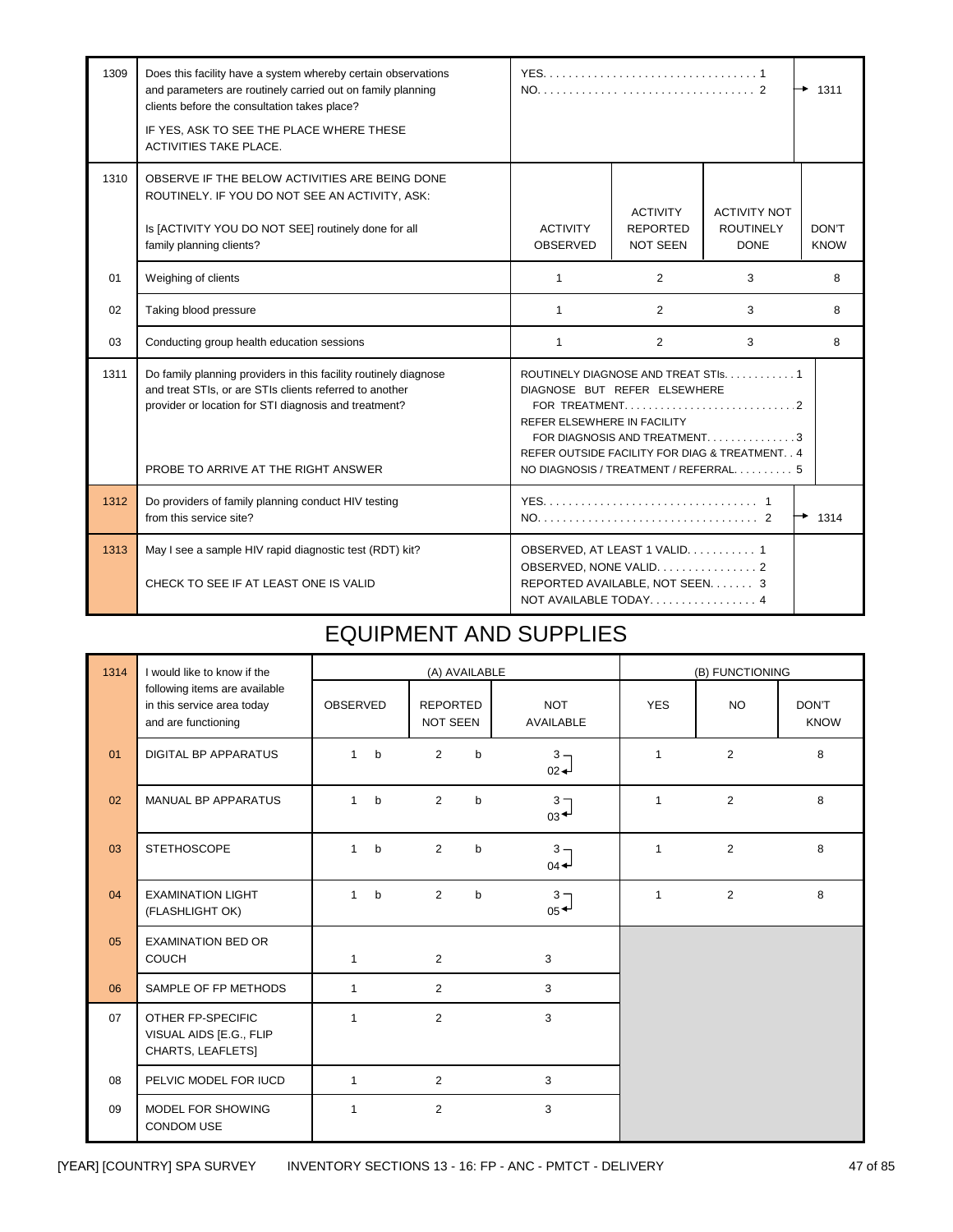| | | | | | |
|---|---|---|---|---|---|
| 1309 | Does this facility have a system whereby certain observations and parameters are routinely carried out on family planning clients before the consultation takes place?<br><br>IF YES, ASK TO SEE THE PLACE WHERE THESE ACTIVITIES TAKE PLACE. | YES. . . . . . . . . . 1<br>NO. . . . . . . . . . 2 | | | → 1311 |
| 1310 | OBSERVE IF THE BELOW ACTIVITIES ARE BEING DONE ROUTINELY. IF YOU DO NOT SEE AN ACTIVITY, ASK:<br><br>Is [ACTIVITY YOU DO NOT SEE] routinely done for all family planning clients? | ACTIVITY OBSERVED | ACTIVITY REPORTED NOT SEEN | ACTIVITY NOT ROUTINELY DONE | DON'T KNOW |
| 01 | Weighing of clients | 1 | 2 | 3 | 8 |
| 02 | Taking blood pressure | 1 | 2 | 3 | 8 |
| 03 | Conducting group health education sessions | 1 | 2 | 3 | 8 |
| 1311 | Do family planning providers in this facility routinely diagnose and treat STIs, or are STIs clients referred to another provider or location for STI diagnosis and treatment?<br><br>PROBE TO ARRIVE AT THE RIGHT ANSWER | ROUTINELY DIAGNOSE AND TREAT STIs. . . . . . 1<br>DIAGNOSE BUT REFER ELSEWHERE FOR TREATMENT. . . . . . 2<br>REFER ELSEWHERE IN FACILITY FOR DIAGNOSIS AND TREATMENT. . . . . . 3<br>REFER OUTSIDE FACILITY FOR DIAG & TREATMENT. . 4<br>NO DIAGNOSIS / TREATMENT / REFERRAL. . . . . . 5 | | | |
| 1312 | Do providers of family planning conduct HIV testing from this service site? | YES. . . . . . . . . . 1<br>NO. . . . . . . . . . 2 | | | → 1314 |
| 1313 | May I see a sample HIV rapid diagnostic test (RDT) kit?<br><br>CHECK TO SEE IF AT LEAST ONE IS VALID | OBSERVED, AT LEAST 1 VALID. . . . . . 1<br>OBSERVED, NONE VALID. . . . . . 2<br>REPORTED AVAILABLE, NOT SEEN. . . . . . 3<br>NOT AVAILABLE TODAY. . . . . . 4 | | | |

# EQUIPMENT AND SUPPLIES

| 1314 | I would like to know if the following items are available in this service area today and are functioning | (A) AVAILABLE | | | (B) FUNCTIONING | | |
|---|---|---|---|---|---|---|---|
| | | OBSERVED | REPORTED NOT SEEN | NOT AVAILABLE | YES | NO | DON'T KNOW |
| 01 | DIGITAL BP APPARATUS | 1 b | 2 b | 3 → 02 | 1 | 2 | 8 |
| 02 | MANUAL BP APPARATUS | 1 b | 2 b | 3 → 03 | 1 | 2 | 8 |
| 03 | STETHOSCOPE | 1 b | 2 b | 3 → 04 | 1 | 2 | 8 |
| 04 | EXAMINATION LIGHT (FLASHLIGHT OK) | 1 b | 2 b | 3 → 05 | 1 | 2 | 8 |
| 05 | EXAMINATION BED OR COUCH | 1 | 2 | 3 | | | |
| 06 | SAMPLE OF FP METHODS | 1 | 2 | 3 | | | |
| 07 | OTHER FP-SPECIFIC VISUAL AIDS [E.G., FLIP CHARTS, LEAFLETS] | 1 | 2 | 3 | | | |
| 08 | PELVIC MODEL FOR IUCD | 1 | 2 | 3 | | | |
| 09 | MODEL FOR SHOWING CONDOM USE | 1 | 2 | 3 | | | |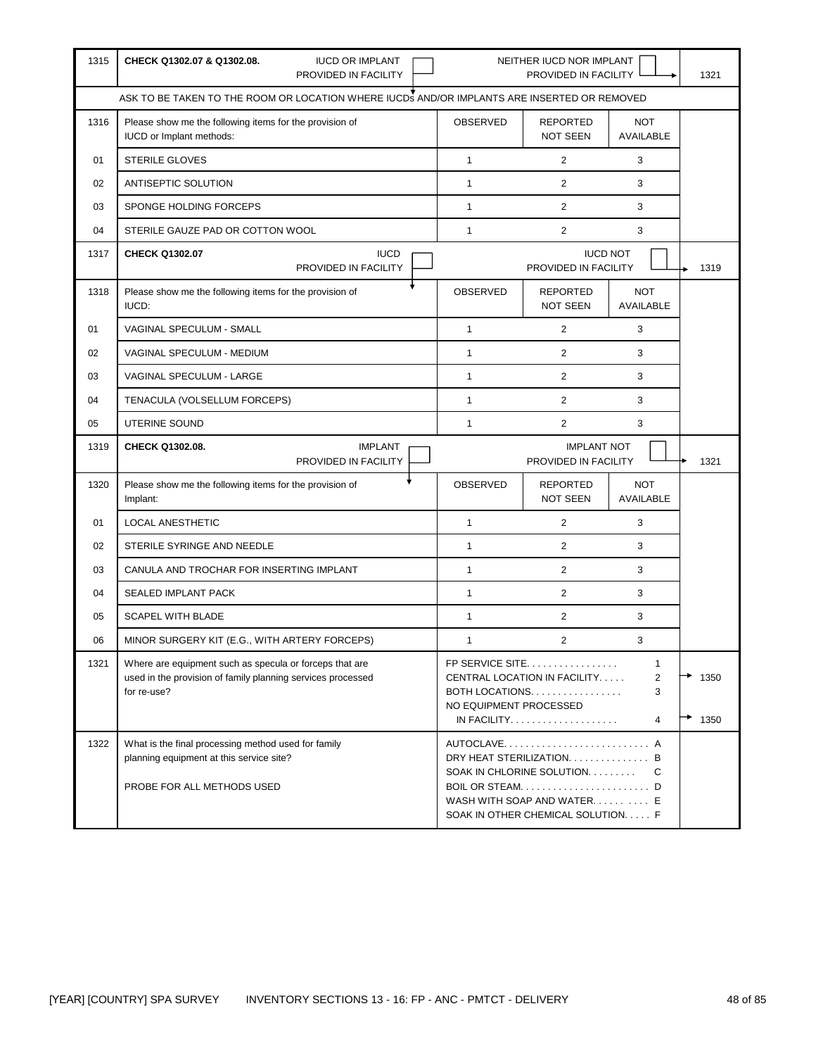| No. | Question | | | | Skip |
|---|---|---|---|---|---|
| 1315 | **CHECK Q1302.07 & Q1302.08.** IUCD OR IMPLANT PROVIDED IN FACILITY ☐ | | NEITHER IUCD NOR IMPLANT PROVIDED IN FACILITY ☐ | | 1321 |
| | ASK TO BE TAKEN TO THE ROOM OR LOCATION WHERE IUCDs AND/OR IMPLANTS ARE INSERTED OR REMOVED | | | | |
| 1316 | Please show me the following items for the provision of IUCD or Implant methods: | OBSERVED | REPORTED NOT SEEN | NOT AVAILABLE | |
| 01 | STERILE GLOVES | 1 | 2 | 3 | |
| 02 | ANTISEPTIC SOLUTION | 1 | 2 | 3 | |
| 03 | SPONGE HOLDING FORCEPS | 1 | 2 | 3 | |
| 04 | STERILE GAUZE PAD OR COTTON WOOL | 1 | 2 | 3 | |
| 1317 | **CHECK Q1302.07** IUCD PROVIDED IN FACILITY ☐ | | IUCD NOT PROVIDED IN FACILITY ☐ | | 1319 |
| 1318 | Please show me the following items for the provision of IUCD: | OBSERVED | REPORTED NOT SEEN | NOT AVAILABLE | |
| 01 | VAGINAL SPECULUM - SMALL | 1 | 2 | 3 | |
| 02 | VAGINAL SPECULUM - MEDIUM | 1 | 2 | 3 | |
| 03 | VAGINAL SPECULUM - LARGE | 1 | 2 | 3 | |
| 04 | TENACULA (VOLSELLUM FORCEPS) | 1 | 2 | 3 | |
| 05 | UTERINE SOUND | 1 | 2 | 3 | |
| 1319 | **CHECK Q1302.08.** IMPLANT PROVIDED IN FACILITY ☐ | | IMPLANT NOT PROVIDED IN FACILITY ☐ | | 1321 |
| 1320 | Please show me the following items for the provision of Implant: | OBSERVED | REPORTED NOT SEEN | NOT AVAILABLE | |
| 01 | LOCAL ANESTHETIC | 1 | 2 | 3 | |
| 02 | STERILE SYRINGE AND NEEDLE | 1 | 2 | 3 | |
| 03 | CANULA AND TROCHAR FOR INSERTING IMPLANT | 1 | 2 | 3 | |
| 04 | SEALED IMPLANT PACK | 1 | 2 | 3 | |
| 05 | SCAPEL WITH BLADE | 1 | 2 | 3 | |
| 06 | MINOR SURGERY KIT (E.G., WITH ARTERY FORCEPS) | 1 | 2 | 3 | |
| 1321 | Where are equipment such as specula or forceps that are used in the provision of family planning services processed for re-use? | FP SERVICE SITE. . . . . . . . . . . . . . . . 1<br>CENTRAL LOCATION IN FACILITY. . . . . 2<br>BOTH LOCATIONS. . . . . . . . . . . . . . . . 3<br>NO EQUIPMENT PROCESSED IN FACILITY. . . . . . . . . . . . . . . . . . . 4 | | | 2 → 1350<br>4 → 1350 |
| 1322 | What is the final processing method used for family planning equipment at this service site?<br><br>PROBE FOR ALL METHODS USED | AUTOCLAVE. . . . . . . . . . . . . . . . . . . . . . . . . . A<br>DRY HEAT STERILIZATION. . . . . . . . . . . . . . B<br>SOAK IN CHLORINE SOLUTION. . . . . . . . . C<br>BOIL OR STEAM. . . . . . . . . . . . . . . . . . . . . . . . D<br>WASH WITH SOAP AND WATER. . . . . . . . . . E<br>SOAK IN OTHER CHEMICAL SOLUTION. . . . . F | | | |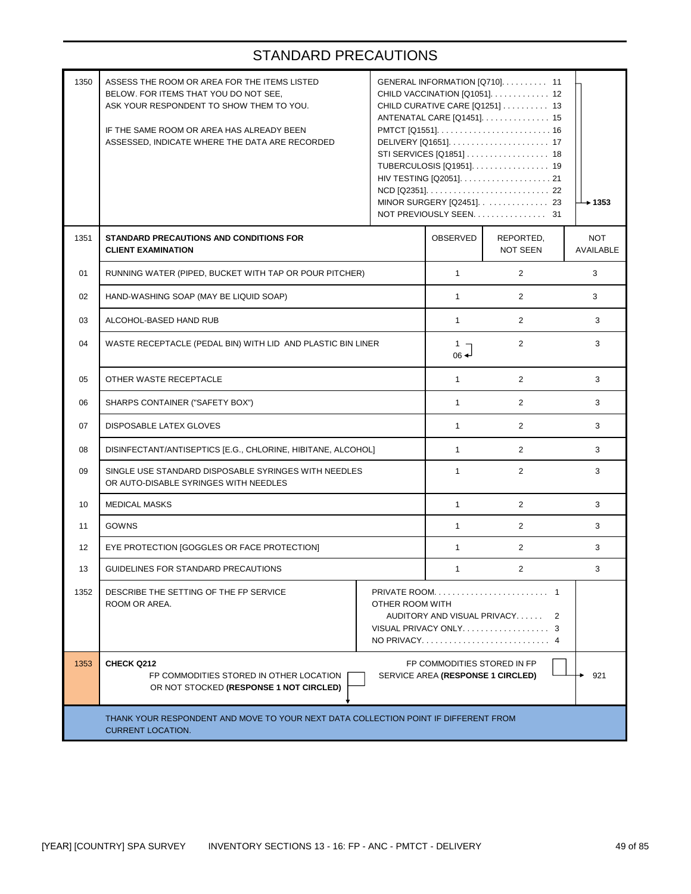# STANDARD PRECAUTIONS

| | | | | | |
|---|---|---|---|---|---|
| 1350 | ASSESS THE ROOM OR AREA FOR THE ITEMS LISTED BELOW. FOR ITEMS THAT YOU DO NOT SEE, ASK YOUR RESPONDENT TO SHOW THEM TO YOU.<br><br>IF THE SAME ROOM OR AREA HAS ALREADY BEEN ASSESSED, INDICATE WHERE THE DATA ARE RECORDED | GENERAL INFORMATION [Q710]. . . . . . . . . . 11<br>CHILD VACCINATION [Q1051]. . . . . . . . . . . . 12<br>CHILD CURATIVE CARE [Q1251] . . . . . . . . . . 13<br>ANTENATAL CARE [Q1451]. . . . . . . . . . . . . . 15<br>PMTCT [Q1551]. . . . . . . . . . . . . . . . . . . . . . . . 16<br>DELIVERY [Q1651]. . . . . . . . . . . . . . . . . . . . . 17<br>STI SERVICES [Q1851] . . . . . . . . . . . . . . . . . 18<br>TUBERCULOSIS [Q1951]. . . . . . . . . . . . . . . . 19<br>HIV TESTING [Q2051]. . . . . . . . . . . . . . . . . . . 21<br>NCD [Q2351]. . . . . . . . . . . . . . . . . . . . . . . . . . 22<br>MINOR SURGERY [Q2451]. . . . . . . . . . . . . . 23<br>NOT PREVIOUSLY SEEN. . . . . . . . . . . . . . . . 31 | | | → 1353 (codes 11–23) |
| 1351 | **STANDARD PRECAUTIONS AND CONDITIONS FOR CLIENT EXAMINATION** | | OBSERVED | REPORTED, NOT SEEN | NOT AVAILABLE |
| 01 | RUNNING WATER (PIPED, BUCKET WITH TAP OR POUR PITCHER) | | 1 | 2 | 3 |
| 02 | HAND-WASHING SOAP (MAY BE LIQUID SOAP) | | 1 | 2 | 3 |
| 03 | ALCOHOL-BASED HAND RUB | | 1 | 2 | 3 |
| 04 | WASTE RECEPTACLE (PEDAL BIN) WITH LID AND PLASTIC BIN LINER | | 1 → 06 | 2 | 3 |
| 05 | OTHER WASTE RECEPTACLE | | 1 | 2 | 3 |
| 06 | SHARPS CONTAINER ("SAFETY BOX") | | 1 | 2 | 3 |
| 07 | DISPOSABLE LATEX GLOVES | | 1 | 2 | 3 |
| 08 | DISINFECTANT/ANTISEPTICS [E.G., CHLORINE, HIBITANE, ALCOHOL] | | 1 | 2 | 3 |
| 09 | SINGLE USE STANDARD DISPOSABLE SYRINGES WITH NEEDLES OR AUTO-DISABLE SYRINGES WITH NEEDLES | | 1 | 2 | 3 |
| 10 | MEDICAL MASKS | | 1 | 2 | 3 |
| 11 | GOWNS | | 1 | 2 | 3 |
| 12 | EYE PROTECTION [GOGGLES OR FACE PROTECTION] | | 1 | 2 | 3 |
| 13 | GUIDELINES FOR STANDARD PRECAUTIONS | | 1 | 2 | 3 |
| 1352 | DESCRIBE THE SETTING OF THE FP SERVICE ROOM OR AREA. | PRIVATE ROOM. . . . . . . . . . . . . . . . . . . . . . . . 1<br>OTHER ROOM WITH<br>AUDITORY AND VISUAL PRIVACY. . . . . . 2<br>VISUAL PRIVACY ONLY. . . . . . . . . . . . . . . . . . 3<br>NO PRIVACY. . . . . . . . . . . . . . . . . . . . . . . . . . . 4 | | | |
| 1353 | **CHECK Q212**<br>FP COMMODITIES STORED IN OTHER LOCATION OR NOT STOCKED **(RESPONSE 1 NOT CIRCLED)** ☐ ↓ | FP COMMODITIES STORED IN FP SERVICE AREA **(RESPONSE 1 CIRCLED)** ☐ | | | → 921 |

THANK YOUR RESPONDENT AND MOVE TO YOUR NEXT DATA COLLECTION POINT IF DIFFERENT FROM CURRENT LOCATION.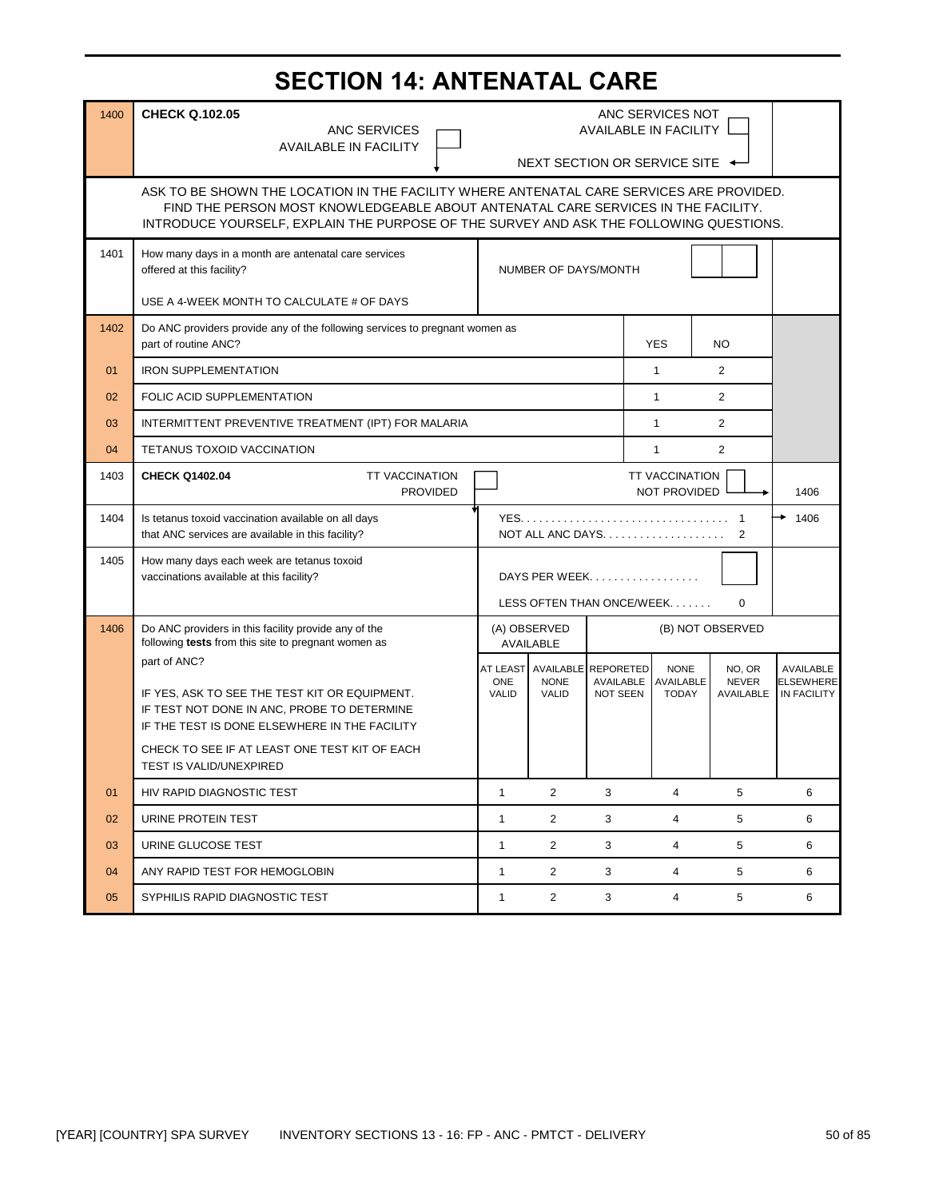# SECTION 14: ANTENATAL CARE

| No. | Question | Coding categories | | | | | | Skip |
|---|---|---|---|---|---|---|---|---|
| 1400 | **CHECK Q.102.05** | ANC SERVICES AVAILABLE IN FACILITY ☐ ↓ | | | ANC SERVICES NOT AVAILABLE IN FACILITY ☐ | | NEXT SECTION OR SERVICE SITE | |
| | ASK TO BE SHOWN THE LOCATION IN THE FACILITY WHERE ANTENATAL CARE SERVICES ARE PROVIDED. FIND THE PERSON MOST KNOWLEDGEABLE ABOUT ANTENATAL CARE SERVICES IN THE FACILITY. INTRODUCE YOURSELF, EXPLAIN THE PURPOSE OF THE SURVEY AND ASK THE FOLLOWING QUESTIONS. | | | | | | | |
| 1401 | How many days in a month are antenatal care services offered at this facility?<br><br>USE A 4-WEEK MONTH TO CALCULATE # OF DAYS | NUMBER OF DAYS/MONTH ☐☐ | | | | | | |
| 1402 | Do ANC providers provide any of the following services to pregnant women as part of routine ANC? | | | | YES | NO | | |
| 01 | IRON SUPPLEMENTATION | | | | 1 | 2 | | |
| 02 | FOLIC ACID SUPPLEMENTATION | | | | 1 | 2 | | |
| 03 | INTERMITTENT PREVENTIVE TREATMENT (IPT) FOR MALARIA | | | | 1 | 2 | | |
| 04 | TETANUS TOXOID VACCINATION | | | | 1 | 2 | | |
| 1403 | **CHECK Q1402.04** TT VACCINATION PROVIDED ☐ ↓ | | | | TT VACCINATION NOT PROVIDED ☐ | | | 1406 |
| 1404 | Is tetanus toxoid vaccination available on all days that ANC services are available in this facility? | YES. . . . . . . . . . 1<br>NOT ALL ANC DAYS. . . . . . 2 | | | | | | → 1406 (if 1) |
| 1405 | How many days each week are tetanus toxoid vaccinations available at this facility? | DAYS PER WEEK. . . . . . . . ☐<br>LESS OFTEN THAN ONCE/WEEK. . . . . 0 | | | | | | |
| 1406 | Do ANC providers in this facility provide any of the following **tests** from this site to pregnant women as part of ANC?<br><br>IF YES, ASK TO SEE THE TEST KIT OR EQUIPMENT. IF TEST NOT DONE IN ANC, PROBE TO DETERMINE IF THE TEST IS DONE ELSEWHERE IN THE FACILITY<br><br>CHECK TO SEE IF AT LEAST ONE TEST KIT OF EACH TEST IS VALID/UNEXPIRED | (A) OBSERVED AVAILABLE | | (B) NOT OBSERVED | | | | |
| | | AT LEAST ONE VALID | AVAILABLE NONE VALID | REPORETED AVAILABLE NOT SEEN | NONE AVAILABLE TODAY | NO, OR NEVER AVAILABLE | AVAILABLE ELSEWHERE IN FACILITY | |
| 01 | HIV RAPID DIAGNOSTIC TEST | 1 | 2 | 3 | 4 | 5 | 6 | |
| 02 | URINE PROTEIN TEST | 1 | 2 | 3 | 4 | 5 | 6 | |
| 03 | URINE GLUCOSE TEST | 1 | 2 | 3 | 4 | 5 | 6 | |
| 04 | ANY RAPID TEST FOR HEMOGLOBIN | 1 | 2 | 3 | 4 | 5 | 6 | |
| 05 | SYPHILIS RAPID DIAGNOSTIC TEST | 1 | 2 | 3 | 4 | 5 | 6 | |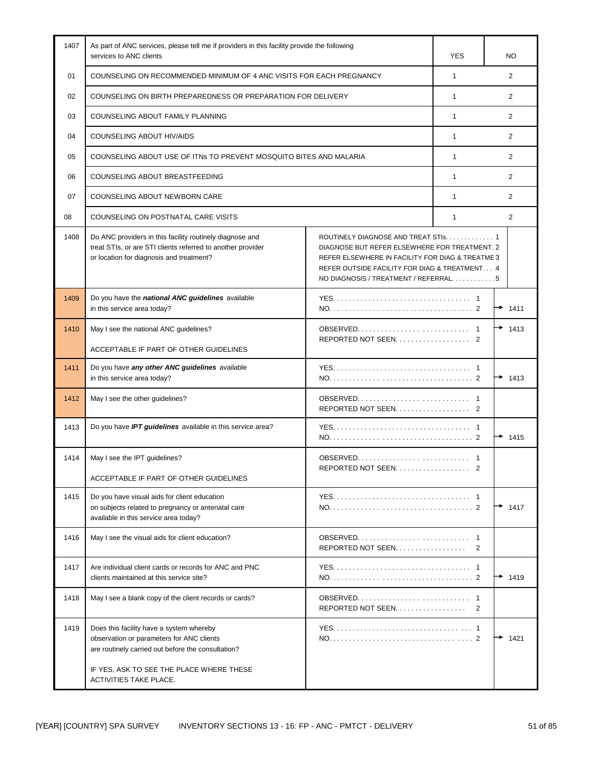| 1407 | As part of ANC services, please tell me if providers in this facility provide the following services to ANC clients | YES | NO |
|---|---|---|---|
| 01 | COUNSELING ON RECOMMENDED MINIMUM OF 4 ANC VISITS FOR EACH PREGNANCY | 1 | 2 |
| 02 | COUNSELING ON BIRTH PREPAREDNESS OR PREPARATION FOR DELIVERY | 1 | 2 |
| 03 | COUNSELING ABOUT FAMILY PLANNING | 1 | 2 |
| 04 | COUNSELING ABOUT HIV/AIDS | 1 | 2 |
| 05 | COUNSELING ABOUT USE OF ITNs TO PREVENT MOSQUITO BITES AND MALARIA | 1 | 2 |
| 06 | COUNSELING ABOUT BREASTFEEDING | 1 | 2 |
| 07 | COUNSELING ABOUT NEWBORN CARE | 1 | 2 |
| 08 | COUNSELING ON POSTNATAL CARE VISITS | 1 | 2 |

| No. | Question | Coding categories | Skip |
|---|---|---|---|
| 1408 | Do ANC providers in this facility routinely diagnose and treat STIs, or are STI clients referred to another provider or location for diagnosis and treatment? | ROUTINELY DIAGNOSE AND TREAT STIs. . . . . . . . . . . . . 1<br>DIAGNOSE BUT REFER ELSEWHERE FOR TREATMENT. 2<br>REFER ELSEWHERE IN FACILITY FOR DIAG & TREATME 3<br>REFER OUTSIDE FACILITY FOR DIAG & TREATMENT. . . 4<br>NO DIAGNOSIS / TREATMENT / REFERRAL. . . . . . . . . . . 5 | |
| 1409 | Do you have the ***national ANC guidelines*** available in this service area today? | YES. . . . . . . . . . . . . . . . . . . . . . . . . . . . . . . . . . 1<br>NO. . . . . . . . . . . . . . . . . . . . . . . . . . . . . . . . . . . 2 | <br>→ 1411 |
| 1410 | May I see the national ANC guidelines?<br><br>ACCEPTABLE IF PART OF OTHER GUIDELINES | OBSERVED. . . . . . . . . . . . . . . . . . . . . . . . . . . 1<br>REPORTED NOT SEEN. . . . . . . . . . . . . . . . . . 2 | → 1413 |
| 1411 | Do you have ***any other ANC guidelines*** available in this service area today? | YES. . . . . . . . . . . . . . . . . . . . . . . . . . . . . . . . . . 1<br>NO. . . . . . . . . . . . . . . . . . . . . . . . . . . . . . . . . . . 2 | <br>→ 1413 |
| 1412 | May I see the other guidelines? | OBSERVED. . . . . . . . . . . . . . . . . . . . . . . . . . . 1<br>REPORTED NOT SEEN. . . . . . . . . . . . . . . . . . 2 | |
| 1413 | Do you have ***IPT guidelines*** available in this service area? | YES. . . . . . . . . . . . . . . . . . . . . . . . . . . . . . . . . . 1<br>NO. . . . . . . . . . . . . . . . . . . . . . . . . . . . . . . . . . . 2 | <br>→ 1415 |
| 1414 | May I see the IPT guidelines?<br><br>ACCEPTABLE IF PART OF OTHER GUIDELINES | OBSERVED. . . . . . . . . . . . . . . . . . . . . . . . . . . 1<br>REPORTED NOT SEEN. . . . . . . . . . . . . . . . . . 2 | |
| 1415 | Do you have visual aids for client education on subjects related to pregnancy or antenatal care available in this service area today? | YES. . . . . . . . . . . . . . . . . . . . . . . . . . . . . . . . . . 1<br>NO. . . . . . . . . . . . . . . . . . . . . . . . . . . . . . . . . . . 2 | <br>→ 1417 |
| 1416 | May I see the visual aids for client education? | OBSERVED. . . . . . . . . . . . . . . . . . . . . . . . . . . 1<br>REPORTED NOT SEEN. . . . . . . . . . . . . . . . . 2 | |
| 1417 | Are individual client cards or records for ANC and PNC clients maintained at this service site? | YES. . . . . . . . . . . . . . . . . . . . . . . . . . . . . . . . . . 1<br>NO. . . . . . . . . . . . . . . . . . . . . . . . . . . . . . . . . . . 2 | <br>→ 1419 |
| 1418 | May I see a blank copy of the client records or cards? | OBSERVED. . . . . . . . . . . . . . . . . . . . . . . . . . . 1<br>REPORTED NOT SEEN. . . . . . . . . . . . . . . . . 2 | |
| 1419 | Does this facility have a system whereby observation or parameters for ANC clients are routinely carried out before the consultation?<br><br>IF YES, ASK TO SEE THE PLACE WHERE THESE ACTIVITIES TAKE PLACE. | YES. . . . . . . . . . . . . . . . . . . . . . . . . . . . . . . . . 1<br>NO. . . . . . . . . . . . . . . . . . . . . . . . . . . . . . . . . . . 2 | <br>→ 1421 |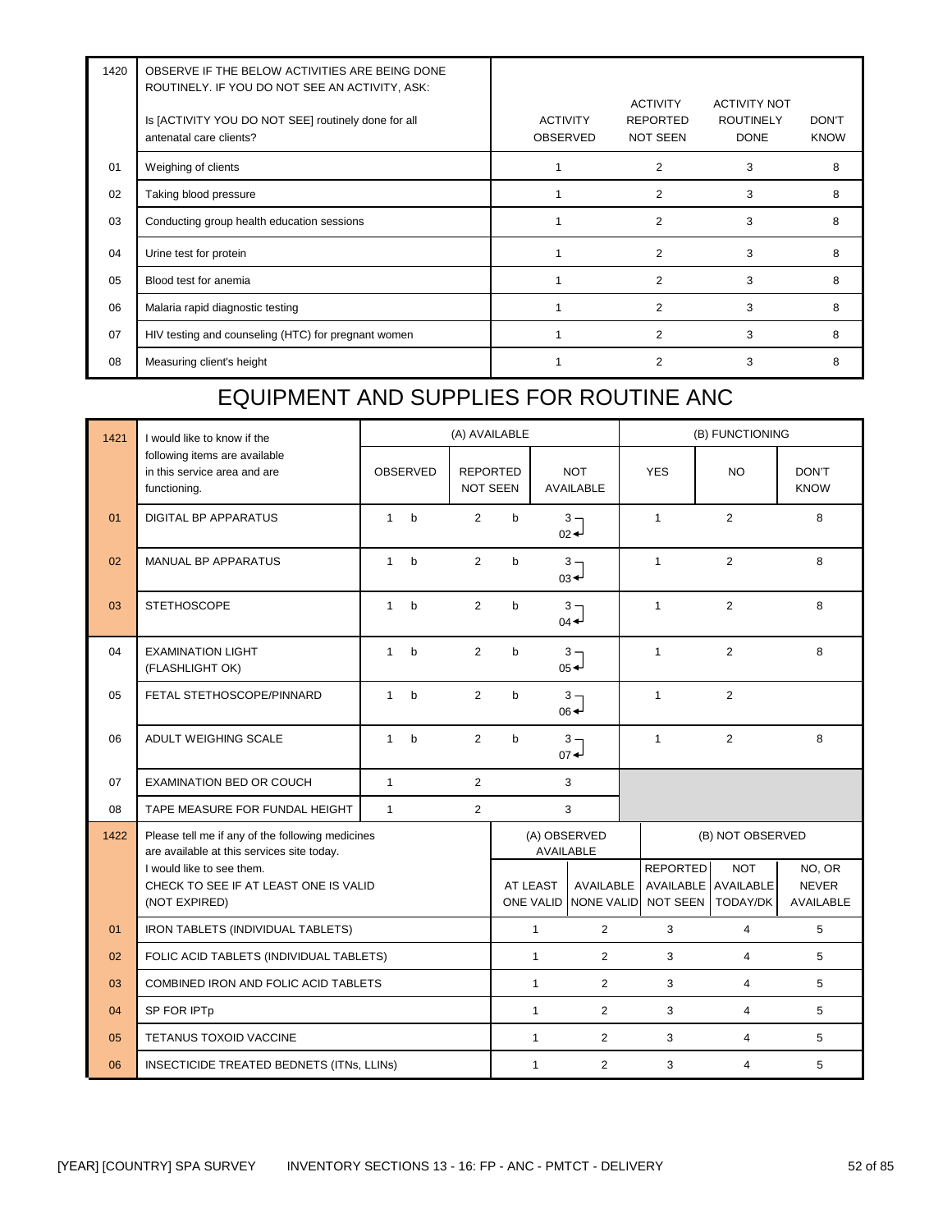| 1420 | OBSERVE IF THE BELOW ACTIVITIES ARE BEING DONE ROUTINELY. IF YOU DO NOT SEE AN ACTIVITY, ASK: Is [ACTIVITY YOU DO NOT SEE] routinely done for all antenatal care clients? | ACTIVITY OBSERVED | ACTIVITY REPORTED NOT SEEN | ACTIVITY NOT ROUTINELY DONE | DON'T KNOW |
|---|---|---|---|---|---|
| 01 | Weighing of clients | 1 | 2 | 3 | 8 |
| 02 | Taking blood pressure | 1 | 2 | 3 | 8 |
| 03 | Conducting group health education sessions | 1 | 2 | 3 | 8 |
| 04 | Urine test for protein | 1 | 2 | 3 | 8 |
| 05 | Blood test for anemia | 1 | 2 | 3 | 8 |
| 06 | Malaria rapid diagnostic testing | 1 | 2 | 3 | 8 |
| 07 | HIV testing and counseling (HTC) for pregnant women | 1 | 2 | 3 | 8 |
| 08 | Measuring client's height | 1 | 2 | 3 | 8 |

# EQUIPMENT AND SUPPLIES FOR ROUTINE ANC

| 1421 | I would like to know if the following items are available in this service area and are functioning. | (A) AVAILABLE | | | (B) FUNCTIONING | | |
|---|---|---|---|---|---|---|---|
| | | OBSERVED | REPORTED NOT SEEN | NOT AVAILABLE | YES | NO | DON'T KNOW |
| 01 | DIGITAL BP APPARATUS | 1 b | 2 b | 3 → 02 | 1 | 2 | 8 |
| 02 | MANUAL BP APPARATUS | 1 b | 2 b | 3 → 03 | 1 | 2 | 8 |
| 03 | STETHOSCOPE | 1 b | 2 b | 3 → 04 | 1 | 2 | 8 |
| 04 | EXAMINATION LIGHT (FLASHLIGHT OK) | 1 b | 2 b | 3 → 05 | 1 | 2 | 8 |
| 05 | FETAL STETHOSCOPE/PINNARD | 1 b | 2 b | 3 → 06 | 1 | 2 | |
| 06 | ADULT WEIGHING SCALE | 1 b | 2 b | 3 → 07 | 1 | 2 | 8 |
| 07 | EXAMINATION BED OR COUCH | 1 | 2 | 3 | | | |
| 08 | TAPE MEASURE FOR FUNDAL HEIGHT | 1 | 2 | 3 | | | |

| 1422 | Please tell me if any of the following medicines are available at this services site today. I would like to see them. CHECK TO SEE IF AT LEAST ONE IS VALID (NOT EXPIRED) | (A) OBSERVED AVAILABLE | | (B) NOT OBSERVED | | |
|---|---|---|---|---|---|---|
| | | AT LEAST ONE VALID | AVAILABLE NONE VALID | REPORTED AVAILABLE NOT SEEN | NOT AVAILABLE TODAY/DK | NO, OR NEVER AVAILABLE |
| 01 | IRON TABLETS (INDIVIDUAL TABLETS) | 1 | 2 | 3 | 4 | 5 |
| 02 | FOLIC ACID TABLETS (INDIVIDUAL TABLETS) | 1 | 2 | 3 | 4 | 5 |
| 03 | COMBINED IRON AND FOLIC ACID TABLETS | 1 | 2 | 3 | 4 | 5 |
| 04 | SP FOR IPTp | 1 | 2 | 3 | 4 | 5 |
| 05 | TETANUS TOXOID VACCINE | 1 | 2 | 3 | 4 | 5 |
| 06 | INSECTICIDE TREATED BEDNETS (ITNs, LLINs) | 1 | 2 | 3 | 4 | 5 |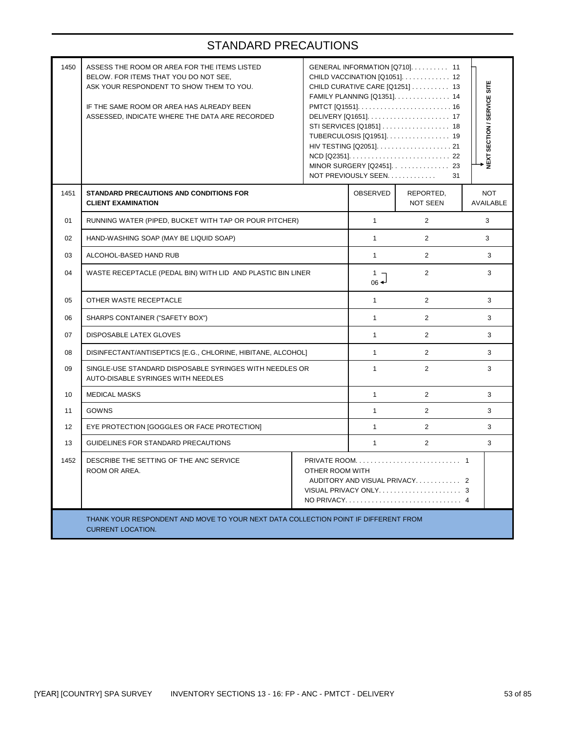# STANDARD PRECAUTIONS

| | | | | | |
|---|---|---|---|---|---|
| 1450 | ASSESS THE ROOM OR AREA FOR THE ITEMS LISTED BELOW. FOR ITEMS THAT YOU DO NOT SEE, ASK YOUR RESPONDENT TO SHOW THEM TO YOU.<br><br>IF THE SAME ROOM OR AREA HAS ALREADY BEEN ASSESSED, INDICATE WHERE THE DATA ARE RECORDED | GENERAL INFORMATION [Q710]. . . . . . . . . . 11<br>CHILD VACCINATION [Q1051]. . . . . . . . . . . . . 12<br>CHILD CURATIVE CARE [Q1251] . . . . . . . . . . 13<br>FAMILY PLANNING [Q1351]. . . . . . . . . . . . . . . 14<br>PMTCT [Q1551]. . . . . . . . . . . . . . . . . . . . . . . . . 16<br>DELIVERY [Q1651]. . . . . . . . . . . . . . . . . . . . . 17<br>STI SERVICES [Q1851] . . . . . . . . . . . . . . . . . 18<br>TUBERCULOSIS [Q1951]. . . . . . . . . . . . . . . . 19<br>HIV TESTING [Q2051]. . . . . . . . . . . . . . . . . . . 21<br>NCD [Q2351]. . . . . . . . . . . . . . . . . . . . . . . . . . 22<br>MINOR SURGERY [Q2451]. . . . . . . . . . . . . . 23<br>NOT PREVIOUSLY SEEN. . . . . . . . . . . . . 31 | | | 11–23 → NEXT SECTION / SERVICE SITE |
| 1451 | **STANDARD PRECAUTIONS AND CONDITIONS FOR CLIENT EXAMINATION** | | OBSERVED | REPORTED, NOT SEEN | NOT AVAILABLE |
| 01 | RUNNING WATER (PIPED, BUCKET WITH TAP OR POUR PITCHER) | | 1 | 2 | 3 |
| 02 | HAND-WASHING SOAP (MAY BE LIQUID SOAP) | | 1 | 2 | 3 |
| 03 | ALCOHOL-BASED HAND RUB | | 1 | 2 | 3 |
| 04 | WASTE RECEPTACLE (PEDAL BIN) WITH LID AND PLASTIC BIN LINER | | 1 → 06 | 2 | 3 |
| 05 | OTHER WASTE RECEPTACLE | | 1 | 2 | 3 |
| 06 | SHARPS CONTAINER ("SAFETY BOX") | | 1 | 2 | 3 |
| 07 | DISPOSABLE LATEX GLOVES | | 1 | 2 | 3 |
| 08 | DISINFECTANT/ANTISEPTICS [E.G., CHLORINE, HIBITANE, ALCOHOL] | | 1 | 2 | 3 |
| 09 | SINGLE-USE STANDARD DISPOSABLE SYRINGES WITH NEEDLES OR AUTO-DISABLE SYRINGES WITH NEEDLES | | 1 | 2 | 3 |
| 10 | MEDICAL MASKS | | 1 | 2 | 3 |
| 11 | GOWNS | | 1 | 2 | 3 |
| 12 | EYE PROTECTION [GOGGLES OR FACE PROTECTION] | | 1 | 2 | 3 |
| 13 | GUIDELINES FOR STANDARD PRECAUTIONS | | 1 | 2 | 3 |
| 1452 | DESCRIBE THE SETTING OF THE ANC SERVICE ROOM OR AREA. | PRIVATE ROOM. . . . . . . . . . . . . . . . . . . . . . . . . . . 1<br>OTHER ROOM WITH<br>AUDITORY AND VISUAL PRIVACY. . . . . . . . . . . . 2<br>VISUAL PRIVACY ONLY. . . . . . . . . . . . . . . . . . . . . . 3<br>NO PRIVACY. . . . . . . . . . . . . . . . . . . . . . . . . . . . . . 4 | | | |

THANK YOUR RESPONDENT AND MOVE TO YOUR NEXT DATA COLLECTION POINT IF DIFFERENT FROM CURRENT LOCATION.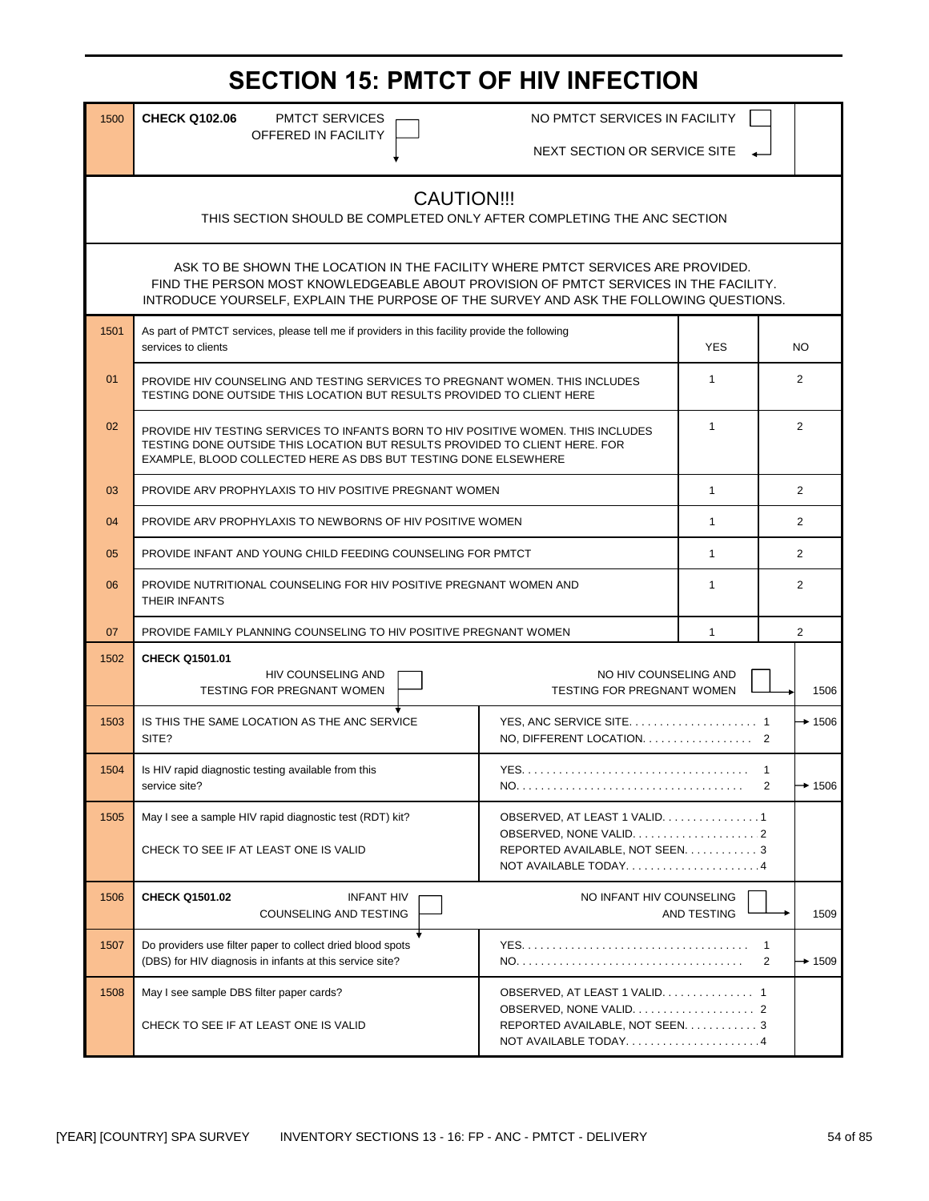# SECTION 15: PMTCT OF HIV INFECTION

| | | | |
|---|---|---|---|
| 1500 | **CHECK Q102.06** PMTCT SERVICES OFFERED IN FACILITY ☐ | NO PMTCT SERVICES IN FACILITY ☐ NEXT SECTION OR SERVICE SITE | |

**CAUTION!!!**

THIS SECTION SHOULD BE COMPLETED ONLY AFTER COMPLETING THE ANC SECTION

ASK TO BE SHOWN THE LOCATION IN THE FACILITY WHERE PMTCT SERVICES ARE PROVIDED.
FIND THE PERSON MOST KNOWLEDGEABLE ABOUT PROVISION OF PMTCT SERVICES IN THE FACILITY.
INTRODUCE YOURSELF, EXPLAIN THE PURPOSE OF THE SURVEY AND ASK THE FOLLOWING QUESTIONS.

| 1501 | As part of PMTCT services, please tell me if providers in this facility provide the following services to clients | YES | NO |
|---|---|---|---|
| 01 | PROVIDE HIV COUNSELING AND TESTING SERVICES TO PREGNANT WOMEN. THIS INCLUDES TESTING DONE OUTSIDE THIS LOCATION BUT RESULTS PROVIDED TO CLIENT HERE | 1 | 2 |
| 02 | PROVIDE HIV TESTING SERVICES TO INFANTS BORN TO HIV POSITIVE WOMEN. THIS INCLUDES TESTING DONE OUTSIDE THIS LOCATION BUT RESULTS PROVIDED TO CLIENT HERE. FOR EXAMPLE, BLOOD COLLECTED HERE AS DBS BUT TESTING DONE ELSEWHERE | 1 | 2 |
| 03 | PROVIDE ARV PROPHYLAXIS TO HIV POSITIVE PREGNANT WOMEN | 1 | 2 |
| 04 | PROVIDE ARV PROPHYLAXIS TO NEWBORNS OF HIV POSITIVE WOMEN | 1 | 2 |
| 05 | PROVIDE INFANT AND YOUNG CHILD FEEDING COUNSELING FOR PMTCT | 1 | 2 |
| 06 | PROVIDE NUTRITIONAL COUNSELING FOR HIV POSITIVE PREGNANT WOMEN AND THEIR INFANTS | 1 | 2 |
| 07 | PROVIDE FAMILY PLANNING COUNSELING TO HIV POSITIVE PREGNANT WOMEN | 1 | 2 |

| | | | |
|---|---|---|---|
| 1502 | **CHECK Q1501.01** HIV COUNSELING AND TESTING FOR PREGNANT WOMEN ☐ | NO HIV COUNSELING AND TESTING FOR PREGNANT WOMEN ☐ | 1506 |
| 1503 | IS THIS THE SAME LOCATION AS THE ANC SERVICE SITE? | YES, ANC SERVICE SITE. . . . . 1<br>NO, DIFFERENT LOCATION. . . . . 2 | → 1506 (1) |
| 1504 | Is HIV rapid diagnostic testing available from this service site? | YES. . . . . 1<br>NO. . . . . 2 | → 1506 (2) |
| 1505 | May I see a sample HIV rapid diagnostic test (RDT) kit?<br><br>CHECK TO SEE IF AT LEAST ONE IS VALID | OBSERVED, AT LEAST 1 VALID. . . . . 1<br>OBSERVED, NONE VALID. . . . . 2<br>REPORTED AVAILABLE, NOT SEEN. . . . . 3<br>NOT AVAILABLE TODAY. . . . . 4 | |
| 1506 | **CHECK Q1501.02** INFANT HIV COUNSELING AND TESTING ☐ | NO INFANT HIV COUNSELING AND TESTING ☐ | 1509 |
| 1507 | Do providers use filter paper to collect dried blood spots (DBS) for HIV diagnosis in infants at this service site? | YES. . . . . 1<br>NO. . . . . 2 | → 1509 (2) |
| 1508 | May I see sample DBS filter paper cards?<br><br>CHECK TO SEE IF AT LEAST ONE IS VALID | OBSERVED, AT LEAST 1 VALID. . . . . 1<br>OBSERVED, NONE VALID. . . . . 2<br>REPORTED AVAILABLE, NOT SEEN. . . . . 3<br>NOT AVAILABLE TODAY. . . . . 4 | |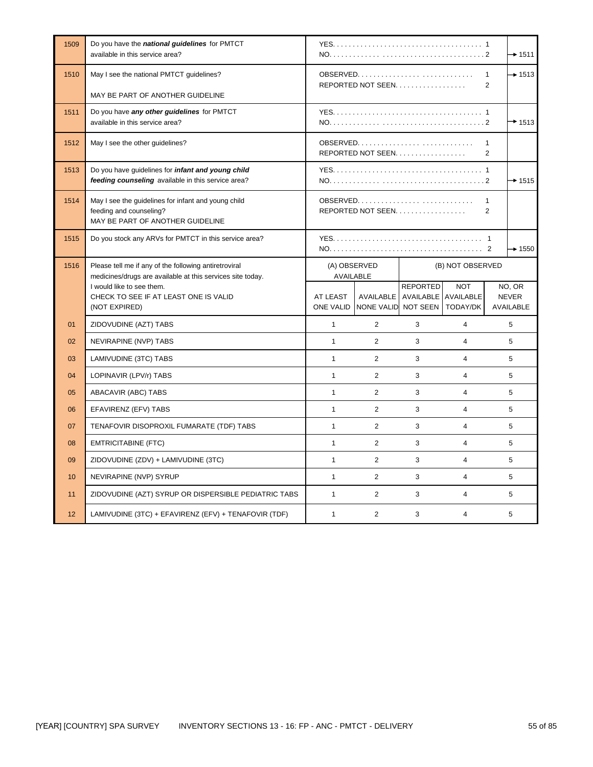| No. | Question | Coding categories | Skip |
|---|---|---|---|
| 1509 | Do you have the ***national guidelines*** for PMTCT available in this service area? | YES . . . . . . . . . . 1<br>NO . . . . . . . . . . 2 | 2 → 1511 |
| 1510 | May I see the national PMTCT guidelines?<br><br>MAY BE PART OF ANOTHER GUIDELINE | OBSERVED . . . . . . . . . . 1<br>REPORTED NOT SEEN . . . . . . . . . . 2 | 1 → 1513 |
| 1511 | Do you have ***any other guidelines*** for PMTCT available in this service area? | YES . . . . . . . . . . 1<br>NO . . . . . . . . . . 2 | 2 → 1513 |
| 1512 | May I see the other guidelines? | OBSERVED . . . . . . . . . . 1<br>REPORTED NOT SEEN . . . . . . . . . . 2 | |
| 1513 | Do you have guidelines for ***infant and young child feeding counseling*** available in this service area? | YES . . . . . . . . . . 1<br>NO . . . . . . . . . . 2 | 2 → 1515 |
| 1514 | May I see the guidelines for infant and young child feeding and counseling?<br>MAY BE PART OF ANOTHER GUIDELINE | OBSERVED . . . . . . . . . . 1<br>REPORTED NOT SEEN . . . . . . . . . . 2 | |
| 1515 | Do you stock any ARVs for PMTCT in this service area? | YES . . . . . . . . . . 1<br>NO . . . . . . . . . . 2 | 2 → 1550 |

| 1516 | Please tell me if any of the following antiretroviral medicines/drugs are available at this services site today. I would like to see them. CHECK TO SEE IF AT LEAST ONE IS VALID (NOT EXPIRED) | (A) OBSERVED AVAILABLE | | (B) NOT OBSERVED | | |
|---|---|---|---|---|---|---|
| | | AT LEAST ONE VALID | AVAILABLE NONE VALID | REPORTED AVAILABLE NOT SEEN | NOT AVAILABLE TODAY/DK | NO, OR NEVER AVAILABLE |
| 01 | ZIDOVUDINE (AZT) TABS | 1 | 2 | 3 | 4 | 5 |
| 02 | NEVIRAPINE (NVP) TABS | 1 | 2 | 3 | 4 | 5 |
| 03 | LAMIVUDINE (3TC) TABS | 1 | 2 | 3 | 4 | 5 |
| 04 | LOPINAVIR (LPV/r) TABS | 1 | 2 | 3 | 4 | 5 |
| 05 | ABACAVIR (ABC) TABS | 1 | 2 | 3 | 4 | 5 |
| 06 | EFAVIRENZ (EFV) TABS | 1 | 2 | 3 | 4 | 5 |
| 07 | TENAFOVIR DISOPROXIL FUMARATE (TDF) TABS | 1 | 2 | 3 | 4 | 5 |
| 08 | EMTRICITABINE (FTC) | 1 | 2 | 3 | 4 | 5 |
| 09 | ZIDOVUDINE (ZDV) + LAMIVUDINE (3TC) | 1 | 2 | 3 | 4 | 5 |
| 10 | NEVIRAPINE (NVP) SYRUP | 1 | 2 | 3 | 4 | 5 |
| 11 | ZIDOVUDINE (AZT) SYRUP OR DISPERSIBLE PEDIATRIC TABS | 1 | 2 | 3 | 4 | 5 |
| 12 | LAMIVUDINE (3TC) + EFAVIRENZ (EFV) + TENAFOVIR (TDF) | 1 | 2 | 3 | 4 | 5 |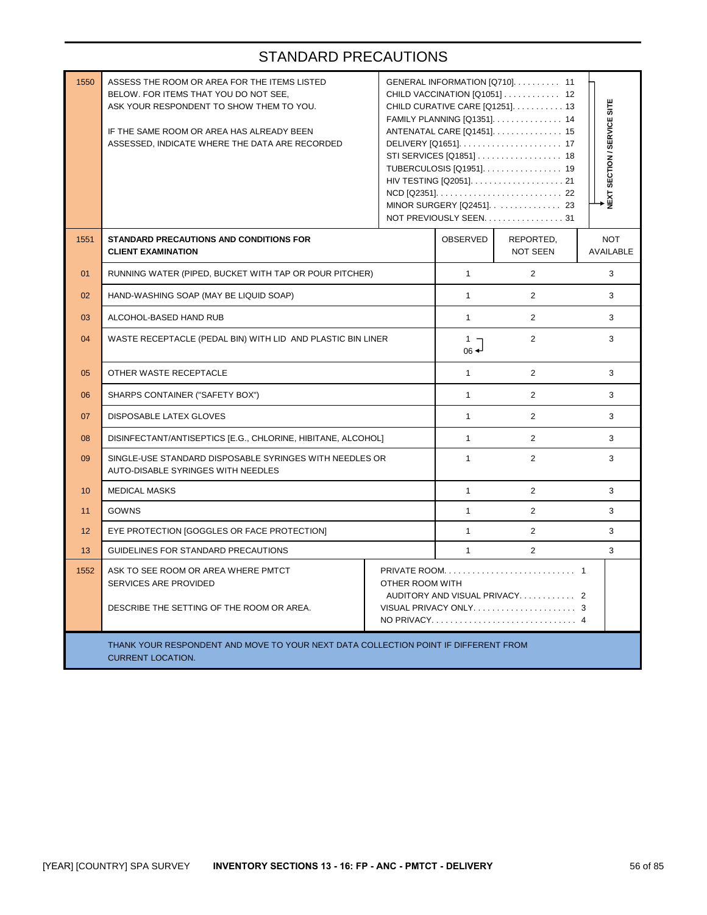# STANDARD PRECAUTIONS

| | | | | | |
|---|---|---|---|---|---|
| 1550 | ASSESS THE ROOM OR AREA FOR THE ITEMS LISTED BELOW. FOR ITEMS THAT YOU DO NOT SEE, ASK YOUR RESPONDENT TO SHOW THEM TO YOU.<br><br>IF THE SAME ROOM OR AREA HAS ALREADY BEEN ASSESSED, INDICATE WHERE THE DATA ARE RECORDED | GENERAL INFORMATION [Q710]. . . . . . . . . . 11<br>CHILD VACCINATION [Q1051] . . . . . . . . . . . . 12<br>CHILD CURATIVE CARE [Q1251]. . . . . . . . . . . 13<br>FAMILY PLANNING [Q1351]. . . . . . . . . . . . . . . 14<br>ANTENATAL CARE [Q1451]. . . . . . . . . . . . . . . 15<br>DELIVERY [Q1651]. . . . . . . . . . . . . . . . . . . . . . 17<br>STI SERVICES [Q1851] . . . . . . . . . . . . . . . . . . 18<br>TUBERCULOSIS [Q1951]. . . . . . . . . . . . . . . . . 19<br>HIV TESTING [Q2051]. . . . . . . . . . . . . . . . . . . . 21<br>NCD [Q2351]. . . . . . . . . . . . . . . . . . . . . . . . . . . 22<br>MINOR SURGERY [Q2451]. . . . . . . . . . . . . . . 23<br>NOT PREVIOUSLY SEEN. . . . . . . . . . . . . . . . . 31 | | | 11–23 → NEXT SECTION / SERVICE SITE |
| **1551** | **STANDARD PRECAUTIONS AND CONDITIONS FOR CLIENT EXAMINATION** | | OBSERVED | REPORTED, NOT SEEN | NOT AVAILABLE |
| 01 | RUNNING WATER (PIPED, BUCKET WITH TAP OR POUR PITCHER) | | 1 | 2 | 3 |
| 02 | HAND-WASHING SOAP (MAY BE LIQUID SOAP) | | 1 | 2 | 3 |
| 03 | ALCOHOL-BASED HAND RUB | | 1 | 2 | 3 |
| 04 | WASTE RECEPTACLE (PEDAL BIN) WITH LID AND PLASTIC BIN LINER | | 1 → 06 | 2 | 3 |
| 05 | OTHER WASTE RECEPTACLE | | 1 | 2 | 3 |
| 06 | SHARPS CONTAINER ("SAFETY BOX") | | 1 | 2 | 3 |
| 07 | DISPOSABLE LATEX GLOVES | | 1 | 2 | 3 |
| 08 | DISINFECTANT/ANTISEPTICS [E.G., CHLORINE, HIBITANE, ALCOHOL] | | 1 | 2 | 3 |
| 09 | SINGLE-USE STANDARD DISPOSABLE SYRINGES WITH NEEDLES OR AUTO-DISABLE SYRINGES WITH NEEDLES | | 1 | 2 | 3 |
| 10 | MEDICAL MASKS | | 1 | 2 | 3 |
| 11 | GOWNS | | 1 | 2 | 3 |
| 12 | EYE PROTECTION [GOGGLES OR FACE PROTECTION] | | 1 | 2 | 3 |
| 13 | GUIDELINES FOR STANDARD PRECAUTIONS | | 1 | 2 | 3 |
| 1552 | ASK TO SEE ROOM OR AREA WHERE PMTCT SERVICES ARE PROVIDED<br><br>DESCRIBE THE SETTING OF THE ROOM OR AREA. | PRIVATE ROOM. . . . . . . . . . . . . . . . . . . . . . . . . . . . 1<br>OTHER ROOM WITH<br>AUDITORY AND VISUAL PRIVACY. . . . . . . . . . . . 2<br>VISUAL PRIVACY ONLY. . . . . . . . . . . . . . . . . . . . . . 3<br>NO PRIVACY. . . . . . . . . . . . . . . . . . . . . . . . . . . . . . . 4 | | | |

THANK YOUR RESPONDENT AND MOVE TO YOUR NEXT DATA COLLECTION POINT IF DIFFERENT FROM CURRENT LOCATION.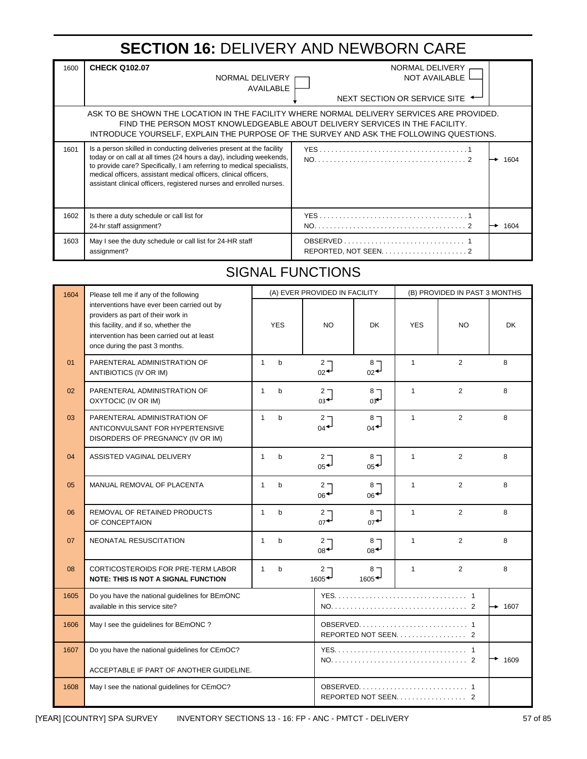# SECTION 16: DELIVERY AND NEWBORN CARE

| | | | |
|---|---|---|---|
| 1600 | **CHECK Q102.07** | NORMAL DELIVERY AVAILABLE ↓ / NORMAL DELIVERY NOT AVAILABLE → NEXT SECTION OR SERVICE SITE | |

ASK TO BE SHOWN THE LOCATION IN THE FACILITY WHERE NORMAL DELIVERY SERVICES ARE PROVIDED. FIND THE PERSON MOST KNOWLEDGEABLE ABOUT DELIVERY SERVICES IN THE FACILITY. INTRODUCE YOURSELF, EXPLAIN THE PURPOSE OF THE SURVEY AND ASK THE FOLLOWING QUESTIONS.

| | | | |
|---|---|---|---|
| 1601 | Is a person skilled in conducting deliveries present at the facility today or on call at all times (24 hours a day), including weekends, to provide care? Specifically, I am referring to medical specialists, medical officers, assistant medical officers, clinical officers, assistant clinical officers, registered nurses and enrolled nurses. | YES . . . . . 1<br>NO. . . . . 2 | <br>→ 1604 |
| 1602 | Is there a duty schedule or call list for 24-hr staff assignment? | YES . . . . . 1<br>NO. . . . . 2 | <br>→ 1604 |
| 1603 | May I see the duty schedule or call list for 24-HR staff assignment? | OBSERVED . . . . . 1<br>REPORTED, NOT SEEN. . . . . 2 | |

## SIGNAL FUNCTIONS

| 1604 | Please tell me if any of the following interventions have ever been carried out by providers as part of their work in this facility, and if so, whether the intervention has been carried out at least once during the past 3 months. | (A) EVER PROVIDED IN FACILITY | | | (B) PROVIDED IN PAST 3 MONTHS | | |
|---|---|---|---|---|---|---|---|
| | | YES | NO | DK | YES | NO | DK |
| 01 | PARENTERAL ADMINISTRATION OF ANTIBIOTICS (IV OR IM) | 1 b | 2 → 02 | 8 → 02 | 1 | 2 | 8 |
| 02 | PARENTERAL ADMINISTRATION OF OXYTOCIC (IV OR IM) | 1 b | 2 → 03 | 8 → 03 | 1 | 2 | 8 |
| 03 | PARENTERAL ADMINISTRATION OF ANTICONVULSANT FOR HYPERTENSIVE DISORDERS OF PREGNANCY (IV OR IM) | 1 b | 2 → 04 | 8 → 04 | 1 | 2 | 8 |
| 04 | ASSISTED VAGINAL DELIVERY | 1 b | 2 → 05 | 8 → 05 | 1 | 2 | 8 |
| 05 | MANUAL REMOVAL OF PLACENTA | 1 b | 2 → 06 | 8 → 06 | 1 | 2 | 8 |
| 06 | REMOVAL OF RETAINED PRODUCTS OF CONCEPTAION | 1 b | 2 → 07 | 8 → 07 | 1 | 2 | 8 |
| 07 | NEONATAL RESUSCITATION | 1 b | 2 → 08 | 8 → 08 | 1 | 2 | 8 |
| 08 | CORTICOSTEROIDS FOR PRE-TERM LABOR<br>**NOTE: THIS IS NOT A SIGNAL FUNCTION** | 1 b | 2 → 1605 | 8 → 1605 | 1 | 2 | 8 |

| | | | |
|---|---|---|---|
| 1605 | Do you have the national guidelines for BEmONC available in this service site? | YES. . . . . 1<br>NO. . . . . 2 | <br>→ 1607 |
| 1606 | May I see the guidelines for BEmONC ? | OBSERVED. . . . . 1<br>REPORTED NOT SEEN. . . . . 2 | |
| 1607 | Do you have the national guidelines for CEmOC?<br><br>ACCEPTABLE IF PART OF ANOTHER GUIDELINE. | YES. . . . . 1<br>NO. . . . . 2 | <br>→ 1609 |
| 1608 | May I see the national guidelines for CEmOC? | OBSERVED. . . . . 1<br>REPORTED NOT SEEN. . . . . 2 | |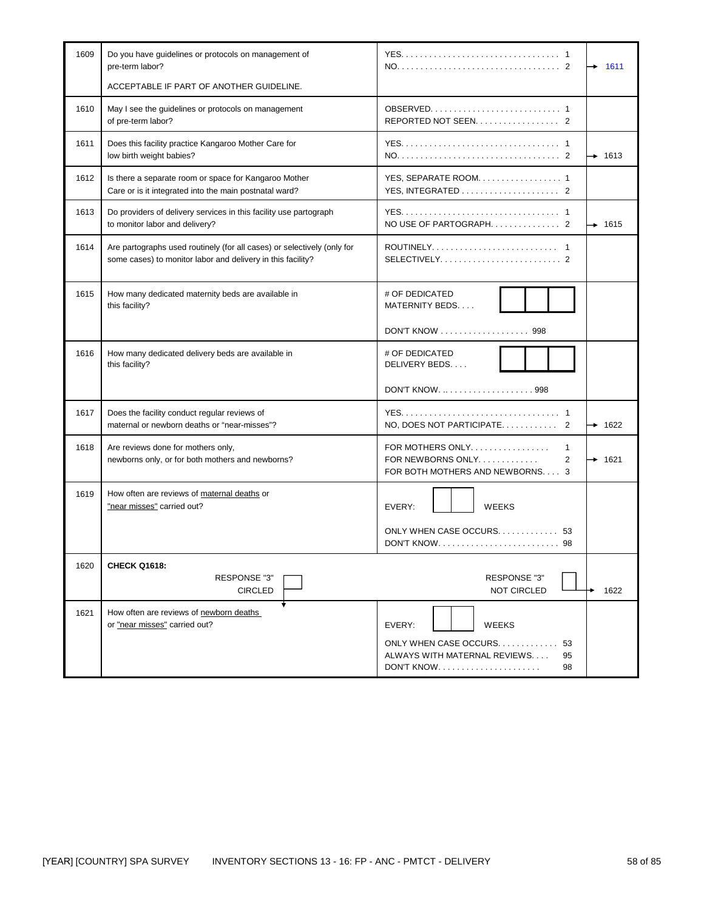| No. | Question | Response | Skip |
|---|---|---|---|
| 1609 | Do you have guidelines or protocols on management of pre-term labor?<br><br>ACCEPTABLE IF PART OF ANOTHER GUIDELINE. | YES. . . . . . . . . . . . . . . . . . . . . . . . . . . . . . . . . 1<br>NO. . . . . . . . . . . . . . . . . . . . . . . . . . . . . . . . . . 2 | <br>→ 1611 |
| 1610 | May I see the guidelines or protocols on management of pre-term labor? | OBSERVED. . . . . . . . . . . . . . . . . . . . . . . . . . . 1<br>REPORTED NOT SEEN. . . . . . . . . . . . . . . . . 2 | |
| 1611 | Does this facility practice Kangaroo Mother Care for low birth weight babies? | YES. . . . . . . . . . . . . . . . . . . . . . . . . . . . . . . . . 1<br>NO. . . . . . . . . . . . . . . . . . . . . . . . . . . . . . . . . . 2 | <br>→ 1613 |
| 1612 | Is there a separate room or space for Kangaroo Mother Care or is it integrated into the main postnatal ward? | YES, SEPARATE ROOM. . . . . . . . . . . . . . . . . 1<br>YES, INTEGRATED . . . . . . . . . . . . . . . . . . . . 2 | |
| 1613 | Do providers of delivery services in this facility use partograph to monitor labor and delivery? | YES. . . . . . . . . . . . . . . . . . . . . . . . . . . . . . . . . 1<br>NO USE OF PARTOGRAPH. . . . . . . . . . . . . . 2 | <br>→ 1615 |
| 1614 | Are partographs used routinely (for all cases) or selectively (only for some cases) to monitor labor and delivery in this facility? | ROUTINELY. . . . . . . . . . . . . . . . . . . . . . . . . . 1<br>SELECTIVELY. . . . . . . . . . . . . . . . . . . . . . . . . 2 | |
| 1615 | How many dedicated maternity beds are available in this facility? | # OF DEDICATED MATERNITY BEDS. . . . [ ][ ][ ]<br><br>DON'T KNOW . . . . . . . . . . . . . . . . . . 998 | |
| 1616 | How many dedicated delivery beds are available in this facility? | # OF DEDICATED DELIVERY BEDS. . . . [ ][ ][ ]<br><br>DON'T KNOW. .. . . . . . . . . . . . . . . . . . 998 | |
| 1617 | Does the facility conduct regular reviews of maternal or newborn deaths or "near-misses"? | YES. . . . . . . . . . . . . . . . . . . . . . . . . . . . . . . . . 1<br>NO, DOES NOT PARTICIPATE. . . . . . . . . . . 2 | <br>→ 1622 |
| 1618 | Are reviews done for mothers only, newborns only, or for both mothers and newborns? | FOR MOTHERS ONLY. . . . . . . . . . . . . . . . 1<br>FOR NEWBORNS ONLY. . . . . . . . . . . . 2<br>FOR BOTH MOTHERS AND NEWBORNS. . . . 3 | <br>→ 1621 |
| 1619 | How often are reviews of <u>maternal deaths</u> or <u>"near misses"</u> carried out? | EVERY: [ ][ ] WEEKS<br><br>ONLY WHEN CASE OCCURS. . . . . . . . . . . . 53<br>DON'T KNOW. . . . . . . . . . . . . . . . . . . . . . . . . 98 | |
| 1620 | **CHECK Q1618:**<br>RESPONSE "3" CIRCLED [ ] ↓ | RESPONSE "3" NOT CIRCLED [ ] | → 1622 |
| 1621 | How often are reviews of <u>newborn deaths</u> or <u>"near misses"</u> carried out? | EVERY: [ ][ ] WEEKS<br><br>ONLY WHEN CASE OCCURS. . . . . . . . . . . . 53<br>ALWAYS WITH MATERNAL REVIEWS. . . . 95<br>DON'T KNOW. . . . . . . . . . . . . . . . . . . . . 98 | |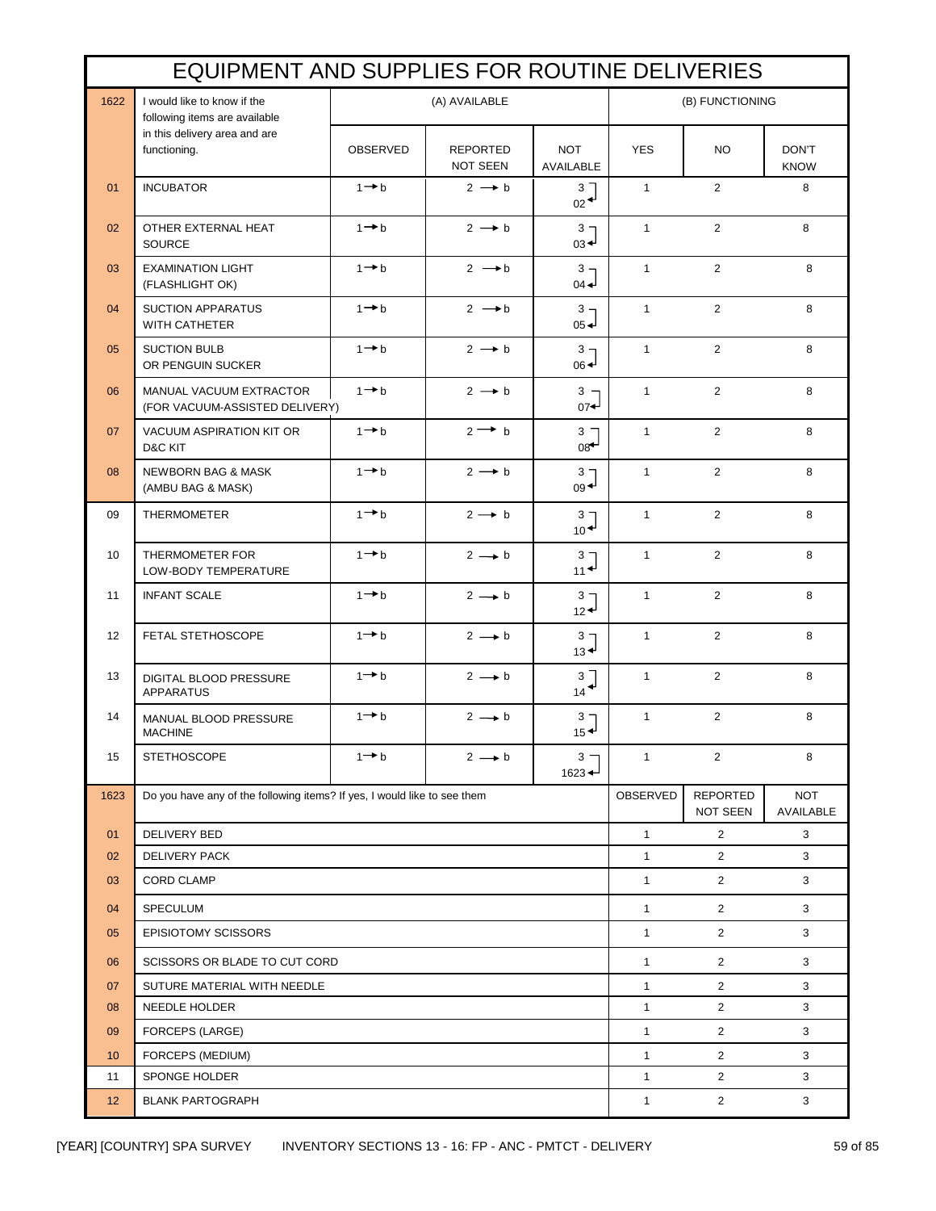# EQUIPMENT AND SUPPLIES FOR ROUTINE DELIVERIES

| 1622 | I would like to know if the following items are available in this delivery area and are functioning. | (A) AVAILABLE | | | (B) FUNCTIONING | | |
|---|---|---|---|---|---|---|---|
| | | OBSERVED | REPORTED NOT SEEN | NOT AVAILABLE | YES | NO | DON'T KNOW |
| 01 | INCUBATOR | 1 → b | 2 → b | 3 → 02 | 1 | 2 | 8 |
| 02 | OTHER EXTERNAL HEAT SOURCE | 1 → b | 2 → b | 3 → 03 | 1 | 2 | 8 |
| 03 | EXAMINATION LIGHT (FLASHLIGHT OK) | 1 → b | 2 → b | 3 → 04 | 1 | 2 | 8 |
| 04 | SUCTION APPARATUS WITH CATHETER | 1 → b | 2 → b | 3 → 05 | 1 | 2 | 8 |
| 05 | SUCTION BULB OR PENGUIN SUCKER | 1 → b | 2 → b | 3 → 06 | 1 | 2 | 8 |
| 06 | MANUAL VACUUM EXTRACTOR (FOR VACUUM-ASSISTED DELIVERY) | 1 → b | 2 → b | 3 → 07 | 1 | 2 | 8 |
| 07 | VACUUM ASPIRATION KIT OR D&C KIT | 1 → b | 2 → b | 3 → 08 | 1 | 2 | 8 |
| 08 | NEWBORN BAG & MASK (AMBU BAG & MASK) | 1 → b | 2 → b | 3 → 09 | 1 | 2 | 8 |
| 09 | THERMOMETER | 1 → b | 2 → b | 3 → 10 | 1 | 2 | 8 |
| 10 | THERMOMETER FOR LOW-BODY TEMPERATURE | 1 → b | 2 → b | 3 → 11 | 1 | 2 | 8 |
| 11 | INFANT SCALE | 1 → b | 2 → b | 3 → 12 | 1 | 2 | 8 |
| 12 | FETAL STETHOSCOPE | 1 → b | 2 → b | 3 → 13 | 1 | 2 | 8 |
| 13 | DIGITAL BLOOD PRESSURE APPARATUS | 1 → b | 2 → b | 3 → 14 | 1 | 2 | 8 |
| 14 | MANUAL BLOOD PRESSURE MACHINE | 1 → b | 2 → b | 3 → 15 | 1 | 2 | 8 |
| 15 | STETHOSCOPE | 1 → b | 2 → b | 3 → 1623 | 1 | 2 | 8 |

| 1623 | Do you have any of the following items? If yes, I would like to see them | OBSERVED | REPORTED NOT SEEN | NOT AVAILABLE |
|---|---|---|---|---|
| 01 | DELIVERY BED | 1 | 2 | 3 |
| 02 | DELIVERY PACK | 1 | 2 | 3 |
| 03 | CORD CLAMP | 1 | 2 | 3 |
| 04 | SPECULUM | 1 | 2 | 3 |
| 05 | EPISIOTOMY SCISSORS | 1 | 2 | 3 |
| 06 | SCISSORS OR BLADE TO CUT CORD | 1 | 2 | 3 |
| 07 | SUTURE MATERIAL WITH NEEDLE | 1 | 2 | 3 |
| 08 | NEEDLE HOLDER | 1 | 2 | 3 |
| 09 | FORCEPS (LARGE) | 1 | 2 | 3 |
| 10 | FORCEPS (MEDIUM) | 1 | 2 | 3 |
| 11 | SPONGE HOLDER | 1 | 2 | 3 |
| 12 | BLANK PARTOGRAPH | 1 | 2 | 3 |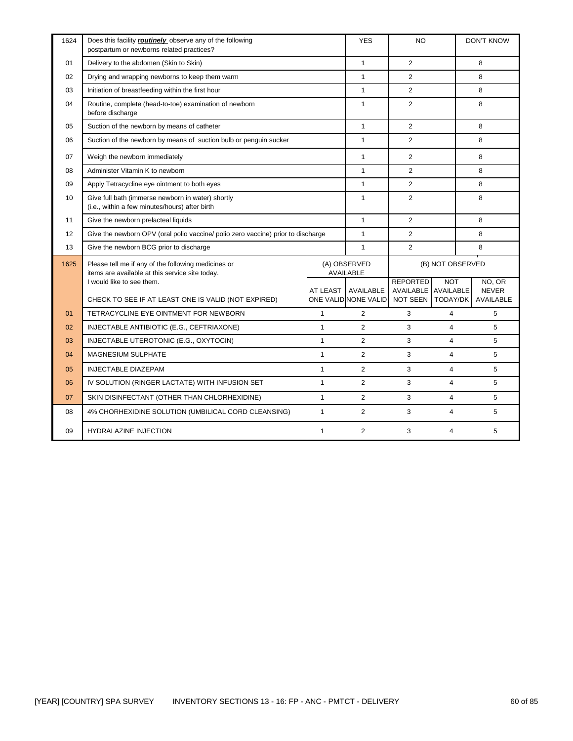| 1624 | Does this facility ***routinely*** observe any of the following postpartum or newborns related practices? | YES | NO | DON'T KNOW |
|---|---|---|---|---|
| 01 | Delivery to the abdomen (Skin to Skin) | 1 | 2 | 8 |
| 02 | Drying and wrapping newborns to keep them warm | 1 | 2 | 8 |
| 03 | Initiation of breastfeeding within the first hour | 1 | 2 | 8 |
| 04 | Routine, complete (head-to-toe) examination of newborn before discharge | 1 | 2 | 8 |
| 05 | Suction of the newborn by means of catheter | 1 | 2 | 8 |
| 06 | Suction of the newborn by means of suction bulb or penguin sucker | 1 | 2 | 8 |
| 07 | Weigh the newborn immediately | 1 | 2 | 8 |
| 08 | Administer Vitamin K to newborn | 1 | 2 | 8 |
| 09 | Apply Tetracycline eye ointment to both eyes | 1 | 2 | 8 |
| 10 | Give full bath (immerse newborn in water) shortly (i.e., within a few minutes/hours) after birth | 1 | 2 | 8 |
| 11 | Give the newborn prelacteal liquids | 1 | 2 | 8 |
| 12 | Give the newborn OPV (oral polio vaccine/ polio zero vaccine) prior to discharge | 1 | 2 | 8 |
| 13 | Give the newborn BCG prior to discharge | 1 | 2 | 8 |

| 1625 | Please tell me if any of the following medicines or items are available at this service site today. I would like to see them. CHECK TO SEE IF AT LEAST ONE IS VALID (NOT EXPIRED) | (A) OBSERVED AVAILABLE | | (B) NOT OBSERVED | | |
|---|---|---|---|---|---|---|
| | | AT LEAST ONE VALID | AVAILABLE NONE VALID | REPORTED AVAILABLE NOT SEEN | NOT AVAILABLE TODAY/DK | NO, OR NEVER AVAILABLE |
| 01 | TETRACYCLINE EYE OINTMENT FOR NEWBORN | 1 | 2 | 3 | 4 | 5 |
| 02 | INJECTABLE ANTIBIOTIC (E.G., CEFTRIAXONE) | 1 | 2 | 3 | 4 | 5 |
| 03 | INJECTABLE UTEROTONIC (E.G., OXYTOCIN) | 1 | 2 | 3 | 4 | 5 |
| 04 | MAGNESIUM SULPHATE | 1 | 2 | 3 | 4 | 5 |
| 05 | INJECTABLE DIAZEPAM | 1 | 2 | 3 | 4 | 5 |
| 06 | IV SOLUTION (RINGER LACTATE) WITH INFUSION SET | 1 | 2 | 3 | 4 | 5 |
| 07 | SKIN DISINFECTANT (OTHER THAN CHLORHEXIDINE) | 1 | 2 | 3 | 4 | 5 |
| 08 | 4% CHORHEXIDINE SOLUTION (UMBILICAL CORD CLEANSING) | 1 | 2 | 3 | 4 | 5 |
| 09 | HYDRALAZINE INJECTION | 1 | 2 | 3 | 4 | 5 |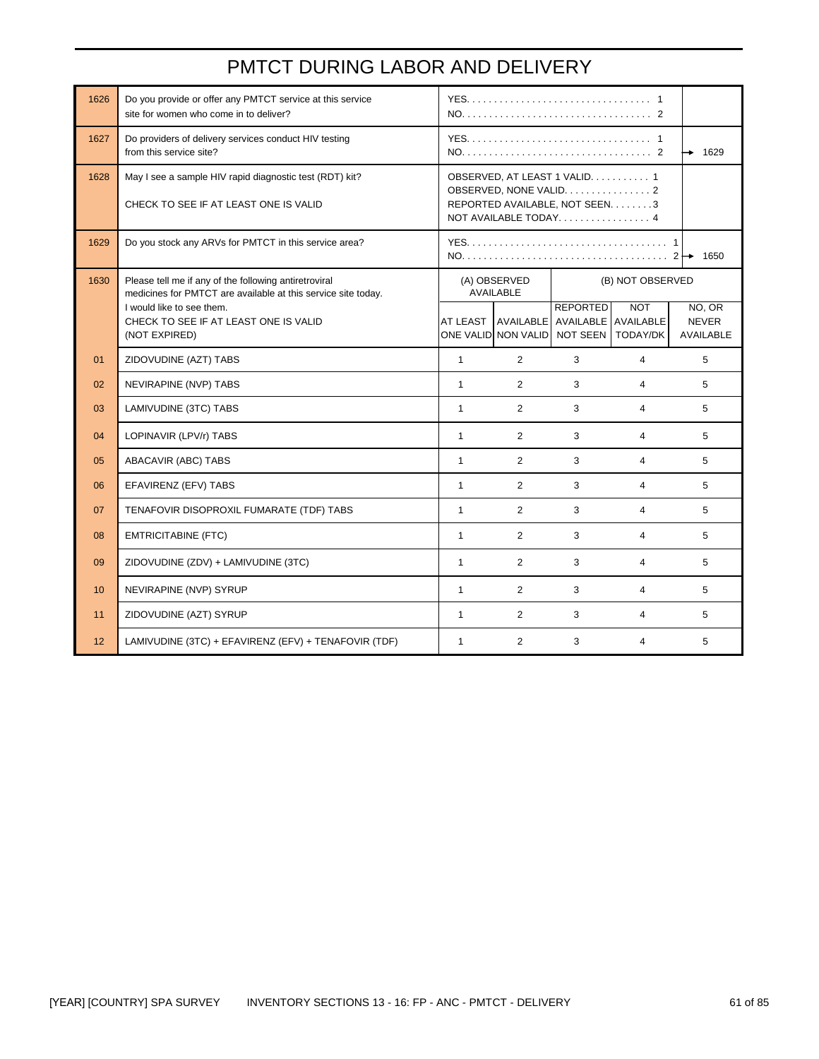# PMTCT DURING LABOR AND DELIVERY

| No. | Question | Coding categories | Skip |
|---|---|---|---|
| 1626 | Do you provide or offer any PMTCT service at this service site for women who come in to deliver? | YES. . . . . . . . . . 1<br>NO. . . . . . . . . . 2 | |
| 1627 | Do providers of delivery services conduct HIV testing from this service site? | YES. . . . . . . . . . 1<br>NO. . . . . . . . . . 2 | NO → 1629 |
| 1628 | May I see a sample HIV rapid diagnostic test (RDT) kit?<br><br>CHECK TO SEE IF AT LEAST ONE IS VALID | OBSERVED, AT LEAST 1 VALID. . . . . . . . . . 1<br>OBSERVED, NONE VALID. . . . . . . . . . 2<br>REPORTED AVAILABLE, NOT SEEN. . . . . . . . 3<br>NOT AVAILABLE TODAY. . . . . . . . . . 4 | |
| 1629 | Do you stock any ARVs for PMTCT in this service area? | YES. . . . . . . . . . 1<br>NO. . . . . . . . . . 2 | NO → 1650 |

| 1630 | Please tell me if any of the following antiretroviral medicines for PMTCT are available at this service site today. I would like to see them. CHECK TO SEE IF AT LEAST ONE IS VALID (NOT EXPIRED) | (A) OBSERVED AVAILABLE | | (B) NOT OBSERVED | | |
|---|---|---|---|---|---|---|
| | | AT LEAST ONE VALID | AVAILABLE NON VALID | REPORTED AVAILABLE NOT SEEN | NOT AVAILABLE TODAY/DK | NO, OR NEVER AVAILABLE |
| 01 | ZIDOVUDINE (AZT) TABS | 1 | 2 | 3 | 4 | 5 |
| 02 | NEVIRAPINE (NVP) TABS | 1 | 2 | 3 | 4 | 5 |
| 03 | LAMIVUDINE (3TC) TABS | 1 | 2 | 3 | 4 | 5 |
| 04 | LOPINAVIR (LPV/r) TABS | 1 | 2 | 3 | 4 | 5 |
| 05 | ABACAVIR (ABC) TABS | 1 | 2 | 3 | 4 | 5 |
| 06 | EFAVIRENZ (EFV) TABS | 1 | 2 | 3 | 4 | 5 |
| 07 | TENAFOVIR DISOPROXIL FUMARATE (TDF) TABS | 1 | 2 | 3 | 4 | 5 |
| 08 | EMTRICITABINE (FTC) | 1 | 2 | 3 | 4 | 5 |
| 09 | ZIDOVUDINE (ZDV) + LAMIVUDINE (3TC) | 1 | 2 | 3 | 4 | 5 |
| 10 | NEVIRAPINE (NVP) SYRUP | 1 | 2 | 3 | 4 | 5 |
| 11 | ZIDOVUDINE (AZT) SYRUP | 1 | 2 | 3 | 4 | 5 |
| 12 | LAMIVUDINE (3TC) + EFAVIRENZ (EFV) + TENAFOVIR (TDF) | 1 | 2 | 3 | 4 | 5 |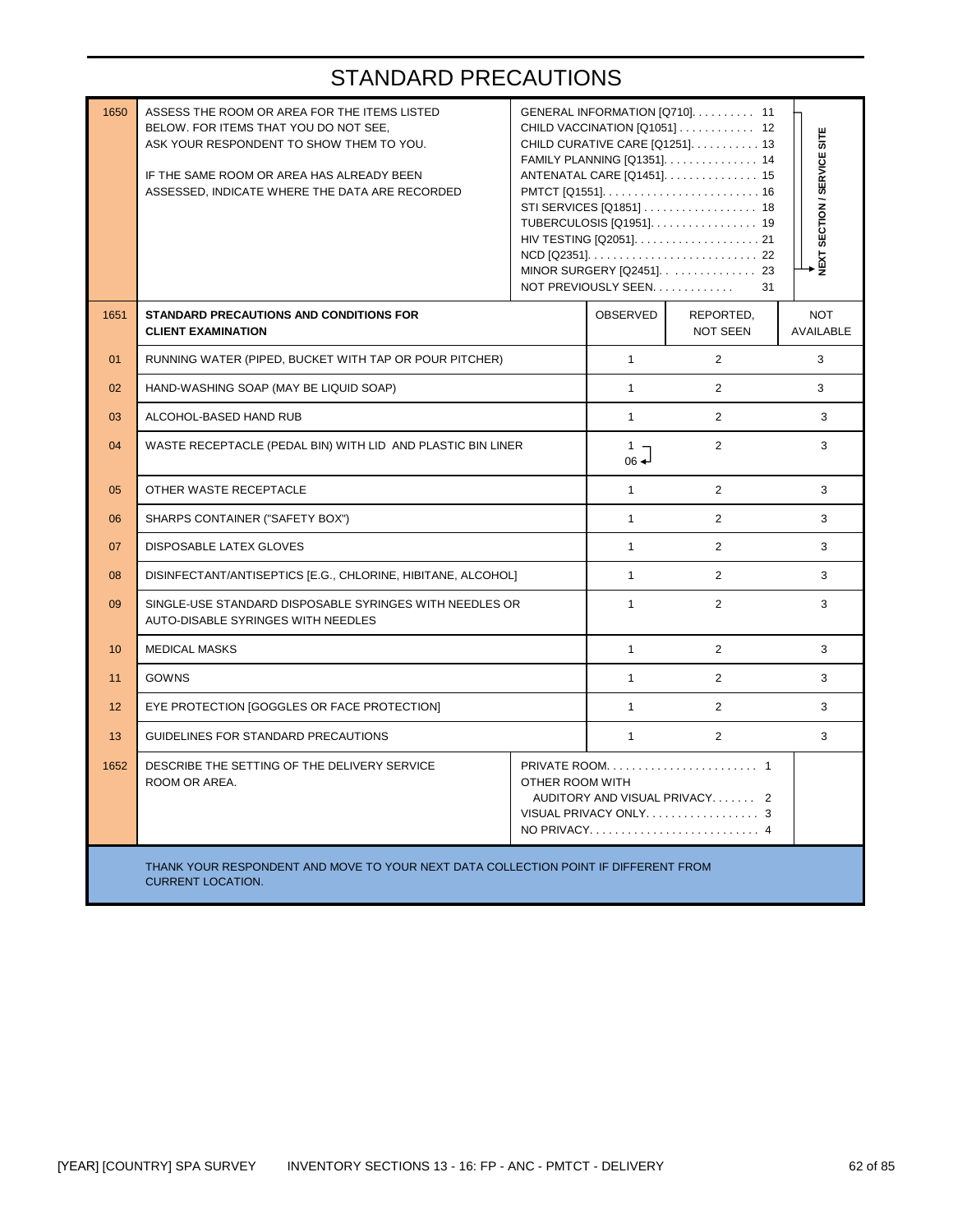# STANDARD PRECAUTIONS

| | | | | | |
|---|---|---|---|---|---|
| 1650 | ASSESS THE ROOM OR AREA FOR THE ITEMS LISTED BELOW. FOR ITEMS THAT YOU DO NOT SEE, ASK YOUR RESPONDENT TO SHOW THEM TO YOU.<br><br>IF THE SAME ROOM OR AREA HAS ALREADY BEEN ASSESSED, INDICATE WHERE THE DATA ARE RECORDED | GENERAL INFORMATION [Q710]. . . . . . . . . . 11<br>CHILD VACCINATION [Q1051] . . . . . . . . . . . . 12<br>CHILD CURATIVE CARE [Q1251]. . . . . . . . . . . 13<br>FAMILY PLANNING [Q1351]. . . . . . . . . . . . . . . 14<br>ANTENATAL CARE [Q1451]. . . . . . . . . . . . . . . 15<br>PMTCT [Q1551]. . . . . . . . . . . . . . . . . . . . . . . . . 16<br>STI SERVICES [Q1851] . . . . . . . . . . . . . . . . . . 18<br>TUBERCULOSIS [Q1951]. . . . . . . . . . . . . . . . . 19<br>HIV TESTING [Q2051]. . . . . . . . . . . . . . . . . . . . 21<br>NCD [Q2351]. . . . . . . . . . . . . . . . . . . . . . . . . . . 22<br>MINOR SURGERY [Q2451]. . . . . . . . . . . . . . . 23<br>NOT PREVIOUSLY SEEN. . . . . . . . . . . . . 31 | | | →NEXT SECTION / SERVICE SITE (11–23) |
| **1651** | **STANDARD PRECAUTIONS AND CONDITIONS FOR CLIENT EXAMINATION** | | OBSERVED | REPORTED, NOT SEEN | NOT AVAILABLE |
| 01 | RUNNING WATER (PIPED, BUCKET WITH TAP OR POUR PITCHER) | | 1 | 2 | 3 |
| 02 | HAND-WASHING SOAP (MAY BE LIQUID SOAP) | | 1 | 2 | 3 |
| 03 | ALCOHOL-BASED HAND RUB | | 1 | 2 | 3 |
| 04 | WASTE RECEPTACLE (PEDAL BIN) WITH LID AND PLASTIC BIN LINER | | 1 → 06 | 2 | 3 |
| 05 | OTHER WASTE RECEPTACLE | | 1 | 2 | 3 |
| 06 | SHARPS CONTAINER ("SAFETY BOX") | | 1 | 2 | 3 |
| 07 | DISPOSABLE LATEX GLOVES | | 1 | 2 | 3 |
| 08 | DISINFECTANT/ANTISEPTICS [E.G., CHLORINE, HIBITANE, ALCOHOL] | | 1 | 2 | 3 |
| 09 | SINGLE-USE STANDARD DISPOSABLE SYRINGES WITH NEEDLES OR AUTO-DISABLE SYRINGES WITH NEEDLES | | 1 | 2 | 3 |
| 10 | MEDICAL MASKS | | 1 | 2 | 3 |
| 11 | GOWNS | | 1 | 2 | 3 |
| 12 | EYE PROTECTION [GOGGLES OR FACE PROTECTION] | | 1 | 2 | 3 |
| 13 | GUIDELINES FOR STANDARD PRECAUTIONS | | 1 | 2 | 3 |
| 1652 | DESCRIBE THE SETTING OF THE DELIVERY SERVICE ROOM OR AREA. | PRIVATE ROOM. . . . . . . . . . . . . . . . . . . . . . . . 1<br>OTHER ROOM WITH<br>AUDITORY AND VISUAL PRIVACY. . . . . . . 2<br>VISUAL PRIVACY ONLY. . . . . . . . . . . . . . . . . . 3<br>NO PRIVACY. . . . . . . . . . . . . . . . . . . . . . . . . . . 4 | | | |

THANK YOUR RESPONDENT AND MOVE TO YOUR NEXT DATA COLLECTION POINT IF DIFFERENT FROM CURRENT LOCATION.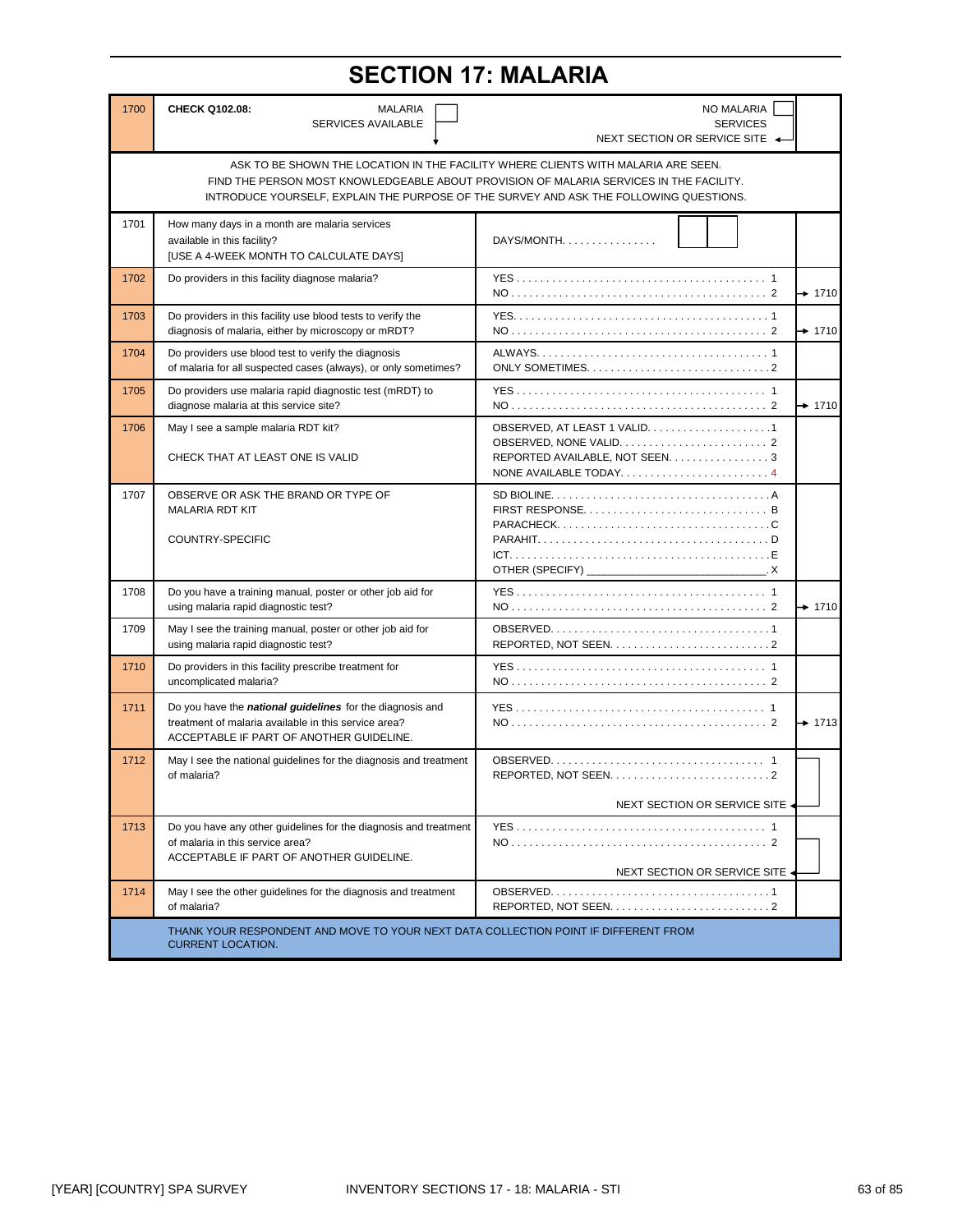# SECTION 17: MALARIA

| No. | Question | Coding Categories | Skip |
|---|---|---|---|
| 1700 | **CHECK Q102.08:** MALARIA SERVICES AVAILABLE ☐ (continue) | NO MALARIA SERVICES ☐ | NEXT SECTION OR SERVICE SITE |
| | ASK TO BE SHOWN THE LOCATION IN THE FACILITY WHERE CLIENTS WITH MALARIA ARE SEEN. FIND THE PERSON MOST KNOWLEDGEABLE ABOUT PROVISION OF MALARIA SERVICES IN THE FACILITY. INTRODUCE YOURSELF, EXPLAIN THE PURPOSE OF THE SURVEY AND ASK THE FOLLOWING QUESTIONS. | | |
| 1701 | How many days in a month are malaria services available in this facility? [USE A 4-WEEK MONTH TO CALCULATE DAYS] | DAYS/MONTH. . . . . . . . . . . . . . . . [ ][ ] | |
| 1702 | Do providers in this facility diagnose malaria? | YES . . . . . . . . . . 1<br>NO . . . . . . . . . . 2 | NO → 1710 |
| 1703 | Do providers in this facility use blood tests to verify the diagnosis of malaria, either by microscopy or mRDT? | YES. . . . . . . . . . 1<br>NO . . . . . . . . . . 2 | NO → 1710 |
| 1704 | Do providers use blood test to verify the diagnosis of malaria for all suspected cases (always), or only sometimes? | ALWAYS. . . . . . . . . . 1<br>ONLY SOMETIMES. . . . . . . . . . 2 | |
| 1705 | Do providers use malaria rapid diagnostic test (mRDT) to diagnose malaria at this service site? | YES . . . . . . . . . . 1<br>NO . . . . . . . . . . 2 | NO → 1710 |
| 1706 | May I see a sample malaria RDT kit?<br><br>CHECK THAT AT LEAST ONE IS VALID | OBSERVED, AT LEAST 1 VALID. . . . . . . . . . 1<br>OBSERVED, NONE VALID. . . . . . . . . . 2<br>REPORTED AVAILABLE, NOT SEEN. . . . . . . . . . 3<br>NONE AVAILABLE TODAY. . . . . . . . . . 4 | |
| 1707 | OBSERVE OR ASK THE BRAND OR TYPE OF MALARIA RDT KIT<br><br>COUNTRY-SPECIFIC | SD BIOLINE. . . . . . . . . . A<br>FIRST RESPONSE. . . . . . . . . . B<br>PARACHECK. . . . . . . . . . C<br>PARAHIT. . . . . . . . . . D<br>ICT. . . . . . . . . . E<br>OTHER (SPECIFY) ________ X | |
| 1708 | Do you have a training manual, poster or other job aid for using malaria rapid diagnostic test? | YES . . . . . . . . . . 1<br>NO . . . . . . . . . . 2 | NO → 1710 |
| 1709 | May I see the training manual, poster or other job aid for using malaria rapid diagnostic test? | OBSERVED. . . . . . . . . . 1<br>REPORTED, NOT SEEN. . . . . . . . . . 2 | |
| 1710 | Do providers in this facility prescribe treatment for uncomplicated malaria? | YES . . . . . . . . . . 1<br>NO . . . . . . . . . . 2 | |
| 1711 | Do you have the ***national guidelines*** for the diagnosis and treatment of malaria available in this service area?<br>ACCEPTABLE IF PART OF ANOTHER GUIDELINE. | YES . . . . . . . . . . 1<br>NO . . . . . . . . . . 2 | NO → 1713 |
| 1712 | May I see the national guidelines for the diagnosis and treatment of malaria? | OBSERVED. . . . . . . . . . 1<br>REPORTED, NOT SEEN. . . . . . . . . . 2 | NEXT SECTION OR SERVICE SITE |
| 1713 | Do you have any other guidelines for the diagnosis and treatment of malaria in this service area?<br>ACCEPTABLE IF PART OF ANOTHER GUIDELINE. | YES . . . . . . . . . . 1<br>NO . . . . . . . . . . 2 | NO → NEXT SECTION OR SERVICE SITE |
| 1714 | May I see the other guidelines for the diagnosis and treatment of malaria? | OBSERVED. . . . . . . . . . 1<br>REPORTED, NOT SEEN. . . . . . . . . . 2 | |
| | THANK YOUR RESPONDENT AND MOVE TO YOUR NEXT DATA COLLECTION POINT IF DIFFERENT FROM CURRENT LOCATION. | | |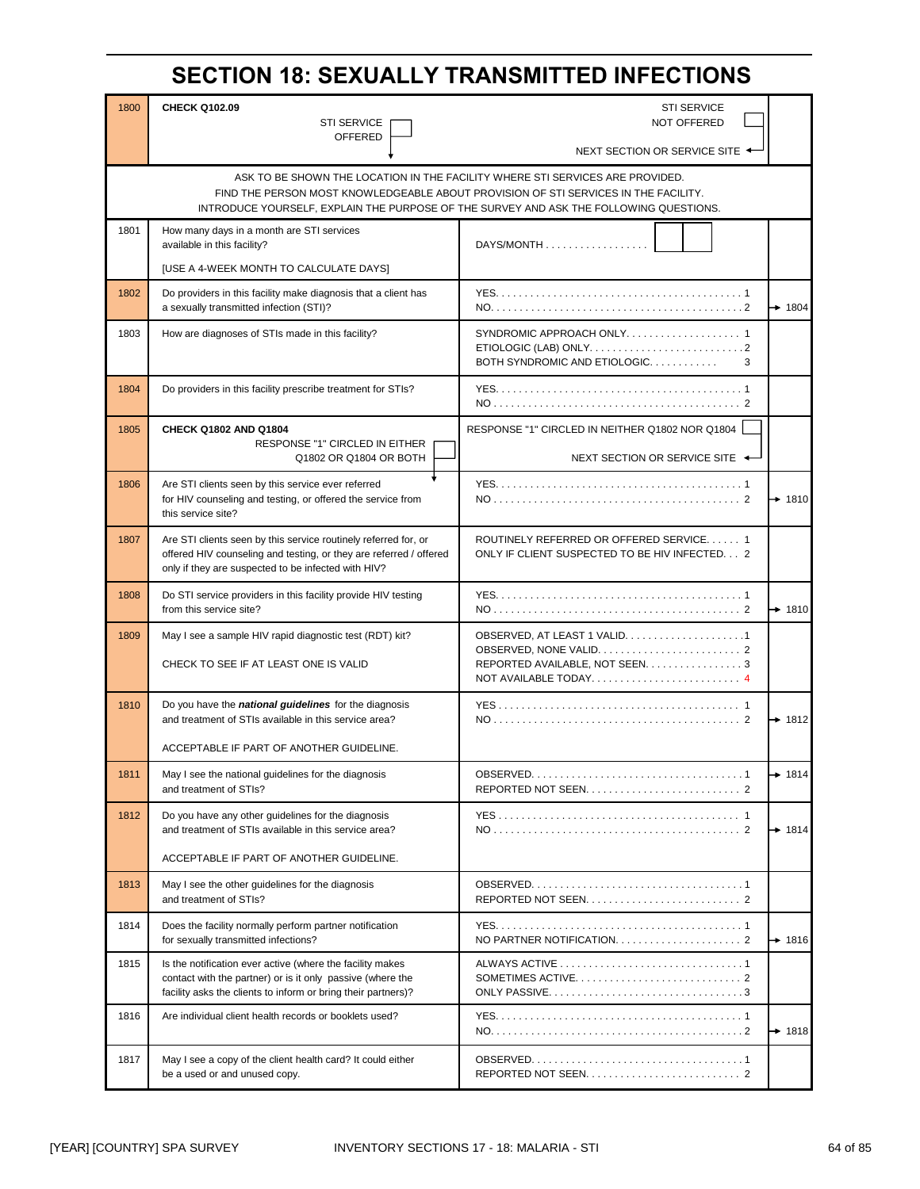# SECTION 18: SEXUALLY TRANSMITTED INFECTIONS

| No. | Question | Coding categories | Skip |
|---|---|---|---|
| 1800 | **CHECK Q102.09**<br>STI SERVICE OFFERED ☐ ↓ | STI SERVICE NOT OFFERED ☐<br>NEXT SECTION OR SERVICE SITE ← | |
| | ASK TO BE SHOWN THE LOCATION IN THE FACILITY WHERE STI SERVICES ARE PROVIDED.<br>FIND THE PERSON MOST KNOWLEDGEABLE ABOUT PROVISION OF STI SERVICES IN THE FACILITY.<br>INTRODUCE YOURSELF, EXPLAIN THE PURPOSE OF THE SURVEY AND ASK THE FOLLOWING QUESTIONS. | | |
| 1801 | How many days in a month are STI services available in this facility?<br><br>[USE A 4-WEEK MONTH TO CALCULATE DAYS] | DAYS/MONTH . . . . . . . . . . . . . . . . . ☐☐ | |
| 1802 | Do providers in this facility make diagnosis that a client has a sexually transmitted infection (STI)? | YES. . . . . . . . . . . 1<br>NO. . . . . . . . . . . 2 | <br>→ 1804 |
| 1803 | How are diagnoses of STIs made in this facility? | SYNDROMIC APPROACH ONLY. . . . . . . . . . . 1<br>ETIOLOGIC (LAB) ONLY. . . . . . . . . . . 2<br>BOTH SYNDROMIC AND ETIOLOGIC. . . . . . . . . . . 3 | |
| 1804 | Do providers in this facility prescribe treatment for STIs? | YES. . . . . . . . . . . 1<br>NO . . . . . . . . . . . 2 | |
| 1805 | **CHECK Q1802 AND Q1804**<br>RESPONSE "1" CIRCLED IN EITHER Q1802 OR Q1804 OR BOTH ☐ ↓ | RESPONSE "1" CIRCLED IN NEITHER Q1802 NOR Q1804 ☐<br>NEXT SECTION OR SERVICE SITE ← | |
| 1806 | Are STI clients seen by this service ever referred for HIV counseling and testing, or offered the service from this service site? | YES. . . . . . . . . . . 1<br>NO . . . . . . . . . . . 2 | <br>→ 1810 |
| 1807 | Are STI clients seen by this service routinely referred for, or offered HIV counseling and testing, or they are referred / offered only if they are suspected to be infected with HIV? | ROUTINELY REFERRED OR OFFERED SERVICE. . . . . . 1<br>ONLY IF CLIENT SUSPECTED TO BE HIV INFECTED. . . 2 | |
| 1808 | Do STI service providers in this facility provide HIV testing from this service site? | YES. . . . . . . . . . . 1<br>NO . . . . . . . . . . . 2 | <br>→ 1810 |
| 1809 | May I see a sample HIV rapid diagnostic test (RDT) kit?<br><br>CHECK TO SEE IF AT LEAST ONE IS VALID | OBSERVED, AT LEAST 1 VALID. . . . . . . . . . . 1<br>OBSERVED, NONE VALID. . . . . . . . . . . 2<br>REPORTED AVAILABLE, NOT SEEN. . . . . . . . . . . 3<br>NOT AVAILABLE TODAY. . . . . . . . . . . 4 | |
| 1810 | Do you have the ***national guidelines*** for the diagnosis and treatment of STIs available in this service area?<br><br>ACCEPTABLE IF PART OF ANOTHER GUIDELINE. | YES . . . . . . . . . . . 1<br>NO . . . . . . . . . . . 2 | <br>→ 1812 |
| 1811 | May I see the national guidelines for the diagnosis and treatment of STIs? | OBSERVED. . . . . . . . . . . 1<br>REPORTED NOT SEEN. . . . . . . . . . . 2 | → 1814 |
| 1812 | Do you have any other guidelines for the diagnosis and treatment of STIs available in this service area?<br><br>ACCEPTABLE IF PART OF ANOTHER GUIDELINE. | YES . . . . . . . . . . . 1<br>NO . . . . . . . . . . . 2 | <br>→ 1814 |
| 1813 | May I see the other guidelines for the diagnosis and treatment of STIs? | OBSERVED. . . . . . . . . . . 1<br>REPORTED NOT SEEN. . . . . . . . . . . 2 | |
| 1814 | Does the facility normally perform partner notification for sexually transmitted infections? | YES. . . . . . . . . . . 1<br>NO PARTNER NOTIFICATION. . . . . . . . . . . 2 | <br>→ 1816 |
| 1815 | Is the notification ever active (where the facility makes contact with the partner) or is it only passive (where the facility asks the clients to inform or bring their partners)? | ALWAYS ACTIVE . . . . . . . . . . . 1<br>SOMETIMES ACTIVE. . . . . . . . . . . 2<br>ONLY PASSIVE. . . . . . . . . . . 3 | |
| 1816 | Are individual client health records or booklets used? | YES. . . . . . . . . . . 1<br>NO. . . . . . . . . . . 2 | <br>→ 1818 |
| 1817 | May I see a copy of the client health card? It could either be a used or and unused copy. | OBSERVED. . . . . . . . . . . 1<br>REPORTED NOT SEEN. . . . . . . . . . . 2 | |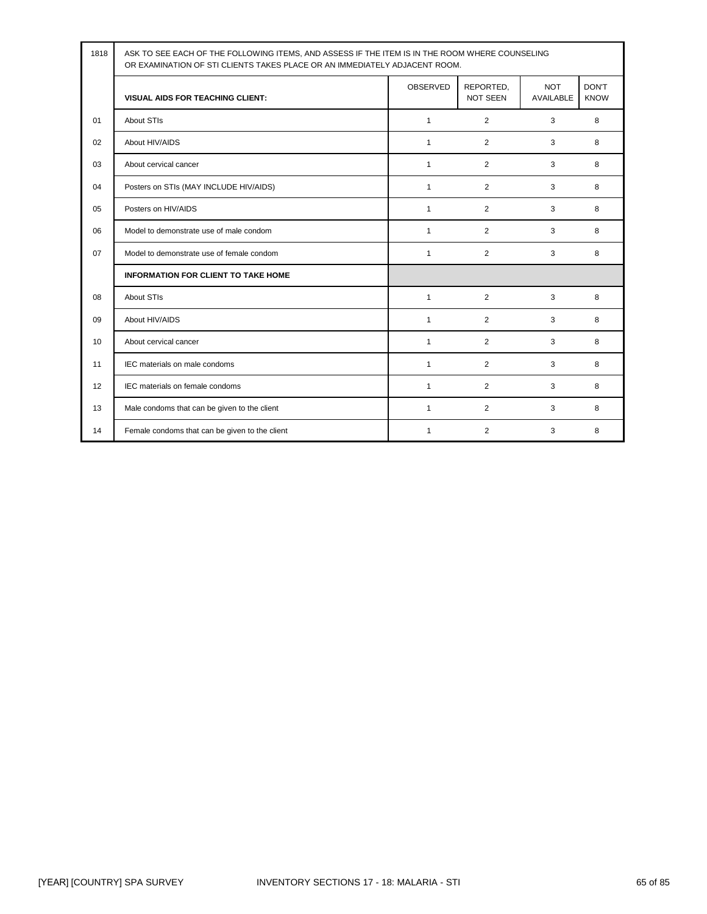| 1818 | ASK TO SEE EACH OF THE FOLLOWING ITEMS, AND ASSESS IF THE ITEM IS IN THE ROOM WHERE COUNSELING OR EXAMINATION OF STI CLIENTS TAKES PLACE OR AN IMMEDIATELY ADJACENT ROOM. | | | | |
|---|---|---|---|---|---|
| | **VISUAL AIDS FOR TEACHING CLIENT:** | OBSERVED | REPORTED, NOT SEEN | NOT AVAILABLE | DON'T KNOW |
| 01 | About STIs | 1 | 2 | 3 | 8 |
| 02 | About HIV/AIDS | 1 | 2 | 3 | 8 |
| 03 | About cervical cancer | 1 | 2 | 3 | 8 |
| 04 | Posters on STIs (MAY INCLUDE HIV/AIDS) | 1 | 2 | 3 | 8 |
| 05 | Posters on HIV/AIDS | 1 | 2 | 3 | 8 |
| 06 | Model to demonstrate use of male condom | 1 | 2 | 3 | 8 |
| 07 | Model to demonstrate use of female condom | 1 | 2 | 3 | 8 |
| | **INFORMATION FOR CLIENT TO TAKE HOME** | | | | |
| 08 | About STIs | 1 | 2 | 3 | 8 |
| 09 | About HIV/AIDS | 1 | 2 | 3 | 8 |
| 10 | About cervical cancer | 1 | 2 | 3 | 8 |
| 11 | IEC materials on male condoms | 1 | 2 | 3 | 8 |
| 12 | IEC materials on female condoms | 1 | 2 | 3 | 8 |
| 13 | Male condoms that can be given to the client | 1 | 2 | 3 | 8 |
| 14 | Female condoms that can be given to the client | 1 | 2 | 3 | 8 |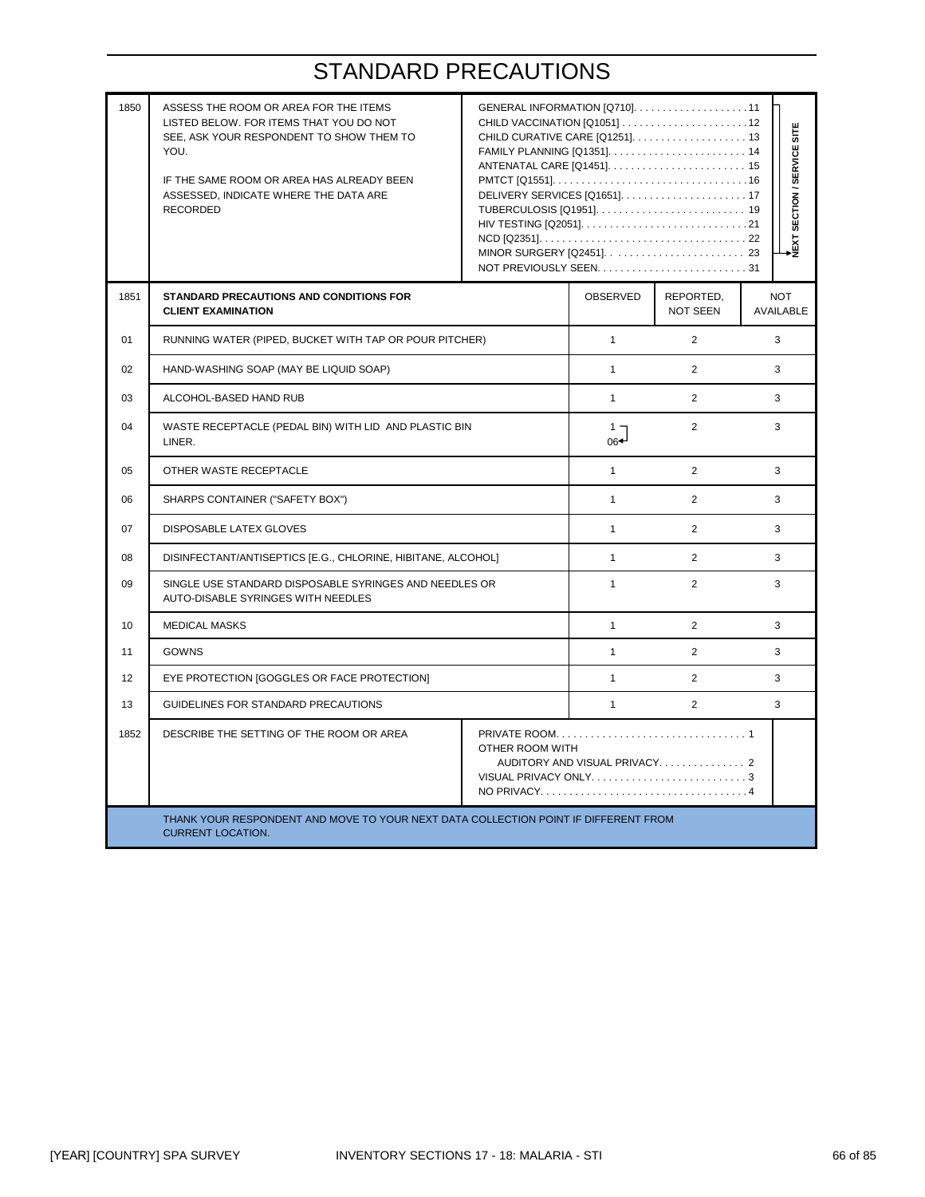# STANDARD PRECAUTIONS

| | | | | | |
|---|---|---|---|---|---|
| 1850 | ASSESS THE ROOM OR AREA FOR THE ITEMS LISTED BELOW. FOR ITEMS THAT YOU DO NOT SEE, ASK YOUR RESPONDENT TO SHOW THEM TO YOU.<br><br>IF THE SAME ROOM OR AREA HAS ALREADY BEEN ASSESSED, INDICATE WHERE THE DATA ARE RECORDED | GENERAL INFORMATION [Q710]. . . . . . . . . . . . . . . . . . . .11<br>CHILD VACCINATION [Q1051] . . . . . . . . . . . . . . . . . . . . . .12<br>CHILD CURATIVE CARE [Q1251]. . . . . . . . . . . . . . . . . . . . 13<br>FAMILY PLANNING [Q1351]. . . . . . . . . . . . . . . . . . . . . . . . 14<br>ANTENATAL CARE [Q1451]. . . . . . . . . . . . . . . . . . . . . . . . 15<br>PMTCT [Q1551]. . . . . . . . . . . . . . . . . . . . . . . . . . . . . . . . . .16<br>DELIVERY SERVICES [Q1651]. . . . . . . . . . . . . . . . . . . . . . 17<br>TUBERCULOSIS [Q1951]. . . . . . . . . . . . . . . . . . . . . . . . . . 19<br>HIV TESTING [Q2051]. . . . . . . . . . . . . . . . . . . . . . . . . . . . .21<br>NCD [Q2351]. . . . . . . . . . . . . . . . . . . . . . . . . . . . . . . . . . . 22<br>MINOR SURGERY [Q2451]. . . . . . . . . . . . . . . . . . . . . . . . 23<br>NOT PREVIOUSLY SEEN. . . . . . . . . . . . . . . . . . . . . . . . . . 31 | | | 11–23 → NEXT SECTION / SERVICE SITE |
| **1851** | **STANDARD PRECAUTIONS AND CONDITIONS FOR CLIENT EXAMINATION** | | OBSERVED | REPORTED, NOT SEEN | NOT AVAILABLE |
| 01 | RUNNING WATER (PIPED, BUCKET WITH TAP OR POUR PITCHER) | | 1 | 2 | 3 |
| 02 | HAND-WASHING SOAP (MAY BE LIQUID SOAP) | | 1 | 2 | 3 |
| 03 | ALCOHOL-BASED HAND RUB | | 1 | 2 | 3 |
| 04 | WASTE RECEPTACLE (PEDAL BIN) WITH LID AND PLASTIC BIN LINER. | | 1 → 06 | 2 | 3 |
| 05 | OTHER WASTE RECEPTACLE | | 1 | 2 | 3 |
| 06 | SHARPS CONTAINER ("SAFETY BOX") | | 1 | 2 | 3 |
| 07 | DISPOSABLE LATEX GLOVES | | 1 | 2 | 3 |
| 08 | DISINFECTANT/ANTISEPTICS [E.G., CHLORINE, HIBITANE, ALCOHOL] | | 1 | 2 | 3 |
| 09 | SINGLE USE STANDARD DISPOSABLE SYRINGES AND NEEDLES OR AUTO-DISABLE SYRINGES WITH NEEDLES | | 1 | 2 | 3 |
| 10 | MEDICAL MASKS | | 1 | 2 | 3 |
| 11 | GOWNS | | 1 | 2 | 3 |
| 12 | EYE PROTECTION [GOGGLES OR FACE PROTECTION] | | 1 | 2 | 3 |
| 13 | GUIDELINES FOR STANDARD PRECAUTIONS | | 1 | 2 | 3 |
| 1852 | DESCRIBE THE SETTING OF THE ROOM OR AREA | PRIVATE ROOM. . . . . . . . . . . . . . . . . . . . . . . . . . . . . . . . 1<br>OTHER ROOM WITH<br>AUDITORY AND VISUAL PRIVACY. . . . . . . . . . . . . . . 2<br>VISUAL PRIVACY ONLY. . . . . . . . . . . . . . . . . . . . . . . . . . . 3<br>NO PRIVACY. . . . . . . . . . . . . . . . . . . . . . . . . . . . . . . . . . . .4 | | | |

THANK YOUR RESPONDENT AND MOVE TO YOUR NEXT DATA COLLECTION POINT IF DIFFERENT FROM CURRENT LOCATION.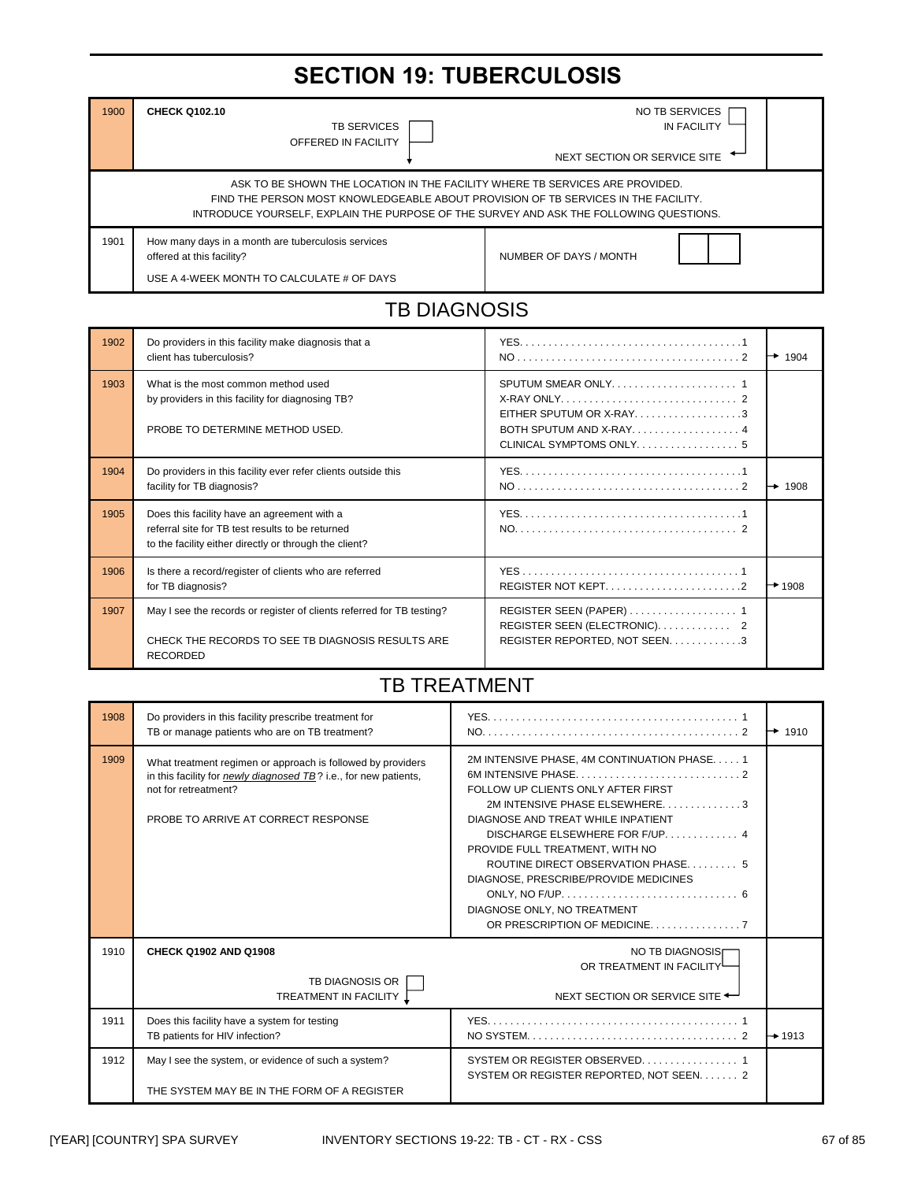# SECTION 19: TUBERCULOSIS

| | | | |
|---|---|---|---|
| 1900 | **CHECK Q102.10**<br>TB SERVICES OFFERED IN FACILITY ☐ ↓ | NO TB SERVICES IN FACILITY ☐<br>NEXT SECTION OR SERVICE SITE ← | |

ASK TO BE SHOWN THE LOCATION IN THE FACILITY WHERE TB SERVICES ARE PROVIDED.
FIND THE PERSON MOST KNOWLEDGEABLE ABOUT PROVISION OF TB SERVICES IN THE FACILITY.
INTRODUCE YOURSELF, EXPLAIN THE PURPOSE OF THE SURVEY AND ASK THE FOLLOWING QUESTIONS.

| | | | |
|---|---|---|---|
| 1901 | How many days in a month are tuberculosis services offered at this facility?<br><br>USE A 4-WEEK MONTH TO CALCULATE # OF DAYS | NUMBER OF DAYS / MONTH [ ][ ] | |

## TB DIAGNOSIS

| | | | |
|---|---|---|---|
| 1902 | Do providers in this facility make diagnosis that a client has tuberculosis? | YES. . . . . . . . . . 1<br>NO . . . . . . . . . . 2 | → 1904 |
| 1903 | What is the most common method used by providers in this facility for diagnosing TB?<br><br>PROBE TO DETERMINE METHOD USED. | SPUTUM SMEAR ONLY. . . . . . . . . . 1<br>X-RAY ONLY. . . . . . . . . . 2<br>EITHER SPUTUM OR X-RAY. . . . . . . . . . 3<br>BOTH SPUTUM AND X-RAY. . . . . . . . . . 4<br>CLINICAL SYMPTOMS ONLY. . . . . . . . . . 5 | |
| 1904 | Do providers in this facility ever refer clients outside this facility for TB diagnosis? | YES. . . . . . . . . . 1<br>NO . . . . . . . . . . 2 | → 1908 |
| 1905 | Does this facility have an agreement with a referral site for TB test results to be returned to the facility either directly or through the client? | YES. . . . . . . . . . 1<br>NO. . . . . . . . . . 2 | |
| 1906 | Is there a record/register of clients who are referred for TB diagnosis? | YES . . . . . . . . . . 1<br>REGISTER NOT KEPT. . . . . . . . . . 2 | → 1908 |
| 1907 | May I see the records or register of clients referred for TB testing?<br><br>CHECK THE RECORDS TO SEE TB DIAGNOSIS RESULTS ARE RECORDED | REGISTER SEEN (PAPER) . . . . . . . . . . 1<br>REGISTER SEEN (ELECTRONIC). . . . . . . . . . 2<br>REGISTER REPORTED, NOT SEEN. . . . . . . . . . 3 | |

## TB TREATMENT

| | | | |
|---|---|---|---|
| 1908 | Do providers in this facility prescribe treatment for TB or manage patients who are on TB treatment? | YES. . . . . . . . . . 1<br>NO. . . . . . . . . . 2 | → 1910 |
| 1909 | What treatment regimen or approach is followed by providers in this facility for *newly diagnosed TB*? i.e., for new patients, not for retreatment?<br><br>PROBE TO ARRIVE AT CORRECT RESPONSE | 2M INTENSIVE PHASE, 4M CONTINUATION PHASE. . . . . 1<br>6M INTENSIVE PHASE. . . . . . . . . . 2<br>FOLLOW UP CLIENTS ONLY AFTER FIRST 2M INTENSIVE PHASE ELSEWHERE. . . . . . . . . . 3<br>DIAGNOSE AND TREAT WHILE INPATIENT DISCHARGE ELSEWHERE FOR F/UP. . . . . . . . . . 4<br>PROVIDE FULL TREATMENT, WITH NO ROUTINE DIRECT OBSERVATION PHASE. . . . . . . . . . 5<br>DIAGNOSE, PRESCRIBE/PROVIDE MEDICINES ONLY, NO F/UP. . . . . . . . . . 6<br>DIAGNOSE ONLY, NO TREATMENT OR PRESCRIPTION OF MEDICINE. . . . . . . . . . 7 | |
| 1910 | **CHECK Q1902 AND Q1908**<br>TB DIAGNOSIS OR TREATMENT IN FACILITY ☐ ↓ | NO TB DIAGNOSIS OR TREATMENT IN FACILITY ☐<br>NEXT SECTION OR SERVICE SITE ← | |
| 1911 | Does this facility have a system for testing TB patients for HIV infection? | YES. . . . . . . . . . 1<br>NO SYSTEM. . . . . . . . . . 2 | → 1913 |
| 1912 | May I see the system, or evidence of such a system?<br><br>THE SYSTEM MAY BE IN THE FORM OF A REGISTER | SYSTEM OR REGISTER OBSERVED. . . . . . . . . . 1<br>SYSTEM OR REGISTER REPORTED, NOT SEEN. . . . . . . 2 | |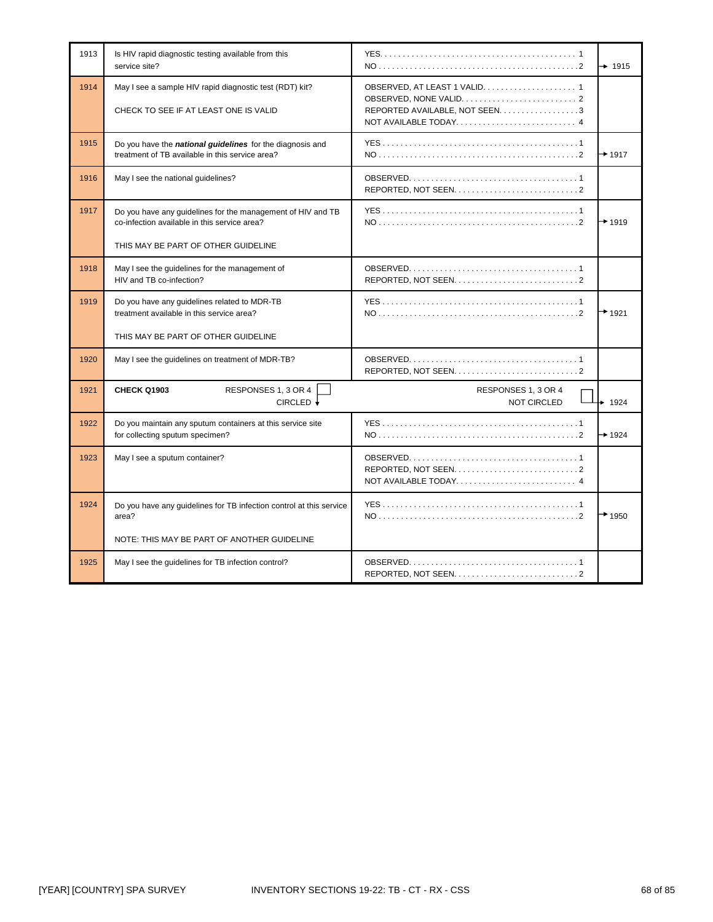| No. | Question | Response | Skip |
|---|---|---|---|
| 1913 | Is HIV rapid diagnostic testing available from this service site? | YES. . . . . . . . . . . . . . . . . . . . . . . . . . . . . . . . . . . . . . . . . . . 1<br>NO . . . . . . . . . . . . . . . . . . . . . . . . . . . . . . . . . . . . . . . . . . . .2 | <br>→ 1915 |
| 1914 | May I see a sample HIV rapid diagnostic test (RDT) kit?<br><br>CHECK TO SEE IF AT LEAST ONE IS VALID | OBSERVED, AT LEAST 1 VALID. . . . . . . . . . . . . . . . . . . . . 1<br>OBSERVED, NONE VALID. . . . . . . . . . . . . . . . . . . . . . . . . . 2<br>REPORTED AVAILABLE, NOT SEEN. . . . . . . . . . . . . . . . . .3<br>NOT AVAILABLE TODAY. . . . . . . . . . . . . . . . . . . . . . . . . . . 4 | |
| 1915 | Do you have the ***national guidelines*** for the diagnosis and treatment of TB available in this service area? | YES . . . . . . . . . . . . . . . . . . . . . . . . . . . . . . . . . . . . . . . . . . . .1<br>NO . . . . . . . . . . . . . . . . . . . . . . . . . . . . . . . . . . . . . . . . . . . .2 | <br>→ 1917 |
| 1916 | May I see the national guidelines? | OBSERVED. . . . . . . . . . . . . . . . . . . . . . . . . . . . . . . . . . . . . .1<br>REPORTED, NOT SEEN. . . . . . . . . . . . . . . . . . . . . . . . . . . .2 | |
| 1917 | Do you have any guidelines for the management of HIV and TB co-infection available in this service area?<br><br>THIS MAY BE PART OF OTHER GUIDELINE | YES . . . . . . . . . . . . . . . . . . . . . . . . . . . . . . . . . . . . . . . . . . . .1<br>NO . . . . . . . . . . . . . . . . . . . . . . . . . . . . . . . . . . . . . . . . . . . .2 | <br>→ 1919 |
| 1918 | May I see the guidelines for the management of HIV and TB co-infection? | OBSERVED. . . . . . . . . . . . . . . . . . . . . . . . . . . . . . . . . . . . . .1<br>REPORTED, NOT SEEN. . . . . . . . . . . . . . . . . . . . . . . . . . . .2 | |
| 1919 | Do you have any guidelines related to MDR-TB treatment available in this service area?<br><br>THIS MAY BE PART OF OTHER GUIDELINE | YES . . . . . . . . . . . . . . . . . . . . . . . . . . . . . . . . . . . . . . . . . . . .1<br>NO . . . . . . . . . . . . . . . . . . . . . . . . . . . . . . . . . . . . . . . . . . . .2 | <br>→ 1921 |
| 1920 | May I see the guidelines on treatment of MDR-TB? | OBSERVED. . . . . . . . . . . . . . . . . . . . . . . . . . . . . . . . . . . . . .1<br>REPORTED, NOT SEEN. . . . . . . . . . . . . . . . . . . . . . . . . . . .2 | |
| 1921 | **CHECK Q1903** RESPONSES 1, 3 OR 4 CIRCLED ☐ ↓ | RESPONSES 1, 3 OR 4 NOT CIRCLED ☐ | → 1924 |
| 1922 | Do you maintain any sputum containers at this service site for collecting sputum specimen? | YES . . . . . . . . . . . . . . . . . . . . . . . . . . . . . . . . . . . . . . . . . . . .1<br>NO . . . . . . . . . . . . . . . . . . . . . . . . . . . . . . . . . . . . . . . . . . . .2 | <br>→ 1924 |
| 1923 | May I see a sputum container? | OBSERVED. . . . . . . . . . . . . . . . . . . . . . . . . . . . . . . . . . . . . .1<br>REPORTED, NOT SEEN. . . . . . . . . . . . . . . . . . . . . . . . . . . .2<br>NOT AVAILABLE TODAY. . . . . . . . . . . . . . . . . . . . . . . . . . . 4 | |
| 1924 | Do you have any guidelines for TB infection control at this service area?<br><br>NOTE: THIS MAY BE PART OF ANOTHER GUIDELINE | YES . . . . . . . . . . . . . . . . . . . . . . . . . . . . . . . . . . . . . . . . . . . .1<br>NO . . . . . . . . . . . . . . . . . . . . . . . . . . . . . . . . . . . . . . . . . . . .2 | <br>→ 1950 |
| 1925 | May I see the guidelines for TB infection control? | OBSERVED. . . . . . . . . . . . . . . . . . . . . . . . . . . . . . . . . . . . . .1<br>REPORTED, NOT SEEN. . . . . . . . . . . . . . . . . . . . . . . . . . . .2 | |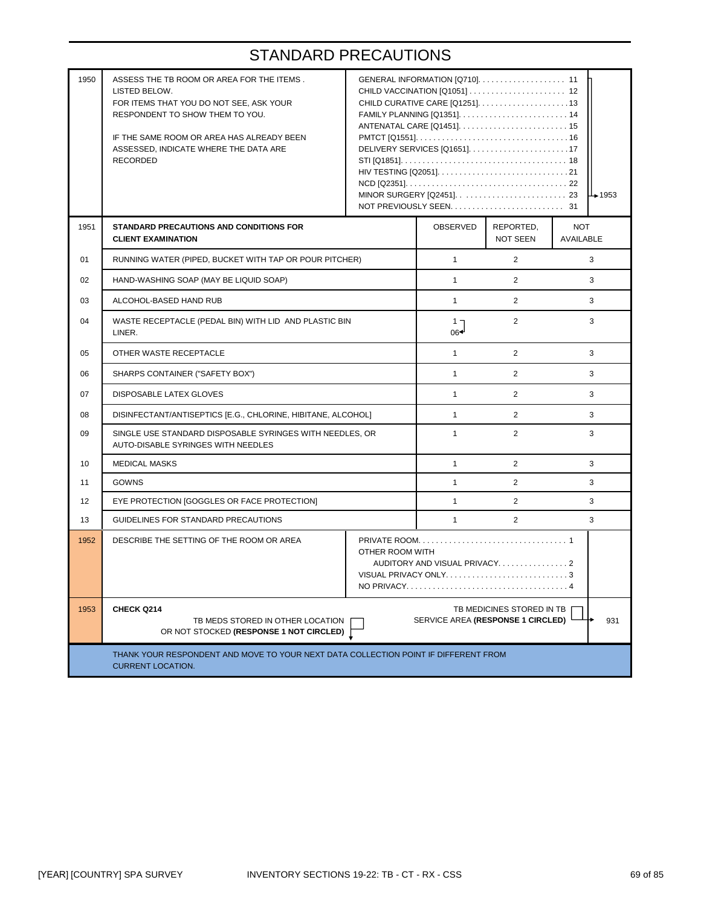# STANDARD PRECAUTIONS

| | | | |
|---|---|---|---|
| 1950 | ASSESS THE TB ROOM OR AREA FOR THE ITEMS . LISTED BELOW.<br>FOR ITEMS THAT YOU DO NOT SEE, ASK YOUR RESPONDENT TO SHOW THEM TO YOU.<br><br>IF THE SAME ROOM OR AREA HAS ALREADY BEEN ASSESSED, INDICATE WHERE THE DATA ARE RECORDED | GENERAL INFORMATION [Q710]. . . . . . . . . . . . . . . . . . . 11<br>CHILD VACCINATION [Q1051] . . . . . . . . . . . . . . . . . . . . . 12<br>CHILD CURATIVE CARE [Q1251]. . . . . . . . . . . . . . . . . . . . 13<br>FAMILY PLANNING [Q1351]. . . . . . . . . . . . . . . . . . . . . . . . 14<br>ANTENATAL CARE [Q1451]. . . . . . . . . . . . . . . . . . . . . . . . 15<br>PMTCT [Q1551]. . . . . . . . . . . . . . . . . . . . . . . . . . . . . . . . . 16<br>DELIVERY SERVICES [Q1651]. . . . . . . . . . . . . . . . . . . . . . 17<br>STI [Q1851]. . . . . . . . . . . . . . . . . . . . . . . . . . . . . . . . . . . . 18<br>HIV TESTING [Q2051]. . . . . . . . . . . . . . . . . . . . . . . . . . . . 21<br>NCD [Q2351]. . . . . . . . . . . . . . . . . . . . . . . . . . . . . . . . . . . 22<br>MINOR SURGERY [Q2451]. . . . . . . . . . . . . . . . . . . . . . . . 23<br>NOT PREVIOUSLY SEEN. . . . . . . . . . . . . . . . . . . . . . . . . 31 | 11–23 → 1953 |

| 1951 | STANDARD PRECAUTIONS AND CONDITIONS FOR CLIENT EXAMINATION | OBSERVED | REPORTED, NOT SEEN | NOT AVAILABLE |
|---|---|---|---|---|
| 01 | RUNNING WATER (PIPED, BUCKET WITH TAP OR POUR PITCHER) | 1 | 2 | 3 |
| 02 | HAND-WASHING SOAP (MAY BE LIQUID SOAP) | 1 | 2 | 3 |
| 03 | ALCOHOL-BASED HAND RUB | 1 | 2 | 3 |
| 04 | WASTE RECEPTACLE (PEDAL BIN) WITH LID AND PLASTIC BIN LINER. | 1 → 06 | 2 | 3 |
| 05 | OTHER WASTE RECEPTACLE | 1 | 2 | 3 |
| 06 | SHARPS CONTAINER ("SAFETY BOX") | 1 | 2 | 3 |
| 07 | DISPOSABLE LATEX GLOVES | 1 | 2 | 3 |
| 08 | DISINFECTANT/ANTISEPTICS [E.G., CHLORINE, HIBITANE, ALCOHOL] | 1 | 2 | 3 |
| 09 | SINGLE USE STANDARD DISPOSABLE SYRINGES WITH NEEDLES, OR AUTO-DISABLE SYRINGES WITH NEEDLES | 1 | 2 | 3 |
| 10 | MEDICAL MASKS | 1 | 2 | 3 |
| 11 | GOWNS | 1 | 2 | 3 |
| 12 | EYE PROTECTION [GOGGLES OR FACE PROTECTION] | 1 | 2 | 3 |
| 13 | GUIDELINES FOR STANDARD PRECAUTIONS | 1 | 2 | 3 |

| | | | |
|---|---|---|---|
| 1952 | DESCRIBE THE SETTING OF THE ROOM OR AREA | PRIVATE ROOM. . . . . . . . . . . . . . . . . . . . . . . . . . . . . . . . 1<br>OTHER ROOM WITH<br>AUDITORY AND VISUAL PRIVACY. . . . . . . . . . . . . . . . 2<br>VISUAL PRIVACY ONLY. . . . . . . . . . . . . . . . . . . . . . . . . . . 3<br>NO PRIVACY. . . . . . . . . . . . . . . . . . . . . . . . . . . . . . . . . . . 4 | |
| 1953 | **CHECK Q214**<br>TB MEDS STORED IN OTHER LOCATION OR NOT STOCKED **(RESPONSE 1 NOT CIRCLED)** ☐ ↓ | TB MEDICINES STORED IN TB SERVICE AREA **(RESPONSE 1 CIRCLED)** ☐ | → 931 |

THANK YOUR RESPONDENT AND MOVE TO YOUR NEXT DATA COLLECTION POINT IF DIFFERENT FROM CURRENT LOCATION.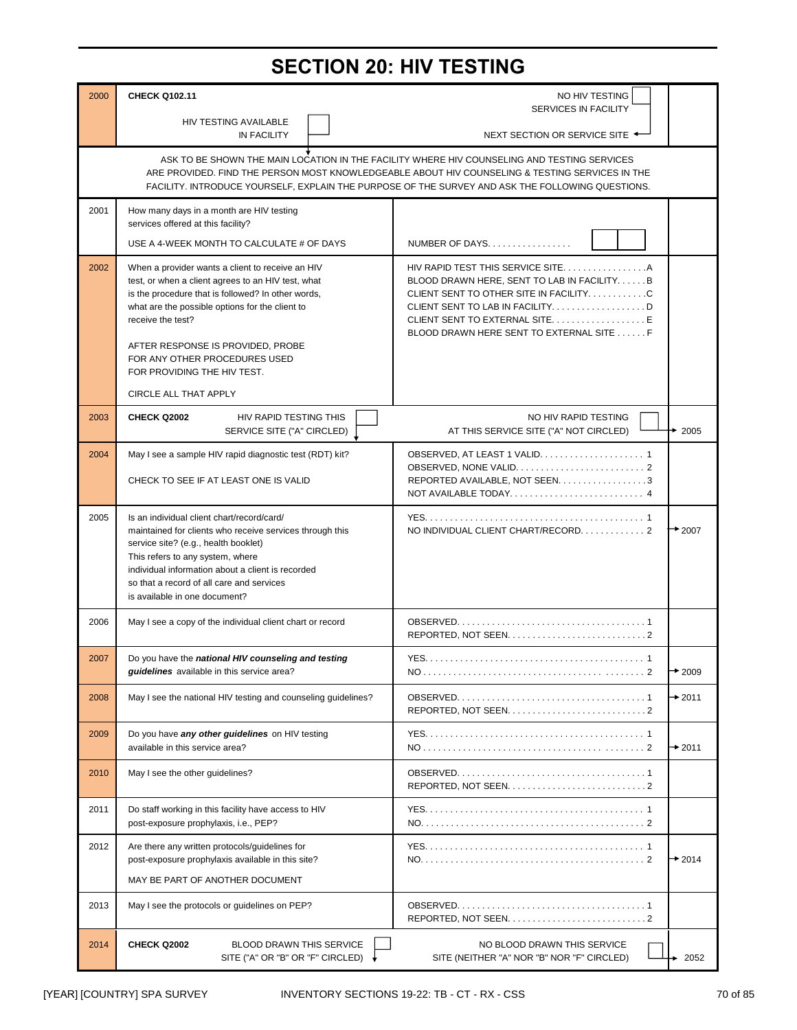# SECTION 20: HIV TESTING

| No. | Question | Coding categories | Skip |
|---|---|---|---|
| 2000 | **CHECK Q102.11**<br>HIV TESTING AVAILABLE IN FACILITY ☐ ↓ | NO HIV TESTING SERVICES IN FACILITY ☐<br>NEXT SECTION OR SERVICE SITE ← | |
| | ASK TO BE SHOWN THE MAIN LOCATION IN THE FACILITY WHERE HIV COUNSELING AND TESTING SERVICES ARE PROVIDED. FIND THE PERSON MOST KNOWLEDGEABLE ABOUT HIV COUNSELING & TESTING SERVICES IN THE FACILITY. INTRODUCE YOURSELF, EXPLAIN THE PURPOSE OF THE SURVEY AND ASK THE FOLLOWING QUESTIONS. | | |
| 2001 | How many days in a month are HIV testing services offered at this facility?<br><br>USE A 4-WEEK MONTH TO CALCULATE # OF DAYS | NUMBER OF DAYS. . . . . . . . . . . . . . . . . ☐☐ | |
| 2002 | When a provider wants a client to receive an HIV test, or when a client agrees to an HIV test, what is the procedure that is followed? In other words, what are the possible options for the client to receive the test?<br><br>AFTER RESPONSE IS PROVIDED, PROBE FOR ANY OTHER PROCEDURES USED FOR PROVIDING THE HIV TEST.<br><br>CIRCLE ALL THAT APPLY | HIV RAPID TEST THIS SERVICE SITE. . . . . . . . . . . . . . . . .A<br>BLOOD DRAWN HERE, SENT TO LAB IN FACILITY. . . . . .B<br>CLIENT SENT TO OTHER SITE IN FACILITY. . . . . . . . . . . .C<br>CLIENT SENT TO LAB IN FACILITY. . . . . . . . . . . . . . . . . . .D<br>CLIENT SENT TO EXTERNAL SITE. . . . . . . . . . . . . . . . . . .E<br>BLOOD DRAWN HERE SENT TO EXTERNAL SITE . . . . . .F | |
| 2003 | **CHECK Q2002**<br>HIV RAPID TESTING THIS SERVICE SITE ("A" CIRCLED) ☐ ↓ | NO HIV RAPID TESTING AT THIS SERVICE SITE ("A" NOT CIRCLED) ☐ | → 2005 |
| 2004 | May I see a sample HIV rapid diagnostic test (RDT) kit?<br><br>CHECK TO SEE IF AT LEAST ONE IS VALID | OBSERVED, AT LEAST 1 VALID. . . . . . . . . . . . . . . . . . . . . 1<br>OBSERVED, NONE VALID. . . . . . . . . . . . . . . . . . . . . . . . . . 2<br>REPORTED AVAILABLE, NOT SEEN. . . . . . . . . . . . . . . . .3<br>NOT AVAILABLE TODAY. . . . . . . . . . . . . . . . . . . . . . . . . . . 4 | |
| 2005 | Is an individual client chart/record/card/ maintained for clients who receive services through this service site? (e.g., health booklet)<br>This refers to any system, where individual information about a client is recorded so that a record of all care and services is available in one document? | YES. . . . . . . . . . . . . . . . . . . . . . . . . . . . . . . . . . . . . . . . . . . 1<br>NO INDIVIDUAL CLIENT CHART/RECORD. . . . . . . . . . . . 2 | → 2007 |
| 2006 | May I see a copy of the individual client chart or record | OBSERVED. . . . . . . . . . . . . . . . . . . . . . . . . . . . . . . . . . . . . 1<br>REPORTED, NOT SEEN. . . . . . . . . . . . . . . . . . . . . . . . . . . .2 | |
| 2007 | Do you have the ***national HIV counseling and testing guidelines*** available in this service area? | YES. . . . . . . . . . . . . . . . . . . . . . . . . . . . . . . . . . . . . . . . . . . 1<br>NO . . . . . . . . . . . . . . . . . . . . . . . . . . . . . . . . . . . . . . . . . . . 2 | → 2009 |
| 2008 | May I see the national HIV testing and counseling guidelines? | OBSERVED. . . . . . . . . . . . . . . . . . . . . . . . . . . . . . . . . . . . . 1<br>REPORTED, NOT SEEN. . . . . . . . . . . . . . . . . . . . . . . . . . . .2 | → 2011 |
| 2009 | Do you have ***any other guidelines*** on HIV testing available in this service area? | YES. . . . . . . . . . . . . . . . . . . . . . . . . . . . . . . . . . . . . . . . . . . 1<br>NO . . . . . . . . . . . . . . . . . . . . . . . . . . . . . . . . . . . . . . . . . . . 2 | → 2011 |
| 2010 | May I see the other guidelines? | OBSERVED. . . . . . . . . . . . . . . . . . . . . . . . . . . . . . . . . . . . . 1<br>REPORTED, NOT SEEN. . . . . . . . . . . . . . . . . . . . . . . . . . . .2 | |
| 2011 | Do staff working in this facility have access to HIV post-exposure prophylaxis, i.e., PEP? | YES. . . . . . . . . . . . . . . . . . . . . . . . . . . . . . . . . . . . . . . . . . . 1<br>NO. . . . . . . . . . . . . . . . . . . . . . . . . . . . . . . . . . . . . . . . . . . . 2 | |
| 2012 | Are there any written protocols/guidelines for post-exposure prophylaxis available in this site?<br><br>MAY BE PART OF ANOTHER DOCUMENT | YES. . . . . . . . . . . . . . . . . . . . . . . . . . . . . . . . . . . . . . . . . . . 1<br>NO. . . . . . . . . . . . . . . . . . . . . . . . . . . . . . . . . . . . . . . . . . . . 2 | → 2014 |
| 2013 | May I see the protocols or guidelines on PEP? | OBSERVED. . . . . . . . . . . . . . . . . . . . . . . . . . . . . . . . . . . . . 1<br>REPORTED, NOT SEEN. . . . . . . . . . . . . . . . . . . . . . . . . . . .2 | |
| 2014 | **CHECK Q2002**<br>BLOOD DRAWN THIS SERVICE SITE ("A" OR "B" OR "F" CIRCLED) ☐ ↓ | NO BLOOD DRAWN THIS SERVICE SITE (NEITHER "A" NOR "B" NOR "F" CIRCLED) ☐ | → 2052 |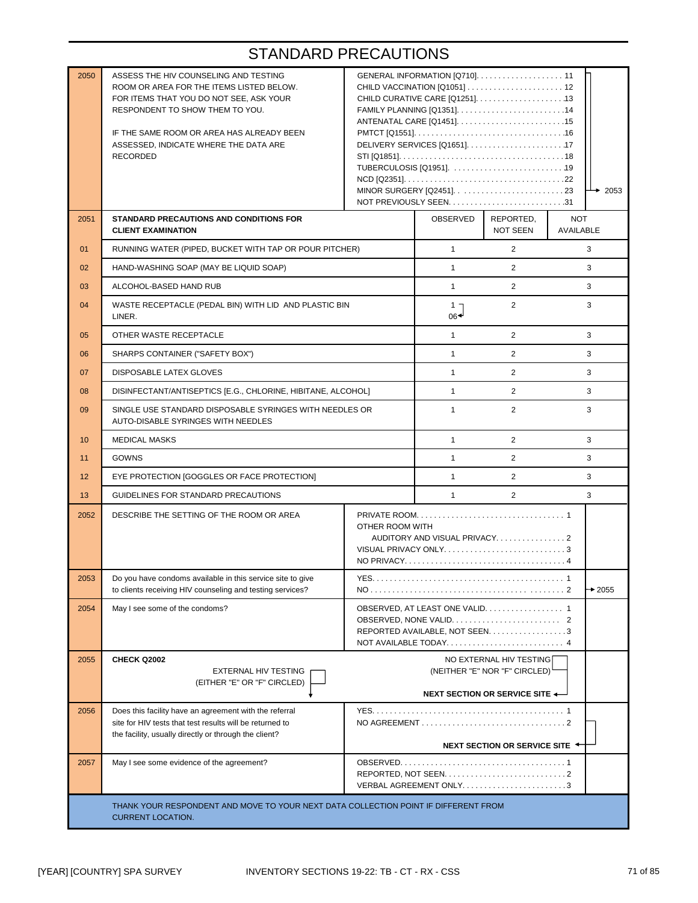# STANDARD PRECAUTIONS

| | | | | |
|---|---|---|---|---|
| 2050 | ASSESS THE HIV COUNSELING AND TESTING ROOM OR AREA FOR THE ITEMS LISTED BELOW. FOR ITEMS THAT YOU DO NOT SEE, ASK YOUR RESPONDENT TO SHOW THEM TO YOU.<br><br>IF THE SAME ROOM OR AREA HAS ALREADY BEEN ASSESSED, INDICATE WHERE THE DATA ARE RECORDED | GENERAL INFORMATION [Q710] . . . 11<br>CHILD VACCINATION [Q1051] . . . 12<br>CHILD CURATIVE CARE [Q1251] . . . 13<br>FAMILY PLANNING [Q1351] . . . 14<br>ANTENATAL CARE [Q1451] . . . 15<br>PMTCT [Q1551] . . . 16<br>DELIVERY SERVICES [Q1651] . . . 17<br>STI [Q1851] . . . 18<br>TUBERCULOSIS [Q1951] . . . 19<br>NCD [Q2351] . . . 22<br>MINOR SURGERY [Q2451] . . . 23<br>NOT PREVIOUSLY SEEN . . . 31 | | 11–23 → 2053 |

| | STANDARD PRECAUTIONS AND CONDITIONS FOR CLIENT EXAMINATION | OBSERVED | REPORTED, NOT SEEN | NOT AVAILABLE |
|---|---|---|---|---|
| **2051** | | | | |
| 01 | RUNNING WATER (PIPED, BUCKET WITH TAP OR POUR PITCHER) | 1 | 2 | 3 |
| 02 | HAND-WASHING SOAP (MAY BE LIQUID SOAP) | 1 | 2 | 3 |
| 03 | ALCOHOL-BASED HAND RUB | 1 | 2 | 3 |
| 04 | WASTE RECEPTACLE (PEDAL BIN) WITH LID AND PLASTIC BIN LINER. | 1 → 06 | 2 | 3 |
| 05 | OTHER WASTE RECEPTACLE | 1 | 2 | 3 |
| 06 | SHARPS CONTAINER ("SAFETY BOX") | 1 | 2 | 3 |
| 07 | DISPOSABLE LATEX GLOVES | 1 | 2 | 3 |
| 08 | DISINFECTANT/ANTISEPTICS [E.G., CHLORINE, HIBITANE, ALCOHOL] | 1 | 2 | 3 |
| 09 | SINGLE USE STANDARD DISPOSABLE SYRINGES WITH NEEDLES OR AUTO-DISABLE SYRINGES WITH NEEDLES | 1 | 2 | 3 |
| 10 | MEDICAL MASKS | 1 | 2 | 3 |
| 11 | GOWNS | 1 | 2 | 3 |
| 12 | EYE PROTECTION [GOGGLES OR FACE PROTECTION] | 1 | 2 | 3 |
| 13 | GUIDELINES FOR STANDARD PRECAUTIONS | 1 | 2 | 3 |

| | | | |
|---|---|---|---|
| 2052 | DESCRIBE THE SETTING OF THE ROOM OR AREA | PRIVATE ROOM . . . 1<br>OTHER ROOM WITH<br>AUDITORY AND VISUAL PRIVACY . . . 2<br>VISUAL PRIVACY ONLY . . . 3<br>NO PRIVACY . . . 4 | |
| 2053 | Do you have condoms available in this service site to give to clients receiving HIV counseling and testing services? | YES . . . 1<br>NO . . . 2 | 2 → 2055 |
| 2054 | May I see some of the condoms? | OBSERVED, AT LEAST ONE VALID . . . 1<br>OBSERVED, NONE VALID . . . 2<br>REPORTED AVAILABLE, NOT SEEN . . . 3<br>NOT AVAILABLE TODAY . . . 4 | |
| 2055 | **CHECK Q2002**<br>EXTERNAL HIV TESTING (EITHER "E" OR "F" CIRCLED) ☐ ↓ | NO EXTERNAL HIV TESTING (NEITHER "E" NOR "F" CIRCLED) ☐ → **NEXT SECTION OR SERVICE SITE** | |
| 2056 | Does this facility have an agreement with the referral site for HIV tests that test results will be returned to the facility, usually directly or through the client? | YES . . . 1<br>NO AGREEMENT . . . 2 | 2 → **NEXT SECTION OR SERVICE SITE** |
| 2057 | May I see some evidence of the agreement? | OBSERVED . . . 1<br>REPORTED, NOT SEEN . . . 2<br>VERBAL AGREEMENT ONLY . . . 3 | |

THANK YOUR RESPONDENT AND MOVE TO YOUR NEXT DATA COLLECTION POINT IF DIFFERENT FROM CURRENT LOCATION.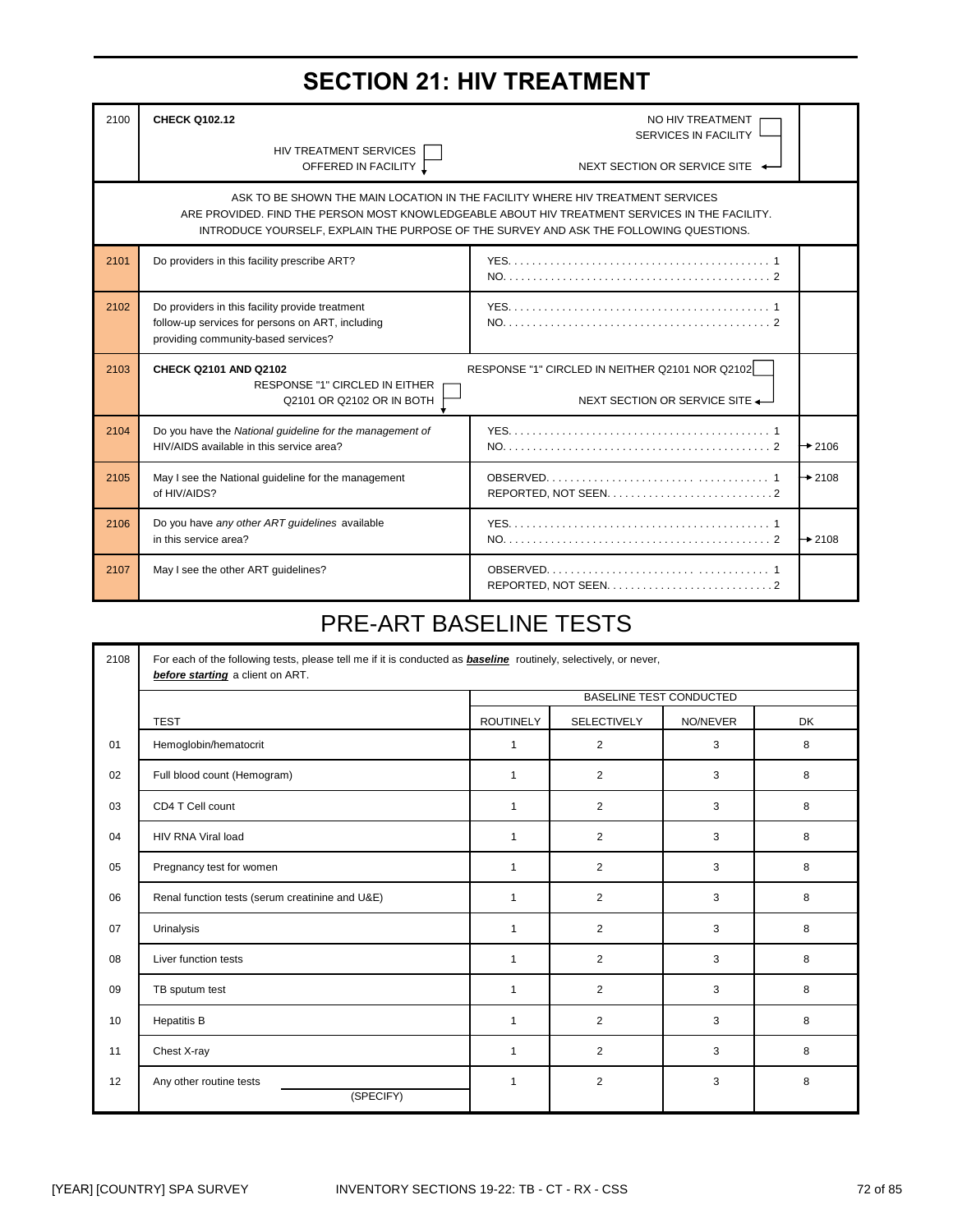# SECTION 21: HIV TREATMENT

| | | | |
|---|---|---|---|
| 2100 | **CHECK Q102.12**<br>HIV TREATMENT SERVICES OFFERED IN FACILITY ☐ ↓ | NO HIV TREATMENT SERVICES IN FACILITY ☐<br>NEXT SECTION OR SERVICE SITE ← | |
| | ASK TO BE SHOWN THE MAIN LOCATION IN THE FACILITY WHERE HIV TREATMENT SERVICES ARE PROVIDED. FIND THE PERSON MOST KNOWLEDGEABLE ABOUT HIV TREATMENT SERVICES IN THE FACILITY. INTRODUCE YOURSELF, EXPLAIN THE PURPOSE OF THE SURVEY AND ASK THE FOLLOWING QUESTIONS. | | |
| 2101 | Do providers in this facility prescribe ART? | YES . . . . . 1<br>NO . . . . . 2 | |
| 2102 | Do providers in this facility provide treatment follow-up services for persons on ART, including providing community-based services? | YES . . . . . 1<br>NO . . . . . 2 | |
| 2103 | **CHECK Q2101 AND Q2102**<br>RESPONSE "1" CIRCLED IN EITHER Q2101 OR Q2102 OR IN BOTH ☐ ↓ | RESPONSE "1" CIRCLED IN NEITHER Q2101 NOR Q2102 ☐<br>NEXT SECTION OR SERVICE SITE ← | |
| 2104 | Do you have the *National guideline for the management of* HIV/AIDS available in this service area? | YES . . . . . 1<br>NO . . . . . 2 | <br>→ 2106 |
| 2105 | May I see the National guideline for the management of HIV/AIDS? | OBSERVED . . . . . 1<br>REPORTED, NOT SEEN . . . . . 2 | → 2108 |
| 2106 | Do you have *any other ART guidelines* available in this service area? | YES . . . . . 1<br>NO . . . . . 2 | <br>→ 2108 |
| 2107 | May I see the other ART guidelines? | OBSERVED . . . . . 1<br>REPORTED, NOT SEEN . . . . . 2 | |

## PRE-ART BASELINE TESTS

2108 For each of the following tests, please tell me if it is conducted as ***baseline*** routinely, selectively, or never, ***before starting*** a client on ART.

| | | BASELINE TEST CONDUCTED | | | |
|---|---|---|---|---|---|
| | TEST | ROUTINELY | SELECTIVELY | NO/NEVER | DK |
| 01 | Hemoglobin/hematocrit | 1 | 2 | 3 | 8 |
| 02 | Full blood count (Hemogram) | 1 | 2 | 3 | 8 |
| 03 | CD4 T Cell count | 1 | 2 | 3 | 8 |
| 04 | HIV RNA Viral load | 1 | 2 | 3 | 8 |
| 05 | Pregnancy test for women | 1 | 2 | 3 | 8 |
| 06 | Renal function tests (serum creatinine and U&E) | 1 | 2 | 3 | 8 |
| 07 | Urinalysis | 1 | 2 | 3 | 8 |
| 08 | Liver function tests | 1 | 2 | 3 | 8 |
| 09 | TB sputum test | 1 | 2 | 3 | 8 |
| 10 | Hepatitis B | 1 | 2 | 3 | 8 |
| 11 | Chest X-ray | 1 | 2 | 3 | 8 |
| 12 | Any other routine tests ______ (SPECIFY) | 1 | 2 | 3 | 8 |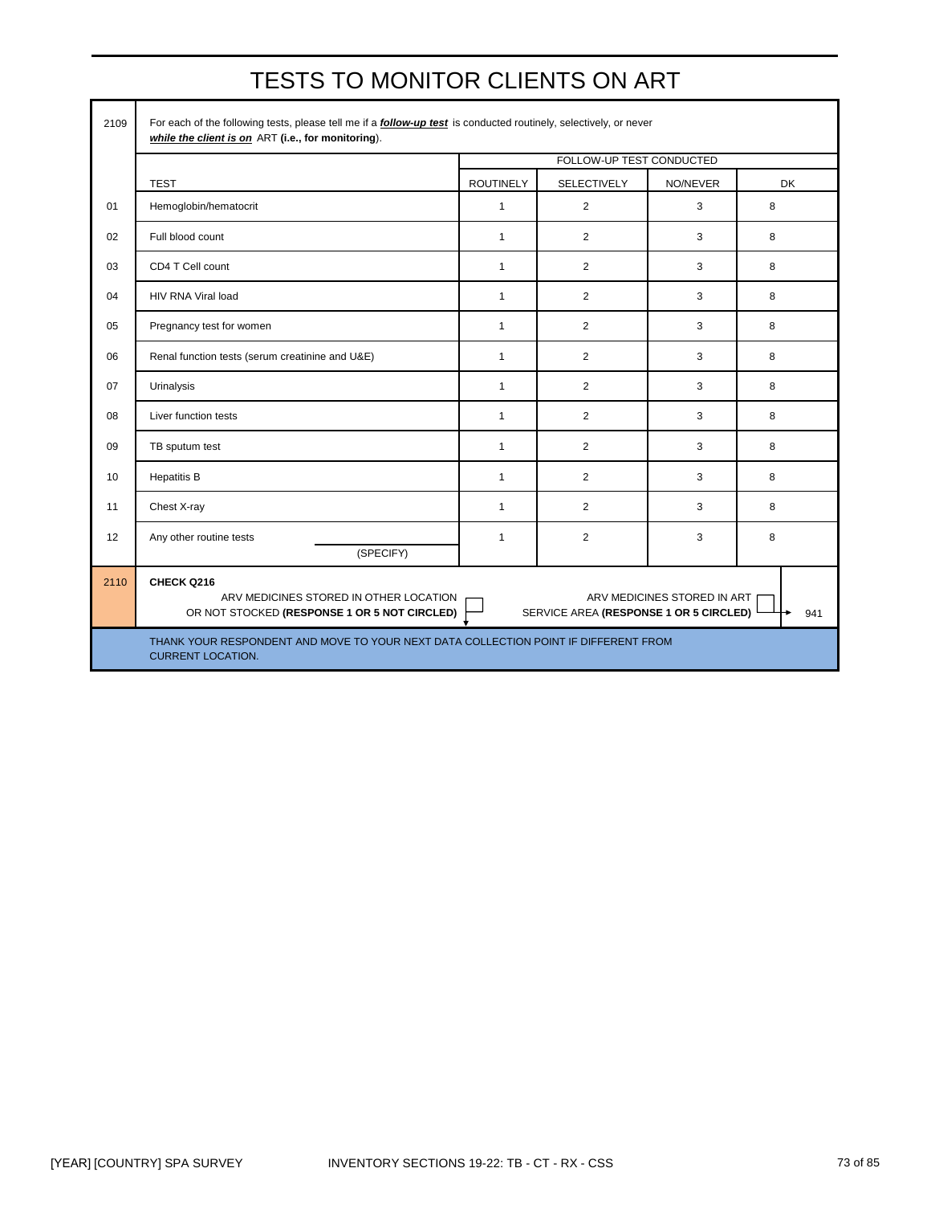# TESTS TO MONITOR CLIENTS ON ART

| | | | | | |
|---|---|---|---|---|---|
| 2109 | For each of the following tests, please tell me if a ***follow-up test*** is conducted routinely, selectively, or never ***while the client is on*** ART **(i.e., for monitoring**). | | | | |
| | | FOLLOW-UP TEST CONDUCTED | | | |
| | TEST | ROUTINELY | SELECTIVELY | NO/NEVER | DK |
| 01 | Hemoglobin/hematocrit | 1 | 2 | 3 | 8 |
| 02 | Full blood count | 1 | 2 | 3 | 8 |
| 03 | CD4 T Cell count | 1 | 2 | 3 | 8 |
| 04 | HIV RNA Viral load | 1 | 2 | 3 | 8 |
| 05 | Pregnancy test for women | 1 | 2 | 3 | 8 |
| 06 | Renal function tests (serum creatinine and U&E) | 1 | 2 | 3 | 8 |
| 07 | Urinalysis | 1 | 2 | 3 | 8 |
| 08 | Liver function tests | 1 | 2 | 3 | 8 |
| 09 | TB sputum test | 1 | 2 | 3 | 8 |
| 10 | Hepatitis B | 1 | 2 | 3 | 8 |
| 11 | Chest X-ray | 1 | 2 | 3 | 8 |
| 12 | Any other routine tests ________ (SPECIFY) | 1 | 2 | 3 | 8 |

| | | |
|---|---|---|
| 2110 | **CHECK Q216**<br>ARV MEDICINES STORED IN OTHER LOCATION OR NOT STOCKED **(RESPONSE 1 OR 5 NOT CIRCLED)** ☐ ↓<br>ARV MEDICINES STORED IN ART SERVICE AREA **(RESPONSE 1 OR 5 CIRCLED)** ☐ → | 941 |

THANK YOUR RESPONDENT AND MOVE TO YOUR NEXT DATA COLLECTION POINT IF DIFFERENT FROM CURRENT LOCATION.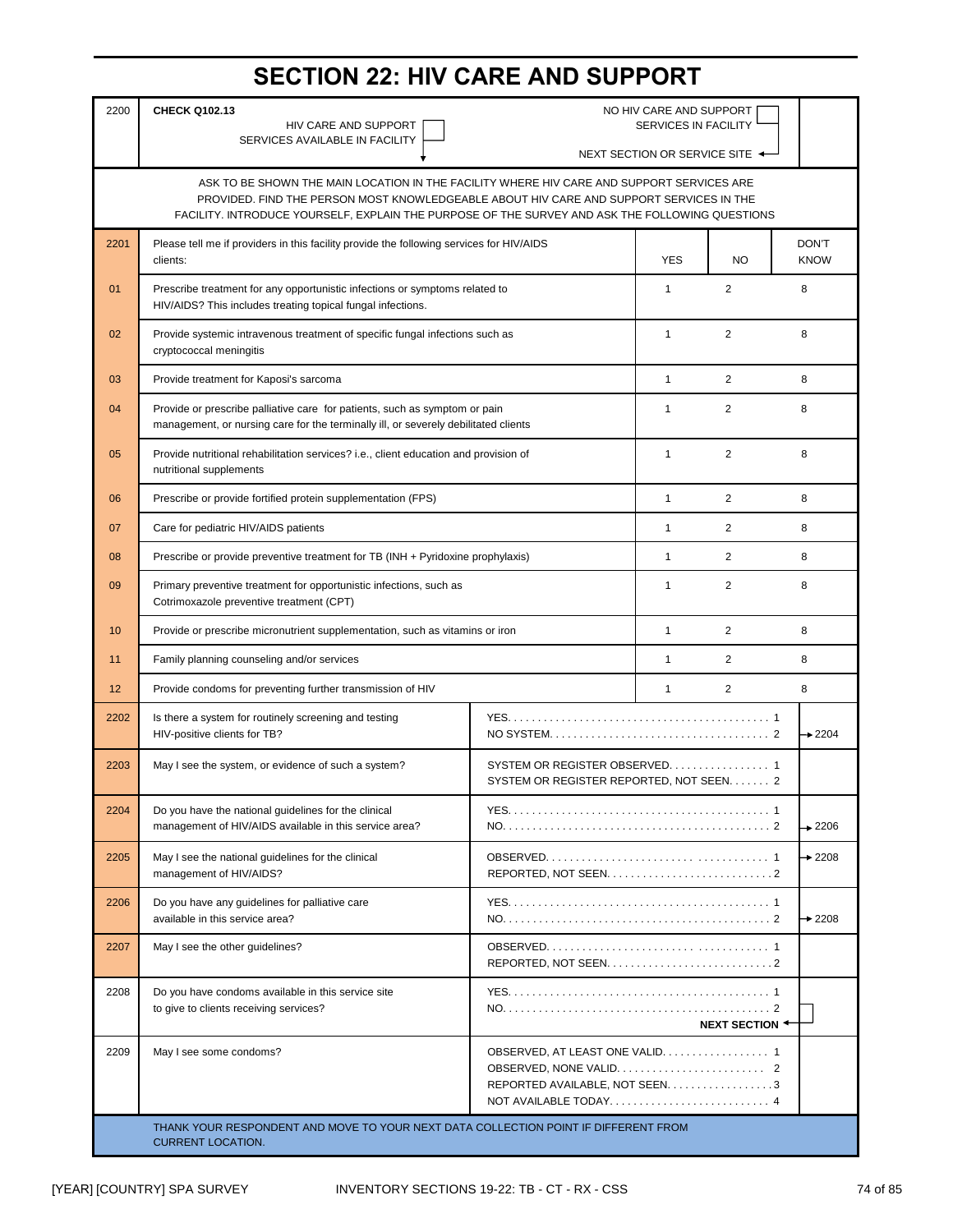# SECTION 22: HIV CARE AND SUPPORT

| 2200 | **CHECK Q102.13** | | |
|---|---|---|---|
| | HIV CARE AND SUPPORT SERVICES AVAILABLE IN FACILITY ☐ ↓ | NO HIV CARE AND SUPPORT SERVICES IN FACILITY ☐ → NEXT SECTION OR SERVICE SITE | |

ASK TO BE SHOWN THE MAIN LOCATION IN THE FACILITY WHERE HIV CARE AND SUPPORT SERVICES ARE PROVIDED. FIND THE PERSON MOST KNOWLEDGEABLE ABOUT HIV CARE AND SUPPORT SERVICES IN THE FACILITY. INTRODUCE YOURSELF, EXPLAIN THE PURPOSE OF THE SURVEY AND ASK THE FOLLOWING QUESTIONS

| 2201 | Please tell me if providers in this facility provide the following services for HIV/AIDS clients: | YES | NO | DON'T KNOW |
|---|---|---|---|---|
| 01 | Prescribe treatment for any opportunistic infections or symptoms related to HIV/AIDS? This includes treating topical fungal infections. | 1 | 2 | 8 |
| 02 | Provide systemic intravenous treatment of specific fungal infections such as cryptococcal meningitis | 1 | 2 | 8 |
| 03 | Provide treatment for Kaposi's sarcoma | 1 | 2 | 8 |
| 04 | Provide or prescribe palliative care for patients, such as symptom or pain management, or nursing care for the terminally ill, or severely debilitated clients | 1 | 2 | 8 |
| 05 | Provide nutritional rehabilitation services? i.e., client education and provision of nutritional supplements | 1 | 2 | 8 |
| 06 | Prescribe or provide fortified protein supplementation (FPS) | 1 | 2 | 8 |
| 07 | Care for pediatric HIV/AIDS patients | 1 | 2 | 8 |
| 08 | Prescribe or provide preventive treatment for TB (INH + Pyridoxine prophylaxis) | 1 | 2 | 8 |
| 09 | Primary preventive treatment for opportunistic infections, such as Cotrimoxazole preventive treatment (CPT) | 1 | 2 | 8 |
| 10 | Provide or prescribe micronutrient supplementation, such as vitamins or iron | 1 | 2 | 8 |
| 11 | Family planning counseling and/or services | 1 | 2 | 8 |
| 12 | Provide condoms for preventing further transmission of HIV | 1 | 2 | 8 |

| No. | Question | Response | Skip |
|---|---|---|---|
| 2202 | Is there a system for routinely screening and testing HIV-positive clients for TB? | YES. . . . . 1<br>NO SYSTEM. . . . . 2 | <br>→ 2204 |
| 2203 | May I see the system, or evidence of such a system? | SYSTEM OR REGISTER OBSERVED. . . . . 1<br>SYSTEM OR REGISTER REPORTED, NOT SEEN. . . . . 2 | |
| 2204 | Do you have the national guidelines for the clinical management of HIV/AIDS available in this service area? | YES. . . . . 1<br>NO. . . . . 2 | <br>→ 2206 |
| 2205 | May I see the national guidelines for the clinical management of HIV/AIDS? | OBSERVED. . . . . 1<br>REPORTED, NOT SEEN. . . . . 2 | → 2208 |
| 2206 | Do you have any guidelines for palliative care available in this service area? | YES. . . . . 1<br>NO. . . . . 2 | <br>→ 2208 |
| 2207 | May I see the other guidelines? | OBSERVED. . . . . 1<br>REPORTED, NOT SEEN. . . . . 2 | |
| 2208 | Do you have condoms available in this service site to give to clients receiving services? | YES. . . . . 1<br>NO. . . . . 2 | <br>→ **NEXT SECTION** |
| 2209 | May I see some condoms? | OBSERVED, AT LEAST ONE VALID. . . . . 1<br>OBSERVED, NONE VALID. . . . . 2<br>REPORTED AVAILABLE, NOT SEEN. . . . . 3<br>NOT AVAILABLE TODAY. . . . . 4 | |

THANK YOUR RESPONDENT AND MOVE TO YOUR NEXT DATA COLLECTION POINT IF DIFFERENT FROM CURRENT LOCATION.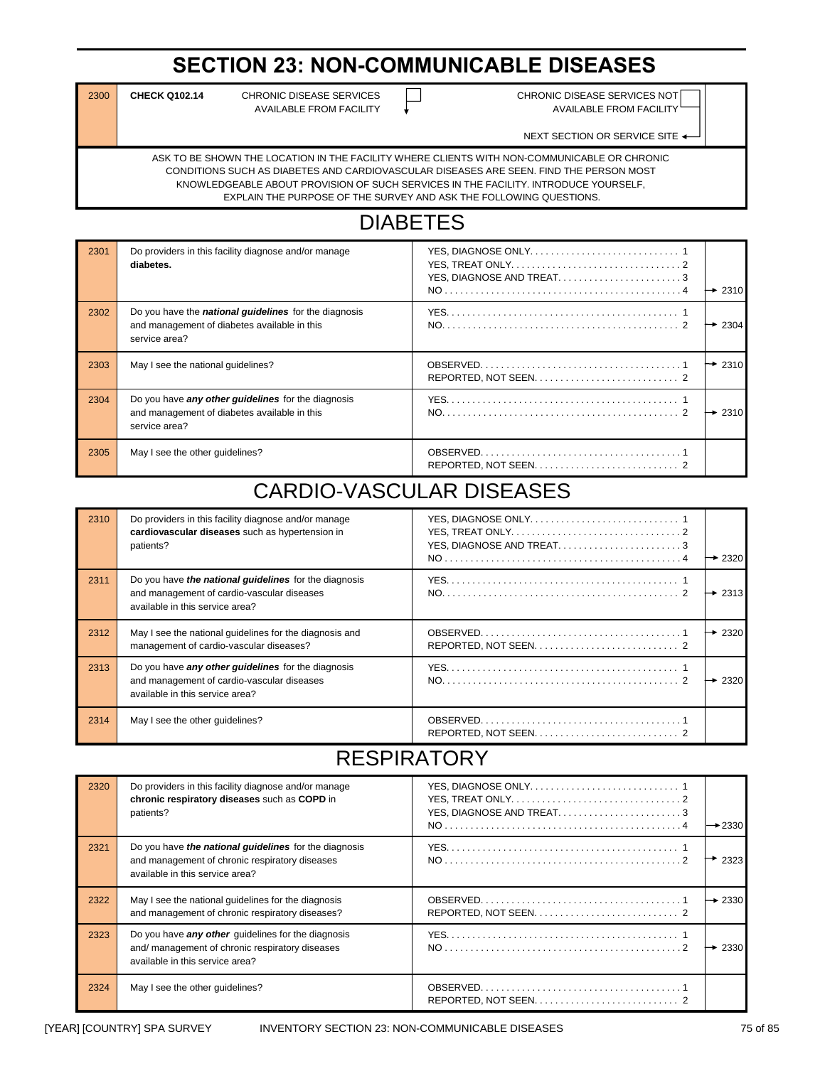# SECTION 23: NON-COMMUNICABLE DISEASES

| No. | | | |
|---|---|---|---|
| 2300 | **CHECK Q102.14** CHRONIC DISEASE SERVICES AVAILABLE FROM FACILITY ☐ | CHRONIC DISEASE SERVICES NOT AVAILABLE FROM FACILITY ☐ | NEXT SECTION OR SERVICE SITE |

ASK TO BE SHOWN THE LOCATION IN THE FACILITY WHERE CLIENTS WITH NON-COMMUNICABLE OR CHRONIC CONDITIONS SUCH AS DIABETES AND CARDIOVASCULAR DISEASES ARE SEEN. FIND THE PERSON MOST KNOWLEDGEABLE ABOUT PROVISION OF SUCH SERVICES IN THE FACILITY. INTRODUCE YOURSELF, EXPLAIN THE PURPOSE OF THE SURVEY AND ASK THE FOLLOWING QUESTIONS.

## DIABETES

| No. | Question | Coding categories | Skip |
|---|---|---|---|
| 2301 | Do providers in this facility diagnose and/or manage **diabetes.** | YES, DIAGNOSE ONLY. . . . . 1<br>YES, TREAT ONLY. . . . . 2<br>YES, DIAGNOSE AND TREAT. . . . . 3<br>NO . . . . . 4 | <br><br><br>→ 2310 |
| 2302 | Do you have the ***national guidelines*** for the diagnosis and management of diabetes available in this service area? | YES. . . . . 1<br>NO. . . . . 2 | <br>→ 2304 |
| 2303 | May I see the national guidelines? | OBSERVED. . . . . 1<br>REPORTED, NOT SEEN. . . . . 2 | → 2310 |
| 2304 | Do you have ***any other guidelines*** for the diagnosis and management of diabetes available in this service area? | YES. . . . . 1<br>NO. . . . . 2 | <br>→ 2310 |
| 2305 | May I see the other guidelines? | OBSERVED. . . . . 1<br>REPORTED, NOT SEEN. . . . . 2 | |

## CARDIO-VASCULAR DISEASES

| No. | Question | Coding categories | Skip |
|---|---|---|---|
| 2310 | Do providers in this facility diagnose and/or manage **cardiovascular diseases** such as hypertension in patients? | YES, DIAGNOSE ONLY. . . . . 1<br>YES, TREAT ONLY. . . . . 2<br>YES, DIAGNOSE AND TREAT. . . . . 3<br>NO . . . . . 4 | <br><br><br>→ 2320 |
| 2311 | Do you have ***the national guidelines*** for the diagnosis and management of cardio-vascular diseases available in this service area? | YES. . . . . 1<br>NO. . . . . 2 | <br>→ 2313 |
| 2312 | May I see the national guidelines for the diagnosis and management of cardio-vascular diseases? | OBSERVED. . . . . 1<br>REPORTED, NOT SEEN. . . . . 2 | → 2320 |
| 2313 | Do you have ***any other guidelines*** for the diagnosis and management of cardio-vascular diseases available in this service area? | YES. . . . . 1<br>NO. . . . . 2 | <br>→ 2320 |
| 2314 | May I see the other guidelines? | OBSERVED. . . . . 1<br>REPORTED, NOT SEEN. . . . . 2 | |

## RESPIRATORY

| No. | Question | Coding categories | Skip |
|---|---|---|---|
| 2320 | Do providers in this facility diagnose and/or manage **chronic respiratory diseases** such as **COPD** in patients? | YES, DIAGNOSE ONLY. . . . . 1<br>YES, TREAT ONLY. . . . . 2<br>YES, DIAGNOSE AND TREAT. . . . . 3<br>NO . . . . . 4 | <br><br><br>→ 2330 |
| 2321 | Do you have ***the national guidelines*** for the diagnosis and management of chronic respiratory diseases available in this service area? | YES. . . . . 1<br>NO . . . . . 2 | <br>→ 2323 |
| 2322 | May I see the national guidelines for the diagnosis and management of chronic respiratory diseases? | OBSERVED. . . . . 1<br>REPORTED, NOT SEEN. . . . . 2 | → 2330 |
| 2323 | Do you have ***any other*** guidelines for the diagnosis and/ management of chronic respiratory diseases available in this service area? | YES. . . . . 1<br>NO . . . . . 2 | <br>→ 2330 |
| 2324 | May I see the other guidelines? | OBSERVED. . . . . 1<br>REPORTED, NOT SEEN. . . . . 2 | |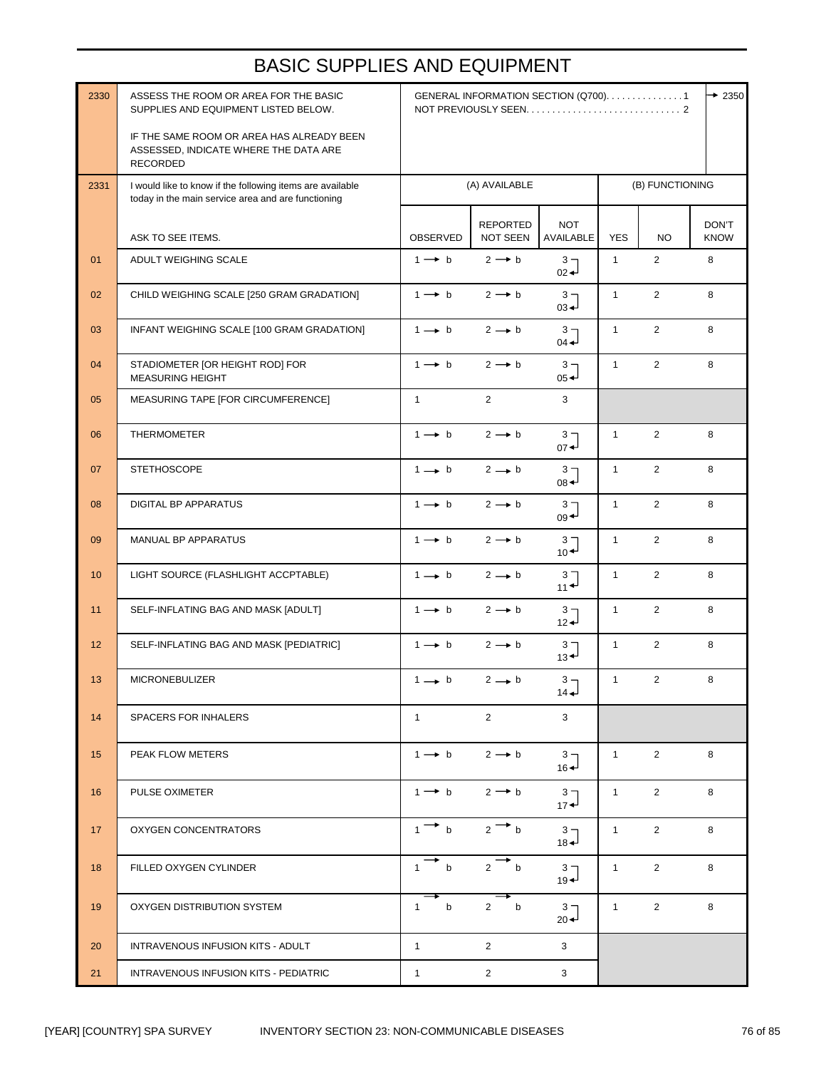# BASIC SUPPLIES AND EQUIPMENT

| | | | | | | | |
|---|---|---|---|---|---|---|---|
| 2330 | ASSESS THE ROOM OR AREA FOR THE BASIC SUPPLIES AND EQUIPMENT LISTED BELOW.<br><br>IF THE SAME ROOM OR AREA HAS ALREADY BEEN ASSESSED, INDICATE WHERE THE DATA ARE RECORDED | GENERAL INFORMATION SECTION (Q700). . . . . . . . . . . . . . .1 → 2350<br>NOT PREVIOUSLY SEEN. . . . . . . . . . . . . . . . . . . . . . . . . . . . . 2 | | | | | |
| 2331 | I would like to know if the following items are available today in the main service area and are functioning | (A) AVAILABLE | | | (B) FUNCTIONING | | |
| | ASK TO SEE ITEMS. | OBSERVED | REPORTED NOT SEEN | NOT AVAILABLE | YES | NO | DON'T KNOW |
| 01 | ADULT WEIGHING SCALE | 1 → b | 2 → b | 3 → 02 | 1 | 2 | 8 |
| 02 | CHILD WEIGHING SCALE [250 GRAM GRADATION] | 1 → b | 2 → b | 3 → 03 | 1 | 2 | 8 |
| 03 | INFANT WEIGHING SCALE [100 GRAM GRADATION] | 1 → b | 2 → b | 3 → 04 | 1 | 2 | 8 |
| 04 | STADIOMETER [OR HEIGHT ROD] FOR MEASURING HEIGHT | 1 → b | 2 → b | 3 → 05 | 1 | 2 | 8 |
| 05 | MEASURING TAPE [FOR CIRCUMFERENCE] | 1 | 2 | 3 | | | |
| 06 | THERMOMETER | 1 → b | 2 → b | 3 → 07 | 1 | 2 | 8 |
| 07 | STETHOSCOPE | 1 → b | 2 → b | 3 → 08 | 1 | 2 | 8 |
| 08 | DIGITAL BP APPARATUS | 1 → b | 2 → b | 3 → 09 | 1 | 2 | 8 |
| 09 | MANUAL BP APPARATUS | 1 → b | 2 → b | 3 → 10 | 1 | 2 | 8 |
| 10 | LIGHT SOURCE (FLASHLIGHT ACCPTABLE) | 1 → b | 2 → b | 3 → 11 | 1 | 2 | 8 |
| 11 | SELF-INFLATING BAG AND MASK [ADULT] | 1 → b | 2 → b | 3 → 12 | 1 | 2 | 8 |
| 12 | SELF-INFLATING BAG AND MASK [PEDIATRIC] | 1 → b | 2 → b | 3 → 13 | 1 | 2 | 8 |
| 13 | MICRONEBULIZER | 1 → b | 2 → b | 3 → 14 | 1 | 2 | 8 |
| 14 | SPACERS FOR INHALERS | 1 | 2 | 3 | | | |
| 15 | PEAK FLOW METERS | 1 → b | 2 → b | 3 → 16 | 1 | 2 | 8 |
| 16 | PULSE OXIMETER | 1 → b | 2 → b | 3 → 17 | 1 | 2 | 8 |
| 17 | OXYGEN CONCENTRATORS | 1 → b | 2 → b | 3 → 18 | 1 | 2 | 8 |
| 18 | FILLED OXYGEN CYLINDER | 1 → b | 2 → b | 3 → 19 | 1 | 2 | 8 |
| 19 | OXYGEN DISTRIBUTION SYSTEM | 1 → b | 2 → b | 3 → 20 | 1 | 2 | 8 |
| 20 | INTRAVENOUS INFUSION KITS - ADULT | 1 | 2 | 3 | | | |
| 21 | INTRAVENOUS INFUSION KITS - PEDIATRIC | 1 | 2 | 3 | | | |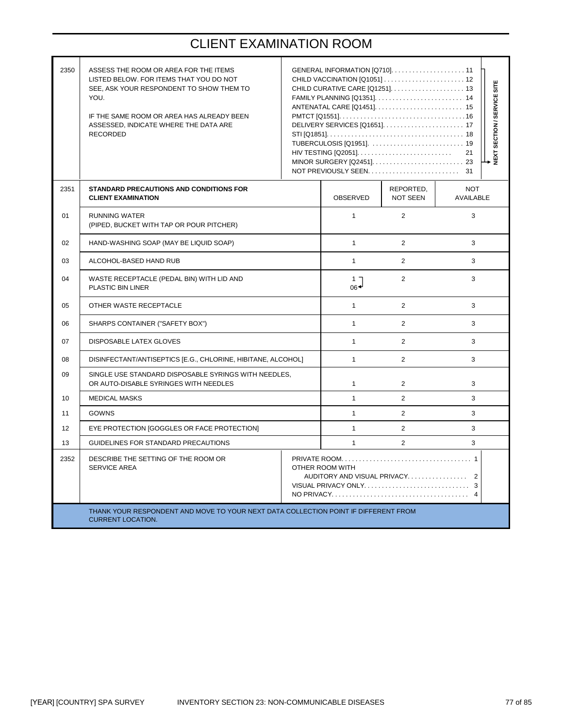# CLIENT EXAMINATION ROOM

| | | |
|---|---|---|
| 2350 | ASSESS THE ROOM OR AREA FOR THE ITEMS LISTED BELOW. FOR ITEMS THAT YOU DO NOT SEE, ASK YOUR RESPONDENT TO SHOW THEM TO YOU.<br><br>IF THE SAME ROOM OR AREA HAS ALREADY BEEN ASSESSED, INDICATE WHERE THE DATA ARE RECORDED | GENERAL INFORMATION [Q710]. . . . . . . . . . . . . . . . . . . . 11<br>CHILD VACCINATION [Q1051] . . . . . . . . . . . . . . . . . . . . . . 12<br>CHILD CURATIVE CARE [Q1251]. . . . . . . . . . . . . . . . . . . . 13<br>FAMILY PLANNING [Q1351]. . . . . . . . . . . . . . . . . . . . . . . . 14<br>ANTENATAL CARE [Q1451]. . . . . . . . . . . . . . . . . . . . . . . . 15<br>PMTCT [Q1551]. . . . . . . . . . . . . . . . . . . . . . . . . . . . . . . . . . . 16<br>DELIVERY SERVICES [Q1651]. . . . . . . . . . . . . . . . . . . . . . 17<br>STI [Q1851]. . . . . . . . . . . . . . . . . . . . . . . . . . . . . . . . . . . . . 18<br>TUBERCULOSIS [Q1951]. . . . . . . . . . . . . . . . . . . . . . . . . . 19<br>HIV TESTING [Q2051]. . . . . . . . . . . . . . . . . . . . . . . . . . 21<br>MINOR SURGERY [Q2451]. . . . . . . . . . . . . . . . . . . . . . . . . 23<br>NOT PREVIOUSLY SEEN. . . . . . . . . . . . . . . . . . . . . . . . . 31<br>(11–23 → NEXT SECTION / SERVICE SITE) |

| 2351 | **STANDARD PRECAUTIONS AND CONDITIONS FOR CLIENT EXAMINATION** | OBSERVED | REPORTED, NOT SEEN | NOT AVAILABLE |
|---|---|---|---|---|
| 01 | RUNNING WATER (PIPED, BUCKET WITH TAP OR POUR PITCHER) | 1 | 2 | 3 |
| 02 | HAND-WASHING SOAP (MAY BE LIQUID SOAP) | 1 | 2 | 3 |
| 03 | ALCOHOL-BASED HAND RUB | 1 | 2 | 3 |
| 04 | WASTE RECEPTACLE (PEDAL BIN) WITH LID AND PLASTIC BIN LINER | 1 → 06 | 2 | 3 |
| 05 | OTHER WASTE RECEPTACLE | 1 | 2 | 3 |
| 06 | SHARPS CONTAINER ("SAFETY BOX") | 1 | 2 | 3 |
| 07 | DISPOSABLE LATEX GLOVES | 1 | 2 | 3 |
| 08 | DISINFECTANT/ANTISEPTICS [E.G., CHLORINE, HIBITANE, ALCOHOL] | 1 | 2 | 3 |
| 09 | SINGLE USE STANDARD DISPOSABLE SYRINGS WITH NEEDLES, OR AUTO-DISABLE SYRINGES WITH NEEDLES | 1 | 2 | 3 |
| 10 | MEDICAL MASKS | 1 | 2 | 3 |
| 11 | GOWNS | 1 | 2 | 3 |
| 12 | EYE PROTECTION [GOGGLES OR FACE PROTECTION] | 1 | 2 | 3 |
| 13 | GUIDELINES FOR STANDARD PRECAUTIONS | 1 | 2 | 3 |

| | | |
|---|---|---|
| 2352 | DESCRIBE THE SETTING OF THE ROOM OR SERVICE AREA | PRIVATE ROOM. . . . . . . . . . . . . . . . . . . . . . . . . . . . . . . . . . . . . 1<br>OTHER ROOM WITH<br>AUDITORY AND VISUAL PRIVACY. . . . . . . . . . . . . . . . . 2<br>VISUAL PRIVACY ONLY. . . . . . . . . . . . . . . . . . . . . . . . . . . . . 3<br>NO PRIVACY. . . . . . . . . . . . . . . . . . . . . . . . . . . . . . . . . . . . . . 4 |

THANK YOUR RESPONDENT AND MOVE TO YOUR NEXT DATA COLLECTION POINT IF DIFFERENT FROM CURRENT LOCATION.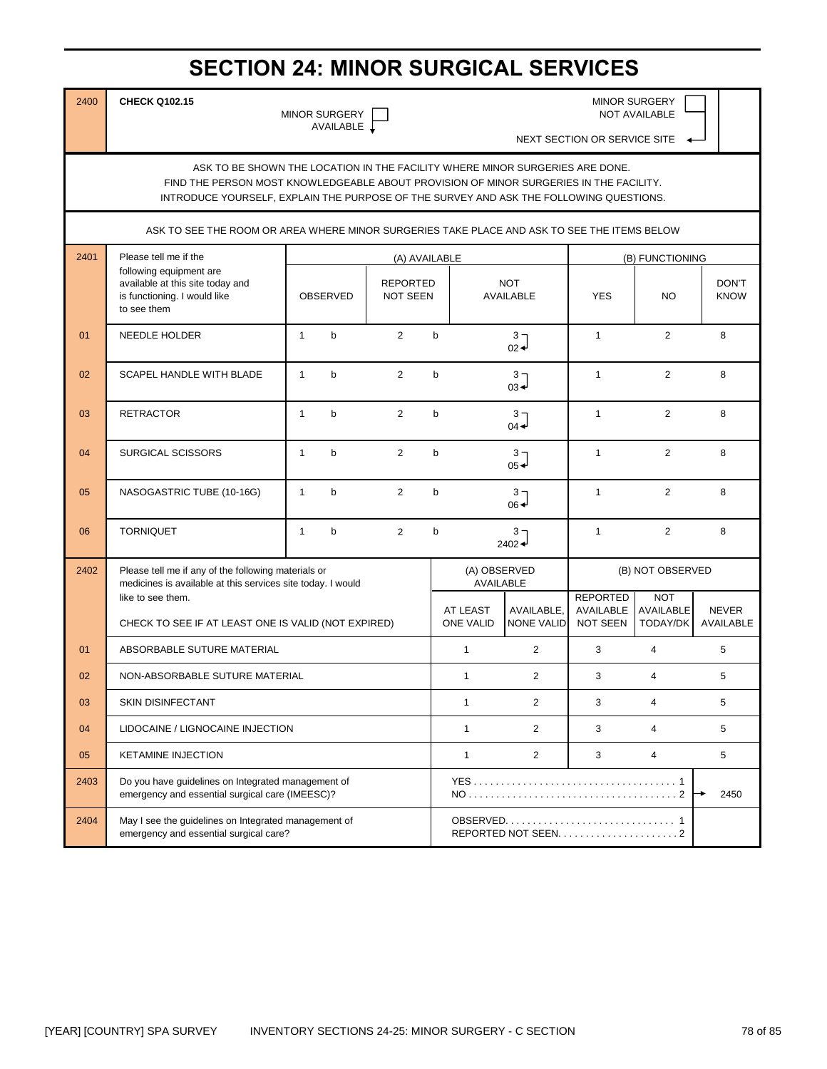# SECTION 24: MINOR SURGICAL SERVICES

| 2400 | CHECK Q102.15 |
|---|---|
| | MINOR SURGERY AVAILABLE ☐ ↓ <br> MINOR SURGERY NOT AVAILABLE ☐ → NEXT SECTION OR SERVICE SITE |

ASK TO BE SHOWN THE LOCATION IN THE FACILITY WHERE MINOR SURGERIES ARE DONE.
FIND THE PERSON MOST KNOWLEDGEABLE ABOUT PROVISION OF MINOR SURGERIES IN THE FACILITY.
INTRODUCE YOURSELF, EXPLAIN THE PURPOSE OF THE SURVEY AND ASK THE FOLLOWING QUESTIONS.

ASK TO SEE THE ROOM OR AREA WHERE MINOR SURGERIES TAKE PLACE AND ASK TO SEE THE ITEMS BELOW

| 2401 | Please tell me if the following equipment are available at this site today and is functioning. I would like to see them | (A) AVAILABLE | | | (B) FUNCTIONING | | |
|---|---|---|---|---|---|---|---|
| | | OBSERVED | REPORTED NOT SEEN | NOT AVAILABLE | YES | NO | DON'T KNOW |
| 01 | NEEDLE HOLDER | 1 b | 2 b | 3 → 02 | 1 | 2 | 8 |
| 02 | SCAPEL HANDLE WITH BLADE | 1 b | 2 b | 3 → 03 | 1 | 2 | 8 |
| 03 | RETRACTOR | 1 b | 2 b | 3 → 04 | 1 | 2 | 8 |
| 04 | SURGICAL SCISSORS | 1 b | 2 b | 3 → 05 | 1 | 2 | 8 |
| 05 | NASOGASTRIC TUBE (10-16G) | 1 b | 2 b | 3 → 06 | 1 | 2 | 8 |
| 06 | TORNIQUET | 1 b | 2 b | 3 → 2402 | 1 | 2 | 8 |

| 2402 | Please tell me if any of the following materials or medicines is available at this services site today. I would like to see them. CHECK TO SEE IF AT LEAST ONE IS VALID (NOT EXPIRED) | (A) OBSERVED AVAILABLE | | (B) NOT OBSERVED | | |
|---|---|---|---|---|---|---|
| | | AT LEAST ONE VALID | AVAILABLE, NONE VALID | REPORTED AVAILABLE NOT SEEN | NOT AVAILABLE TODAY/DK | NEVER AVAILABLE |
| 01 | ABSORBABLE SUTURE MATERIAL | 1 | 2 | 3 | 4 | 5 |
| 02 | NON-ABSORBABLE SUTURE MATERIAL | 1 | 2 | 3 | 4 | 5 |
| 03 | SKIN DISINFECTANT | 1 | 2 | 3 | 4 | 5 |
| 04 | LIDOCAINE / LIGNOCAINE INJECTION | 1 | 2 | 3 | 4 | 5 |
| 05 | KETAMINE INJECTION | 1 | 2 | 3 | 4 | 5 |

| 2403 | Do you have guidelines on Integrated management of emergency and essential surgical care (IMEESC)? | YES . . . . . . . . . . 1<br>NO . . . . . . . . . . 2 | <br>→ 2450 |
|---|---|---|---|
| 2404 | May I see the guidelines on Integrated management of emergency and essential surgical care? | OBSERVED. . . . . . . . . . 1<br>REPORTED NOT SEEN. . . . . . . . . . 2 | |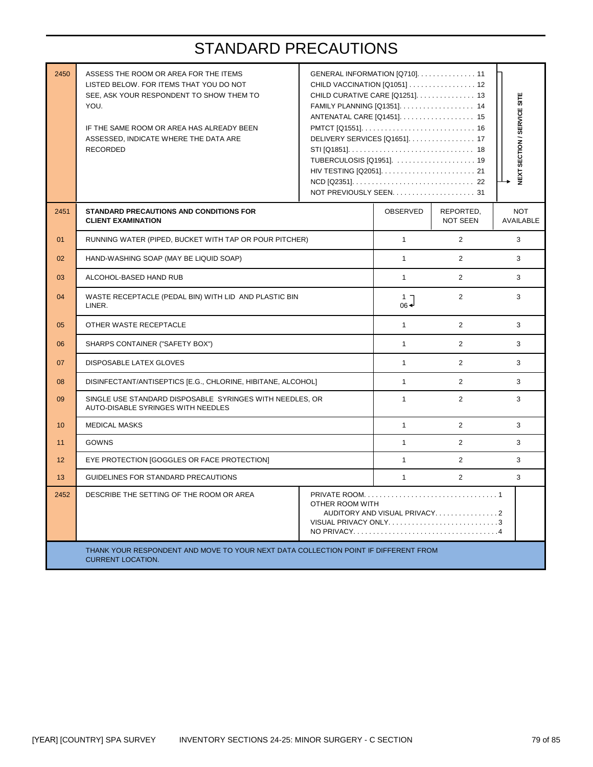# STANDARD PRECAUTIONS

| | | | |
|---|---|---|---|
| 2450 | ASSESS THE ROOM OR AREA FOR THE ITEMS LISTED BELOW. FOR ITEMS THAT YOU DO NOT SEE, ASK YOUR RESPONDENT TO SHOW THEM TO YOU.<br><br>IF THE SAME ROOM OR AREA HAS ALREADY BEEN ASSESSED, INDICATE WHERE THE DATA ARE RECORDED | GENERAL INFORMATION [Q710]. . . . . . . . . . . . . . . 11<br>CHILD VACCINATION [Q1051] . . . . . . . . . . . . . . . . . 12<br>CHILD CURATIVE CARE [Q1251]. . . . . . . . . . . . . . . 13<br>FAMILY PLANNING [Q1351]. . . . . . . . . . . . . . . . . . . 14<br>ANTENATAL CARE [Q1451]. . . . . . . . . . . . . . . . . . . 15<br>PMTCT [Q1551]. . . . . . . . . . . . . . . . . . . . . . . . . . . . . 16<br>DELIVERY SERVICES [Q1651]. . . . . . . . . . . . . . . . . 17<br>STI [Q1851]. . . . . . . . . . . . . . . . . . . . . . . . . . . . . . . . 18<br>TUBERCULOSIS [Q1951]. . . . . . . . . . . . . . . . . . . . . 19<br>HIV TESTING [Q2051]. . . . . . . . . . . . . . . . . . . . . . . . 21<br>NCD [Q2351]. . . . . . . . . . . . . . . . . . . . . . . . . . . . . . . 22<br>NOT PREVIOUSLY SEEN. . . . . . . . . . . . . . . . . . . . . 31 | (11–22) → NEXT SECTION / SERVICE SITE |

| 2451 | STANDARD PRECAUTIONS AND CONDITIONS FOR CLIENT EXAMINATION | OBSERVED | REPORTED, NOT SEEN | NOT AVAILABLE |
|---|---|---|---|---|
| 01 | RUNNING WATER (PIPED, BUCKET WITH TAP OR POUR PITCHER) | 1 | 2 | 3 |
| 02 | HAND-WASHING SOAP (MAY BE LIQUID SOAP) | 1 | 2 | 3 |
| 03 | ALCOHOL-BASED HAND RUB | 1 | 2 | 3 |
| 04 | WASTE RECEPTACLE (PEDAL BIN) WITH LID AND PLASTIC BIN LINER. | 1 → 06 | 2 | 3 |
| 05 | OTHER WASTE RECEPTACLE | 1 | 2 | 3 |
| 06 | SHARPS CONTAINER ("SAFETY BOX") | 1 | 2 | 3 |
| 07 | DISPOSABLE LATEX GLOVES | 1 | 2 | 3 |
| 08 | DISINFECTANT/ANTISEPTICS [E.G., CHLORINE, HIBITANE, ALCOHOL] | 1 | 2 | 3 |
| 09 | SINGLE USE STANDARD DISPOSABLE SYRINGES WITH NEEDLES, OR AUTO-DISABLE SYRINGES WITH NEEDLES | 1 | 2 | 3 |
| 10 | MEDICAL MASKS | 1 | 2 | 3 |
| 11 | GOWNS | 1 | 2 | 3 |
| 12 | EYE PROTECTION [GOGGLES OR FACE PROTECTION] | 1 | 2 | 3 |
| 13 | GUIDELINES FOR STANDARD PRECAUTIONS | 1 | 2 | 3 |

| | | |
|---|---|---|
| 2452 | DESCRIBE THE SETTING OF THE ROOM OR AREA | PRIVATE ROOM. . . . . . . . . . . . . . . . . . . . . . . . . . . . . . . . 1<br>OTHER ROOM WITH<br>AUDITORY AND VISUAL PRIVACY. . . . . . . . . . . . . . . . 2<br>VISUAL PRIVACY ONLY. . . . . . . . . . . . . . . . . . . . . . . . . . . 3<br>NO PRIVACY. . . . . . . . . . . . . . . . . . . . . . . . . . . . . . . . . . . .4 |

THANK YOUR RESPONDENT AND MOVE TO YOUR NEXT DATA COLLECTION POINT IF DIFFERENT FROM CURRENT LOCATION.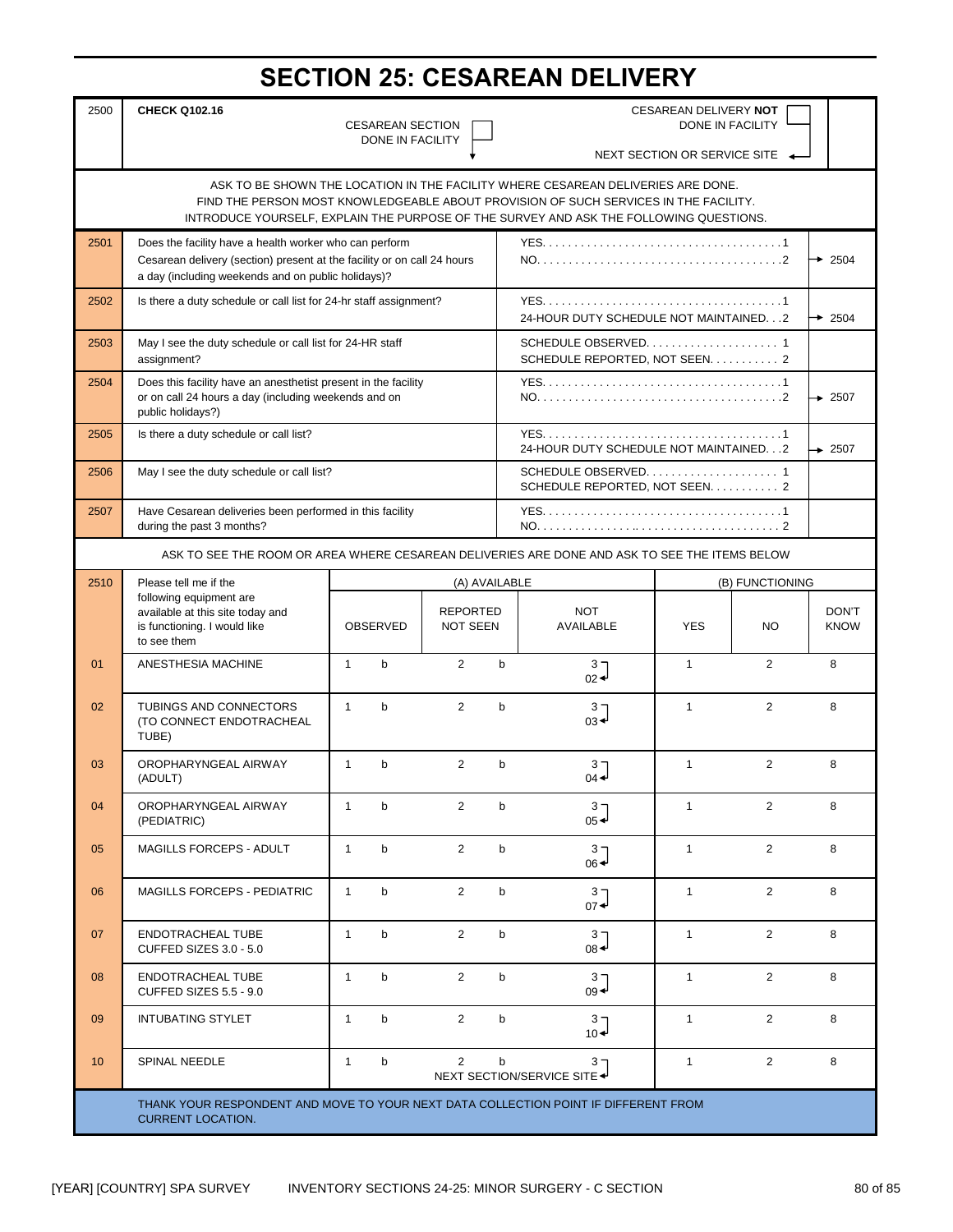# SECTION 25: CESAREAN DELIVERY

| 2500 | **CHECK Q102.16** | |
|---|---|---|
| | CESAREAN SECTION DONE IN FACILITY ☐ ↓ | CESAREAN DELIVERY **NOT** DONE IN FACILITY ☐ → NEXT SECTION OR SERVICE SITE |

ASK TO BE SHOWN THE LOCATION IN THE FACILITY WHERE CESAREAN DELIVERIES ARE DONE.
FIND THE PERSON MOST KNOWLEDGEABLE ABOUT PROVISION OF SUCH SERVICES IN THE FACILITY.
INTRODUCE YOURSELF, EXPLAIN THE PURPOSE OF THE SURVEY AND ASK THE FOLLOWING QUESTIONS.

| No. | Question | Response | Skip |
|---|---|---|---|
| 2501 | Does the facility have a health worker who can perform Cesarean delivery (section) present at the facility or on call 24 hours a day (including weekends and on public holidays)? | YES . . . . . 1<br>NO . . . . . 2 | 2 → 2504 |
| 2502 | Is there a duty schedule or call list for 24-hr staff assignment? | YES . . . . . 1<br>24-HOUR DUTY SCHEDULE NOT MAINTAINED . . . 2 | 2 → 2504 |
| 2503 | May I see the duty schedule or call list for 24-HR staff assignment? | SCHEDULE OBSERVED . . . . . 1<br>SCHEDULE REPORTED, NOT SEEN . . . . . 2 | |
| 2504 | Does this facility have an anesthetist present in the facility or on call 24 hours a day (including weekends and on public holidays?) | YES . . . . . 1<br>NO . . . . . 2 | 2 → 2507 |
| 2505 | Is there a duty schedule or call list? | YES . . . . . 1<br>24-HOUR DUTY SCHEDULE NOT MAINTAINED . . . 2 | 2 → 2507 |
| 2506 | May I see the duty schedule or call list? | SCHEDULE OBSERVED . . . . . 1<br>SCHEDULE REPORTED, NOT SEEN . . . . . 2 | |
| 2507 | Have Cesarean deliveries been performed in this facility during the past 3 months? | YES . . . . . 1<br>NO . . . . . 2 | |

ASK TO SEE THE ROOM OR AREA WHERE CESAREAN DELIVERIES ARE DONE AND ASK TO SEE THE ITEMS BELOW

| 2510 | Please tell me if the following equipment are available at this site today and is functioning. I would like to see them | (A) AVAILABLE | | | (B) FUNCTIONING | | |
|---|---|---|---|---|---|---|---|
| | | OBSERVED | REPORTED NOT SEEN | NOT AVAILABLE | YES | NO | DON'T KNOW |
| 01 | ANESTHESIA MACHINE | 1 b | 2 b | 3 → 02 | 1 | 2 | 8 |
| 02 | TUBINGS AND CONNECTORS (TO CONNECT ENDOTRACHEAL TUBE) | 1 b | 2 b | 3 → 03 | 1 | 2 | 8 |
| 03 | OROPHARYNGEAL AIRWAY (ADULT) | 1 b | 2 b | 3 → 04 | 1 | 2 | 8 |
| 04 | OROPHARYNGEAL AIRWAY (PEDIATRIC) | 1 b | 2 b | 3 → 05 | 1 | 2 | 8 |
| 05 | MAGILLS FORCEPS - ADULT | 1 b | 2 b | 3 → 06 | 1 | 2 | 8 |
| 06 | MAGILLS FORCEPS - PEDIATRIC | 1 b | 2 b | 3 → 07 | 1 | 2 | 8 |
| 07 | ENDOTRACHEAL TUBE CUFFED SIZES 3.0 - 5.0 | 1 b | 2 b | 3 → 08 | 1 | 2 | 8 |
| 08 | ENDOTRACHEAL TUBE CUFFED SIZES 5.5 - 9.0 | 1 b | 2 b | 3 → 09 | 1 | 2 | 8 |
| 09 | INTUBATING STYLET | 1 b | 2 b | 3 → 10 | 1 | 2 | 8 |
| 10 | SPINAL NEEDLE | 1 b | 2 b | 3 → NEXT SECTION/SERVICE SITE | 1 | 2 | 8 |

THANK YOUR RESPONDENT AND MOVE TO YOUR NEXT DATA COLLECTION POINT IF DIFFERENT FROM CURRENT LOCATION.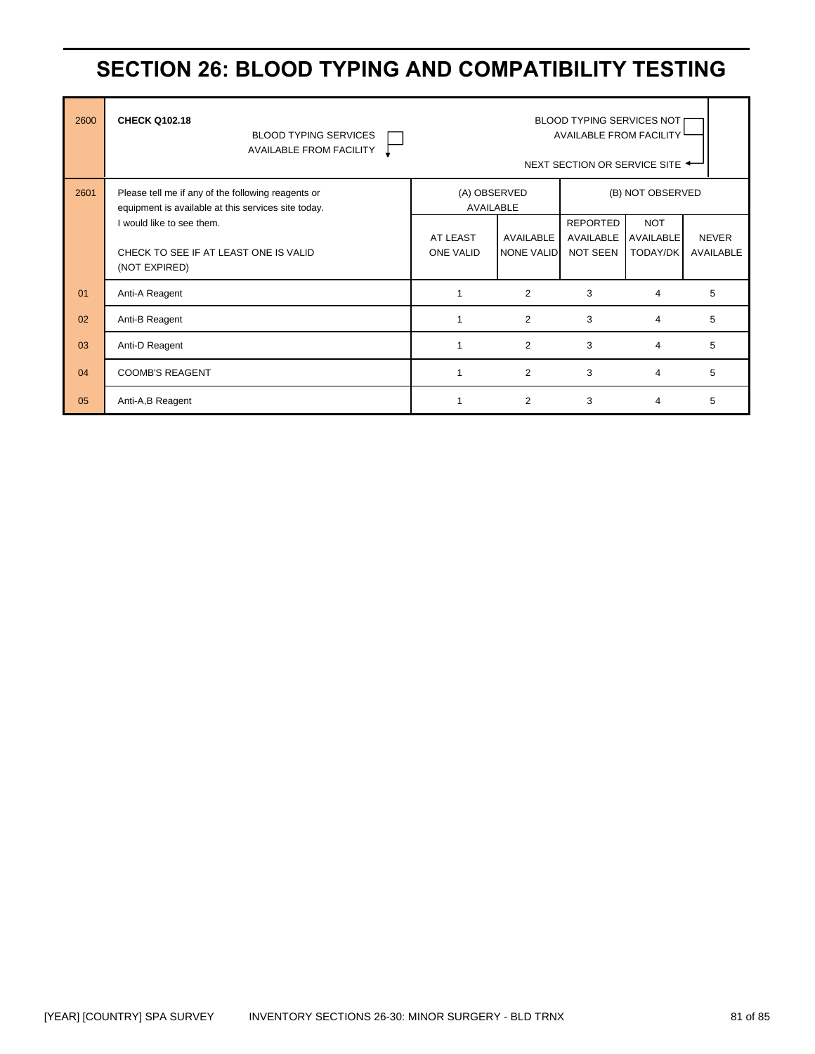# SECTION 26: BLOOD TYPING AND COMPATIBILITY TESTING

| | | | | | | |
|---|---|---|---|---|---|---|
| 2600 | **CHECK Q102.18**<br>BLOOD TYPING SERVICES AVAILABLE FROM FACILITY ☐ ↓ | | | BLOOD TYPING SERVICES NOT AVAILABLE FROM FACILITY ☐<br>NEXT SECTION OR SERVICE SITE ← | | |
| 2601 | Please tell me if any of the following reagents or equipment is available at this services site today. I would like to see them.<br><br>CHECK TO SEE IF AT LEAST ONE IS VALID (NOT EXPIRED) | (A) OBSERVED AVAILABLE | | (B) NOT OBSERVED | | |
| | | AT LEAST ONE VALID | AVAILABLE NONE VALID | REPORTED AVAILABLE NOT SEEN | NOT AVAILABLE TODAY/DK | NEVER AVAILABLE |
| 01 | Anti-A Reagent | 1 | 2 | 3 | 4 | 5 |
| 02 | Anti-B Reagent | 1 | 2 | 3 | 4 | 5 |
| 03 | Anti-D Reagent | 1 | 2 | 3 | 4 | 5 |
| 04 | COOMB'S REAGENT | 1 | 2 | 3 | 4 | 5 |
| 05 | Anti-A,B Reagent | 1 | 2 | 3 | 4 | 5 |

[YEAR] [COUNTRY] SPA SURVEY INVENTORY SECTIONS 26-30: MINOR SURGERY - BLD TRNX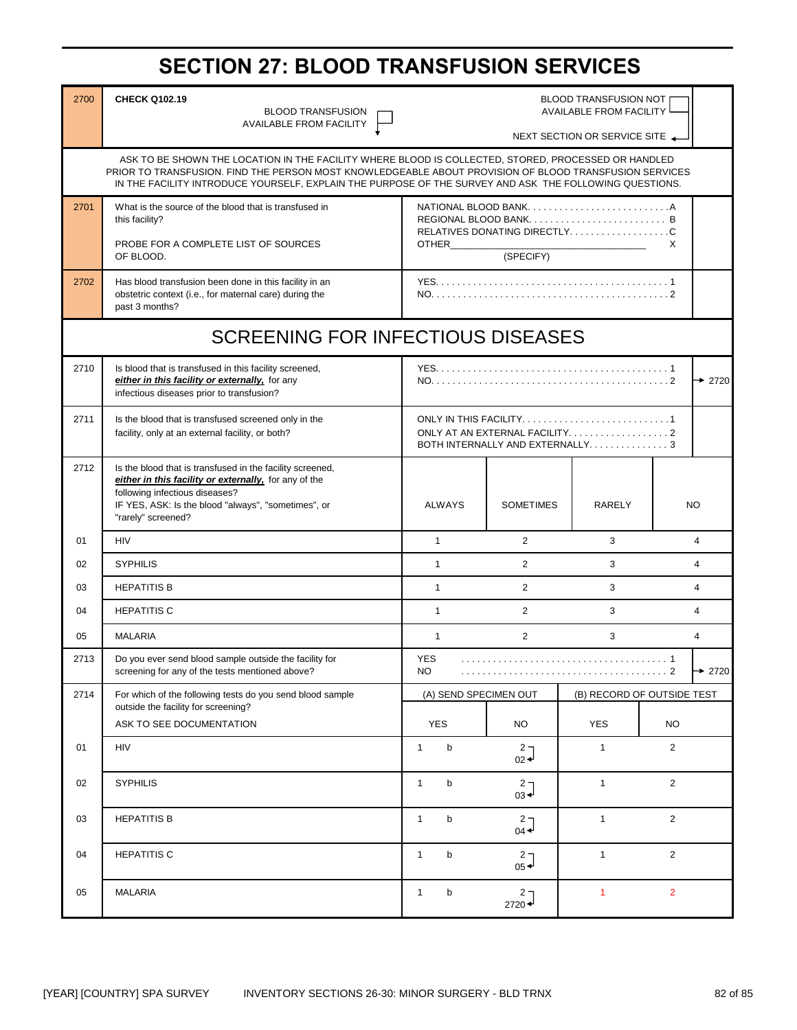# SECTION 27: BLOOD TRANSFUSION SERVICES

| | | | |
|---|---|---|---|
| 2700 | **CHECK Q102.19** BLOOD TRANSFUSION AVAILABLE FROM FACILITY ☐ | BLOOD TRANSFUSION NOT AVAILABLE FROM FACILITY ☐ → NEXT SECTION OR SERVICE SITE | |

ASK TO BE SHOWN THE LOCATION IN THE FACILITY WHERE BLOOD IS COLLECTED, STORED, PROCESSED OR HANDLED PRIOR TO TRANSFUSION. FIND THE PERSON MOST KNOWLEDGEABLE ABOUT PROVISION OF BLOOD TRANSFUSION SERVICES IN THE FACILITY INTRODUCE YOURSELF, EXPLAIN THE PURPOSE OF THE SURVEY AND ASK THE FOLLOWING QUESTIONS.

| | | | |
|---|---|---|---|
| 2701 | What is the source of the blood that is transfused in this facility?<br><br>PROBE FOR A COMPLETE LIST OF SOURCES OF BLOOD. | NATIONAL BLOOD BANK. . . . . . . . . . A<br>REGIONAL BLOOD BANK. . . . . . . . . . B<br>RELATIVES DONATING DIRECTLY. . . . . . . . C<br>OTHER________________________ X<br>(SPECIFY) | |
| 2702 | Has blood transfusion been done in this facility in an obstetric context (i.e., for maternal care) during the past 3 months? | YES. . . . . . . . . . . . . . . . 1<br>NO. . . . . . . . . . . . . . . . 2 | |

## SCREENING FOR INFECTIOUS DISEASES

| | | | |
|---|---|---|---|
| 2710 | Is blood that is transfused in this facility screened, ***either in this facility or externally,*** for any infectious diseases prior to transfusion? | YES. . . . . . . . . . . . . . . . 1<br>NO. . . . . . . . . . . . . . . . 2 | → 2720 |
| 2711 | Is the blood that is transfused screened only in the facility, only at an external facility, or both? | ONLY IN THIS FACILITY. . . . . . . . . . 1<br>ONLY AT AN EXTERNAL FACILITY. . . . . . . 2<br>BOTH INTERNALLY AND EXTERNALLY. . . . . . 3 | |

| 2712 | Is the blood that is transfused in the facility screened, ***either in this facility or externally,*** for any of the following infectious diseases?<br>IF YES, ASK: Is the blood "always", "sometimes", or "rarely" screened? | ALWAYS | SOMETIMES | RARELY | NO |
|---|---|---|---|---|---|
| 01 | HIV | 1 | 2 | 3 | 4 |
| 02 | SYPHILIS | 1 | 2 | 3 | 4 |
| 03 | HEPATITIS B | 1 | 2 | 3 | 4 |
| 04 | HEPATITIS C | 1 | 2 | 3 | 4 |
| 05 | MALARIA | 1 | 2 | 3 | 4 |

| | | | |
|---|---|---|---|
| 2713 | Do you ever send blood sample outside the facility for screening for any of the tests mentioned above? | YES . . . . . . . . . . . . . . . . 1<br>NO . . . . . . . . . . . . . . . . 2 | → 2720 |

| 2714 | For which of the following tests do you send blood sample outside the facility for screening?<br>ASK TO SEE DOCUMENTATION | (A) SEND SPECIMEN OUT | | (B) RECORD OF OUTSIDE TEST | |
|---|---|---|---|---|---|
| | | YES | NO | YES | NO |
| 01 | HIV | 1 b | 2 → 02 | 1 | 2 |
| 02 | SYPHILIS | 1 b | 2 → 03 | 1 | 2 |
| 03 | HEPATITIS B | 1 b | 2 → 04 | 1 | 2 |
| 04 | HEPATITIS C | 1 b | 2 → 05 | 1 | 2 |
| 05 | MALARIA | 1 b | 2 → 2720 | 1 | 2 |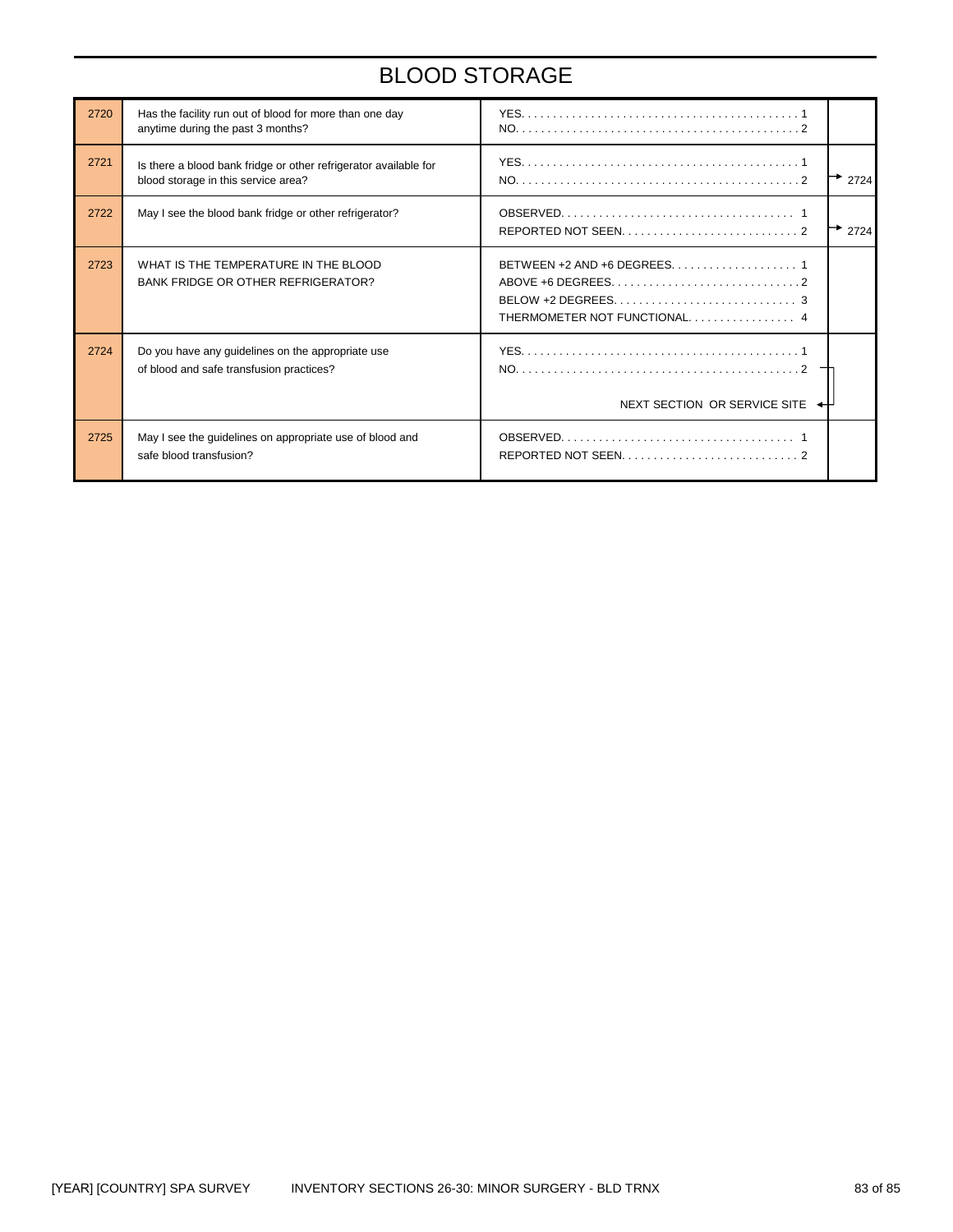# BLOOD STORAGE

| No. | Question | Coding Categories | Skip |
|---|---|---|---|
| 2720 | Has the facility run out of blood for more than one day anytime during the past 3 months? | YES. . . . . . . . . . . . . . . . . . . . . . . . . . . . . . . . . . . . . . . . . . . 1<br>NO. . . . . . . . . . . . . . . . . . . . . . . . . . . . . . . . . . . . . . . . . . . . 2 | |
| 2721 | Is there a blood bank fridge or other refrigerator available for blood storage in this service area? | YES. . . . . . . . . . . . . . . . . . . . . . . . . . . . . . . . . . . . . . . . . . . 1<br>NO. . . . . . . . . . . . . . . . . . . . . . . . . . . . . . . . . . . . . . . . . . . . 2 | 2 → 2724 |
| 2722 | May I see the blood bank fridge or other refrigerator? | OBSERVED. . . . . . . . . . . . . . . . . . . . . . . . . . . . . . . . . . . . 1<br>REPORTED NOT SEEN. . . . . . . . . . . . . . . . . . . . . . . . . . . 2 | 2 → 2724 |
| 2723 | WHAT IS THE TEMPERATURE IN THE BLOOD BANK FRIDGE OR OTHER REFRIGERATOR? | BETWEEN +2 AND +6 DEGREES. . . . . . . . . . . . . . . . . . . 1<br>ABOVE +6 DEGREES. . . . . . . . . . . . . . . . . . . . . . . . . . . . . 2<br>BELOW +2 DEGREES. . . . . . . . . . . . . . . . . . . . . . . . . . . . 3<br>THERMOMETER NOT FUNCTIONAL. . . . . . . . . . . . . . . . . 4 | |
| 2724 | Do you have any guidelines on the appropriate use of blood and safe transfusion practices? | YES. . . . . . . . . . . . . . . . . . . . . . . . . . . . . . . . . . . . . . . . . . . 1<br>NO. . . . . . . . . . . . . . . . . . . . . . . . . . . . . . . . . . . . . . . . . . . . 2<br>NEXT SECTION OR SERVICE SITE | 2 → NEXT SECTION OR SERVICE SITE |
| 2725 | May I see the guidelines on appropriate use of blood and safe blood transfusion? | OBSERVED. . . . . . . . . . . . . . . . . . . . . . . . . . . . . . . . . . . . 1<br>REPORTED NOT SEEN. . . . . . . . . . . . . . . . . . . . . . . . . . . 2 | |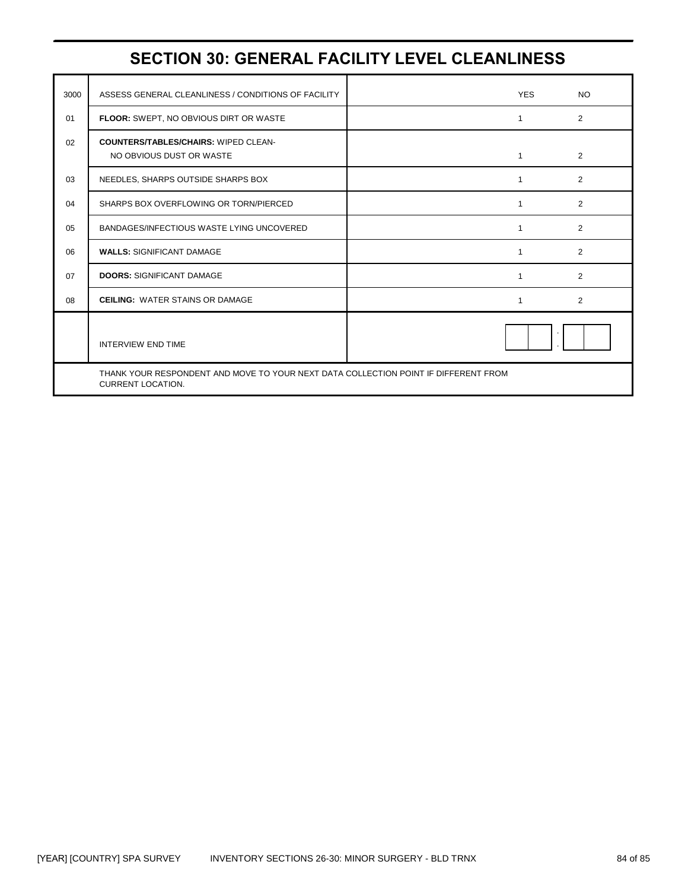# SECTION 30: GENERAL FACILITY LEVEL CLEANLINESS

| | | YES | NO |
|---|---|---|---|
| 3000 | ASSESS GENERAL CLEANLINESS / CONDITIONS OF FACILITY | | |
| 01 | **FLOOR:** SWEPT, NO OBVIOUS DIRT OR WASTE | 1 | 2 |
| 02 | **COUNTERS/TABLES/CHAIRS:** WIPED CLEAN- NO OBVIOUS DUST OR WASTE | 1 | 2 |
| 03 | NEEDLES, SHARPS OUTSIDE SHARPS BOX | 1 | 2 |
| 04 | SHARPS BOX OVERFLOWING OR TORN/PIERCED | 1 | 2 |
| 05 | BANDAGES/INFECTIOUS WASTE LYING UNCOVERED | 1 | 2 |
| 06 | **WALLS:** SIGNIFICANT DAMAGE | 1 | 2 |
| 07 | **DOORS:** SIGNIFICANT DAMAGE | 1 | 2 |
| 08 | **CEILING:** WATER STAINS OR DAMAGE | 1 | 2 |
| | INTERVIEW END TIME | \_\_ \_\_ : \_\_ \_\_ | |

THANK YOUR RESPONDENT AND MOVE TO YOUR NEXT DATA COLLECTION POINT IF DIFFERENT FROM CURRENT LOCATION.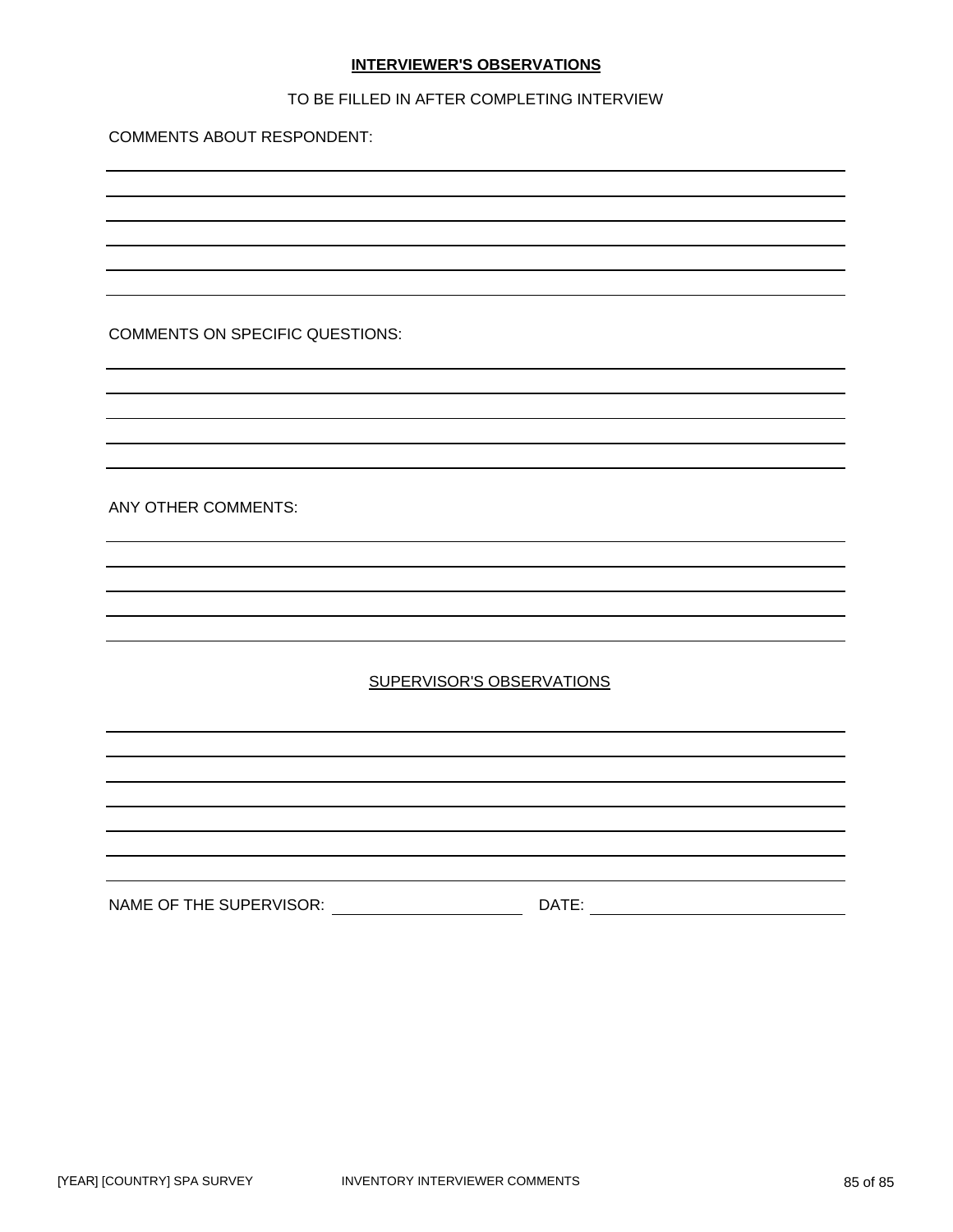**INTERVIEWER'S OBSERVATIONS**

TO BE FILLED IN AFTER COMPLETING INTERVIEW

COMMENTS ABOUT RESPONDENT:

______________________________________________________________________

______________________________________________________________________

______________________________________________________________________

______________________________________________________________________

______________________________________________________________________

COMMENTS ON SPECIFIC QUESTIONS:

______________________________________________________________________

______________________________________________________________________

______________________________________________________________________

______________________________________________________________________

ANY OTHER COMMENTS:

______________________________________________________________________

______________________________________________________________________

______________________________________________________________________

______________________________________________________________________

SUPERVISOR'S OBSERVATIONS

______________________________________________________________________

______________________________________________________________________

______________________________________________________________________

______________________________________________________________________

______________________________________________________________________

NAME OF THE SUPERVISOR: ______________________ DATE: ______________________